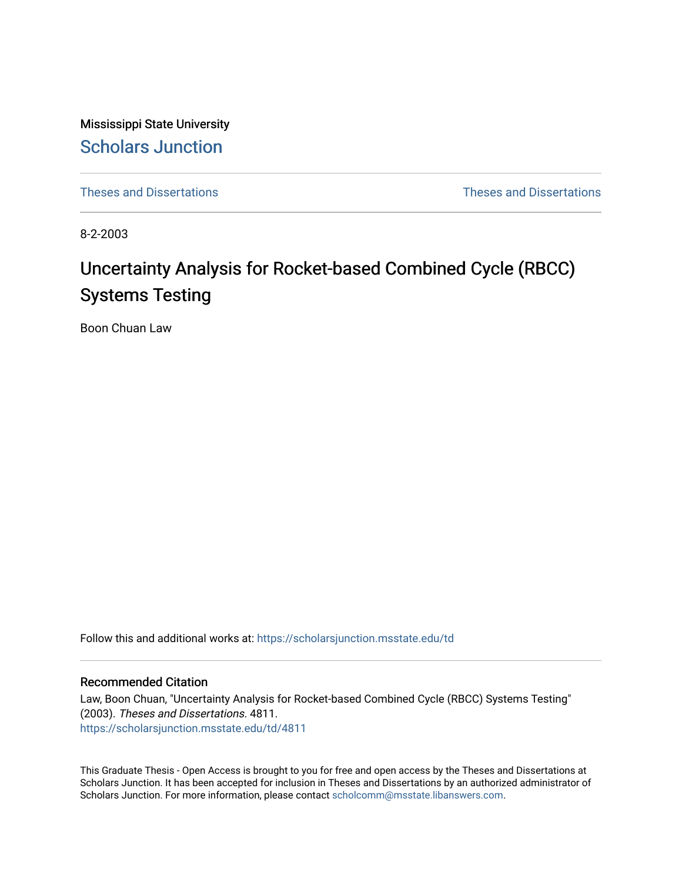Mississippi State University

# Scholars Junction

Theses and Dissertations

Theses and Dissertations

8-2-2003

# Uncertainty Analysis for Rocket-based Combined Cycle (RBCC) Systems Testing

Boon Chuan Law

Follow this and additional works at: https://scholarsjunction.msstate.edu/td

## Recommended Citation

Law, Boon Chuan, "Uncertainty Analysis for Rocket-based Combined Cycle (RBCC) Systems Testing" (2003). *Theses and Dissertations*. 4811.
https://scholarsjunction.msstate.edu/td/4811

This Graduate Thesis - Open Access is brought to you for free and open access by the Theses and Dissertations at Scholars Junction. It has been accepted for inclusion in Theses and Dissertations by an authorized administrator of Scholars Junction. For more information, please contact scholcomm@msstate.libanswers.com.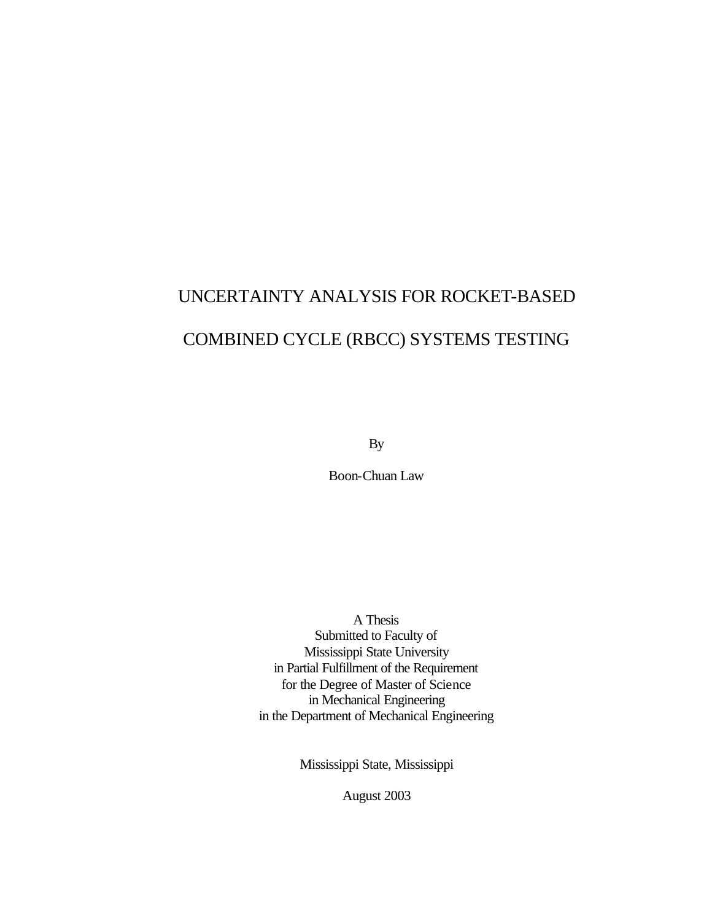# UNCERTAINTY ANALYSIS FOR ROCKET-BASED COMBINED CYCLE (RBCC) SYSTEMS TESTING

By

Boon-Chuan Law

A Thesis
Submitted to Faculty of
Mississippi State University
in Partial Fulfillment of the Requirement
for the Degree of Master of Science
in Mechanical Engineering
in the Department of Mechanical Engineering

Mississippi State, Mississippi

August 2003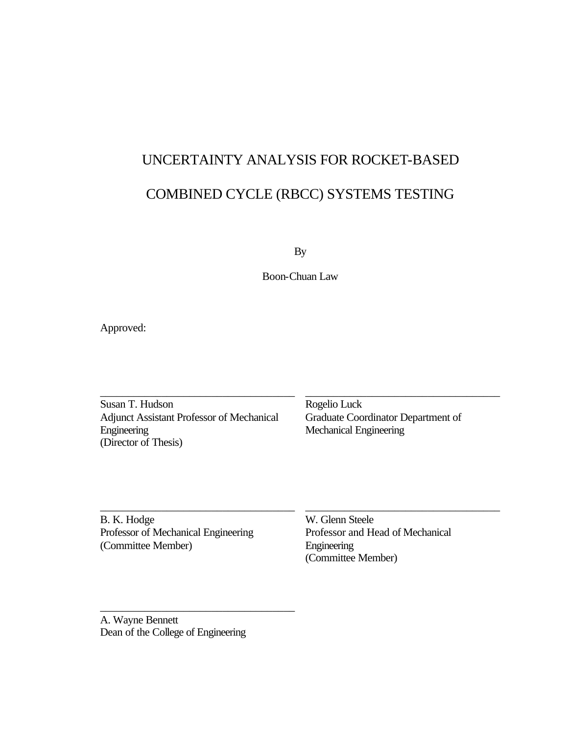UNCERTAINTY ANALYSIS FOR ROCKET-BASED

COMBINED CYCLE (RBCC) SYSTEMS TESTING

By

Boon-Chuan Law

Approved:

\_\_\_\_\_\_\_\_\_\_\_\_\_\_\_\_\_\_\_\_\_\_\_\_\_\_\_\_\_\_\_\_\_\_\_
Susan T. Hudson
Adjunct Assistant Professor of Mechanical Engineering
(Director of Thesis)

\_\_\_\_\_\_\_\_\_\_\_\_\_\_\_\_\_\_\_\_\_\_\_\_\_\_\_\_\_\_\_\_\_\_\_
Rogelio Luck
Graduate Coordinator Department of Mechanical Engineering

\_\_\_\_\_\_\_\_\_\_\_\_\_\_\_\_\_\_\_\_\_\_\_\_\_\_\_\_\_\_\_\_\_\_\_
B. K. Hodge
Professor of Mechanical Engineering
(Committee Member)

\_\_\_\_\_\_\_\_\_\_\_\_\_\_\_\_\_\_\_\_\_\_\_\_\_\_\_\_\_\_\_\_\_\_\_
W. Glenn Steele
Professor and Head of Mechanical Engineering
(Committee Member)

\_\_\_\_\_\_\_\_\_\_\_\_\_\_\_\_\_\_\_\_\_\_\_\_\_\_\_\_\_\_\_\_\_\_\_
A. Wayne Bennett
Dean of the College of Engineering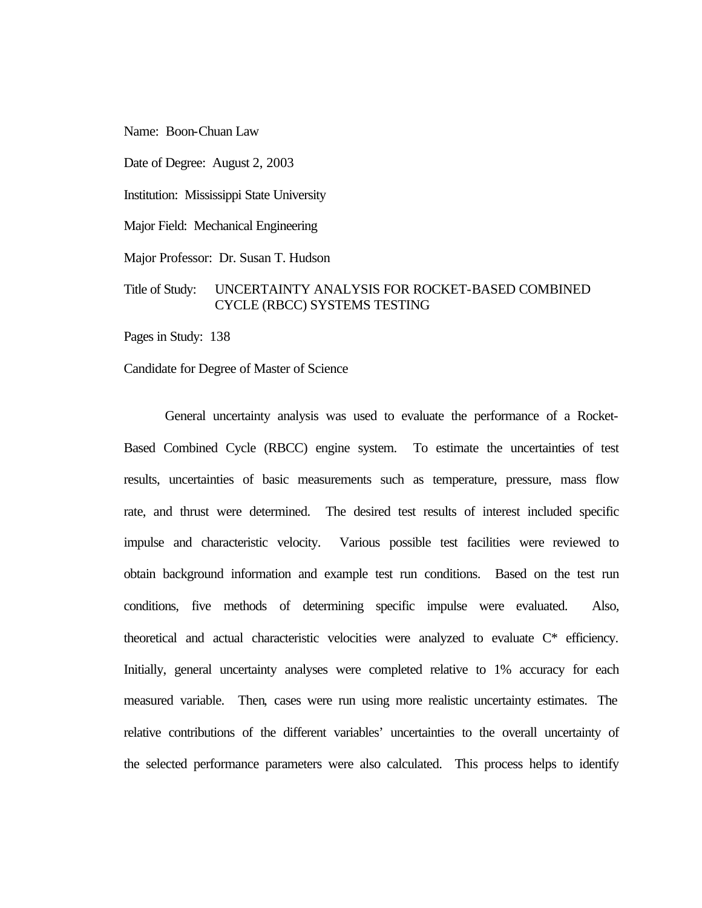Name: Boon-Chuan Law

Date of Degree: August 2, 2003

Institution: Mississippi State University

Major Field: Mechanical Engineering

Major Professor: Dr. Susan T. Hudson

Title of Study: UNCERTAINTY ANALYSIS FOR ROCKET-BASED COMBINED CYCLE (RBCC) SYSTEMS TESTING

Pages in Study: 138

Candidate for Degree of Master of Science

General uncertainty analysis was used to evaluate the performance of a Rocket-Based Combined Cycle (RBCC) engine system. To estimate the uncertainties of test results, uncertainties of basic measurements such as temperature, pressure, mass flow rate, and thrust were determined. The desired test results of interest included specific impulse and characteristic velocity. Various possible test facilities were reviewed to obtain background information and example test run conditions. Based on the test run conditions, five methods of determining specific impulse were evaluated. Also, theoretical and actual characteristic velocities were analyzed to evaluate C* efficiency. Initially, general uncertainty analyses were completed relative to 1% accuracy for each measured variable. Then, cases were run using more realistic uncertainty estimates. The relative contributions of the different variables' uncertainties to the overall uncertainty of the selected performance parameters were also calculated. This process helps to identify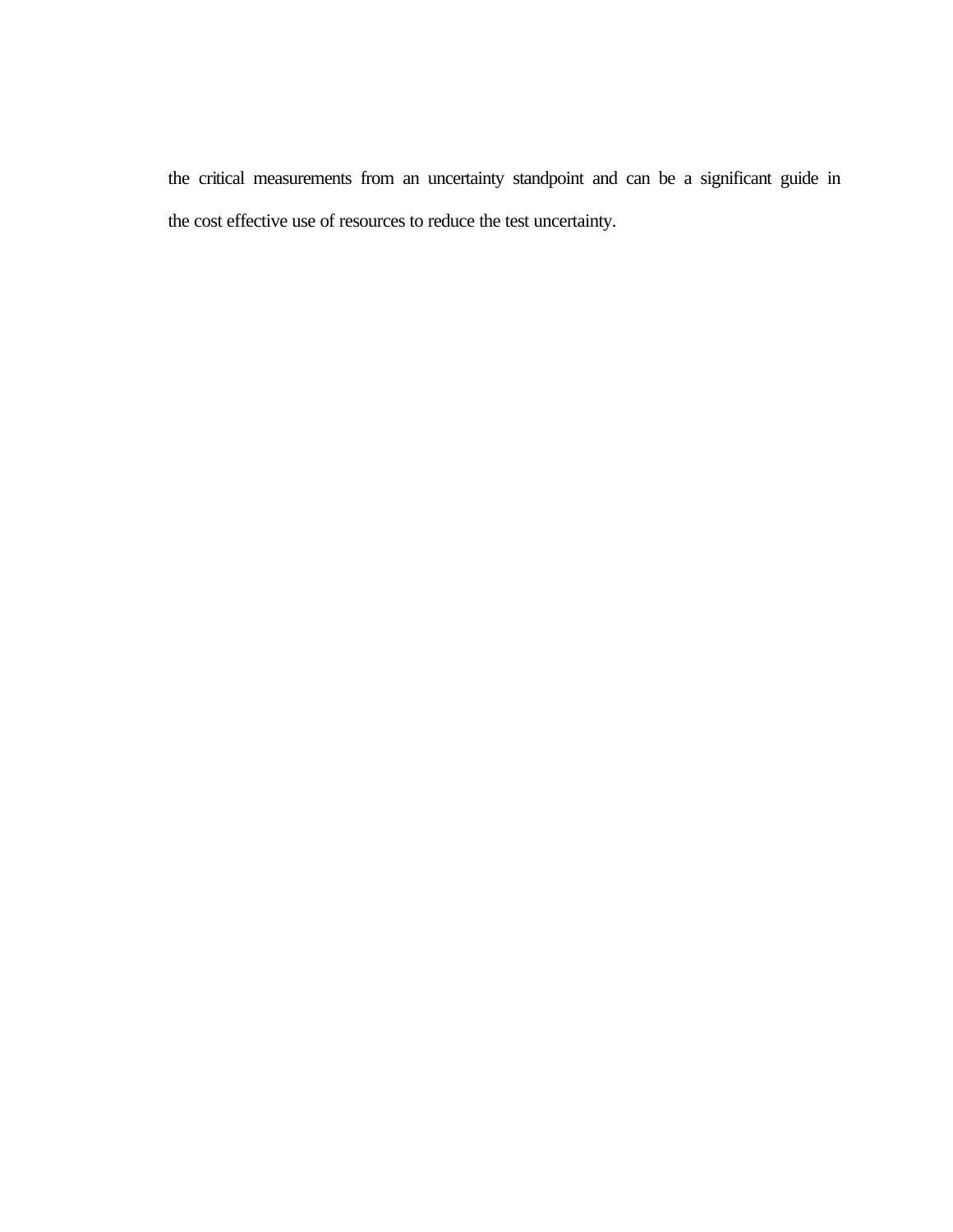the critical measurements from an uncertainty standpoint and can be a significant guide in the cost effective use of resources to reduce the test uncertainty.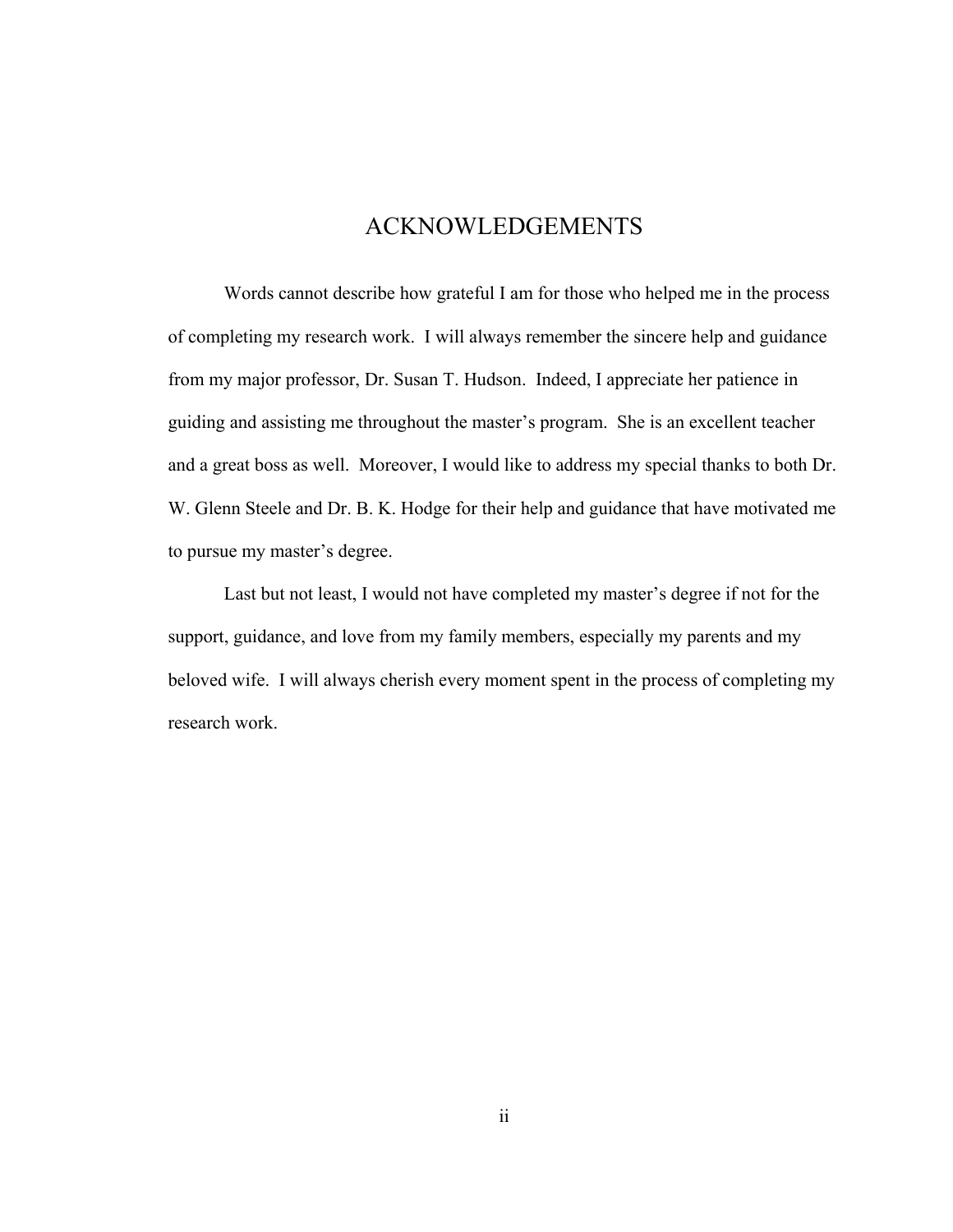# ACKNOWLEDGEMENTS

Words cannot describe how grateful I am for those who helped me in the process of completing my research work. I will always remember the sincere help and guidance from my major professor, Dr. Susan T. Hudson. Indeed, I appreciate her patience in guiding and assisting me throughout the master's program. She is an excellent teacher and a great boss as well. Moreover, I would like to address my special thanks to both Dr. W. Glenn Steele and Dr. B. K. Hodge for their help and guidance that have motivated me to pursue my master's degree.

Last but not least, I would not have completed my master's degree if not for the support, guidance, and love from my family members, especially my parents and my beloved wife. I will always cherish every moment spent in the process of completing my research work.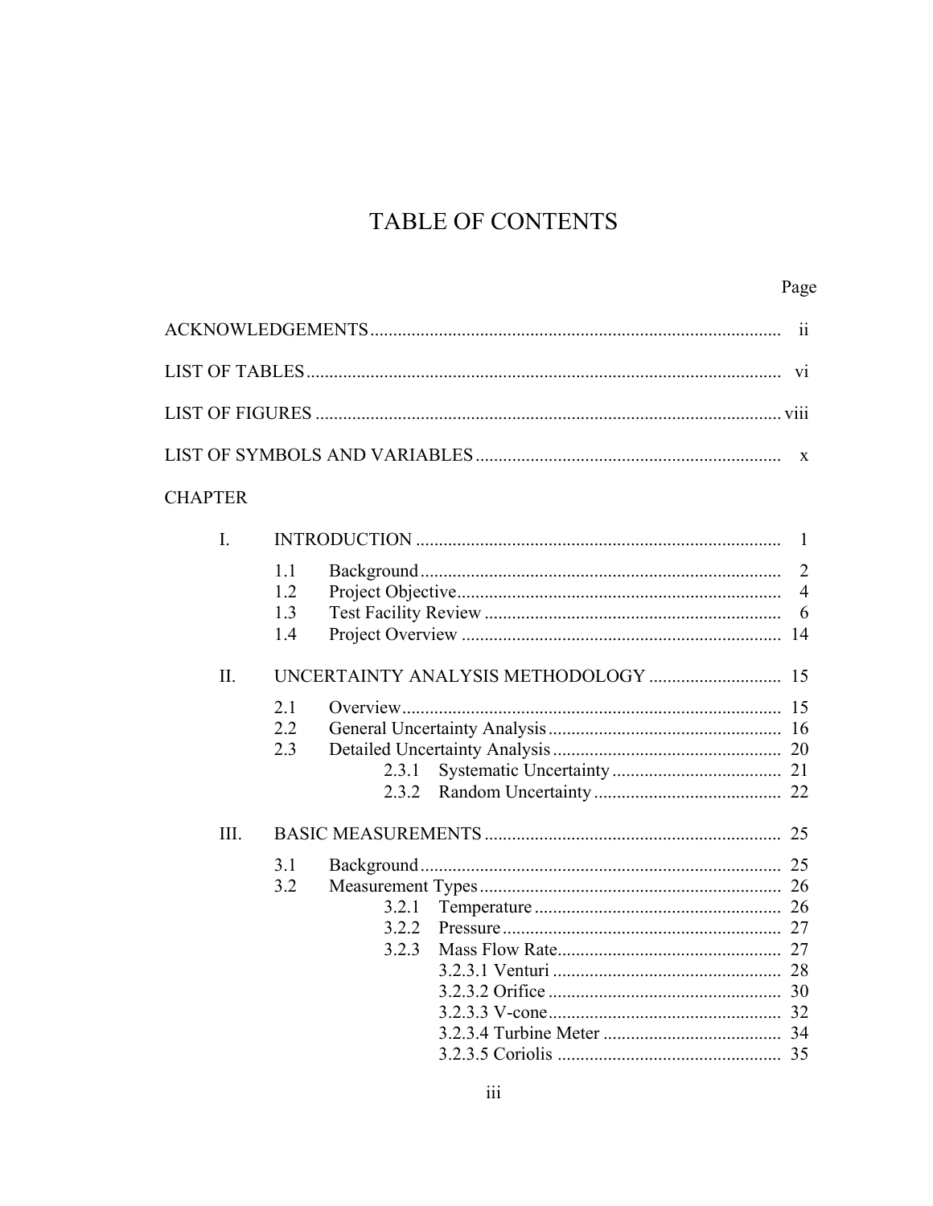# TABLE OF CONTENTS

| | Page |
|---|---|
| ACKNOWLEDGEMENTS | ii |
| LIST OF TABLES | vi |
| LIST OF FIGURES | viii |
| LIST OF SYMBOLS AND VARIABLES | x |

CHAPTER

| | | | | Page |
|---|---|---|---|---|
| I. | INTRODUCTION | | | 1 |
| | 1.1 | Background | | 2 |
| | 1.2 | Project Objective | | 4 |
| | 1.3 | Test Facility Review | | 6 |
| | 1.4 | Project Overview | | 14 |
| II. | UNCERTAINTY ANALYSIS METHODOLOGY | | | 15 |
| | 2.1 | Overview | | 15 |
| | 2.2 | General Uncertainty Analysis | | 16 |
| | 2.3 | Detailed Uncertainty Analysis | | 20 |
| | | 2.3.1 | Systematic Uncertainty | 21 |
| | | 2.3.2 | Random Uncertainty | 22 |
| III. | BASIC MEASUREMENTS | | | 25 |
| | 3.1 | Background | | 25 |
| | 3.2 | Measurement Types | | 26 |
| | | 3.2.1 | Temperature | 26 |
| | | 3.2.2 | Pressure | 27 |
| | | 3.2.3 | Mass Flow Rate | 27 |
| | | | 3.2.3.1 Venturi | 28 |
| | | | 3.2.3.2 Orifice | 30 |
| | | | 3.2.3.3 V-cone | 32 |
| | | | 3.2.3.4 Turbine Meter | 34 |
| | | | 3.2.3.5 Coriolis | 35 |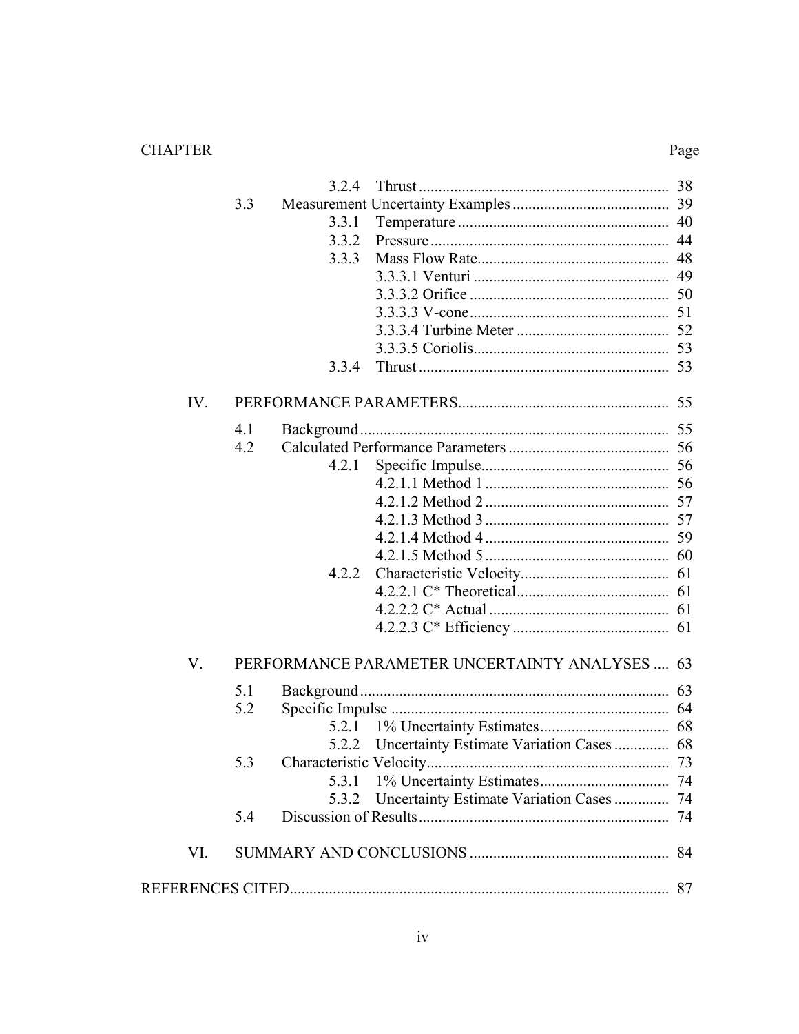| CHAPTER | | | | Page |
|---|---|---|---|---|
| | | 3.2.4 | Thrust | 38 |
| | 3.3 | Measurement Uncertainty Examples | | 39 |
| | | 3.3.1 | Temperature | 40 |
| | | 3.3.2 | Pressure | 44 |
| | | 3.3.3 | Mass Flow Rate | 48 |
| | | | 3.3.3.1 Venturi | 49 |
| | | | 3.3.3.2 Orifice | 50 |
| | | | 3.3.3.3 V-cone | 51 |
| | | | 3.3.3.4 Turbine Meter | 52 |
| | | | 3.3.3.5 Coriolis | 53 |
| | | 3.3.4 | Thrust | 53 |
| IV. | PERFORMANCE PARAMETERS | | | 55 |
| | 4.1 | Background | | 55 |
| | 4.2 | Calculated Performance Parameters | | 56 |
| | | 4.2.1 | Specific Impulse | 56 |
| | | | 4.2.1.1 Method 1 | 56 |
| | | | 4.2.1.2 Method 2 | 57 |
| | | | 4.2.1.3 Method 3 | 57 |
| | | | 4.2.1.4 Method 4 | 59 |
| | | | 4.2.1.5 Method 5 | 60 |
| | | 4.2.2 | Characteristic Velocity | 61 |
| | | | 4.2.2.1 C* Theoretical | 61 |
| | | | 4.2.2.2 C* Actual | 61 |
| | | | 4.2.2.3 C* Efficiency | 61 |
| V. | PERFORMANCE PARAMETER UNCERTAINTY ANALYSES | | | 63 |
| | 5.1 | Background | | 63 |
| | 5.2 | Specific Impulse | | 64 |
| | | 5.2.1 | 1% Uncertainty Estimates | 68 |
| | | 5.2.2 | Uncertainty Estimate Variation Cases | 68 |
| | 5.3 | Characteristic Velocity | | 73 |
| | | 5.3.1 | 1% Uncertainty Estimates | 74 |
| | | 5.3.2 | Uncertainty Estimate Variation Cases | 74 |
| | 5.4 | Discussion of Results | | 74 |
| VI. | SUMMARY AND CONCLUSIONS | | | 84 |
| REFERENCES CITED | | | | 87 |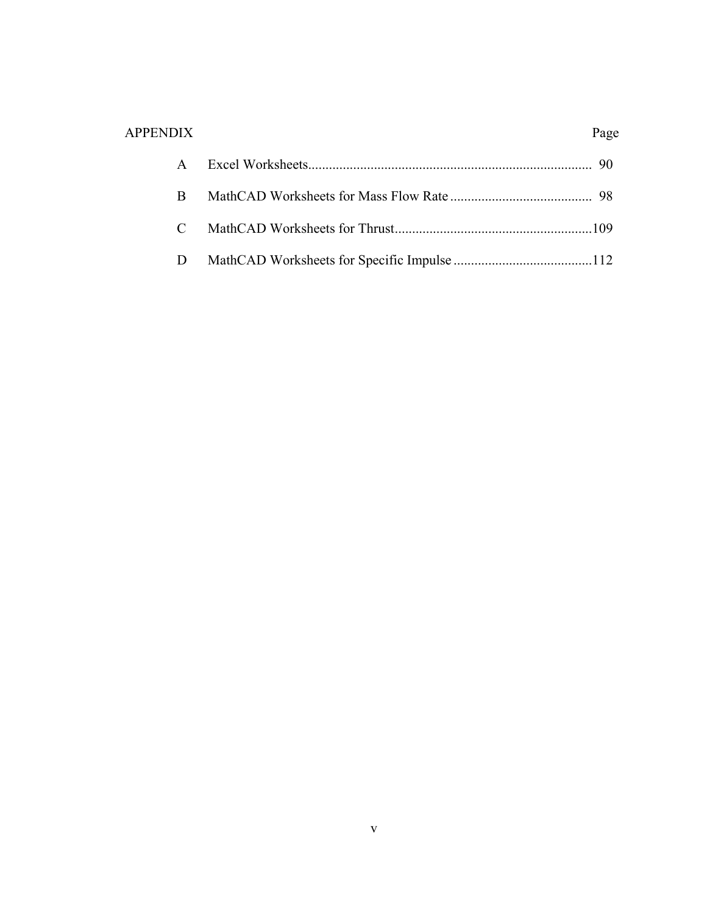| APPENDIX | | Page |
|---|---|---|
| A | Excel Worksheets | 90 |
| B | MathCAD Worksheets for Mass Flow Rate | 98 |
| C | MathCAD Worksheets for Thrust | 109 |
| D | MathCAD Worksheets for Specific Impulse | 112 |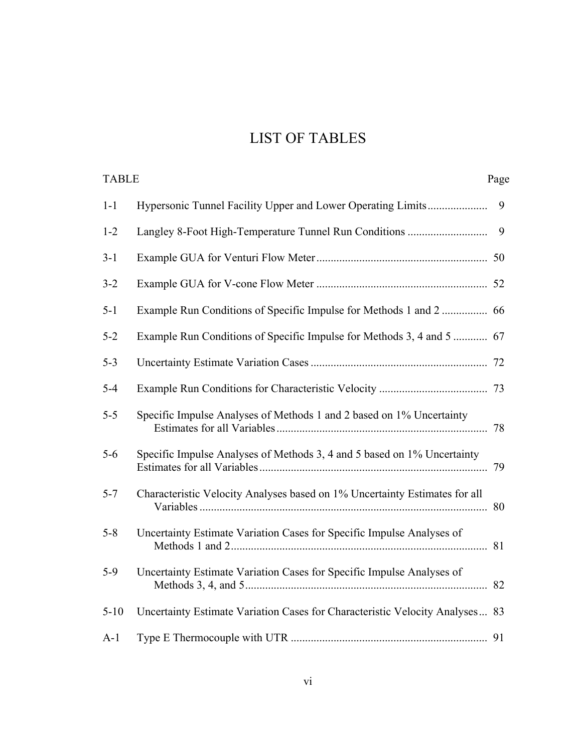# LIST OF TABLES

| TABLE | | Page |
|---|---|---|
| 1-1 | Hypersonic Tunnel Facility Upper and Lower Operating Limits | 9 |
| 1-2 | Langley 8-Foot High-Temperature Tunnel Run Conditions | 9 |
| 3-1 | Example GUA for Venturi Flow Meter | 50 |
| 3-2 | Example GUA for V-cone Flow Meter | 52 |
| 5-1 | Example Run Conditions of Specific Impulse for Methods 1 and 2 | 66 |
| 5-2 | Example Run Conditions of Specific Impulse for Methods 3, 4 and 5 | 67 |
| 5-3 | Uncertainty Estimate Variation Cases | 72 |
| 5-4 | Example Run Conditions for Characteristic Velocity | 73 |
| 5-5 | Specific Impulse Analyses of Methods 1 and 2 based on 1% Uncertainty Estimates for all Variables | 78 |
| 5-6 | Specific Impulse Analyses of Methods 3, 4 and 5 based on 1% Uncertainty Estimates for all Variables | 79 |
| 5-7 | Characteristic Velocity Analyses based on 1% Uncertainty Estimates for all Variables | 80 |
| 5-8 | Uncertainty Estimate Variation Cases for Specific Impulse Analyses of Methods 1 and 2 | 81 |
| 5-9 | Uncertainty Estimate Variation Cases for Specific Impulse Analyses of Methods 3, 4, and 5 | 82 |
| 5-10 | Uncertainty Estimate Variation Cases for Characteristic Velocity Analyses | 83 |
| A-1 | Type E Thermocouple with UTR | 91 |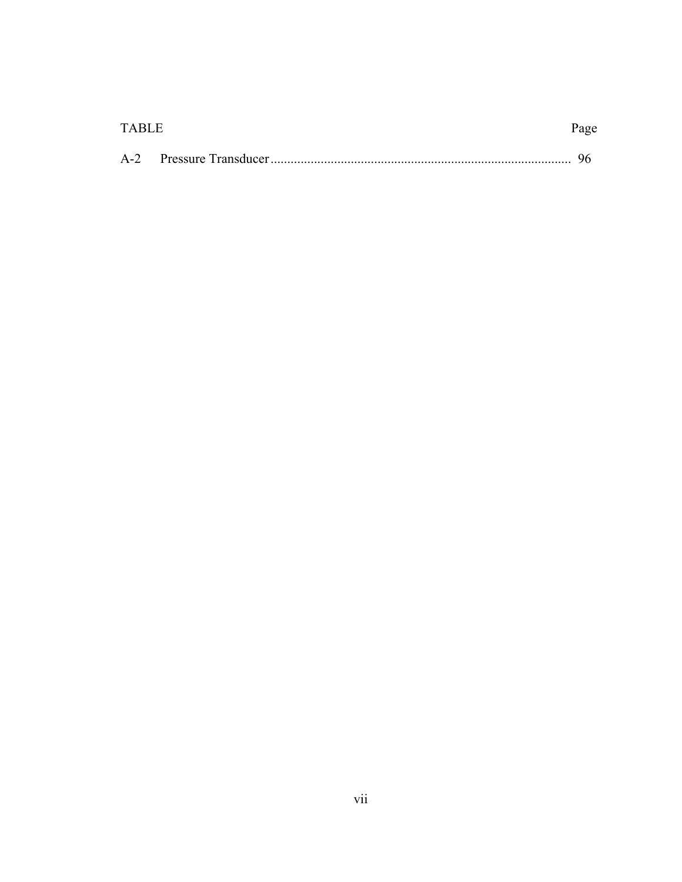| TABLE | | Page |
|---|---|---|
| A-2 | Pressure Transducer | 96 |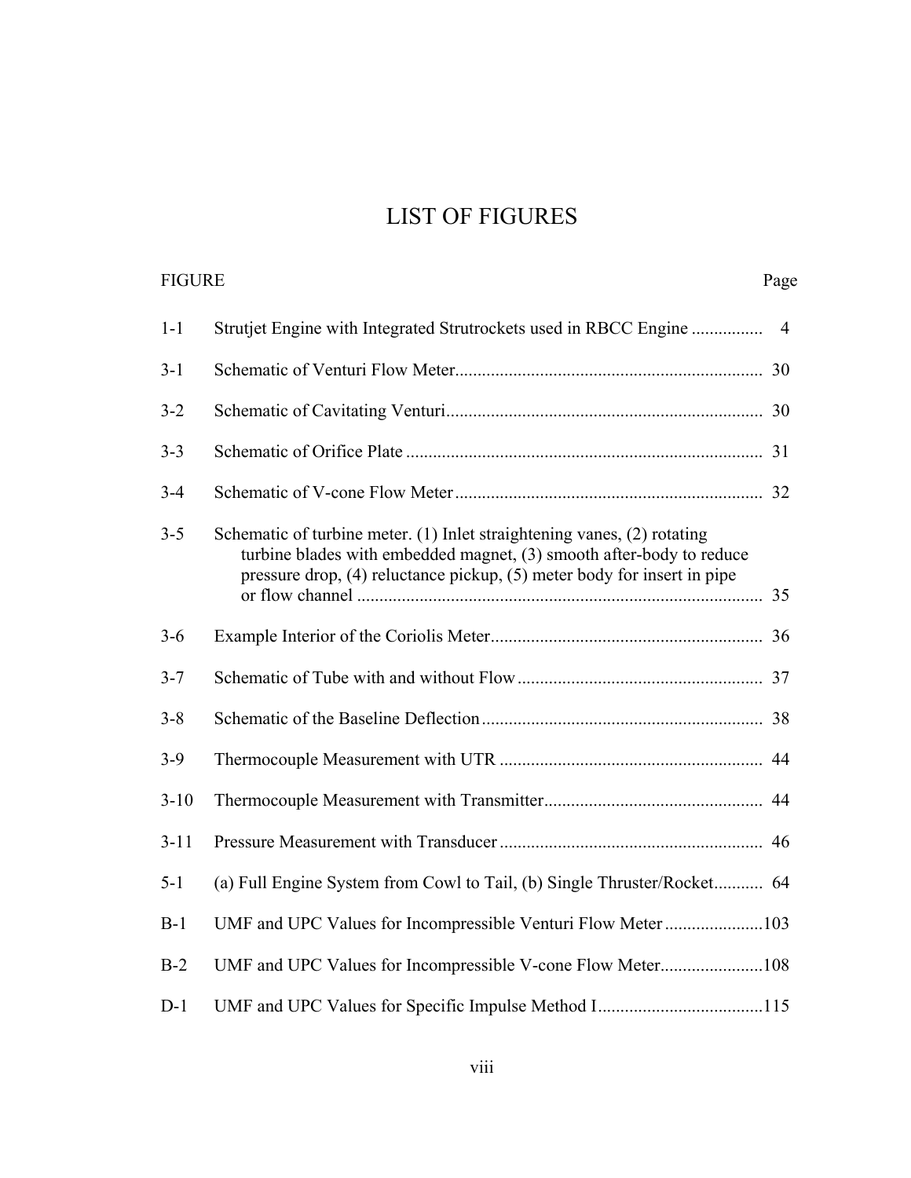# LIST OF FIGURES

| FIGURE | | Page |
|---|---|---|
| 1-1 | Strutjet Engine with Integrated Strutrockets used in RBCC Engine | 4 |
| 3-1 | Schematic of Venturi Flow Meter | 30 |
| 3-2 | Schematic of Cavitating Venturi | 30 |
| 3-3 | Schematic of Orifice Plate | 31 |
| 3-4 | Schematic of V-cone Flow Meter | 32 |
| 3-5 | Schematic of turbine meter. (1) Inlet straightening vanes, (2) rotating turbine blades with embedded magnet, (3) smooth after-body to reduce pressure drop, (4) reluctance pickup, (5) meter body for insert in pipe or flow channel | 35 |
| 3-6 | Example Interior of the Coriolis Meter | 36 |
| 3-7 | Schematic of Tube with and without Flow | 37 |
| 3-8 | Schematic of the Baseline Deflection | 38 |
| 3-9 | Thermocouple Measurement with UTR | 44 |
| 3-10 | Thermocouple Measurement with Transmitter | 44 |
| 3-11 | Pressure Measurement with Transducer | 46 |
| 5-1 | (a) Full Engine System from Cowl to Tail, (b) Single Thruster/Rocket | 64 |
| B-1 | UMF and UPC Values for Incompressible Venturi Flow Meter | 103 |
| B-2 | UMF and UPC Values for Incompressible V-cone Flow Meter | 108 |
| D-1 | UMF and UPC Values for Specific Impulse Method I | 115 |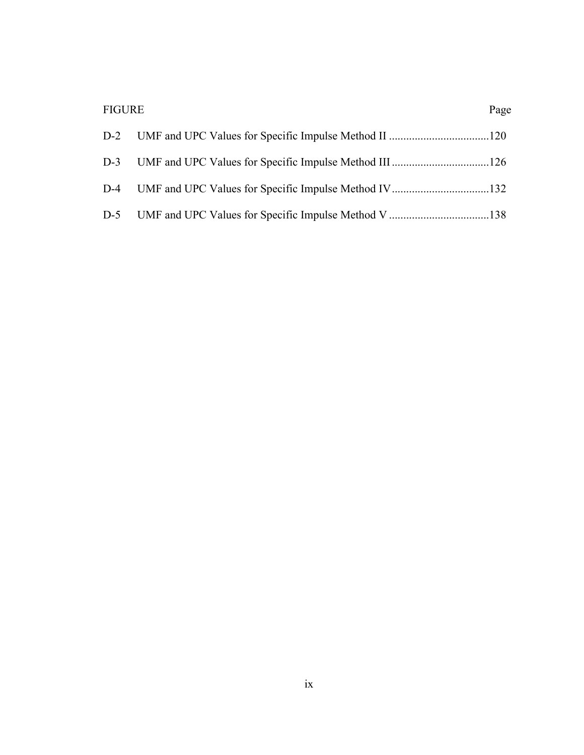| FIGURE | | Page |
| --- | --- | --- |
| D-2 | UMF and UPC Values for Specific Impulse Method II | 120 |
| D-3 | UMF and UPC Values for Specific Impulse Method III | 126 |
| D-4 | UMF and UPC Values for Specific Impulse Method IV | 132 |
| D-5 | UMF and UPC Values for Specific Impulse Method V | 138 |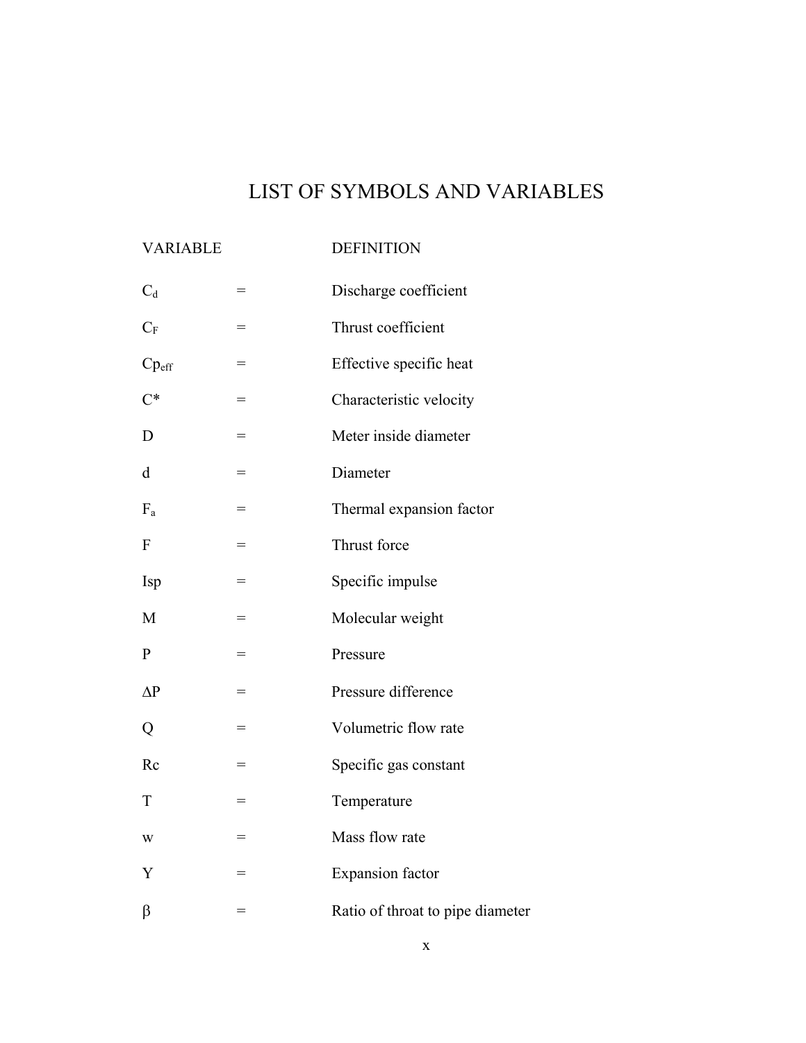# LIST OF SYMBOLS AND VARIABLES

| VARIABLE | | DEFINITION |
|---|---|---|
| $C_d$ | = | Discharge coefficient |
| $C_F$ | = | Thrust coefficient |
| $Cp_{eff}$ | = | Effective specific heat |
| $C^*$ | = | Characteristic velocity |
| D | = | Meter inside diameter |
| d | = | Diameter |
| $F_a$ | = | Thermal expansion factor |
| F | = | Thrust force |
| Isp | = | Specific impulse |
| M | = | Molecular weight |
| P | = | Pressure |
| $\Delta P$ | = | Pressure difference |
| Q | = | Volumetric flow rate |
| Rc | = | Specific gas constant |
| T | = | Temperature |
| w | = | Mass flow rate |
| Y | = | Expansion factor |
| $\beta$ | = | Ratio of throat to pipe diameter |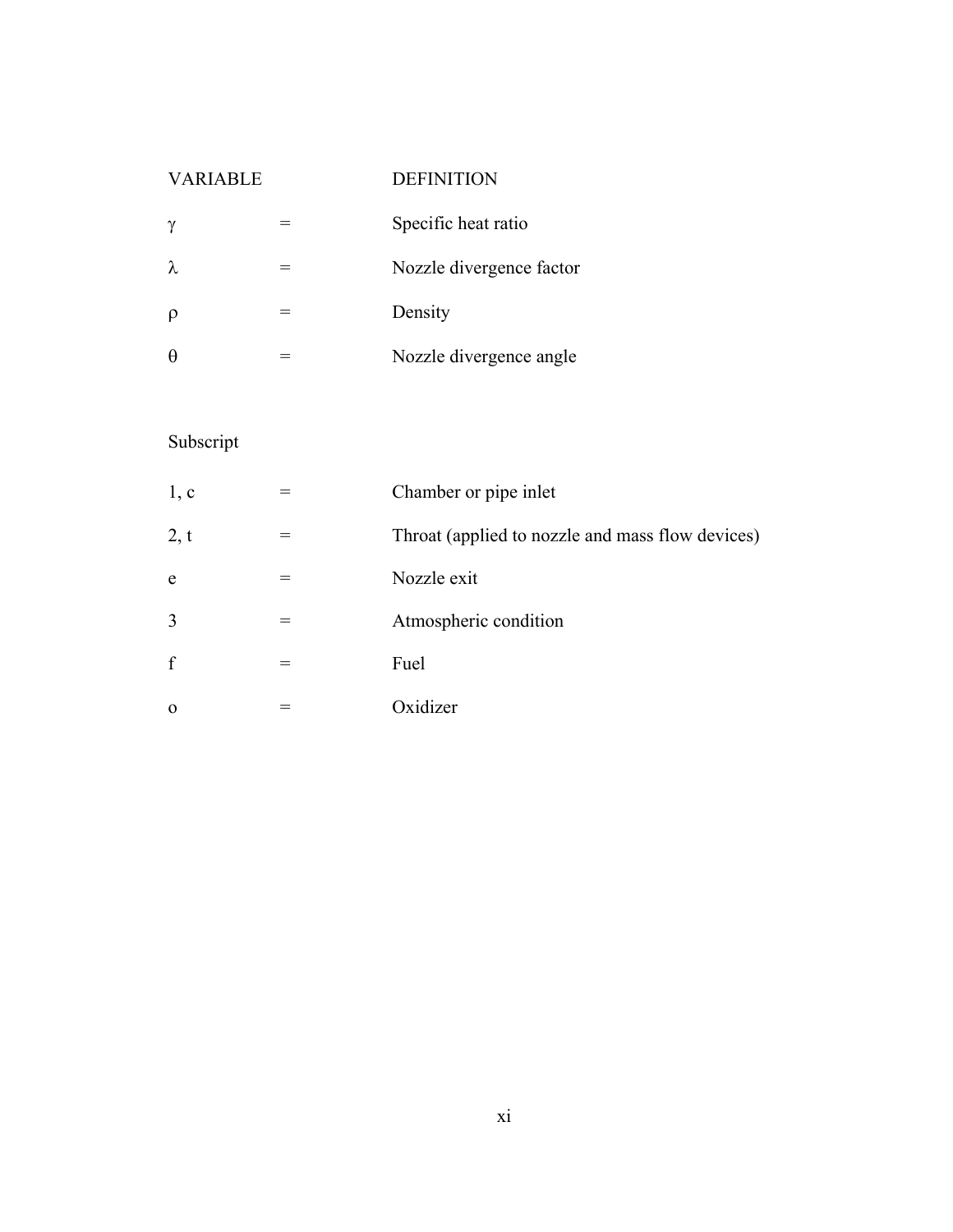| VARIABLE | | DEFINITION |
|---|---|---|
| $\gamma$ | = | Specific heat ratio |
| $\lambda$ | = | Nozzle divergence factor |
| $\rho$ | = | Density |
| $\theta$ | = | Nozzle divergence angle |

Subscript

| | | |
|---|---|---|
| 1, c | = | Chamber or pipe inlet |
| 2, t | = | Throat (applied to nozzle and mass flow devices) |
| e | = | Nozzle exit |
| 3 | = | Atmospheric condition |
| f | = | Fuel |
| o | = | Oxidizer |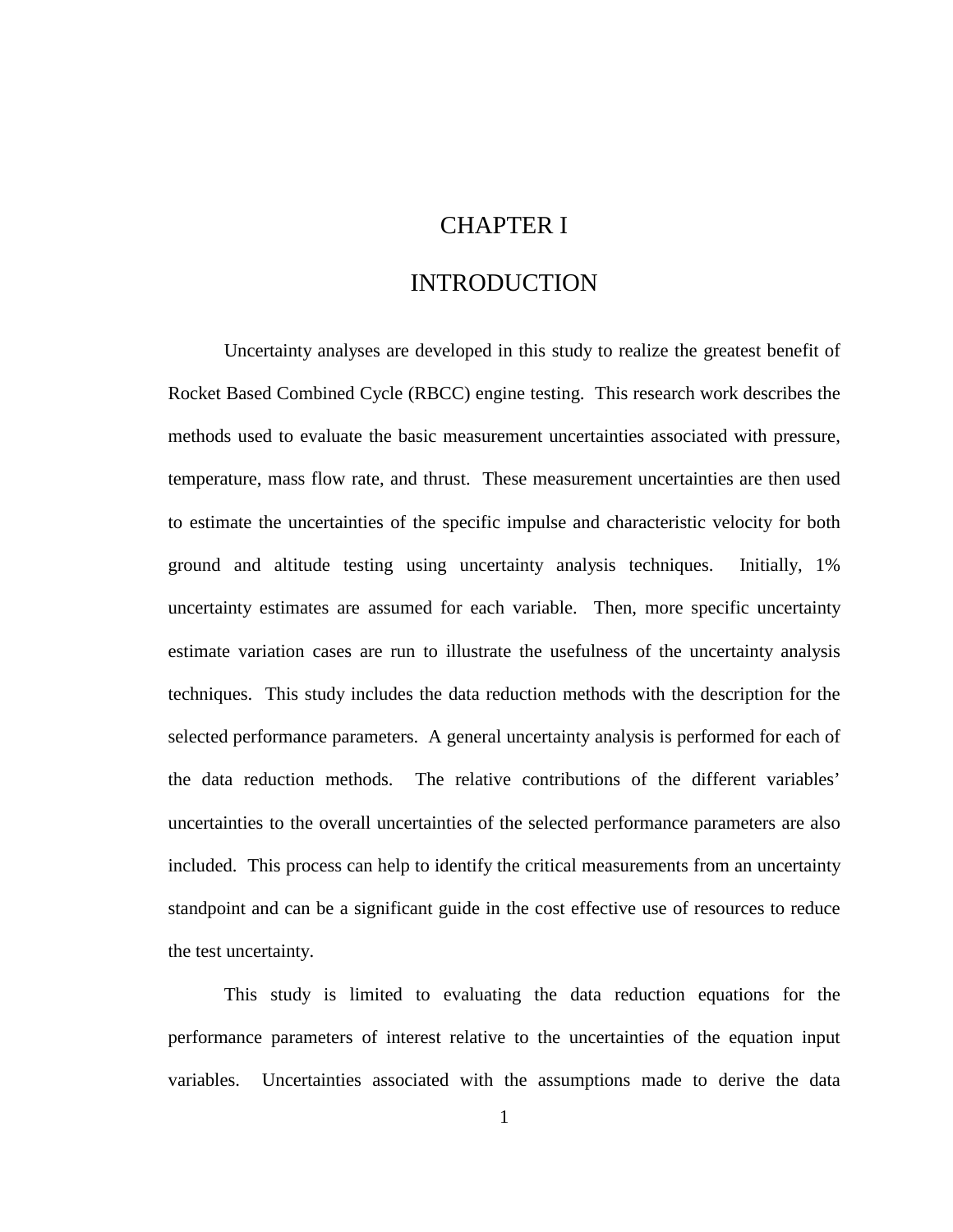# CHAPTER I

# INTRODUCTION

Uncertainty analyses are developed in this study to realize the greatest benefit of Rocket Based Combined Cycle (RBCC) engine testing. This research work describes the methods used to evaluate the basic measurement uncertainties associated with pressure, temperature, mass flow rate, and thrust. These measurement uncertainties are then used to estimate the uncertainties of the specific impulse and characteristic velocity for both ground and altitude testing using uncertainty analysis techniques. Initially, 1% uncertainty estimates are assumed for each variable. Then, more specific uncertainty estimate variation cases are run to illustrate the usefulness of the uncertainty analysis techniques. This study includes the data reduction methods with the description for the selected performance parameters. A general uncertainty analysis is performed for each of the data reduction methods. The relative contributions of the different variables' uncertainties to the overall uncertainties of the selected performance parameters are also included. This process can help to identify the critical measurements from an uncertainty standpoint and can be a significant guide in the cost effective use of resources to reduce the test uncertainty.

This study is limited to evaluating the data reduction equations for the performance parameters of interest relative to the uncertainties of the equation input variables. Uncertainties associated with the assumptions made to derive the data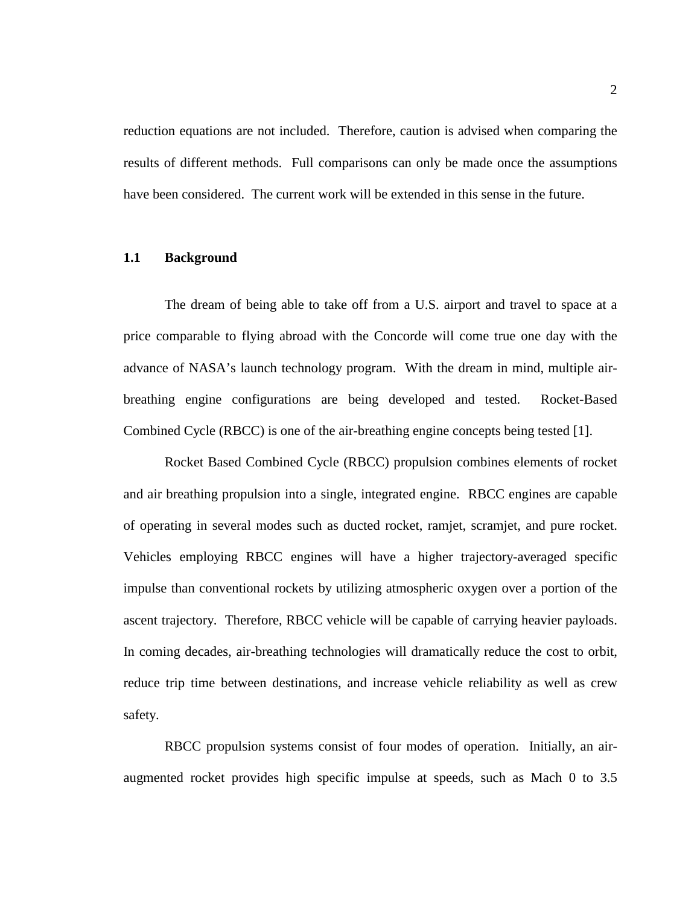reduction equations are not included. Therefore, caution is advised when comparing the results of different methods. Full comparisons can only be made once the assumptions have been considered. The current work will be extended in this sense in the future.

## 1.1 Background

The dream of being able to take off from a U.S. airport and travel to space at a price comparable to flying abroad with the Concorde will come true one day with the advance of NASA's launch technology program. With the dream in mind, multiple air-breathing engine configurations are being developed and tested. Rocket-Based Combined Cycle (RBCC) is one of the air-breathing engine concepts being tested [1].

Rocket Based Combined Cycle (RBCC) propulsion combines elements of rocket and air breathing propulsion into a single, integrated engine. RBCC engines are capable of operating in several modes such as ducted rocket, ramjet, scramjet, and pure rocket. Vehicles employing RBCC engines will have a higher trajectory-averaged specific impulse than conventional rockets by utilizing atmospheric oxygen over a portion of the ascent trajectory. Therefore, RBCC vehicle will be capable of carrying heavier payloads. In coming decades, air-breathing technologies will dramatically reduce the cost to orbit, reduce trip time between destinations, and increase vehicle reliability as well as crew safety.

RBCC propulsion systems consist of four modes of operation. Initially, an air-augmented rocket provides high specific impulse at speeds, such as Mach 0 to 3.5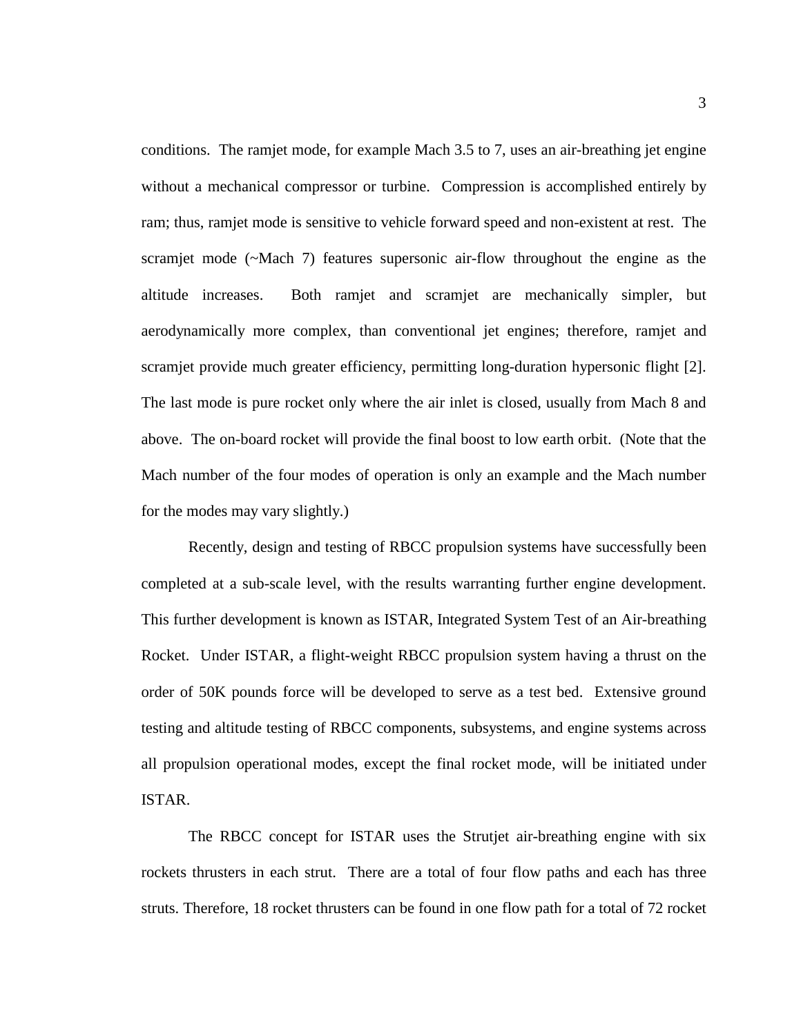conditions. The ramjet mode, for example Mach 3.5 to 7, uses an air-breathing jet engine without a mechanical compressor or turbine. Compression is accomplished entirely by ram; thus, ramjet mode is sensitive to vehicle forward speed and non-existent at rest. The scramjet mode (~Mach 7) features supersonic air-flow throughout the engine as the altitude increases. Both ramjet and scramjet are mechanically simpler, but aerodynamically more complex, than conventional jet engines; therefore, ramjet and scramjet provide much greater efficiency, permitting long-duration hypersonic flight [2]. The last mode is pure rocket only where the air inlet is closed, usually from Mach 8 and above. The on-board rocket will provide the final boost to low earth orbit. (Note that the Mach number of the four modes of operation is only an example and the Mach number for the modes may vary slightly.)

Recently, design and testing of RBCC propulsion systems have successfully been completed at a sub-scale level, with the results warranting further engine development. This further development is known as ISTAR, Integrated System Test of an Air-breathing Rocket. Under ISTAR, a flight-weight RBCC propulsion system having a thrust on the order of 50K pounds force will be developed to serve as a test bed. Extensive ground testing and altitude testing of RBCC components, subsystems, and engine systems across all propulsion operational modes, except the final rocket mode, will be initiated under ISTAR.

The RBCC concept for ISTAR uses the Strutjet air-breathing engine with six rockets thrusters in each strut. There are a total of four flow paths and each has three struts. Therefore, 18 rocket thrusters can be found in one flow path for a total of 72 rocket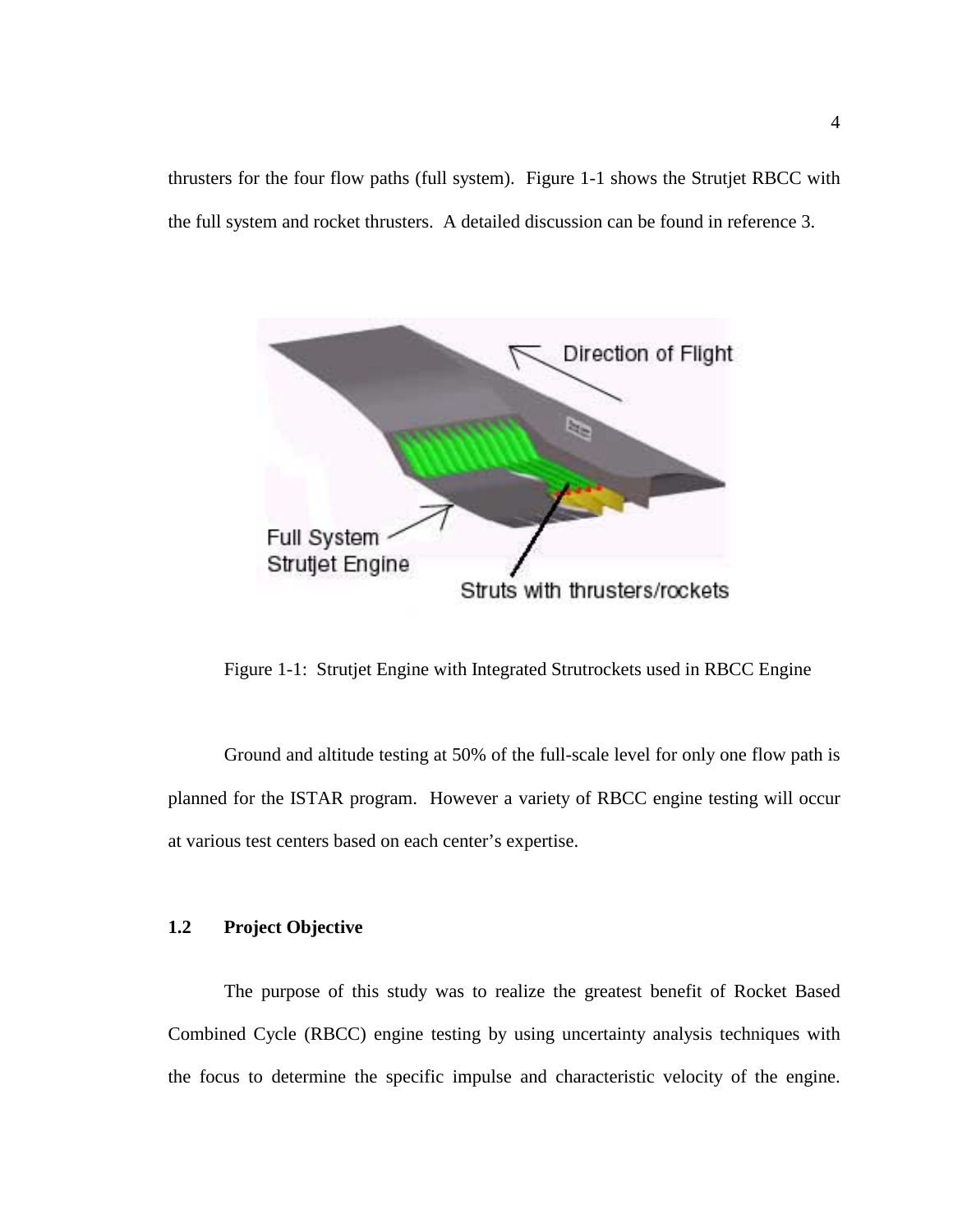thrusters for the four flow paths (full system). Figure 1-1 shows the Strutjet RBCC with the full system and rocket thrusters. A detailed discussion can be found in reference 3.

Figure 1-1: Strutjet Engine with Integrated Strutrockets used in RBCC Engine

Ground and altitude testing at 50% of the full-scale level for only one flow path is planned for the ISTAR program. However a variety of RBCC engine testing will occur at various test centers based on each center's expertise.

## 1.2 Project Objective

The purpose of this study was to realize the greatest benefit of Rocket Based Combined Cycle (RBCC) engine testing by using uncertainty analysis techniques with the focus to determine the specific impulse and characteristic velocity of the engine.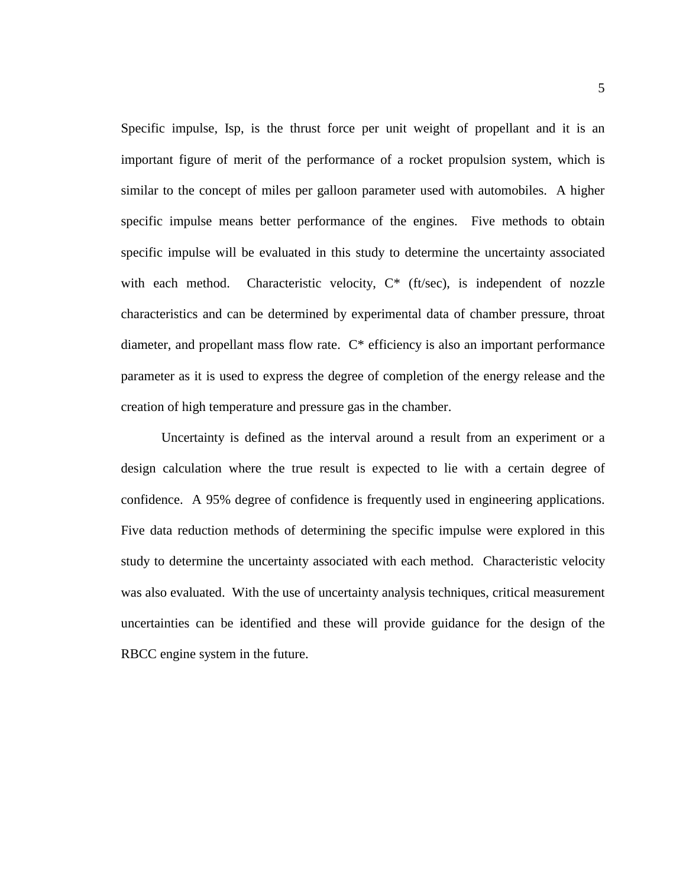Specific impulse, Isp, is the thrust force per unit weight of propellant and it is an important figure of merit of the performance of a rocket propulsion system, which is similar to the concept of miles per gallon parameter used with automobiles. A higher specific impulse means better performance of the engines. Five methods to obtain specific impulse will be evaluated in this study to determine the uncertainty associated with each method. Characteristic velocity, C* (ft/sec), is independent of nozzle characteristics and can be determined by experimental data of chamber pressure, throat diameter, and propellant mass flow rate. C* efficiency is also an important performance parameter as it is used to express the degree of completion of the energy release and the creation of high temperature and pressure gas in the chamber.

Uncertainty is defined as the interval around a result from an experiment or a design calculation where the true result is expected to lie with a certain degree of confidence. A 95% degree of confidence is frequently used in engineering applications. Five data reduction methods of determining the specific impulse were explored in this study to determine the uncertainty associated with each method. Characteristic velocity was also evaluated. With the use of uncertainty analysis techniques, critical measurement uncertainties can be identified and these will provide guidance for the design of the RBCC engine system in the future.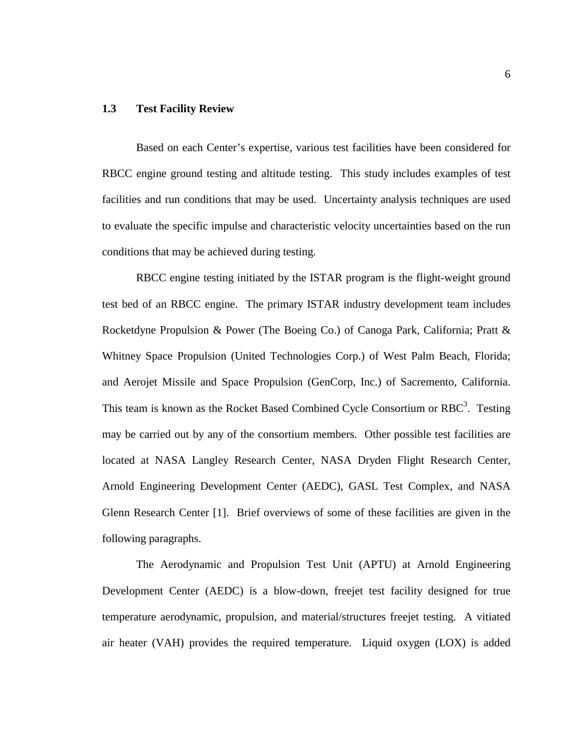## 1.3 Test Facility Review

Based on each Center's expertise, various test facilities have been considered for RBCC engine ground testing and altitude testing. This study includes examples of test facilities and run conditions that may be used. Uncertainty analysis techniques are used to evaluate the specific impulse and characteristic velocity uncertainties based on the run conditions that may be achieved during testing.

RBCC engine testing initiated by the ISTAR program is the flight-weight ground test bed of an RBCC engine. The primary ISTAR industry development team includes Rocketdyne Propulsion & Power (The Boeing Co.) of Canoga Park, California; Pratt & Whitney Space Propulsion (United Technologies Corp.) of West Palm Beach, Florida; and Aerojet Missile and Space Propulsion (GenCorp, Inc.) of Sacremento, California. This team is known as the Rocket Based Combined Cycle Consortium or $RBC^3$. Testing may be carried out by any of the consortium members. Other possible test facilities are located at NASA Langley Research Center, NASA Dryden Flight Research Center, Arnold Engineering Development Center (AEDC), GASL Test Complex, and NASA Glenn Research Center [1]. Brief overviews of some of these facilities are given in the following paragraphs.

The Aerodynamic and Propulsion Test Unit (APTU) at Arnold Engineering Development Center (AEDC) is a blow-down, freejet test facility designed for true temperature aerodynamic, propulsion, and material/structures freejet testing. A vitiated air heater (VAH) provides the required temperature. Liquid oxygen (LOX) is added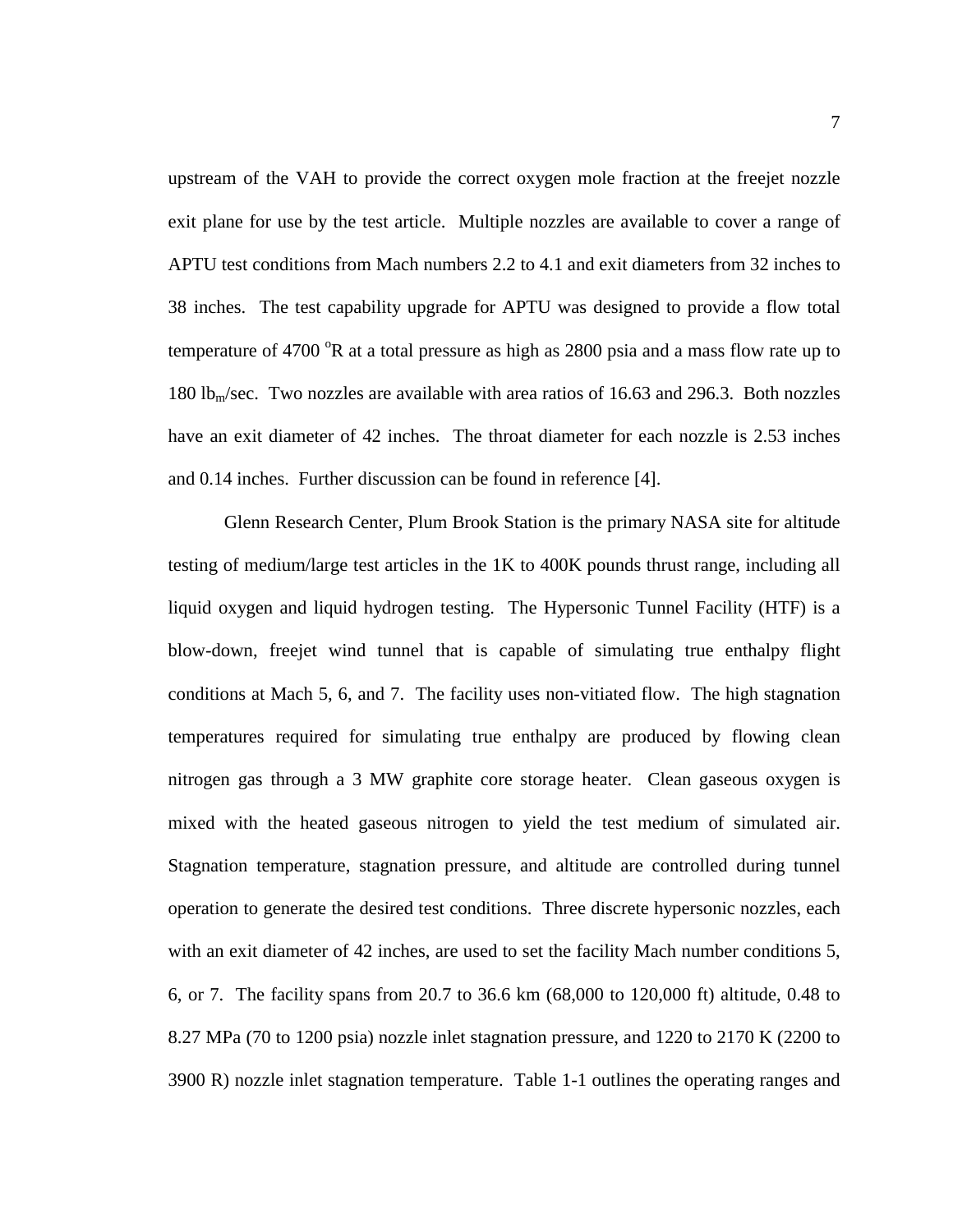upstream of the VAH to provide the correct oxygen mole fraction at the freejet nozzle exit plane for use by the test article. Multiple nozzles are available to cover a range of APTU test conditions from Mach numbers 2.2 to 4.1 and exit diameters from 32 inches to 38 inches. The test capability upgrade for APTU was designed to provide a flow total temperature of 4700 $^{o}$R at a total pressure as high as 2800 psia and a mass flow rate up to 180 $lb_m$/sec. Two nozzles are available with area ratios of 16.63 and 296.3. Both nozzles have an exit diameter of 42 inches. The throat diameter for each nozzle is 2.53 inches and 0.14 inches. Further discussion can be found in reference [4].

Glenn Research Center, Plum Brook Station is the primary NASA site for altitude testing of medium/large test articles in the 1K to 400K pounds thrust range, including all liquid oxygen and liquid hydrogen testing. The Hypersonic Tunnel Facility (HTF) is a blow-down, freejet wind tunnel that is capable of simulating true enthalpy flight conditions at Mach 5, 6, and 7. The facility uses non-vitiated flow. The high stagnation temperatures required for simulating true enthalpy are produced by flowing clean nitrogen gas through a 3 MW graphite core storage heater. Clean gaseous oxygen is mixed with the heated gaseous nitrogen to yield the test medium of simulated air. Stagnation temperature, stagnation pressure, and altitude are controlled during tunnel operation to generate the desired test conditions. Three discrete hypersonic nozzles, each with an exit diameter of 42 inches, are used to set the facility Mach number conditions 5, 6, or 7. The facility spans from 20.7 to 36.6 km (68,000 to 120,000 ft) altitude, 0.48 to 8.27 MPa (70 to 1200 psia) nozzle inlet stagnation pressure, and 1220 to 2170 K (2200 to 3900 R) nozzle inlet stagnation temperature. Table 1-1 outlines the operating ranges and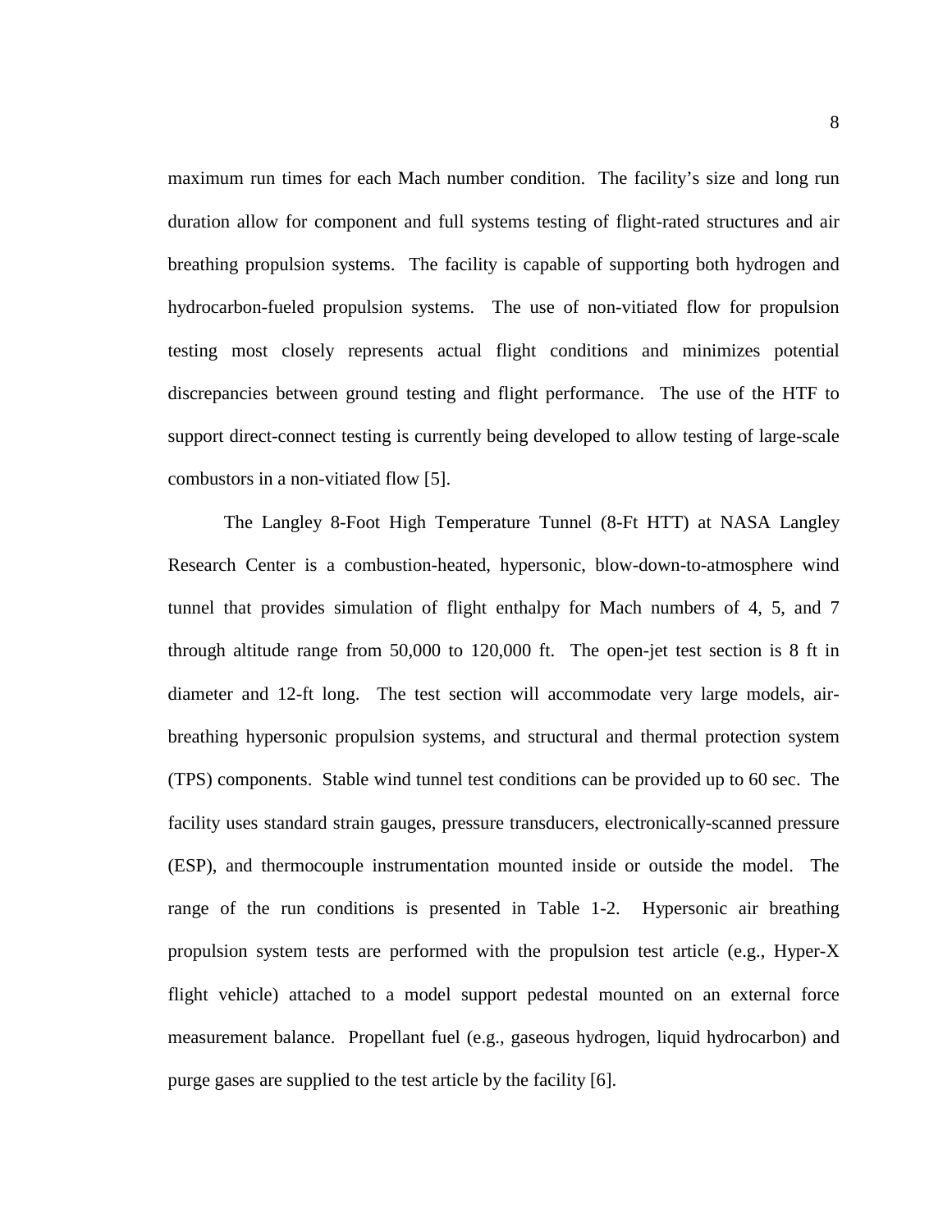maximum run times for each Mach number condition. The facility's size and long run duration allow for component and full systems testing of flight-rated structures and air breathing propulsion systems. The facility is capable of supporting both hydrogen and hydrocarbon-fueled propulsion systems. The use of non-vitiated flow for propulsion testing most closely represents actual flight conditions and minimizes potential discrepancies between ground testing and flight performance. The use of the HTF to support direct-connect testing is currently being developed to allow testing of large-scale combustors in a non-vitiated flow [5].

The Langley 8-Foot High Temperature Tunnel (8-Ft HTT) at NASA Langley Research Center is a combustion-heated, hypersonic, blow-down-to-atmosphere wind tunnel that provides simulation of flight enthalpy for Mach numbers of 4, 5, and 7 through altitude range from 50,000 to 120,000 ft. The open-jet test section is 8 ft in diameter and 12-ft long. The test section will accommodate very large models, air-breathing hypersonic propulsion systems, and structural and thermal protection system (TPS) components. Stable wind tunnel test conditions can be provided up to 60 sec. The facility uses standard strain gauges, pressure transducers, electronically-scanned pressure (ESP), and thermocouple instrumentation mounted inside or outside the model. The range of the run conditions is presented in Table 1-2. Hypersonic air breathing propulsion system tests are performed with the propulsion test article (e.g., Hyper-X flight vehicle) attached to a model support pedestal mounted on an external force measurement balance. Propellant fuel (e.g., gaseous hydrogen, liquid hydrocarbon) and purge gases are supplied to the test article by the facility [6].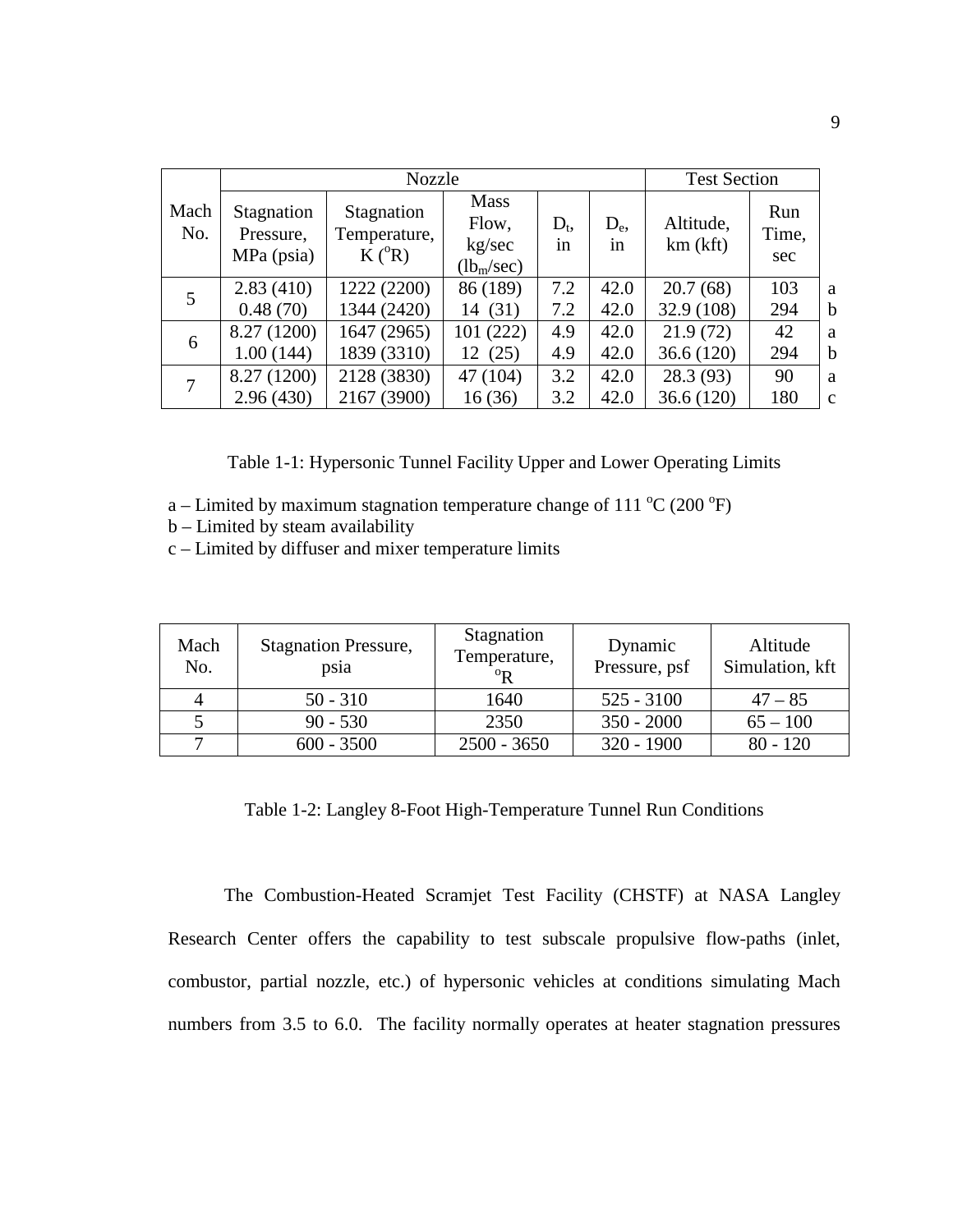| Mach No. | Nozzle | | | | | Test Section | | |
|---|---|---|---|---|---|---|---|---|
| | Stagnation Pressure, MPa (psia) | Stagnation Temperature, K (°R) | Mass Flow, kg/sec ($lb_m$/sec) | $D_t$, in | $D_e$, in | Altitude, km (kft) | Run Time, sec | |
| 5 | 2.83 (410) | 1222 (2200) | 86 (189) | 7.2 | 42.0 | 20.7 (68) | 103 | a |
| | 0.48 (70) | 1344 (2420) | 14 (31) | 7.2 | 42.0 | 32.9 (108) | 294 | b |
| 6 | 8.27 (1200) | 1647 (2965) | 101 (222) | 4.9 | 42.0 | 21.9 (72) | 42 | a |
| | 1.00 (144) | 1839 (3310) | 12 (25) | 4.9 | 42.0 | 36.6 (120) | 294 | b |
| 7 | 8.27 (1200) | 2128 (3830) | 47 (104) | 3.2 | 42.0 | 28.3 (93) | 90 | a |
| | 2.96 (430) | 2167 (3900) | 16 (36) | 3.2 | 42.0 | 36.6 (120) | 180 | c |

Table 1-1: Hypersonic Tunnel Facility Upper and Lower Operating Limits

a – Limited by maximum stagnation temperature change of 111 °C (200 °F)
b – Limited by steam availability
c – Limited by diffuser and mixer temperature limits

| Mach No. | Stagnation Pressure, psia | Stagnation Temperature, °R | Dynamic Pressure, psf | Altitude Simulation, kft |
|---|---|---|---|---|
| 4 | 50 - 310 | 1640 | 525 - 3100 | 47 – 85 |
| 5 | 90 - 530 | 2350 | 350 - 2000 | 65 – 100 |
| 7 | 600 - 3500 | 2500 - 3650 | 320 - 1900 | 80 - 120 |

Table 1-2: Langley 8-Foot High-Temperature Tunnel Run Conditions

The Combustion-Heated Scramjet Test Facility (CHSTF) at NASA Langley Research Center offers the capability to test subscale propulsive flow-paths (inlet, combustor, partial nozzle, etc.) of hypersonic vehicles at conditions simulating Mach numbers from 3.5 to 6.0. The facility normally operates at heater stagnation pressures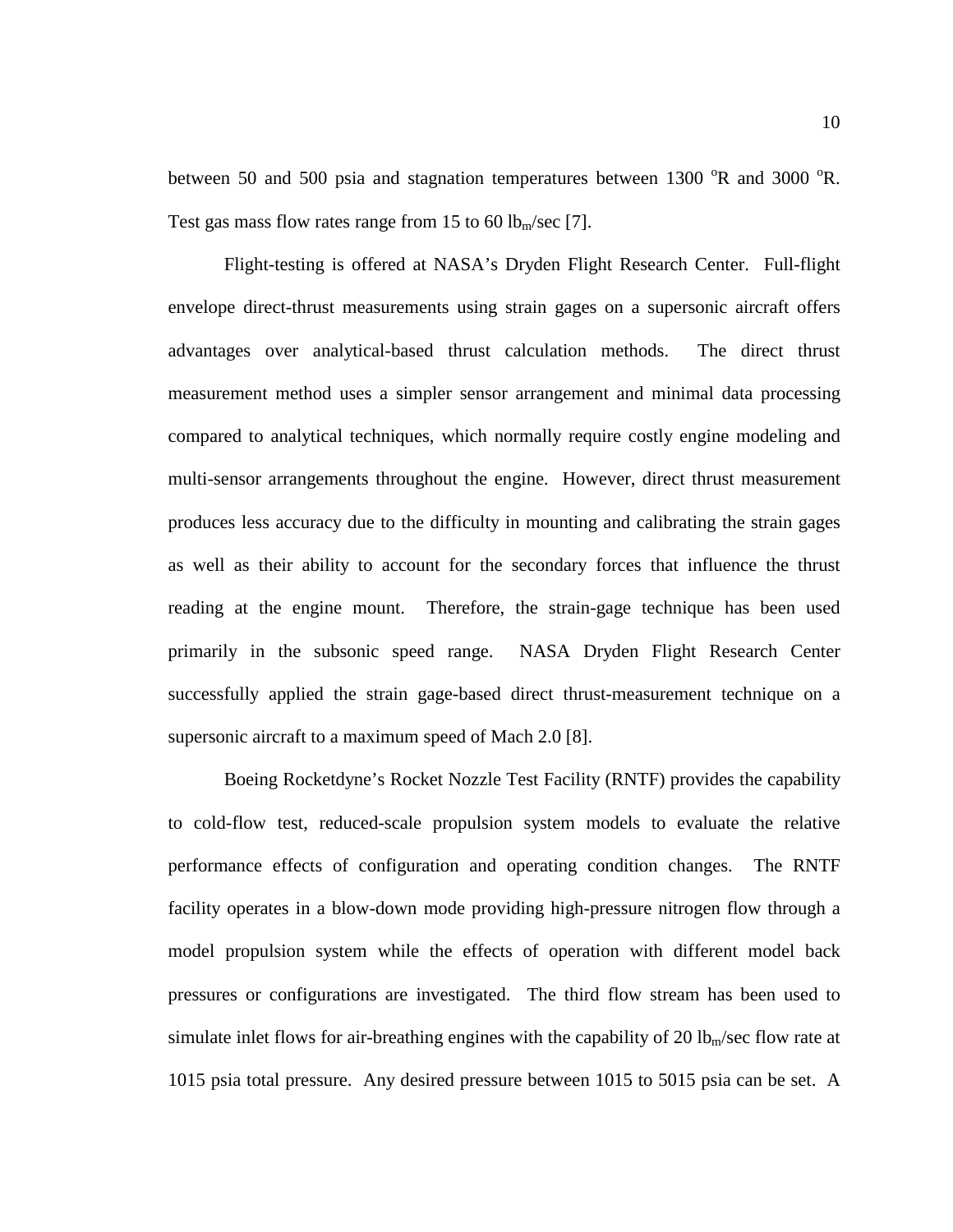between 50 and 500 psia and stagnation temperatures between 1300 $^{o}$R and 3000 $^{o}$R. Test gas mass flow rates range from 15 to 60 $lb_m$/sec [7].

Flight-testing is offered at NASA's Dryden Flight Research Center. Full-flight envelope direct-thrust measurements using strain gages on a supersonic aircraft offers advantages over analytical-based thrust calculation methods. The direct thrust measurement method uses a simpler sensor arrangement and minimal data processing compared to analytical techniques, which normally require costly engine modeling and multi-sensor arrangements throughout the engine. However, direct thrust measurement produces less accuracy due to the difficulty in mounting and calibrating the strain gages as well as their ability to account for the secondary forces that influence the thrust reading at the engine mount. Therefore, the strain-gage technique has been used primarily in the subsonic speed range. NASA Dryden Flight Research Center successfully applied the strain gage-based direct thrust-measurement technique on a supersonic aircraft to a maximum speed of Mach 2.0 [8].

Boeing Rocketdyne's Rocket Nozzle Test Facility (RNTF) provides the capability to cold-flow test, reduced-scale propulsion system models to evaluate the relative performance effects of configuration and operating condition changes. The RNTF facility operates in a blow-down mode providing high-pressure nitrogen flow through a model propulsion system while the effects of operation with different model back pressures or configurations are investigated. The third flow stream has been used to simulate inlet flows for air-breathing engines with the capability of 20 $lb_m$/sec flow rate at 1015 psia total pressure. Any desired pressure between 1015 to 5015 psia can be set. A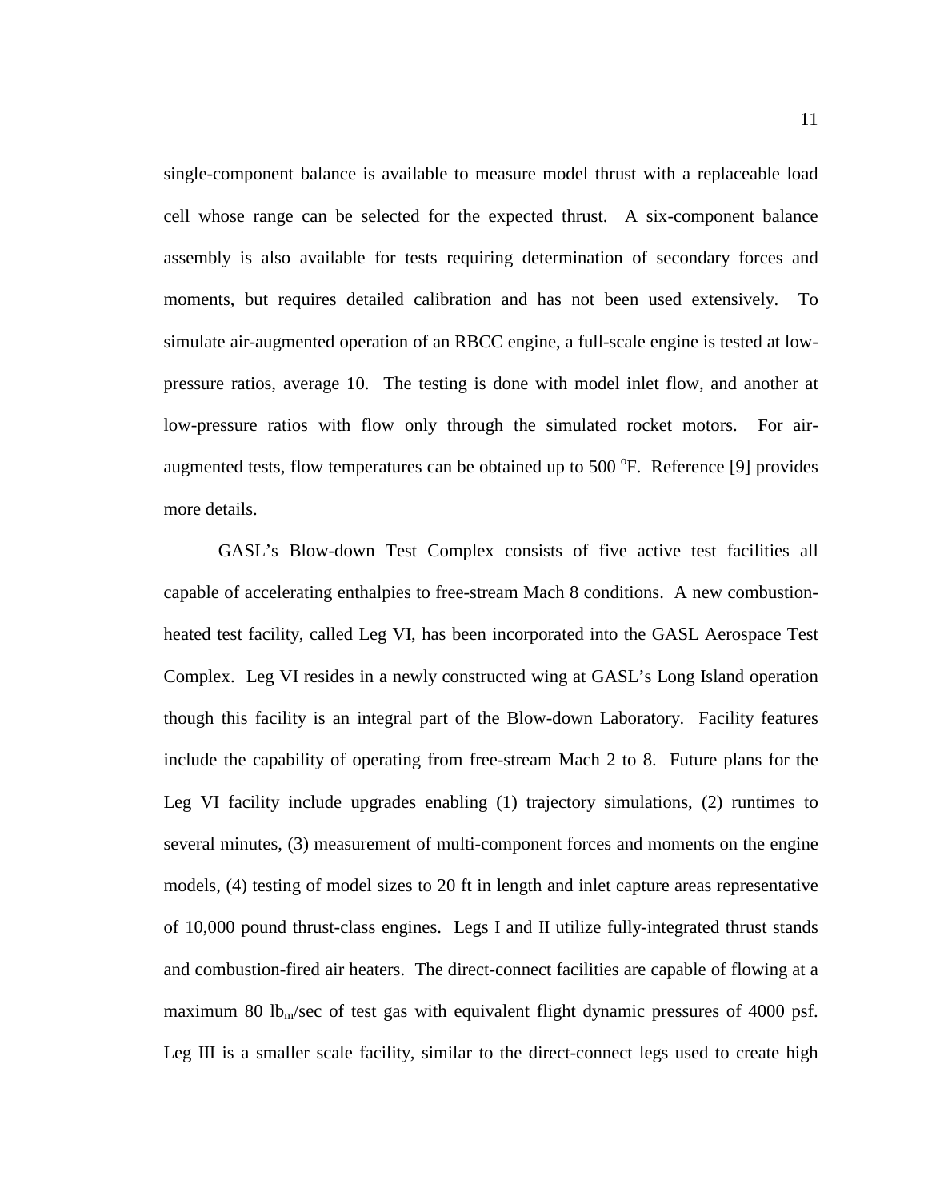single-component balance is available to measure model thrust with a replaceable load cell whose range can be selected for the expected thrust. A six-component balance assembly is also available for tests requiring determination of secondary forces and moments, but requires detailed calibration and has not been used extensively. To simulate air-augmented operation of an RBCC engine, a full-scale engine is tested at low-pressure ratios, average 10. The testing is done with model inlet flow, and another at low-pressure ratios with flow only through the simulated rocket motors. For air-augmented tests, flow temperatures can be obtained up to 500 $^{o}$F. Reference [9] provides more details.

GASL's Blow-down Test Complex consists of five active test facilities all capable of accelerating enthalpies to free-stream Mach 8 conditions. A new combustion-heated test facility, called Leg VI, has been incorporated into the GASL Aerospace Test Complex. Leg VI resides in a newly constructed wing at GASL's Long Island operation though this facility is an integral part of the Blow-down Laboratory. Facility features include the capability of operating from free-stream Mach 2 to 8. Future plans for the Leg VI facility include upgrades enabling (1) trajectory simulations, (2) runtimes to several minutes, (3) measurement of multi-component forces and moments on the engine models, (4) testing of model sizes to 20 ft in length and inlet capture areas representative of 10,000 pound thrust-class engines. Legs I and II utilize fully-integrated thrust stands and combustion-fired air heaters. The direct-connect facilities are capable of flowing at a maximum 80 $lb_m$/sec of test gas with equivalent flight dynamic pressures of 4000 psf. Leg III is a smaller scale facility, similar to the direct-connect legs used to create high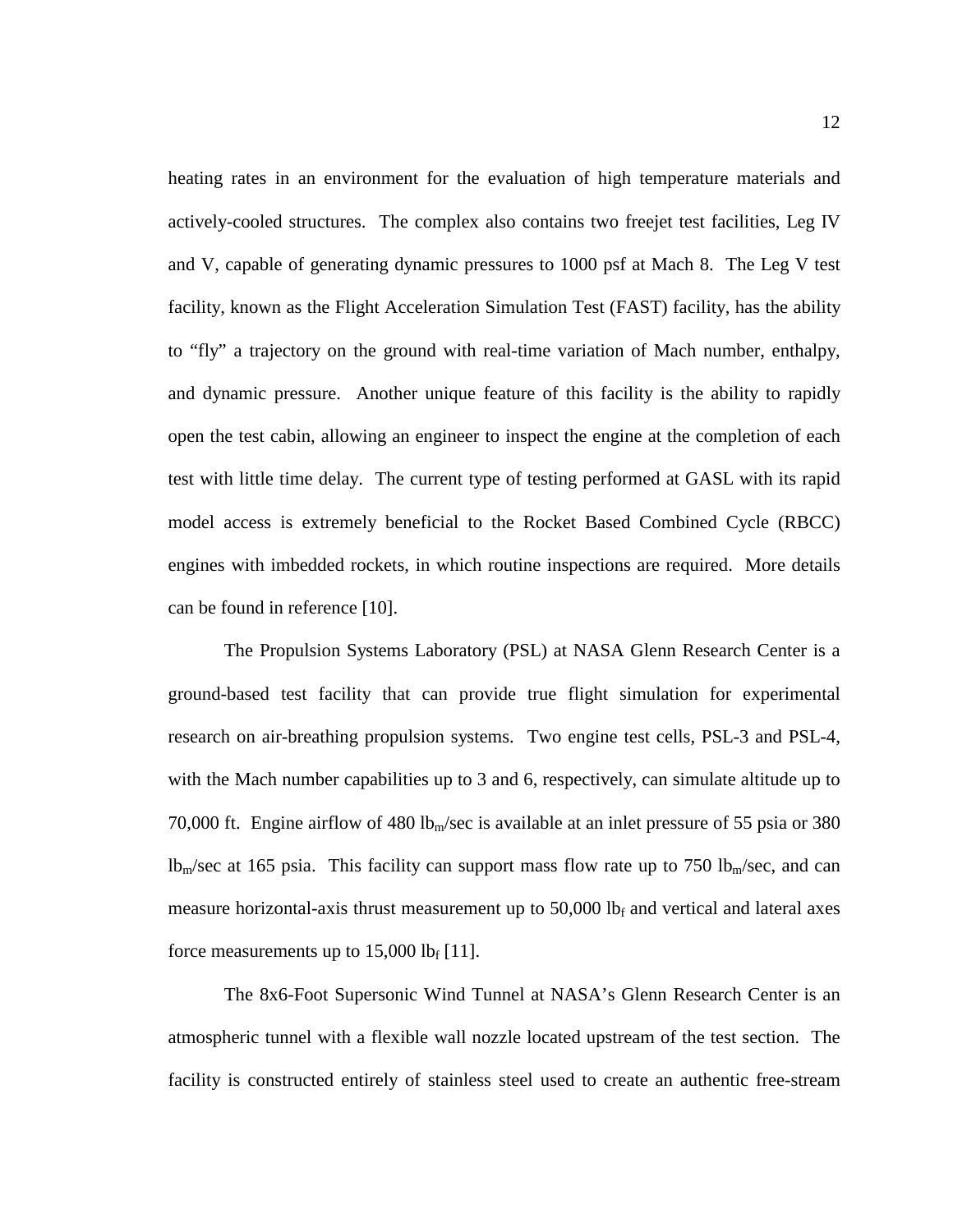heating rates in an environment for the evaluation of high temperature materials and actively-cooled structures. The complex also contains two freejet test facilities, Leg IV and V, capable of generating dynamic pressures to 1000 psf at Mach 8. The Leg V test facility, known as the Flight Acceleration Simulation Test (FAST) facility, has the ability to "fly" a trajectory on the ground with real-time variation of Mach number, enthalpy, and dynamic pressure. Another unique feature of this facility is the ability to rapidly open the test cabin, allowing an engineer to inspect the engine at the completion of each test with little time delay. The current type of testing performed at GASL with its rapid model access is extremely beneficial to the Rocket Based Combined Cycle (RBCC) engines with imbedded rockets, in which routine inspections are required. More details can be found in reference [10].

The Propulsion Systems Laboratory (PSL) at NASA Glenn Research Center is a ground-based test facility that can provide true flight simulation for experimental research on air-breathing propulsion systems. Two engine test cells, PSL-3 and PSL-4, with the Mach number capabilities up to 3 and 6, respectively, can simulate altitude up to 70,000 ft. Engine airflow of 480 $lb_m$/sec is available at an inlet pressure of 55 psia or 380 $lb_m$/sec at 165 psia. This facility can support mass flow rate up to 750 $lb_m$/sec, and can measure horizontal-axis thrust measurement up to 50,000 $lb_f$ and vertical and lateral axes force measurements up to 15,000 $lb_f$ [11].

The 8x6-Foot Supersonic Wind Tunnel at NASA's Glenn Research Center is an atmospheric tunnel with a flexible wall nozzle located upstream of the test section. The facility is constructed entirely of stainless steel used to create an authentic free-stream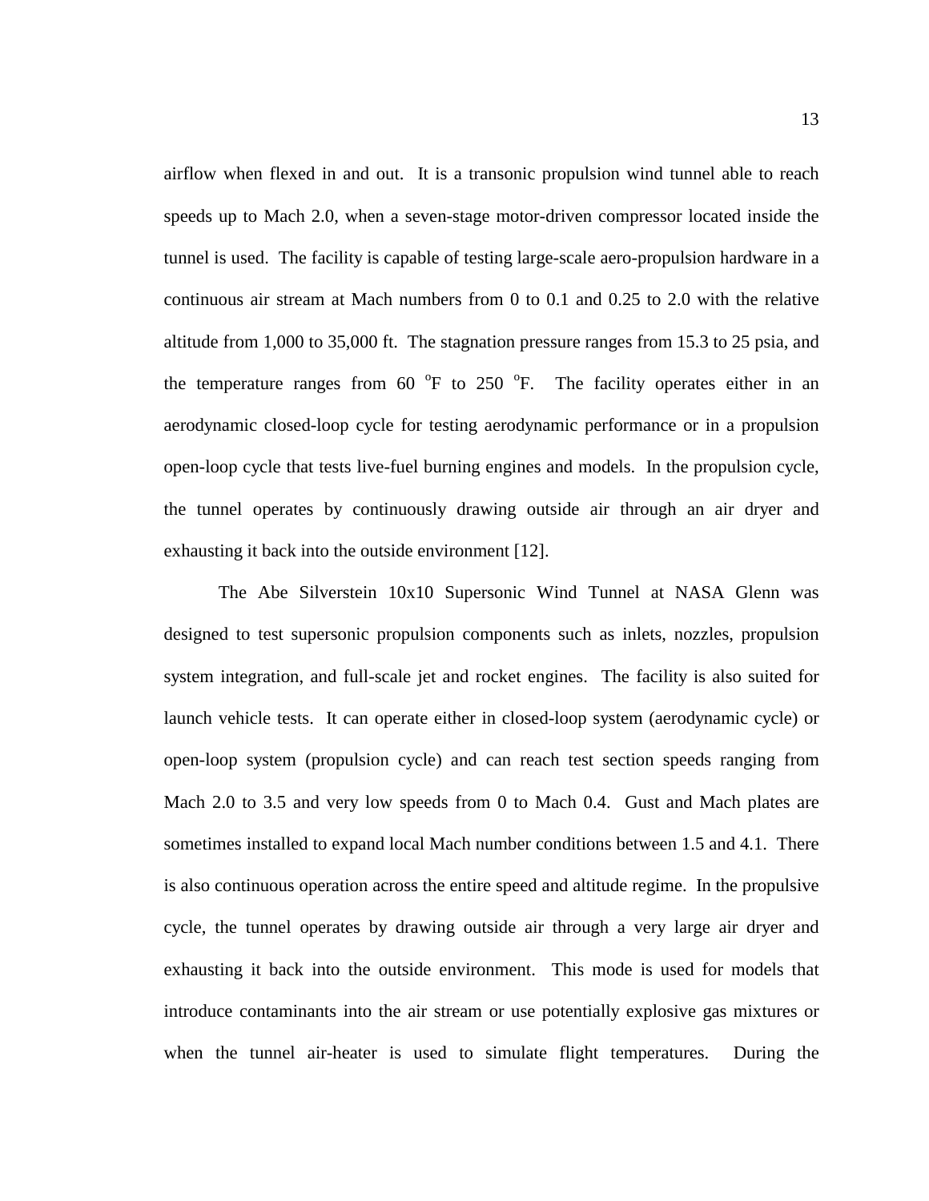airflow when flexed in and out. It is a transonic propulsion wind tunnel able to reach speeds up to Mach 2.0, when a seven-stage motor-driven compressor located inside the tunnel is used. The facility is capable of testing large-scale aero-propulsion hardware in a continuous air stream at Mach numbers from 0 to 0.1 and 0.25 to 2.0 with the relative altitude from 1,000 to 35,000 ft. The stagnation pressure ranges from 15.3 to 25 psia, and the temperature ranges from 60 $^{o}$F to 250 $^{o}$F. The facility operates either in an aerodynamic closed-loop cycle for testing aerodynamic performance or in a propulsion open-loop cycle that tests live-fuel burning engines and models. In the propulsion cycle, the tunnel operates by continuously drawing outside air through an air dryer and exhausting it back into the outside environment [12].

The Abe Silverstein 10x10 Supersonic Wind Tunnel at NASA Glenn was designed to test supersonic propulsion components such as inlets, nozzles, propulsion system integration, and full-scale jet and rocket engines. The facility is also suited for launch vehicle tests. It can operate either in closed-loop system (aerodynamic cycle) or open-loop system (propulsion cycle) and can reach test section speeds ranging from Mach 2.0 to 3.5 and very low speeds from 0 to Mach 0.4. Gust and Mach plates are sometimes installed to expand local Mach number conditions between 1.5 and 4.1. There is also continuous operation across the entire speed and altitude regime. In the propulsive cycle, the tunnel operates by drawing outside air through a very large air dryer and exhausting it back into the outside environment. This mode is used for models that introduce contaminants into the air stream or use potentially explosive gas mixtures or when the tunnel air-heater is used to simulate flight temperatures. During the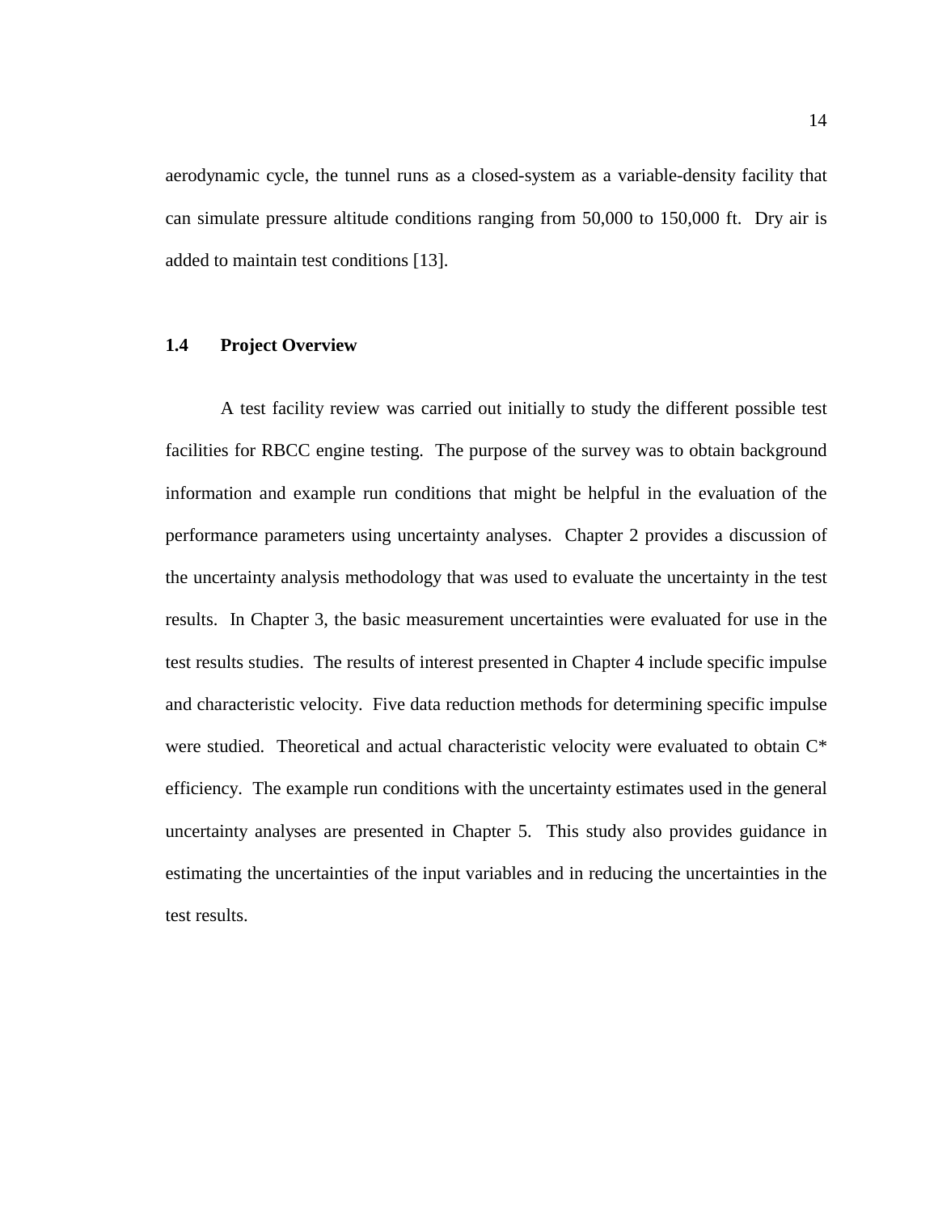aerodynamic cycle, the tunnel runs as a closed-system as a variable-density facility that can simulate pressure altitude conditions ranging from 50,000 to 150,000 ft. Dry air is added to maintain test conditions [13].

### 1.4 Project Overview

A test facility review was carried out initially to study the different possible test facilities for RBCC engine testing. The purpose of the survey was to obtain background information and example run conditions that might be helpful in the evaluation of the performance parameters using uncertainty analyses. Chapter 2 provides a discussion of the uncertainty analysis methodology that was used to evaluate the uncertainty in the test results. In Chapter 3, the basic measurement uncertainties were evaluated for use in the test results studies. The results of interest presented in Chapter 4 include specific impulse and characteristic velocity. Five data reduction methods for determining specific impulse were studied. Theoretical and actual characteristic velocity were evaluated to obtain C* efficiency. The example run conditions with the uncertainty estimates used in the general uncertainty analyses are presented in Chapter 5. This study also provides guidance in estimating the uncertainties of the input variables and in reducing the uncertainties in the test results.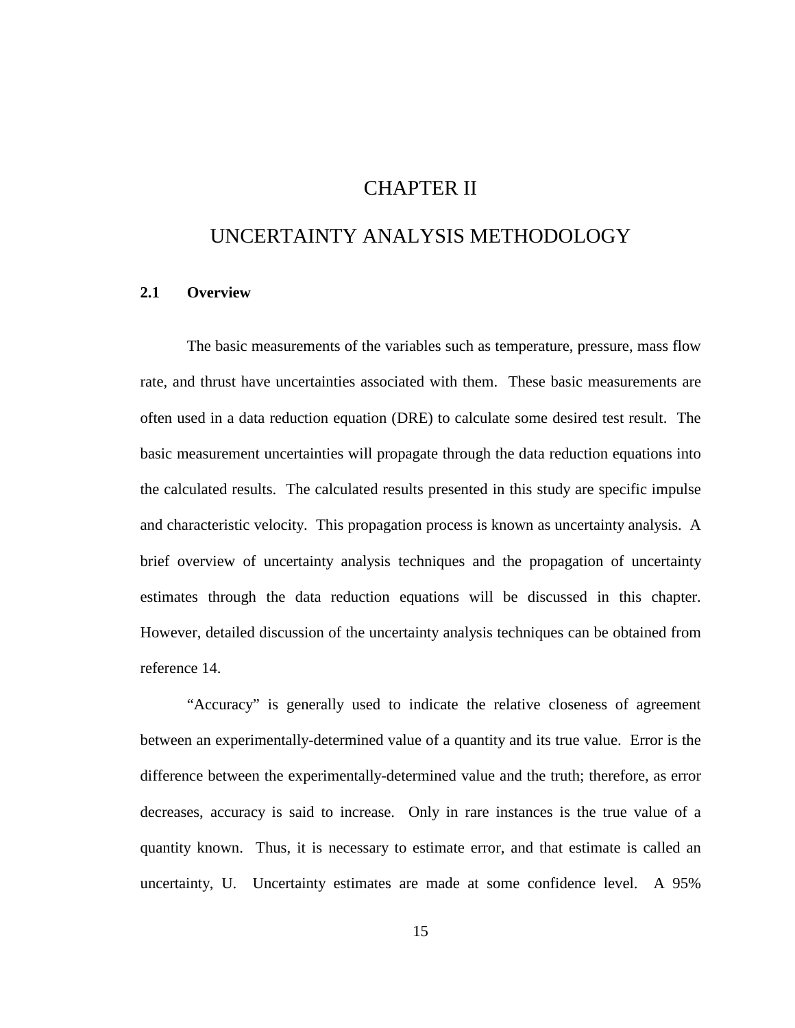# CHAPTER II

# UNCERTAINTY ANALYSIS METHODOLOGY

## 2.1 Overview

The basic measurements of the variables such as temperature, pressure, mass flow rate, and thrust have uncertainties associated with them. These basic measurements are often used in a data reduction equation (DRE) to calculate some desired test result. The basic measurement uncertainties will propagate through the data reduction equations into the calculated results. The calculated results presented in this study are specific impulse and characteristic velocity. This propagation process is known as uncertainty analysis. A brief overview of uncertainty analysis techniques and the propagation of uncertainty estimates through the data reduction equations will be discussed in this chapter. However, detailed discussion of the uncertainty analysis techniques can be obtained from reference 14.

"Accuracy" is generally used to indicate the relative closeness of agreement between an experimentally-determined value of a quantity and its true value. Error is the difference between the experimentally-determined value and the truth; therefore, as error decreases, accuracy is said to increase. Only in rare instances is the true value of a quantity known. Thus, it is necessary to estimate error, and that estimate is called an uncertainty, U. Uncertainty estimates are made at some confidence level. A 95%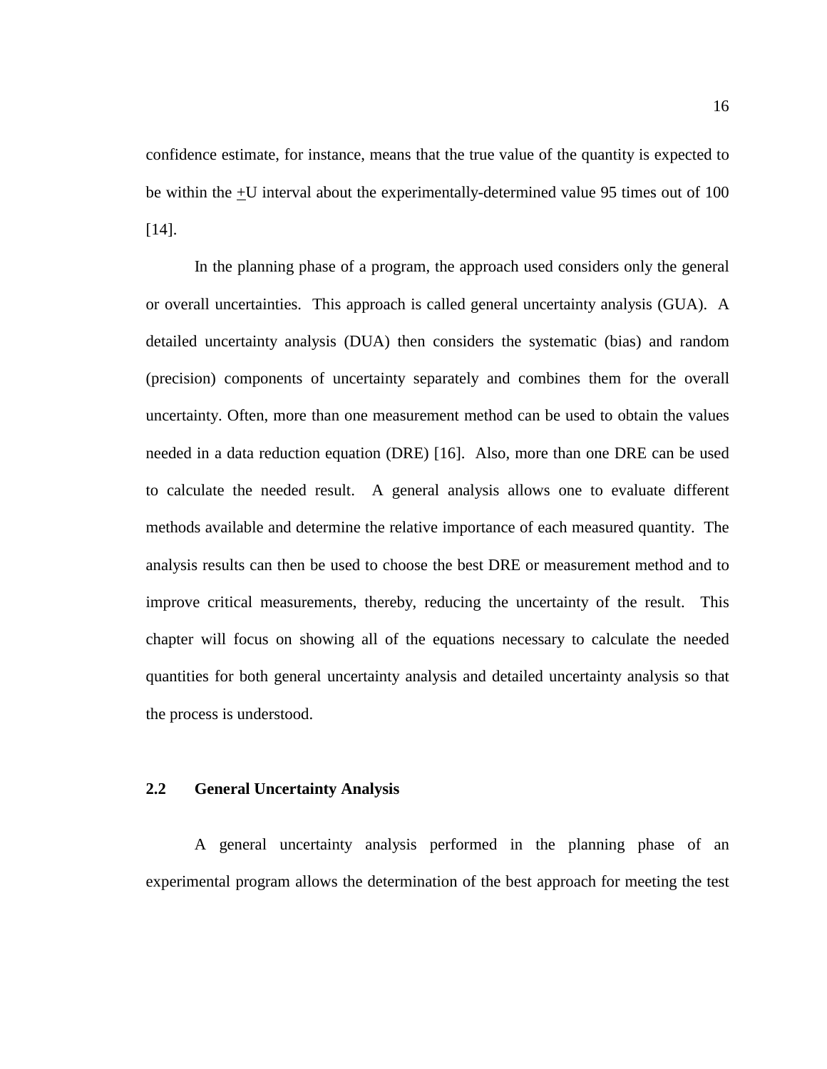confidence estimate, for instance, means that the true value of the quantity is expected to be within the $\pm$U interval about the experimentally-determined value 95 times out of 100 [14].

In the planning phase of a program, the approach used considers only the general or overall uncertainties. This approach is called general uncertainty analysis (GUA). A detailed uncertainty analysis (DUA) then considers the systematic (bias) and random (precision) components of uncertainty separately and combines them for the overall uncertainty. Often, more than one measurement method can be used to obtain the values needed in a data reduction equation (DRE) [16]. Also, more than one DRE can be used to calculate the needed result. A general analysis allows one to evaluate different methods available and determine the relative importance of each measured quantity. The analysis results can then be used to choose the best DRE or measurement method and to improve critical measurements, thereby, reducing the uncertainty of the result. This chapter will focus on showing all of the equations necessary to calculate the needed quantities for both general uncertainty analysis and detailed uncertainty analysis so that the process is understood.

## 2.2 General Uncertainty Analysis

A general uncertainty analysis performed in the planning phase of an experimental program allows the determination of the best approach for meeting the test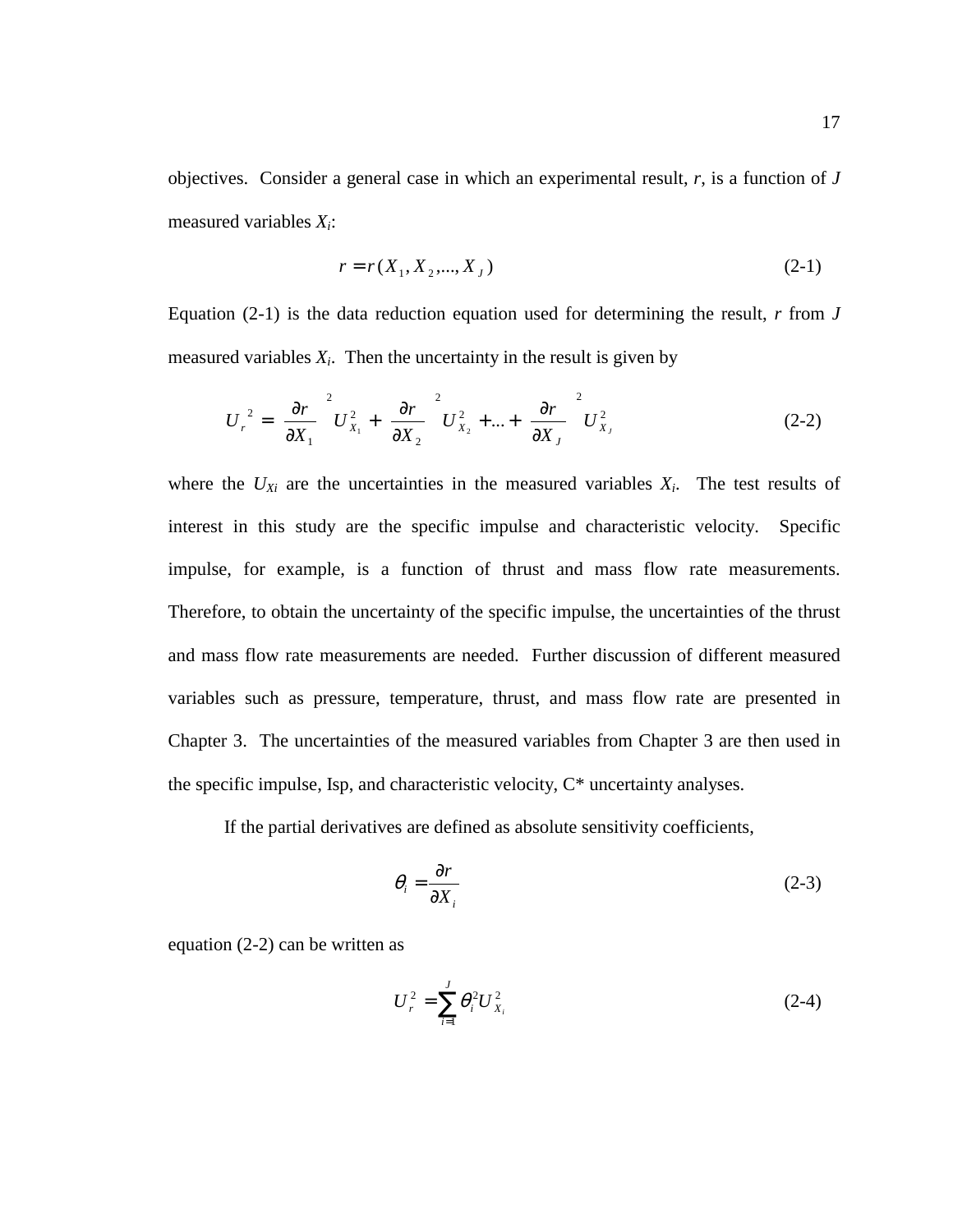objectives. Consider a general case in which an experimental result, $r$, is a function of $J$ measured variables $X_i$:

$$r = r(X_1, X_2, ..., X_J) \tag{2-1}$$

Equation (2-1) is the data reduction equation used for determining the result, $r$ from $J$ measured variables $X_i$. Then the uncertainty in the result is given by

$$U_r^{\,2} = \left(\frac{\partial r}{\partial X_1}\right)^2 U_{X_1}^2 + \left(\frac{\partial r}{\partial X_2}\right)^2 U_{X_2}^2 + ... + \left(\frac{\partial r}{\partial X_J}\right)^2 U_{X_J}^2 \tag{2-2}$$

where the $U_{Xi}$ are the uncertainties in the measured variables $X_i$. The test results of interest in this study are the specific impulse and characteristic velocity. Specific impulse, for example, is a function of thrust and mass flow rate measurements. Therefore, to obtain the uncertainty of the specific impulse, the uncertainties of the thrust and mass flow rate measurements are needed. Further discussion of different measured variables such as pressure, temperature, thrust, and mass flow rate are presented in Chapter 3. The uncertainties of the measured variables from Chapter 3 are then used in the specific impulse, Isp, and characteristic velocity, C* uncertainty analyses.

If the partial derivatives are defined as absolute sensitivity coefficients,

$$\theta_i = \frac{\partial r}{\partial X_i} \tag{2-3}$$

equation (2-2) can be written as

$$U_r^2 = \sum_{i=1}^{J} \theta_i^2 U_{X_i}^2 \tag{2-4}$$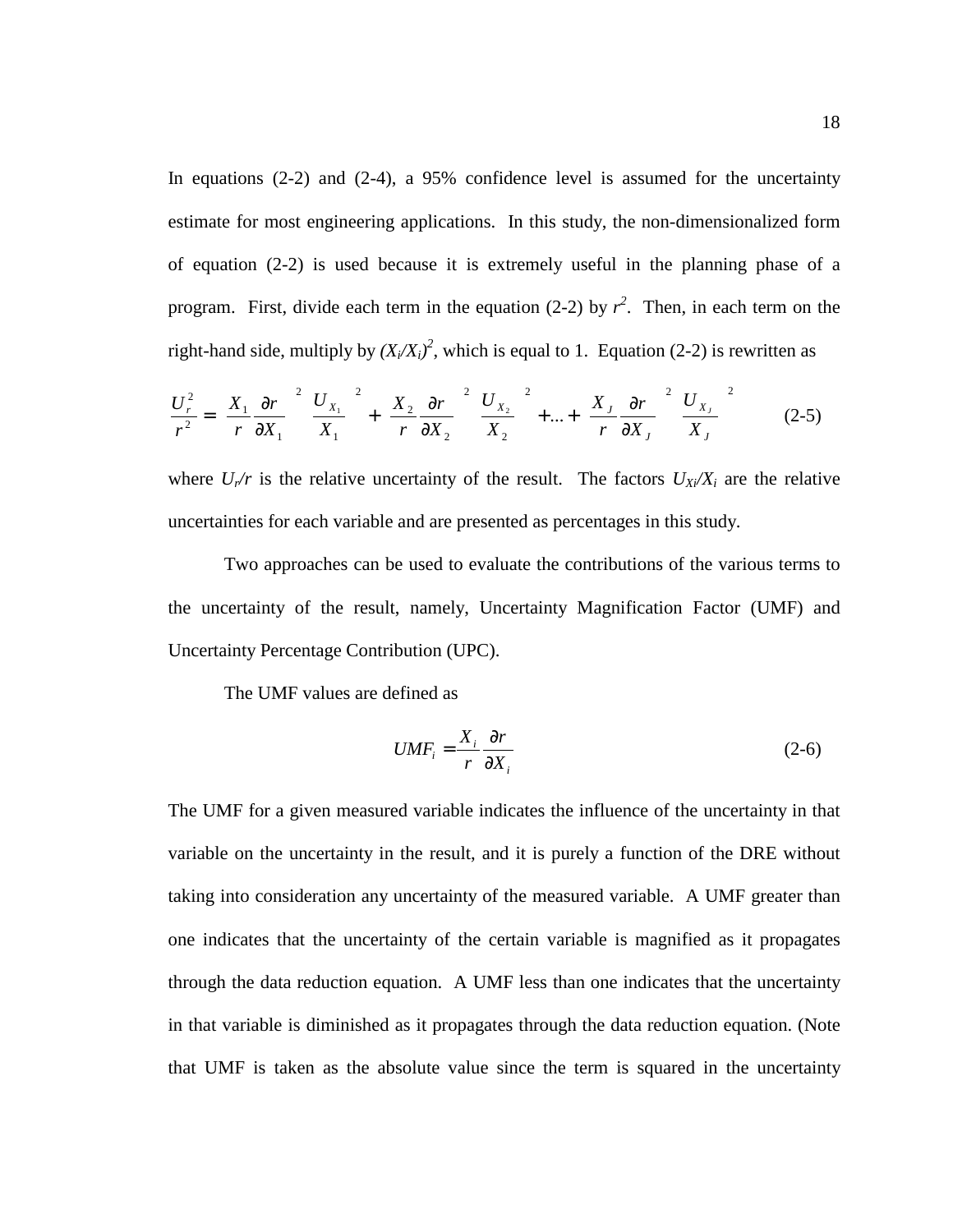In equations (2-2) and (2-4), a 95% confidence level is assumed for the uncertainty estimate for most engineering applications. In this study, the non-dimensionalized form of equation (2-2) is used because it is extremely useful in the planning phase of a program. First, divide each term in the equation (2-2) by $r^2$. Then, in each term on the right-hand side, multiply by $(X_i/X_i)^2$, which is equal to 1. Equation (2-2) is rewritten as

$$\frac{U_r^2}{r^2} = \left(\frac{X_1}{r}\frac{\partial r}{\partial X_1}\right)^2 \left(\frac{U_{X_1}}{X_1}\right)^2 + \left(\frac{X_2}{r}\frac{\partial r}{\partial X_2}\right)^2 \left(\frac{U_{X_2}}{X_2}\right)^2 + \ldots + \left(\frac{X_J}{r}\frac{\partial r}{\partial X_J}\right)^2 \left(\frac{U_{X_J}}{X_J}\right)^2 \qquad \text{(2-5)}$$

where $U_r/r$ is the relative uncertainty of the result. The factors $U_{Xi}/X_i$ are the relative uncertainties for each variable and are presented as percentages in this study.

Two approaches can be used to evaluate the contributions of the various terms to the uncertainty of the result, namely, Uncertainty Magnification Factor (UMF) and Uncertainty Percentage Contribution (UPC).

The UMF values are defined as

$$UMF_i = \frac{X_i}{r}\frac{\partial r}{\partial X_i} \qquad \text{(2-6)}$$

The UMF for a given measured variable indicates the influence of the uncertainty in that variable on the uncertainty in the result, and it is purely a function of the DRE without taking into consideration any uncertainty of the measured variable. A UMF greater than one indicates that the uncertainty of the certain variable is magnified as it propagates through the data reduction equation. A UMF less than one indicates that the uncertainty in that variable is diminished as it propagates through the data reduction equation. (Note that UMF is taken as the absolute value since the term is squared in the uncertainty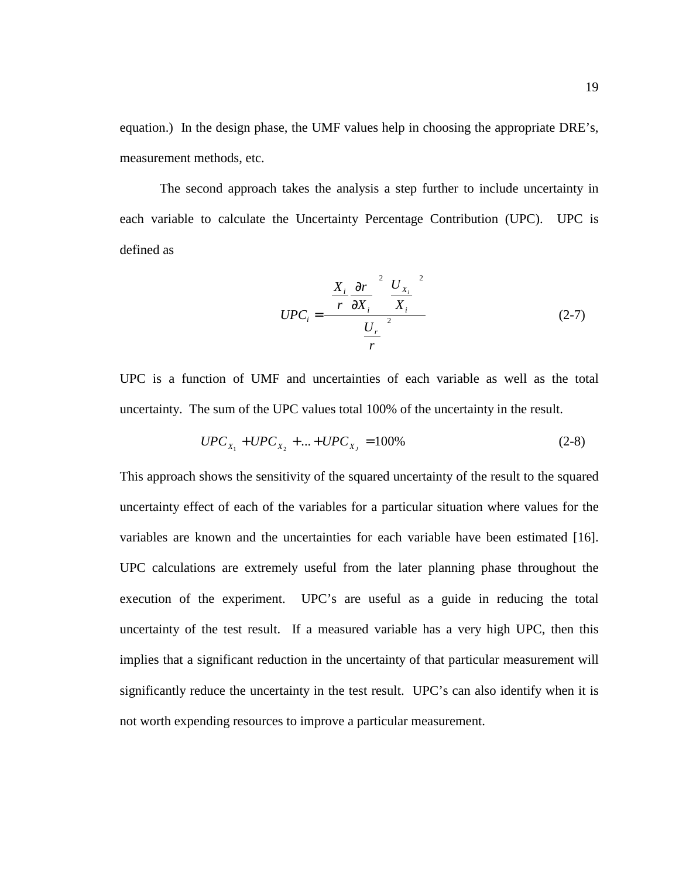equation.) In the design phase, the UMF values help in choosing the appropriate DRE's, measurement methods, etc.

The second approach takes the analysis a step further to include uncertainty in each variable to calculate the Uncertainty Percentage Contribution (UPC). UPC is defined as

$$UPC_i = \frac{\left(\frac{X_i}{r}\frac{\partial r}{\partial X_i}\right)^2 \left(\frac{U_{X_i}}{X_i}\right)^2}{\left(\frac{U_r}{r}\right)^2} \tag{2-7}$$

UPC is a function of UMF and uncertainties of each variable as well as the total uncertainty. The sum of the UPC values total 100% of the uncertainty in the result.

$$UPC_{X_1} + UPC_{X_2} + ... + UPC_{X_J} = 100\% \tag{2-8}$$

This approach shows the sensitivity of the squared uncertainty of the result to the squared uncertainty effect of each of the variables for a particular situation where values for the variables are known and the uncertainties for each variable have been estimated [16]. UPC calculations are extremely useful from the later planning phase throughout the execution of the experiment. UPC's are useful as a guide in reducing the total uncertainty of the test result. If a measured variable has a very high UPC, then this implies that a significant reduction in the uncertainty of that particular measurement will significantly reduce the uncertainty in the test result. UPC's can also identify when it is not worth expending resources to improve a particular measurement.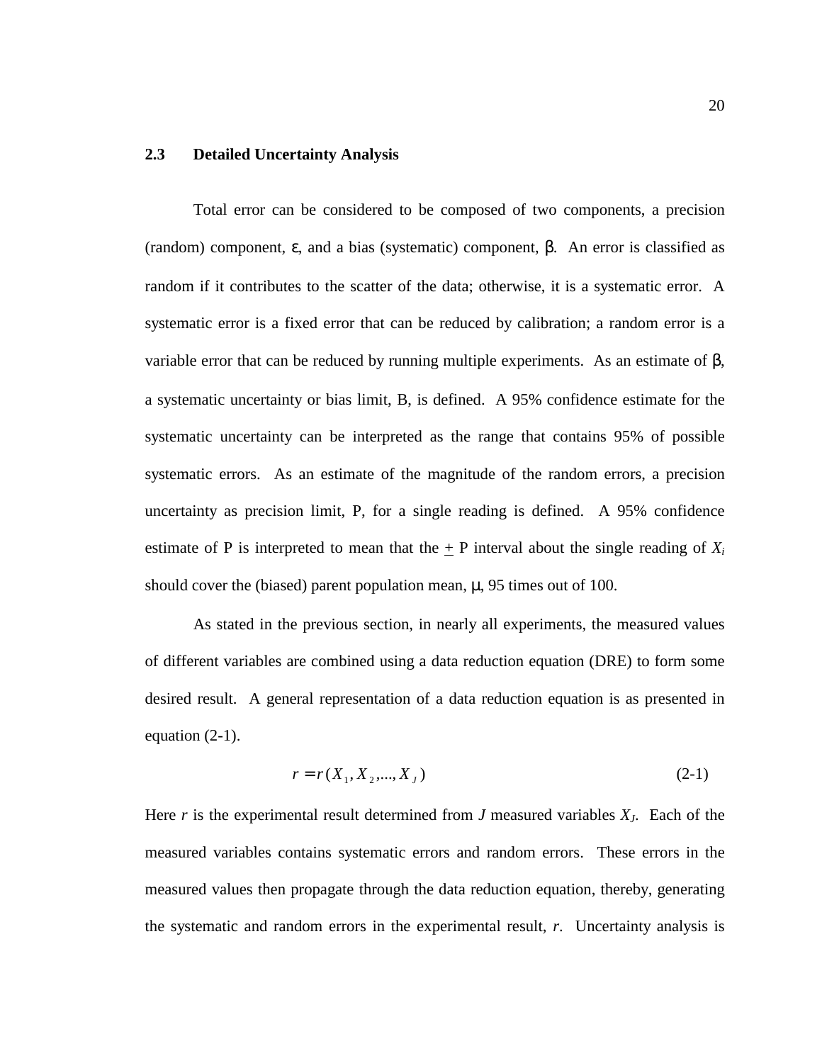## 2.3 Detailed Uncertainty Analysis

Total error can be considered to be composed of two components, a precision (random) component, $\varepsilon$, and a bias (systematic) component, $\beta$. An error is classified as random if it contributes to the scatter of the data; otherwise, it is a systematic error. A systematic error is a fixed error that can be reduced by calibration; a random error is a variable error that can be reduced by running multiple experiments. As an estimate of $\beta$, a systematic uncertainty or bias limit, B, is defined. A 95% confidence estimate for the systematic uncertainty can be interpreted as the range that contains 95% of possible systematic errors. As an estimate of the magnitude of the random errors, a precision uncertainty as precision limit, P, for a single reading is defined. A 95% confidence estimate of P is interpreted to mean that the $\pm$ P interval about the single reading of $X_i$ should cover the (biased) parent population mean, $\mu$, 95 times out of 100.

As stated in the previous section, in nearly all experiments, the measured values of different variables are combined using a data reduction equation (DRE) to form some desired result. A general representation of a data reduction equation is as presented in equation (2-1).

$$r = r(X_1, X_2, ..., X_J) \tag{2-1}$$

Here $r$ is the experimental result determined from $J$ measured variables $X_J$. Each of the measured variables contains systematic errors and random errors. These errors in the measured values then propagate through the data reduction equation, thereby, generating the systematic and random errors in the experimental result, $r$. Uncertainty analysis is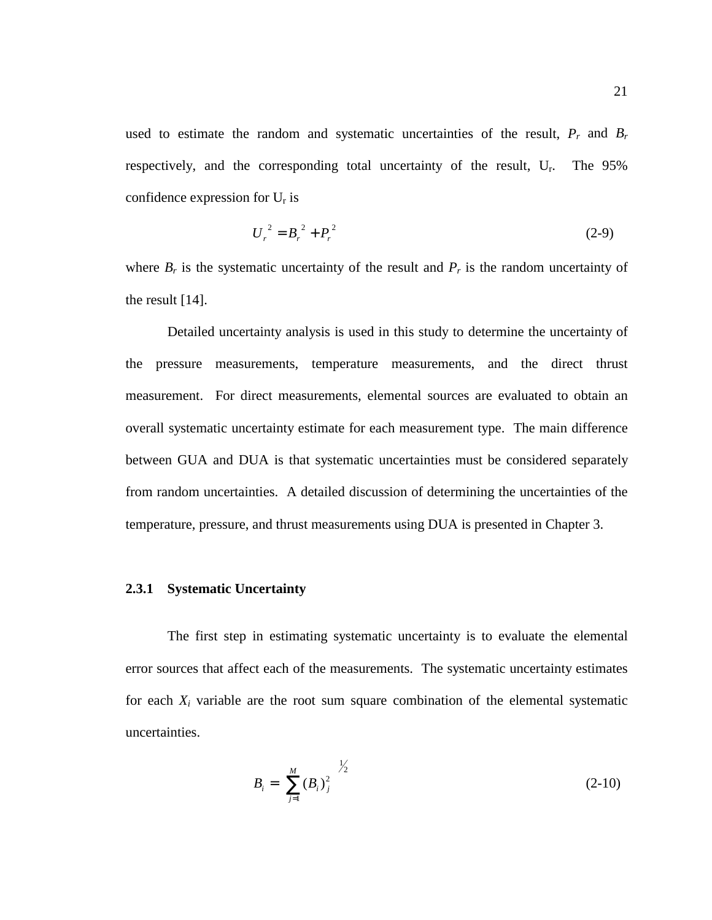used to estimate the random and systematic uncertainties of the result, $P_r$ and $B_r$ respectively, and the corresponding total uncertainty of the result, $U_r$. The 95% confidence expression for $U_r$ is

$$U_r^{\ 2} = B_r^{\ 2} + P_r^{\ 2} \tag{2-9}$$

where $B_r$ is the systematic uncertainty of the result and $P_r$ is the random uncertainty of the result [14].

Detailed uncertainty analysis is used in this study to determine the uncertainty of the pressure measurements, temperature measurements, and the direct thrust measurement. For direct measurements, elemental sources are evaluated to obtain an overall systematic uncertainty estimate for each measurement type. The main difference between GUA and DUA is that systematic uncertainties must be considered separately from random uncertainties. A detailed discussion of determining the uncertainties of the temperature, pressure, and thrust measurements using DUA is presented in Chapter 3.

### 2.3.1 Systematic Uncertainty

The first step in estimating systematic uncertainty is to evaluate the elemental error sources that affect each of the measurements. The systematic uncertainty estimates for each $X_i$ variable are the root sum square combination of the elemental systematic uncertainties.

$$B_i = \left[ \sum_{j=1}^{M} (B_i)_j^2 \right]^{1/2} \tag{2-10}$$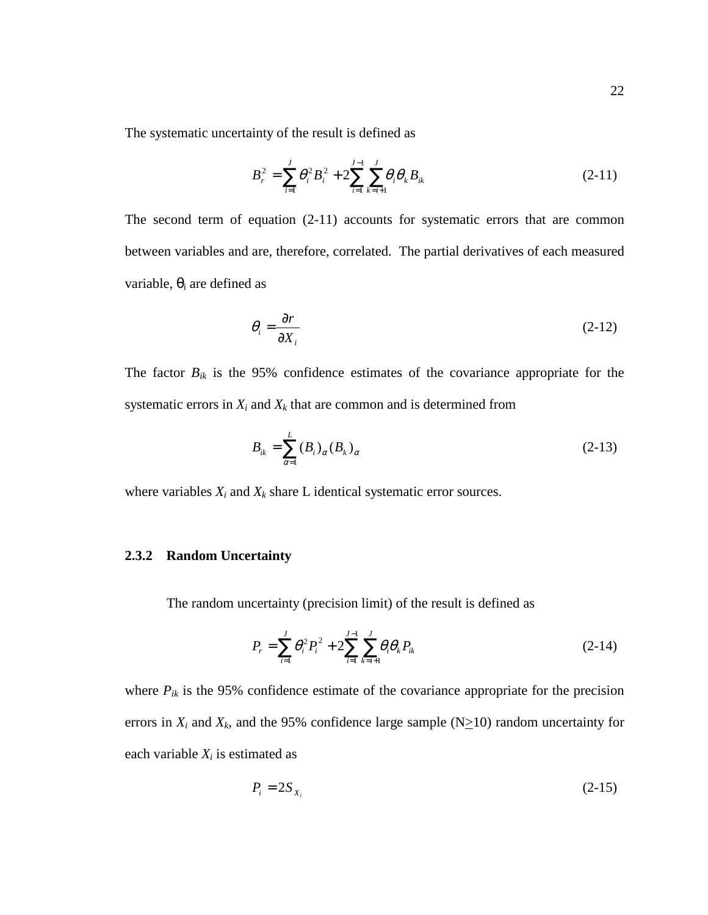The systematic uncertainty of the result is defined as

$$B_r^2 = \sum_{i=1}^{J} \theta_i^2 B_i^2 + 2\sum_{i=1}^{J-1} \sum_{k=i+1}^{J} \theta_i \theta_k B_{ik} \tag{2-11}$$

The second term of equation (2-11) accounts for systematic errors that are common between variables and are, therefore, correlated. The partial derivatives of each measured variable, $\theta_i$ are defined as

$$\theta_i = \frac{\partial r}{\partial X_i} \tag{2-12}$$

The factor $B_{ik}$ is the 95% confidence estimates of the covariance appropriate for the systematic errors in $X_i$ and $X_k$ that are common and is determined from

$$B_{ik} = \sum_{\alpha=1}^{L} (B_i)_\alpha (B_k)_\alpha \tag{2-13}$$

where variables $X_i$ and $X_k$ share L identical systematic error sources.

### 2.3.2 Random Uncertainty

The random uncertainty (precision limit) of the result is defined as

$$P_r = \sum_{i=1}^{J} \theta_i^2 P_i^2 + 2\sum_{i=1}^{J-1} \sum_{k=i+1}^{J} \theta_i \theta_k P_{ik} \tag{2-14}$$

where $P_{ik}$ is the 95% confidence estimate of the covariance appropriate for the precision errors in $X_i$ and $X_k$, and the 95% confidence large sample ($N \geq 10$) random uncertainty for each variable $X_i$ is estimated as

$$P_i = 2S_{X_i} \tag{2-15}$$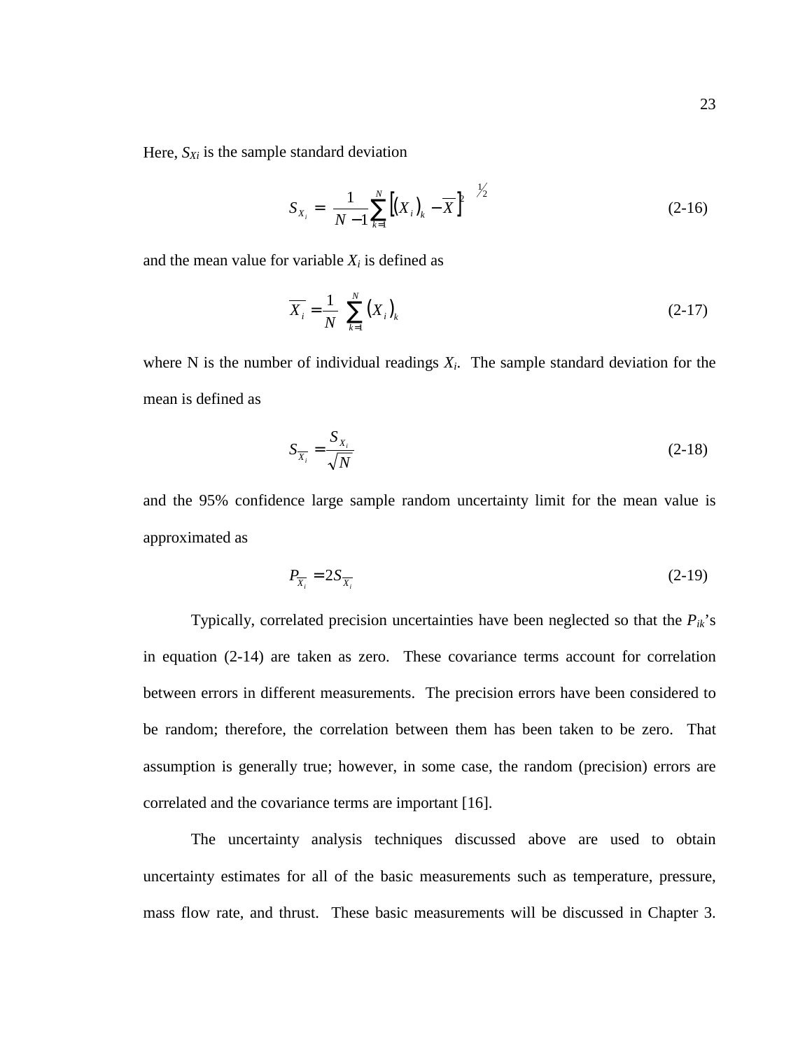Here, $S_{Xi}$ is the sample standard deviation

$$S_{X_i} = \left[ \frac{1}{N-1} \sum_{k=1}^{N} \left[ (X_i)_k - \overline{X} \right]^2 \right]^{1/2} \tag{2-16}$$

and the mean value for variable $X_i$ is defined as

$$\overline{X_i} = \frac{1}{N} \sum_{k=1}^{N} (X_i)_k \tag{2-17}$$

where N is the number of individual readings $X_i$. The sample standard deviation for the mean is defined as

$$S_{\overline{X_i}} = \frac{S_{X_i}}{\sqrt{N}} \tag{2-18}$$

and the 95% confidence large sample random uncertainty limit for the mean value is approximated as

$$P_{\overline{X_i}} = 2S_{\overline{X_i}} \tag{2-19}$$

Typically, correlated precision uncertainties have been neglected so that the $P_{ik}$'s in equation (2-14) are taken as zero. These covariance terms account for correlation between errors in different measurements. The precision errors have been considered to be random; therefore, the correlation between them has been taken to be zero. That assumption is generally true; however, in some case, the random (precision) errors are correlated and the covariance terms are important [16].

The uncertainty analysis techniques discussed above are used to obtain uncertainty estimates for all of the basic measurements such as temperature, pressure, mass flow rate, and thrust. These basic measurements will be discussed in Chapter 3.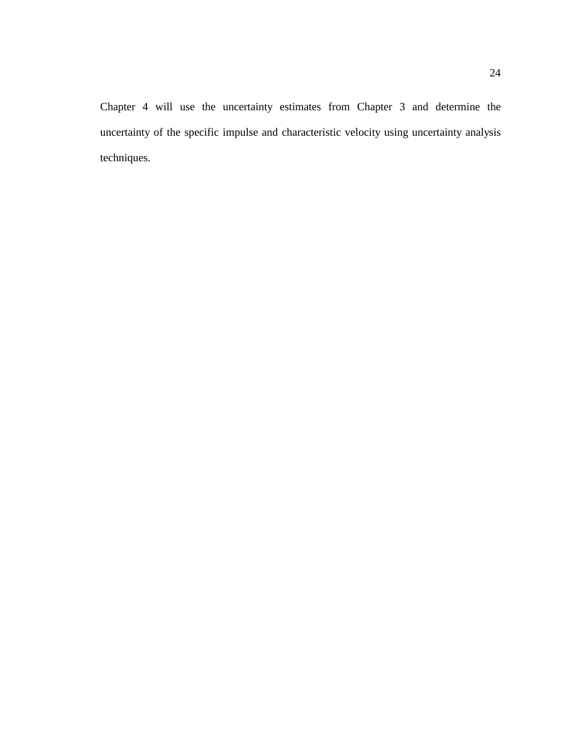Chapter 4 will use the uncertainty estimates from Chapter 3 and determine the uncertainty of the specific impulse and characteristic velocity using uncertainty analysis techniques.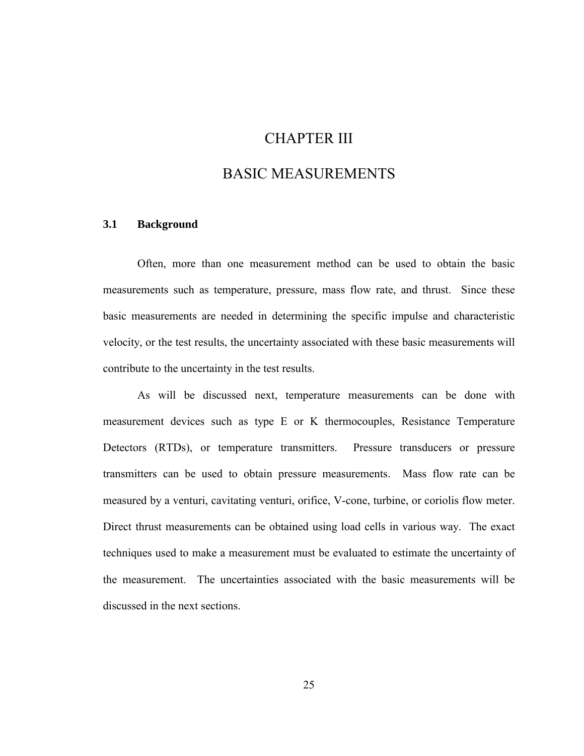# CHAPTER III

# BASIC MEASUREMENTS

### 3.1 Background

Often, more than one measurement method can be used to obtain the basic measurements such as temperature, pressure, mass flow rate, and thrust. Since these basic measurements are needed in determining the specific impulse and characteristic velocity, or the test results, the uncertainty associated with these basic measurements will contribute to the uncertainty in the test results.

As will be discussed next, temperature measurements can be done with measurement devices such as type E or K thermocouples, Resistance Temperature Detectors (RTDs), or temperature transmitters. Pressure transducers or pressure transmitters can be used to obtain pressure measurements. Mass flow rate can be measured by a venturi, cavitating venturi, orifice, V-cone, turbine, or coriolis flow meter. Direct thrust measurements can be obtained using load cells in various way. The exact techniques used to make a measurement must be evaluated to estimate the uncertainty of the measurement. The uncertainties associated with the basic measurements will be discussed in the next sections.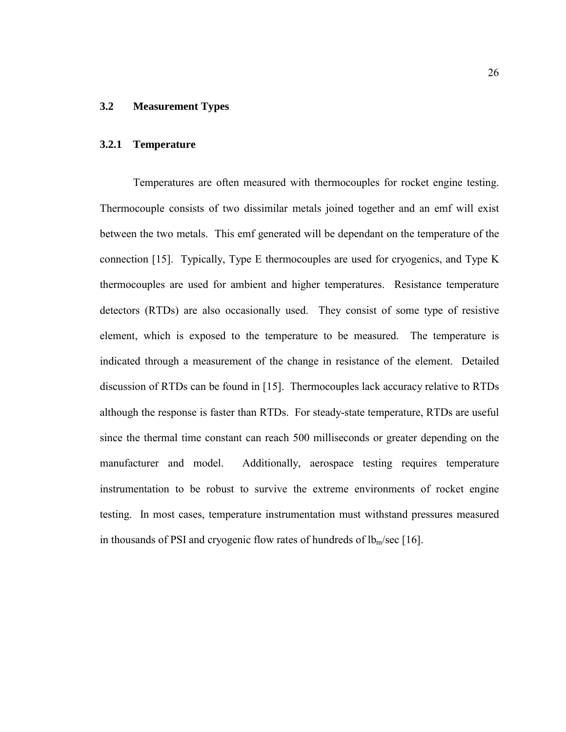## 3.2 Measurement Types

### 3.2.1 Temperature

Temperatures are often measured with thermocouples for rocket engine testing. Thermocouple consists of two dissimilar metals joined together and an emf will exist between the two metals. This emf generated will be dependant on the temperature of the connection [15]. Typically, Type E thermocouples are used for cryogenics, and Type K thermocouples are used for ambient and higher temperatures. Resistance temperature detectors (RTDs) are also occasionally used. They consist of some type of resistive element, which is exposed to the temperature to be measured. The temperature is indicated through a measurement of the change in resistance of the element. Detailed discussion of RTDs can be found in [15]. Thermocouples lack accuracy relative to RTDs although the response is faster than RTDs. For steady-state temperature, RTDs are useful since the thermal time constant can reach 500 milliseconds or greater depending on the manufacturer and model. Additionally, aerospace testing requires temperature instrumentation to be robust to survive the extreme environments of rocket engine testing. In most cases, temperature instrumentation must withstand pressures measured in thousands of PSI and cryogenic flow rates of hundreds of $lb_m$/sec [16].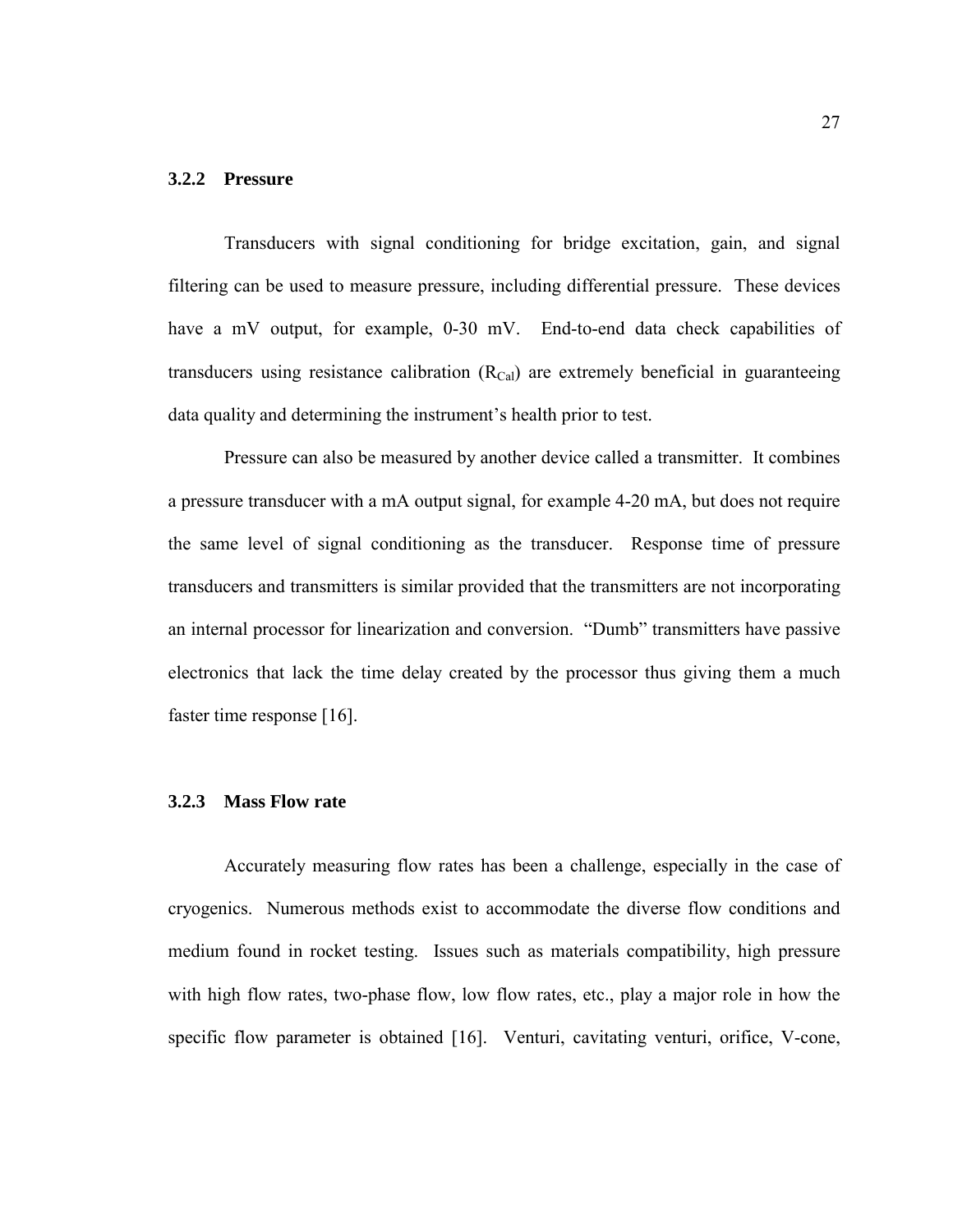### 3.2.2 Pressure

Transducers with signal conditioning for bridge excitation, gain, and signal filtering can be used to measure pressure, including differential pressure. These devices have a mV output, for example, 0-30 mV. End-to-end data check capabilities of transducers using resistance calibration ($R_{Cal}$) are extremely beneficial in guaranteeing data quality and determining the instrument's health prior to test.

Pressure can also be measured by another device called a transmitter. It combines a pressure transducer with a mA output signal, for example 4-20 mA, but does not require the same level of signal conditioning as the transducer. Response time of pressure transducers and transmitters is similar provided that the transmitters are not incorporating an internal processor for linearization and conversion. "Dumb" transmitters have passive electronics that lack the time delay created by the processor thus giving them a much faster time response [16].

### 3.2.3 Mass Flow rate

Accurately measuring flow rates has been a challenge, especially in the case of cryogenics. Numerous methods exist to accommodate the diverse flow conditions and medium found in rocket testing. Issues such as materials compatibility, high pressure with high flow rates, two-phase flow, low flow rates, etc., play a major role in how the specific flow parameter is obtained [16]. Venturi, cavitating venturi, orifice, V-cone,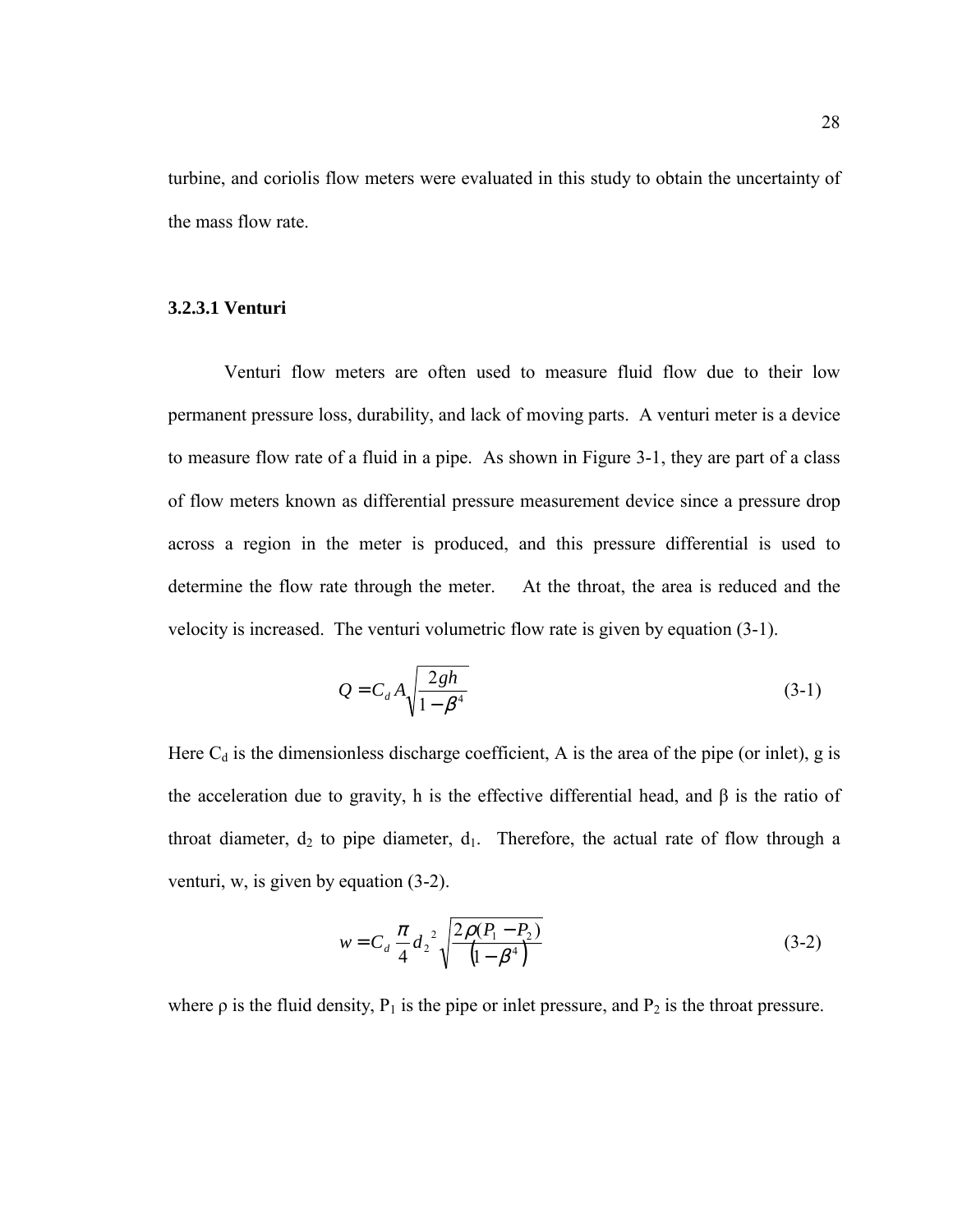turbine, and coriolis flow meters were evaluated in this study to obtain the uncertainty of the mass flow rate.

### 3.2.3.1 Venturi

Venturi flow meters are often used to measure fluid flow due to their low permanent pressure loss, durability, and lack of moving parts. A venturi meter is a device to measure flow rate of a fluid in a pipe. As shown in Figure 3-1, they are part of a class of flow meters known as differential pressure measurement device since a pressure drop across a region in the meter is produced, and this pressure differential is used to determine the flow rate through the meter. At the throat, the area is reduced and the velocity is increased. The venturi volumetric flow rate is given by equation (3-1).

$$Q = C_d A \sqrt{\frac{2gh}{1-\beta^4}} \tag{3-1}$$

Here $C_d$ is the dimensionless discharge coefficient, A is the area of the pipe (or inlet), g is the acceleration due to gravity, h is the effective differential head, and $\beta$ is the ratio of throat diameter, $d_2$ to pipe diameter, $d_1$. Therefore, the actual rate of flow through a venturi, w, is given by equation (3-2).

$$w = C_d \frac{\pi}{4} {d_2}^2 \sqrt{\frac{2\rho(P_1 - P_2)}{\left(1-\beta^4\right)}} \tag{3-2}$$

where $\rho$ is the fluid density, $P_1$ is the pipe or inlet pressure, and $P_2$ is the throat pressure.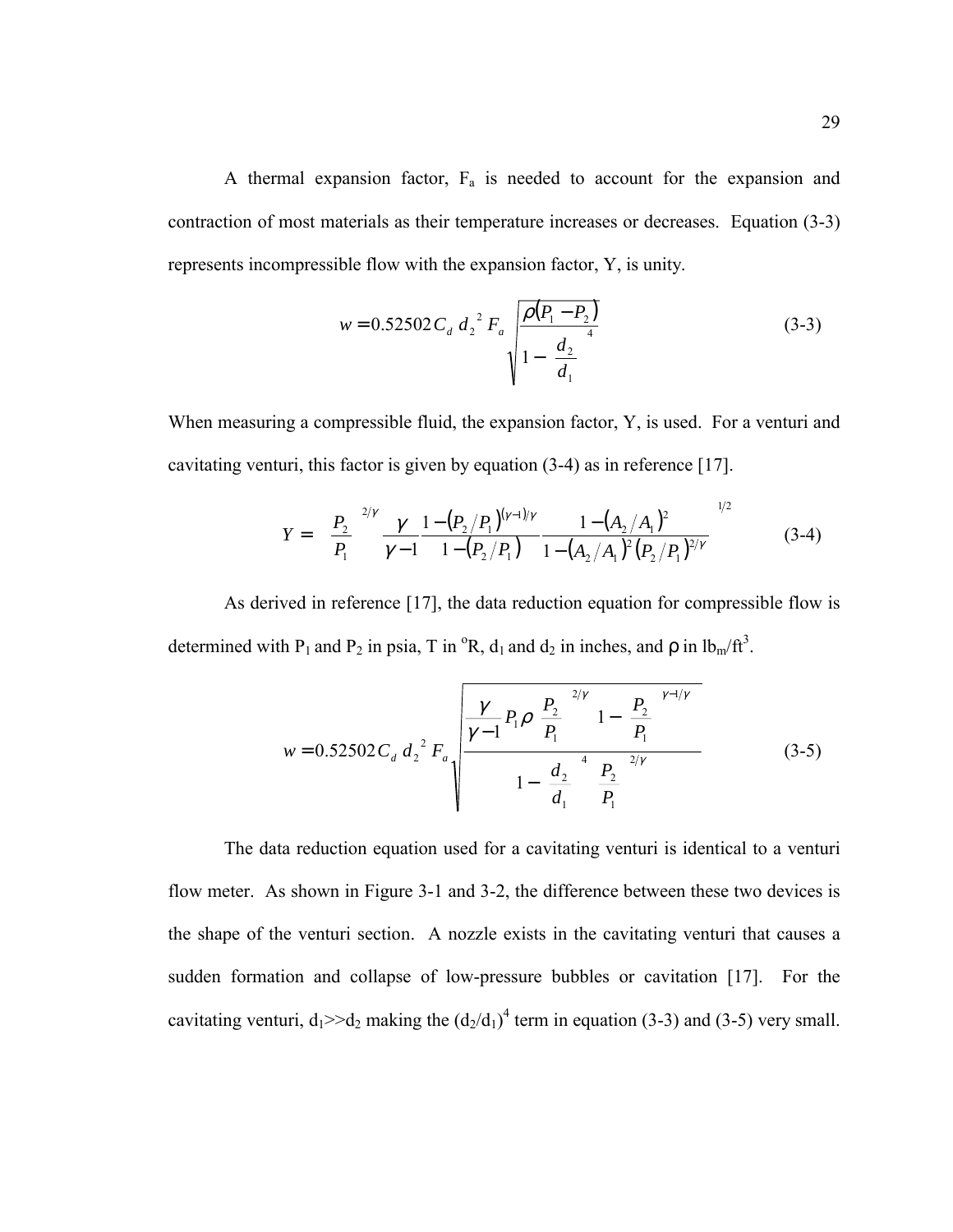A thermal expansion factor, $F_a$ is needed to account for the expansion and contraction of most materials as their temperature increases or decreases. Equation (3-3) represents incompressible flow with the expansion factor, Y, is unity.

$$w = 0.52502 C_d \, d_2^{\,2} \, F_a \sqrt{\frac{\rho (P_1 - P_2)}{1 - \left(\dfrac{d_2}{d_1}\right)^4}} \tag{3-3}$$

When measuring a compressible fluid, the expansion factor, Y, is used. For a venturi and cavitating venturi, this factor is given by equation (3-4) as in reference [17].

$$Y = \left[ \left(\frac{P_2}{P_1}\right)^{2/\gamma} \left(\frac{\gamma}{\gamma - 1}\right) \left(\frac{1 - (P_2/P_1)^{(\gamma-1)/\gamma}}{1 - (P_2/P_1)}\right) \left(\frac{1 - (A_2/A_1)^2}{1 - (A_2/A_1)^2 (P_2/P_1)^{2/\gamma}}\right) \right]^{1/2} \tag{3-4}$$

As derived in reference [17], the data reduction equation for compressible flow is determined with $P_1$ and $P_2$ in psia, T in $^{o}$R, $d_1$ and $d_2$ in inches, and $\rho$ in $lb_m/ft^3$.

$$w = 0.52502 C_d \, d_2^{\,2} \, F_a \sqrt{\frac{\left(\dfrac{\gamma}{\gamma - 1}\right) P_1 \rho \left(\dfrac{P_2}{P_1}\right)^{2/\gamma} \left[1 - \left(\dfrac{P_2}{P_1}\right)^{\gamma - 1/\gamma}\right]}{1 - \left(\dfrac{d_2}{d_1}\right)^4 \left(\dfrac{P_2}{P_1}\right)^{2/\gamma}}} \tag{3-5}$$

The data reduction equation used for a cavitating venturi is identical to a venturi flow meter. As shown in Figure 3-1 and 3-2, the difference between these two devices is the shape of the venturi section. A nozzle exists in the cavitating venturi that causes a sudden formation and collapse of low-pressure bubbles or cavitation [17]. For the cavitating venturi, $d_1 >> d_2$ making the $(d_2/d_1)^4$ term in equation (3-3) and (3-5) very small.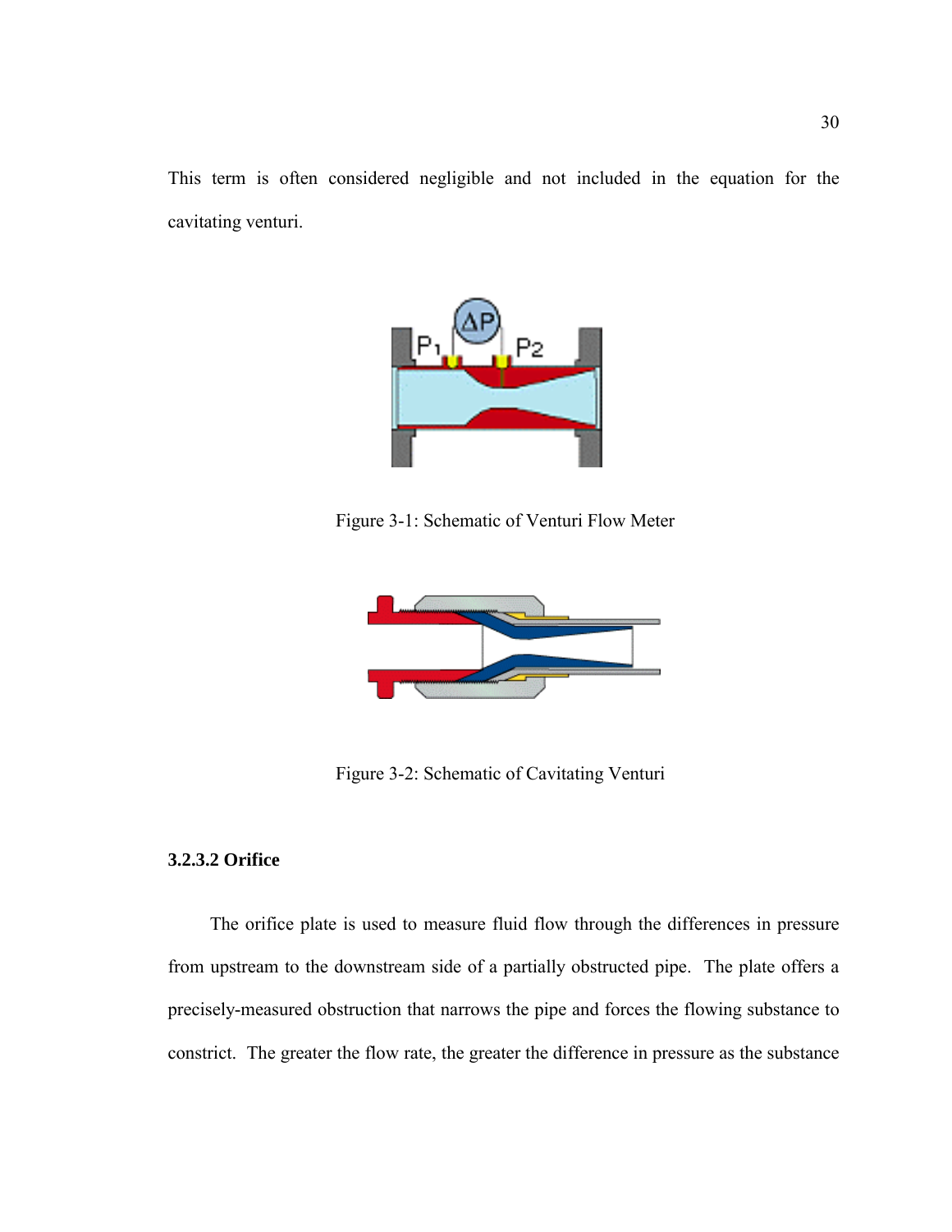This term is often considered negligible and not included in the equation for the cavitating venturi.

Figure 3-1: Schematic of Venturi Flow Meter

Figure 3-2: Schematic of Cavitating Venturi

#### 3.2.3.2 Orifice

The orifice plate is used to measure fluid flow through the differences in pressure from upstream to the downstream side of a partially obstructed pipe. The plate offers a precisely-measured obstruction that narrows the pipe and forces the flowing substance to constrict. The greater the flow rate, the greater the difference in pressure as the substance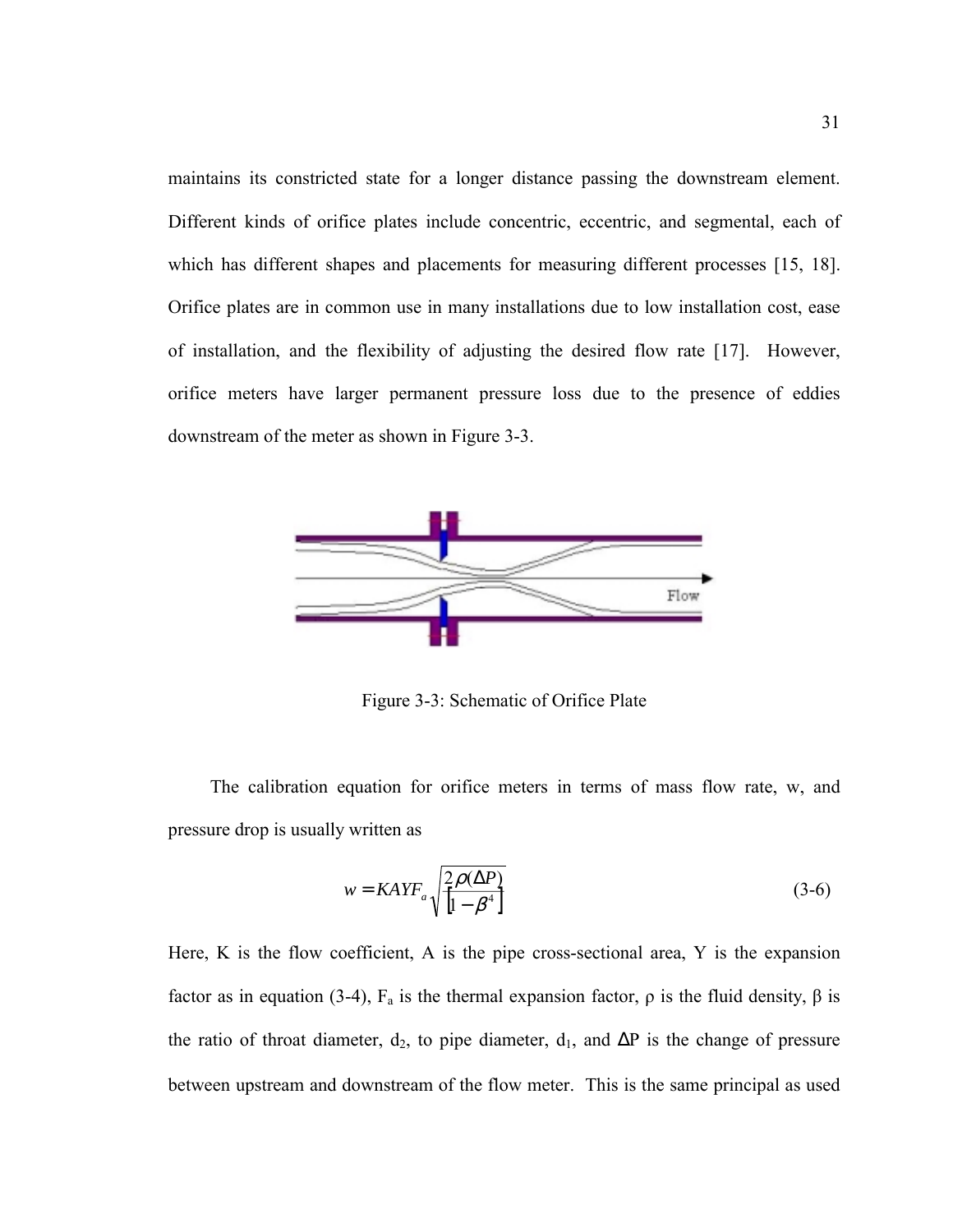maintains its constricted state for a longer distance passing the downstream element. Different kinds of orifice plates include concentric, eccentric, and segmental, each of which has different shapes and placements for measuring different processes [15, 18]. Orifice plates are in common use in many installations due to low installation cost, ease of installation, and the flexibility of adjusting the desired flow rate [17]. However, orifice meters have larger permanent pressure loss due to the presence of eddies downstream of the meter as shown in Figure 3-3.

Figure 3-3: Schematic of Orifice Plate

The calibration equation for orifice meters in terms of mass flow rate, w, and pressure drop is usually written as

$$w = KAYF_a\sqrt{\frac{2\rho(\Delta P)}{\left[1-\beta^4\right]}} \tag{3-6}$$

Here, K is the flow coefficient, A is the pipe cross-sectional area, Y is the expansion factor as in equation (3-4), $F_a$ is the thermal expansion factor, ρ is the fluid density, β is the ratio of throat diameter, $d_2$, to pipe diameter, $d_1$, and ΔP is the change of pressure between upstream and downstream of the flow meter. This is the same principal as used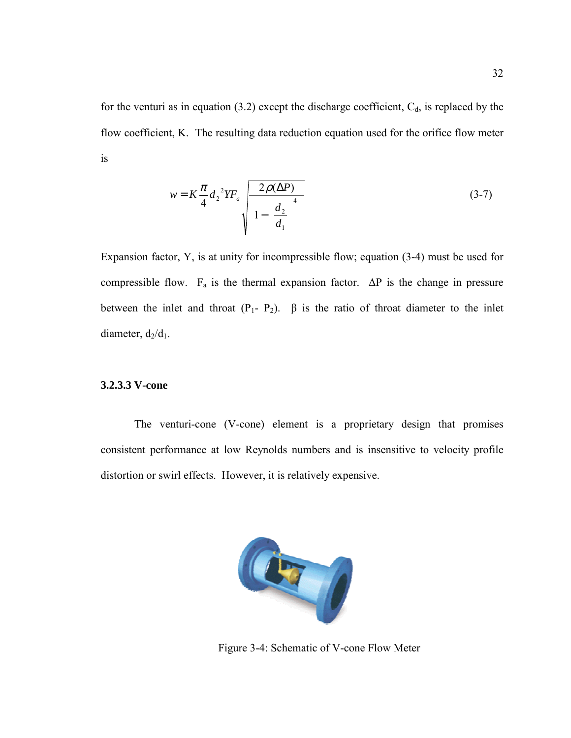for the venturi as in equation (3.2) except the discharge coefficient, $C_d$, is replaced by the flow coefficient, K. The resulting data reduction equation used for the orifice flow meter is

$$w = K\frac{\pi}{4}d_2{}^2 Y F_a \sqrt{\frac{2\rho(\Delta P)}{1-\frac{d_2}{d_1}^4}} \tag{3-7}$$

Expansion factor, Y, is at unity for incompressible flow; equation (3-4) must be used for compressible flow. $F_a$ is the thermal expansion factor. $\Delta P$ is the change in pressure between the inlet and throat ($P_1$- $P_2$). $\beta$ is the ratio of throat diameter to the inlet diameter, $d_2/d_1$.

#### 3.2.3.3 V-cone

The venturi-cone (V-cone) element is a proprietary design that promises consistent performance at low Reynolds numbers and is insensitive to velocity profile distortion or swirl effects. However, it is relatively expensive.

Figure 3-4: Schematic of V-cone Flow Meter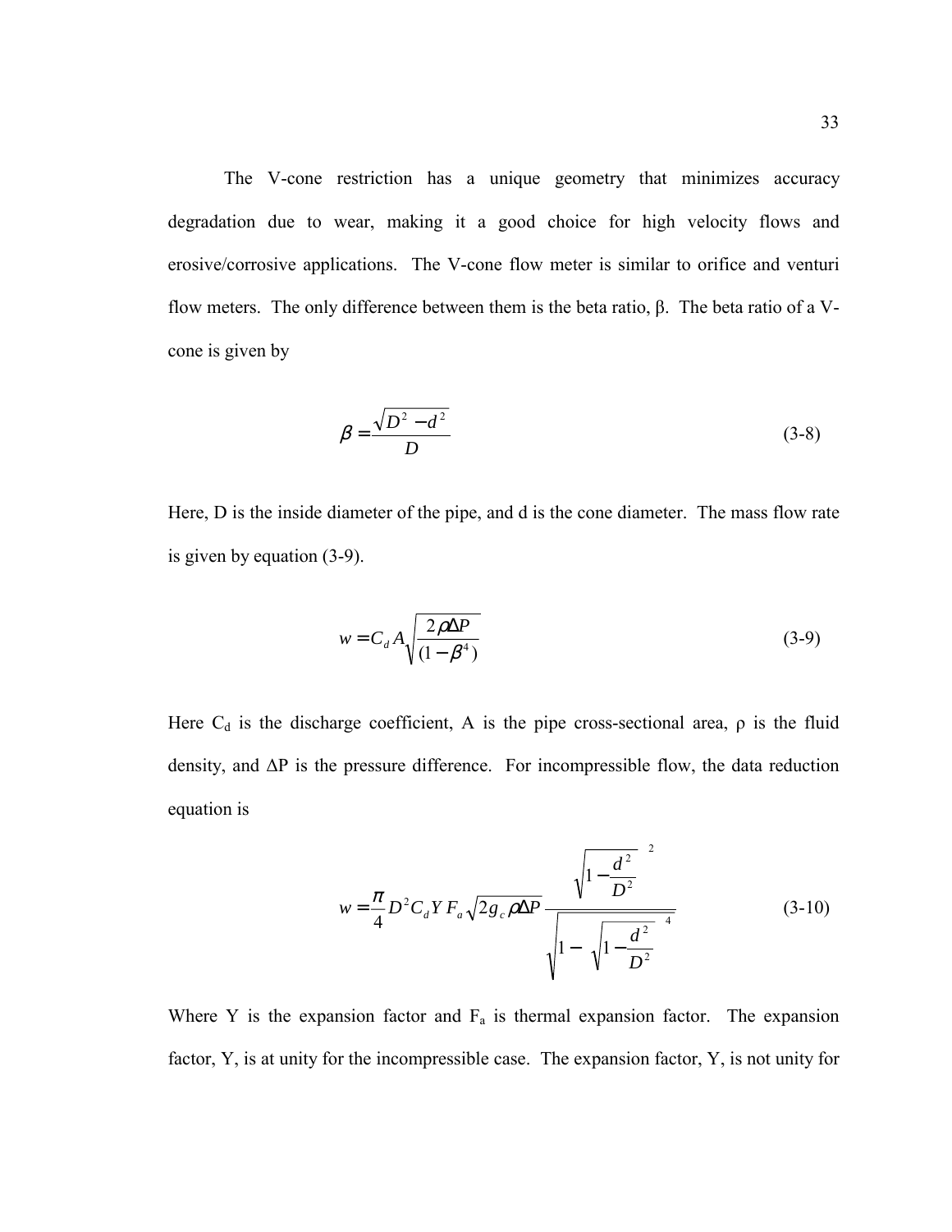The V-cone restriction has a unique geometry that minimizes accuracy degradation due to wear, making it a good choice for high velocity flows and erosive/corrosive applications. The V-cone flow meter is similar to orifice and venturi flow meters. The only difference between them is the beta ratio, β. The beta ratio of a V-cone is given by

$$\beta = \frac{\sqrt{D^2 - d^2}}{D} \tag{3-8}$$

Here, D is the inside diameter of the pipe, and d is the cone diameter. The mass flow rate is given by equation (3-9).

$$w = C_d A \sqrt{\frac{2\rho \Delta P}{(1 - \beta^4)}} \tag{3-9}$$

Here $C_d$ is the discharge coefficient, A is the pipe cross-sectional area, ρ is the fluid density, and ΔP is the pressure difference. For incompressible flow, the data reduction equation is

$$w = \frac{\pi}{4} D^2 C_d Y F_a \sqrt{2 g_c \rho \Delta P} \frac{\sqrt{1 - \frac{d^2}{D^2}}^{\,2}}{\sqrt{1 - \sqrt{1 - \frac{d^2}{D^2}}^{\,4}}} \tag{3-10}$$

Where Y is the expansion factor and $F_a$ is thermal expansion factor. The expansion factor, Y, is at unity for the incompressible case. The expansion factor, Y, is not unity for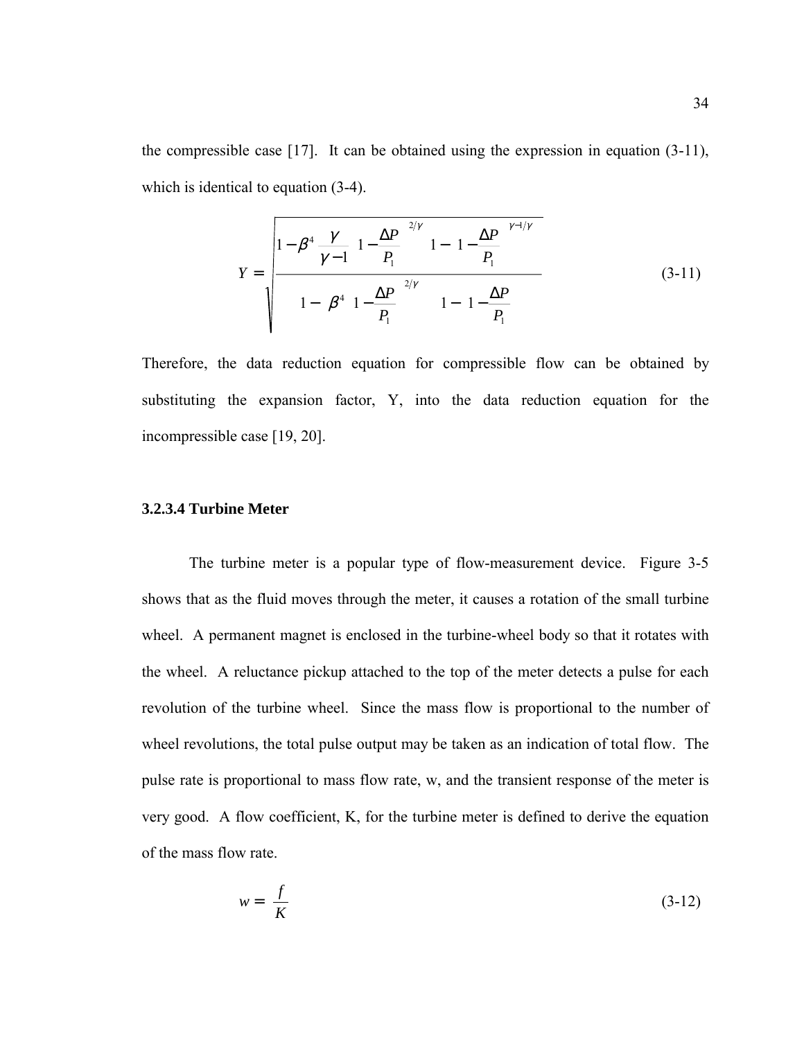the compressible case [17]. It can be obtained using the expression in equation (3-11), which is identical to equation (3-4).

$$Y = \sqrt{\frac{\left(1-\beta^4\right)\left(\frac{\gamma}{\gamma-1}\right)\left(1-\frac{\Delta P}{P_1}\right)^{2/\gamma}\left[1-\left(1-\frac{\Delta P}{P_1}\right)^{(\gamma-1)/\gamma}\right]}{\left[1-\beta^4\left(1-\frac{\Delta P}{P_1}\right)^{2/\gamma}\right]\left[1-\left(1-\frac{\Delta P}{P_1}\right)\right]}} \tag{3-11}$$

Therefore, the data reduction equation for compressible flow can be obtained by substituting the expansion factor, Y, into the data reduction equation for the incompressible case [19, 20].

### 3.2.3.4 Turbine Meter

The turbine meter is a popular type of flow-measurement device. Figure 3-5 shows that as the fluid moves through the meter, it causes a rotation of the small turbine wheel. A permanent magnet is enclosed in the turbine-wheel body so that it rotates with the wheel. A reluctance pickup attached to the top of the meter detects a pulse for each revolution of the turbine wheel. Since the mass flow is proportional to the number of wheel revolutions, the total pulse output may be taken as an indication of total flow. The pulse rate is proportional to mass flow rate, w, and the transient response of the meter is very good. A flow coefficient, K, for the turbine meter is defined to derive the equation of the mass flow rate.

$$w = \frac{f}{K} \tag{3-12}$$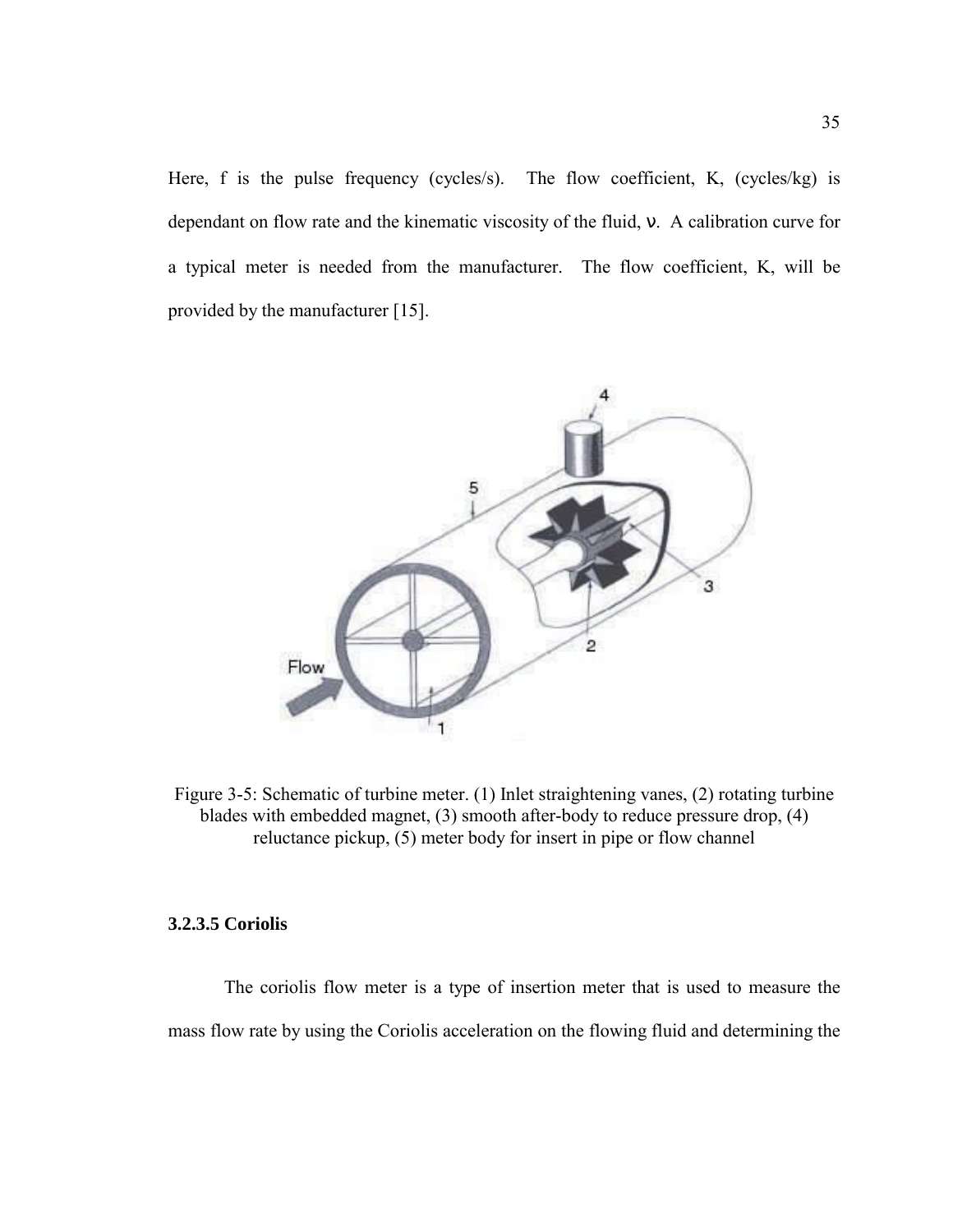Here, f is the pulse frequency (cycles/s). The flow coefficient, K, (cycles/kg) is dependant on flow rate and the kinematic viscosity of the fluid, $\nu$. A calibration curve for a typical meter is needed from the manufacturer. The flow coefficient, K, will be provided by the manufacturer [15].

Figure 3-5: Schematic of turbine meter. (1) Inlet straightening vanes, (2) rotating turbine blades with embedded magnet, (3) smooth after-body to reduce pressure drop, (4) reluctance pickup, (5) meter body for insert in pipe or flow channel

#### 3.2.3.5 Coriolis

The coriolis flow meter is a type of insertion meter that is used to measure the mass flow rate by using the Coriolis acceleration on the flowing fluid and determining the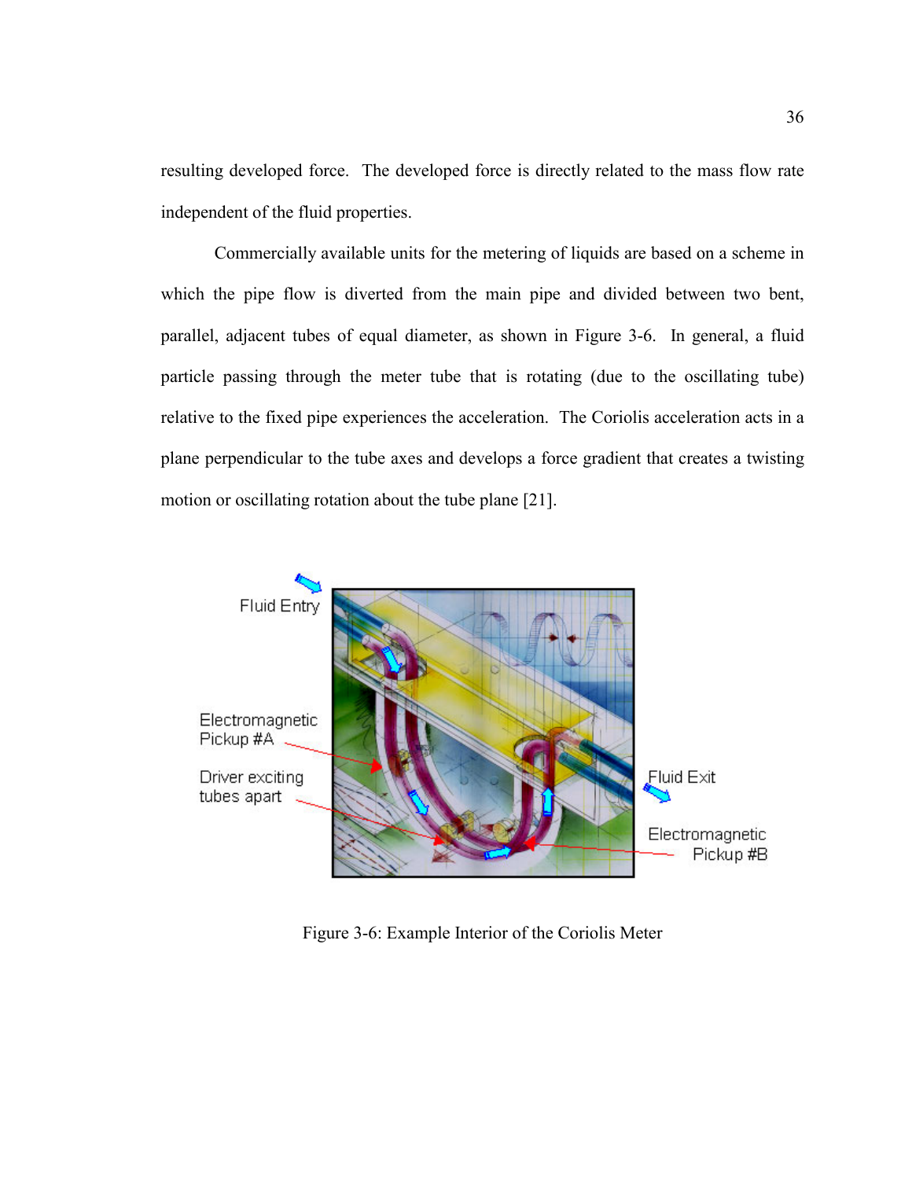resulting developed force. The developed force is directly related to the mass flow rate independent of the fluid properties.

Commercially available units for the metering of liquids are based on a scheme in which the pipe flow is diverted from the main pipe and divided between two bent, parallel, adjacent tubes of equal diameter, as shown in Figure 3-6. In general, a fluid particle passing through the meter tube that is rotating (due to the oscillating tube) relative to the fixed pipe experiences the acceleration. The Coriolis acceleration acts in a plane perpendicular to the tube axes and develops a force gradient that creates a twisting motion or oscillating rotation about the tube plane [21].

Figure 3-6: Example Interior of the Coriolis Meter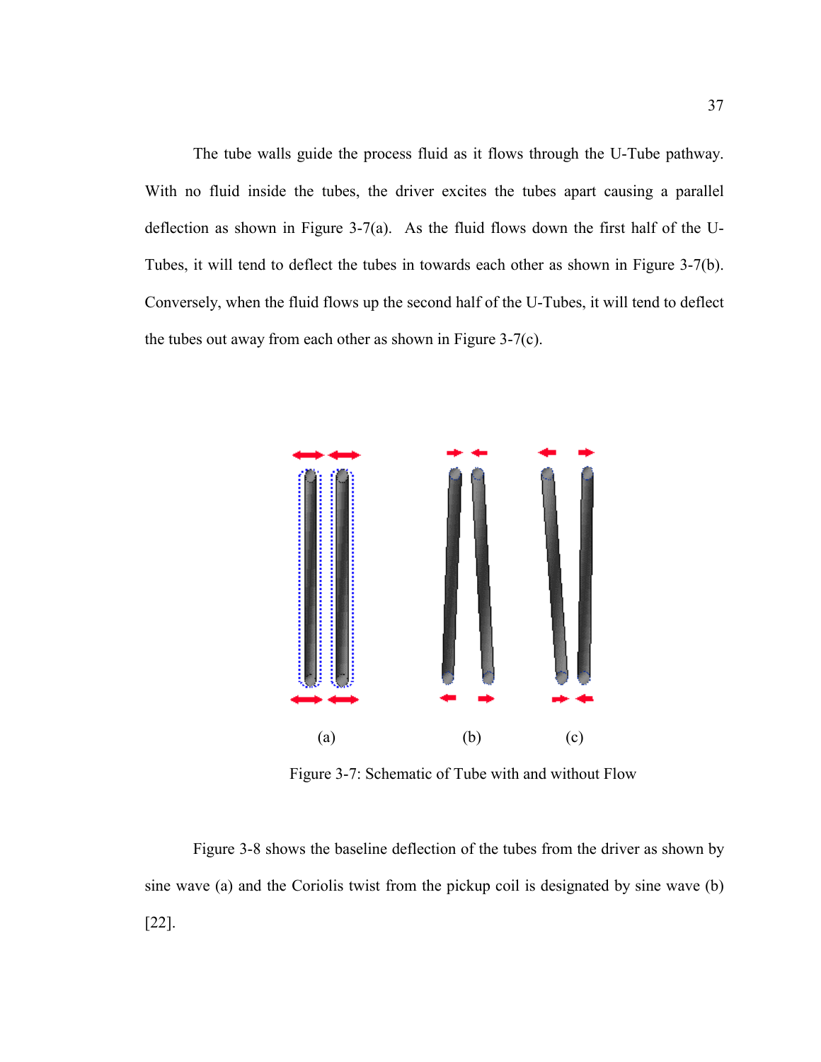The tube walls guide the process fluid as it flows through the U-Tube pathway. With no fluid inside the tubes, the driver excites the tubes apart causing a parallel deflection as shown in Figure 3-7(a). As the fluid flows down the first half of the U-Tubes, it will tend to deflect the tubes in towards each other as shown in Figure 3-7(b). Conversely, when the fluid flows up the second half of the U-Tubes, it will tend to deflect the tubes out away from each other as shown in Figure 3-7(c).

(a) (b) (c)

Figure 3-7: Schematic of Tube with and without Flow

Figure 3-8 shows the baseline deflection of the tubes from the driver as shown by sine wave (a) and the Coriolis twist from the pickup coil is designated by sine wave (b) [22].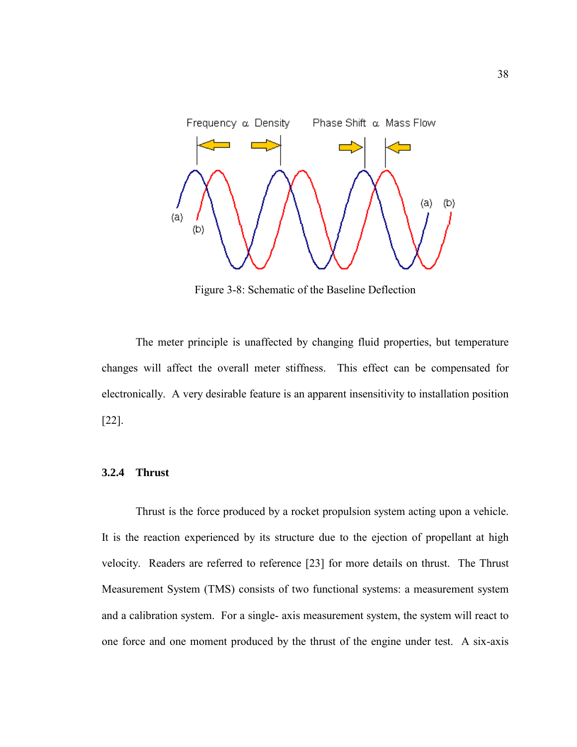Figure 3-8: Schematic of the Baseline Deflection

The meter principle is unaffected by changing fluid properties, but temperature changes will affect the overall meter stiffness. This effect can be compensated for electronically. A very desirable feature is an apparent insensitivity to installation position [22].

### 3.2.4 Thrust

Thrust is the force produced by a rocket propulsion system acting upon a vehicle. It is the reaction experienced by its structure due to the ejection of propellant at high velocity. Readers are referred to reference [23] for more details on thrust. The Thrust Measurement System (TMS) consists of two functional systems: a measurement system and a calibration system. For a single- axis measurement system, the system will react to one force and one moment produced by the thrust of the engine under test. A six-axis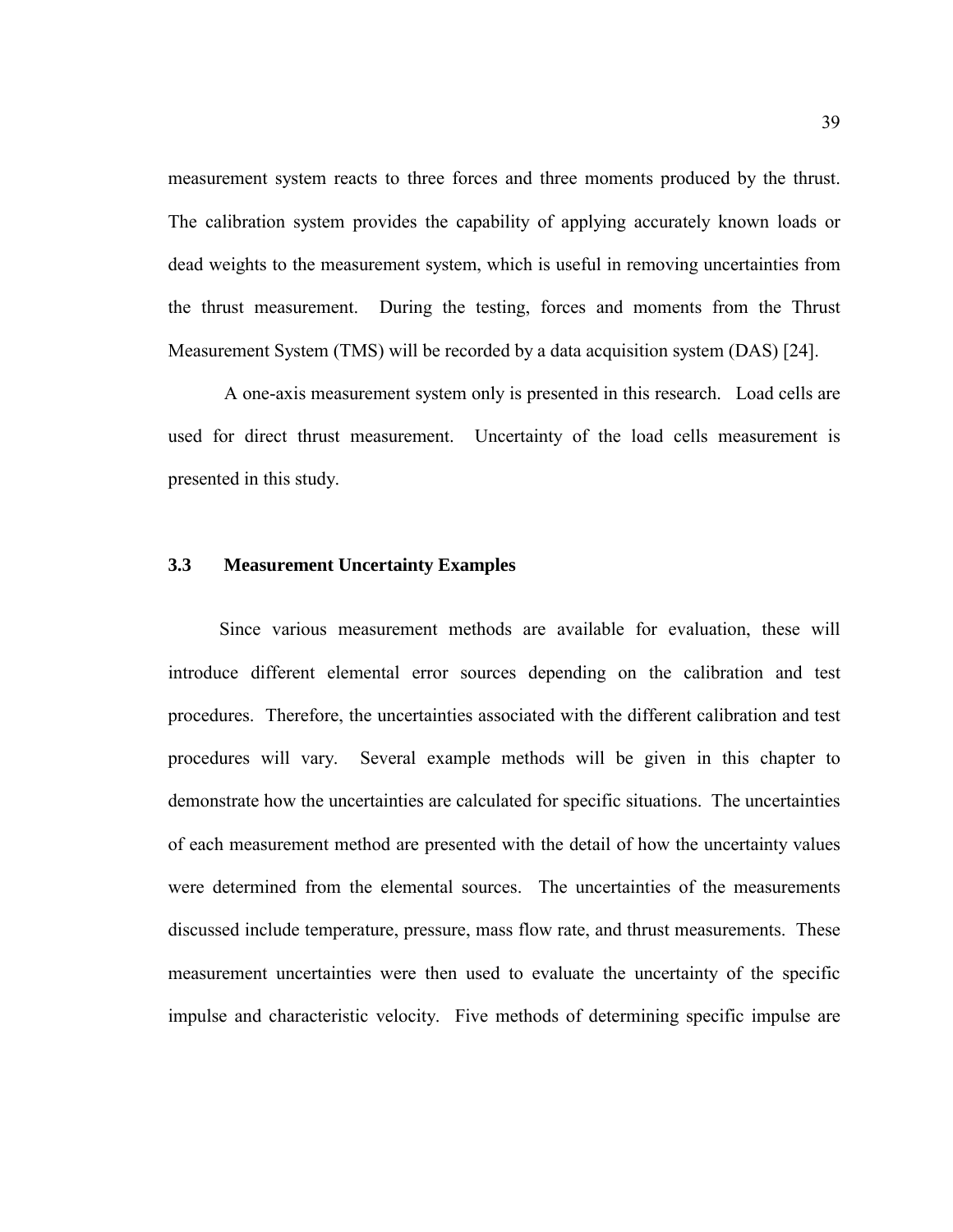measurement system reacts to three forces and three moments produced by the thrust. The calibration system provides the capability of applying accurately known loads or dead weights to the measurement system, which is useful in removing uncertainties from the thrust measurement. During the testing, forces and moments from the Thrust Measurement System (TMS) will be recorded by a data acquisition system (DAS) [24].

A one-axis measurement system only is presented in this research. Load cells are used for direct thrust measurement. Uncertainty of the load cells measurement is presented in this study.

### 3.3 Measurement Uncertainty Examples

Since various measurement methods are available for evaluation, these will introduce different elemental error sources depending on the calibration and test procedures. Therefore, the uncertainties associated with the different calibration and test procedures will vary. Several example methods will be given in this chapter to demonstrate how the uncertainties are calculated for specific situations. The uncertainties of each measurement method are presented with the detail of how the uncertainty values were determined from the elemental sources. The uncertainties of the measurements discussed include temperature, pressure, mass flow rate, and thrust measurements. These measurement uncertainties were then used to evaluate the uncertainty of the specific impulse and characteristic velocity. Five methods of determining specific impulse are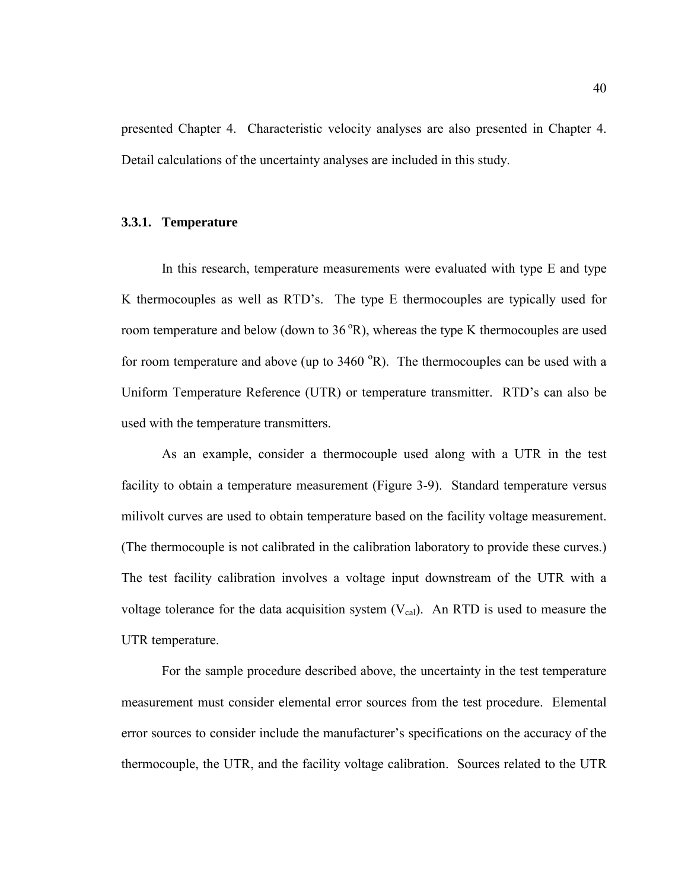presented Chapter 4. Characteristic velocity analyses are also presented in Chapter 4. Detail calculations of the uncertainty analyses are included in this study.

### 3.3.1. Temperature

In this research, temperature measurements were evaluated with type E and type K thermocouples as well as RTD's. The type E thermocouples are typically used for room temperature and below (down to 36 $^{o}$R), whereas the type K thermocouples are used for room temperature and above (up to 3460 $^{o}$R). The thermocouples can be used with a Uniform Temperature Reference (UTR) or temperature transmitter. RTD's can also be used with the temperature transmitters.

As an example, consider a thermocouple used along with a UTR in the test facility to obtain a temperature measurement (Figure 3-9). Standard temperature versus milivolt curves are used to obtain temperature based on the facility voltage measurement. (The thermocouple is not calibrated in the calibration laboratory to provide these curves.) The test facility calibration involves a voltage input downstream of the UTR with a voltage tolerance for the data acquisition system ($V_{cal}$). An RTD is used to measure the UTR temperature.

For the sample procedure described above, the uncertainty in the test temperature measurement must consider elemental error sources from the test procedure. Elemental error sources to consider include the manufacturer's specifications on the accuracy of the thermocouple, the UTR, and the facility voltage calibration. Sources related to the UTR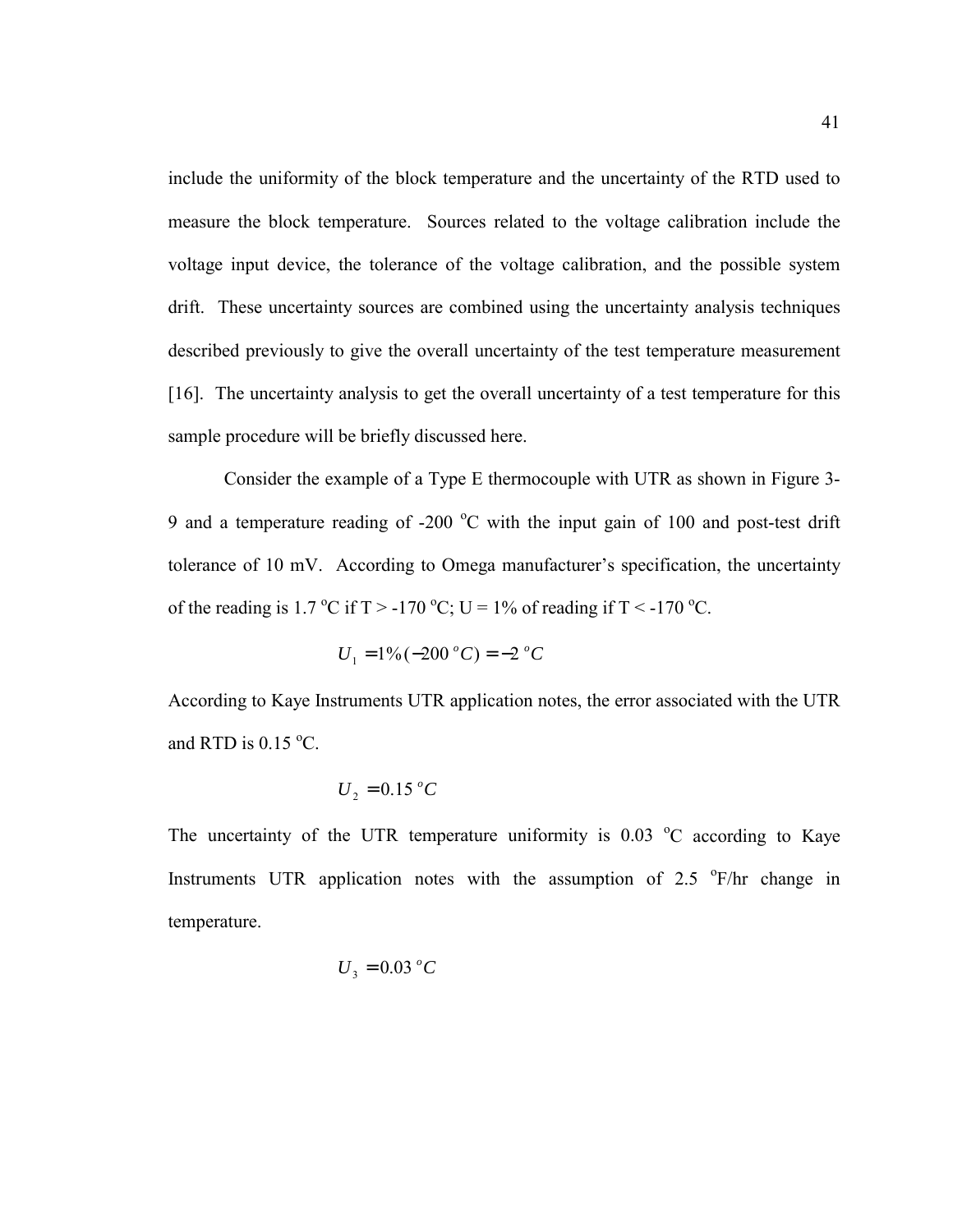include the uniformity of the block temperature and the uncertainty of the RTD used to measure the block temperature. Sources related to the voltage calibration include the voltage input device, the tolerance of the voltage calibration, and the possible system drift. These uncertainty sources are combined using the uncertainty analysis techniques described previously to give the overall uncertainty of the test temperature measurement [16]. The uncertainty analysis to get the overall uncertainty of a test temperature for this sample procedure will be briefly discussed here.

Consider the example of a Type E thermocouple with UTR as shown in Figure 3-9 and a temperature reading of -200 $^oC$ with the input gain of 100 and post-test drift tolerance of 10 mV. According to Omega manufacturer's specification, the uncertainty of the reading is 1.7 $^oC$ if T > -170 $^oC$; U = 1% of reading if T < -170 $^oC$.

$$U_1 = 1\%(-200\ ^oC) = -2\ ^oC$$

According to Kaye Instruments UTR application notes, the error associated with the UTR and RTD is 0.15 $^oC$.

$$U_2 = 0.15\ ^oC$$

The uncertainty of the UTR temperature uniformity is 0.03 $^oC$ according to Kaye Instruments UTR application notes with the assumption of 2.5 $^oF$/hr change in temperature.

$$U_3 = 0.03\ ^oC$$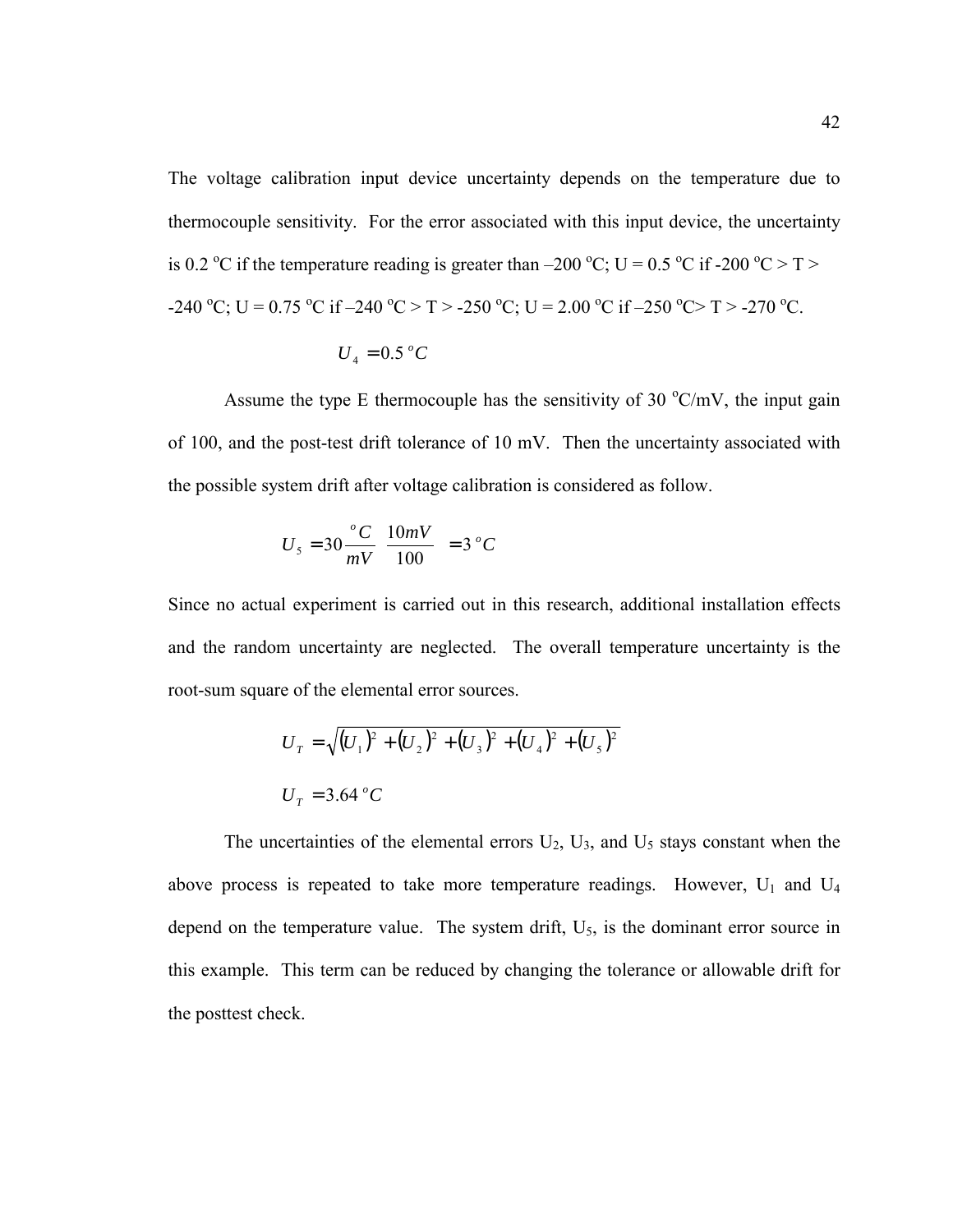The voltage calibration input device uncertainty depends on the temperature due to thermocouple sensitivity. For the error associated with this input device, the uncertainty is 0.2 $^oC$ if the temperature reading is greater than –200 $^oC$; U = 0.5 $^oC$ if -200 $^oC$ > T > -240 $^oC$; U = 0.75 $^oC$ if –240 $^oC$ > T > -250 $^oC$; U = 2.00 $^oC$ if –250 $^oC$> T > -270 $^oC$.

$$U_4 = 0.5\,^oC$$

Assume the type E thermocouple has the sensitivity of 30 $^oC$/mV, the input gain of 100, and the post-test drift tolerance of 10 mV. Then the uncertainty associated with the possible system drift after voltage calibration is considered as follow.

$$U_5 = 30\frac{^oC}{mV}\left(\frac{10mV}{100}\right) = 3\,^oC$$

Since no actual experiment is carried out in this research, additional installation effects and the random uncertainty are neglected. The overall temperature uncertainty is the root-sum square of the elemental error sources.

$$U_T = \sqrt{(U_1)^2 + (U_2)^2 + (U_3)^2 + (U_4)^2 + (U_5)^2}$$

$$U_T = 3.64\,^oC$$

The uncertainties of the elemental errors $U_2$, $U_3$, and $U_5$ stays constant when the above process is repeated to take more temperature readings. However, $U_1$ and $U_4$ depend on the temperature value. The system drift, $U_5$, is the dominant error source in this example. This term can be reduced by changing the tolerance or allowable drift for the posttest check.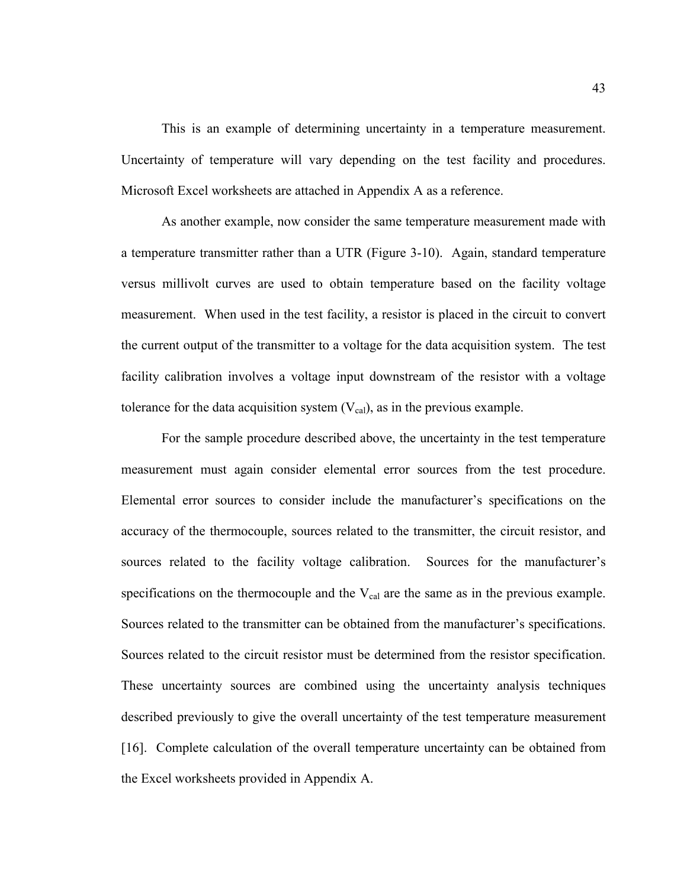This is an example of determining uncertainty in a temperature measurement. Uncertainty of temperature will vary depending on the test facility and procedures. Microsoft Excel worksheets are attached in Appendix A as a reference.

As another example, now consider the same temperature measurement made with a temperature transmitter rather than a UTR (Figure 3-10). Again, standard temperature versus millivolt curves are used to obtain temperature based on the facility voltage measurement. When used in the test facility, a resistor is placed in the circuit to convert the current output of the transmitter to a voltage for the data acquisition system. The test facility calibration involves a voltage input downstream of the resistor with a voltage tolerance for the data acquisition system ($V_{cal}$), as in the previous example.

For the sample procedure described above, the uncertainty in the test temperature measurement must again consider elemental error sources from the test procedure. Elemental error sources to consider include the manufacturer's specifications on the accuracy of the thermocouple, sources related to the transmitter, the circuit resistor, and sources related to the facility voltage calibration. Sources for the manufacturer's specifications on the thermocouple and the $V_{cal}$ are the same as in the previous example. Sources related to the transmitter can be obtained from the manufacturer's specifications. Sources related to the circuit resistor must be determined from the resistor specification. These uncertainty sources are combined using the uncertainty analysis techniques described previously to give the overall uncertainty of the test temperature measurement [16]. Complete calculation of the overall temperature uncertainty can be obtained from the Excel worksheets provided in Appendix A.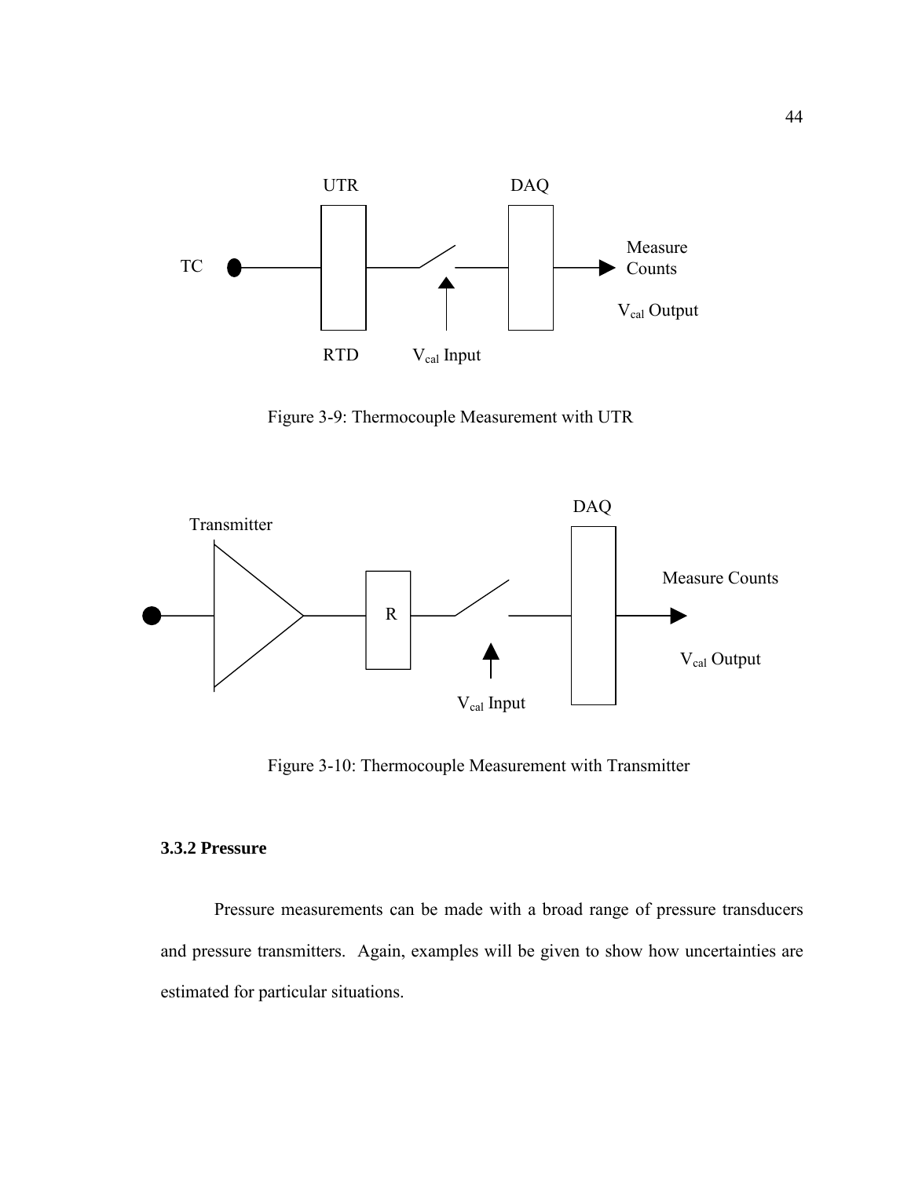Figure 3-9: Thermocouple Measurement with UTR

Figure 3-10: Thermocouple Measurement with Transmitter

### 3.3.2 Pressure

Pressure measurements can be made with a broad range of pressure transducers and pressure transmitters. Again, examples will be given to show how uncertainties are estimated for particular situations.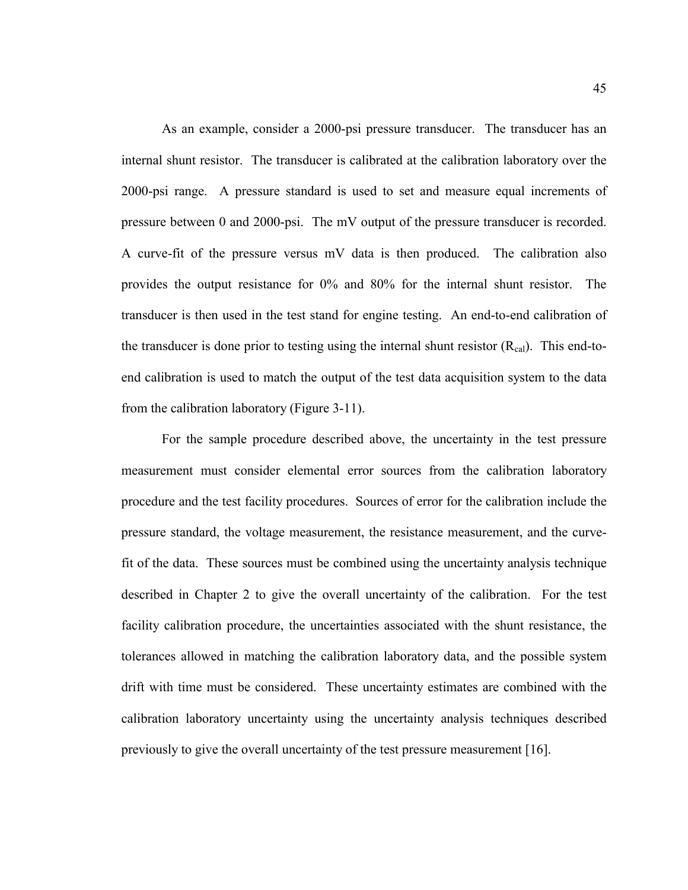As an example, consider a 2000-psi pressure transducer. The transducer has an internal shunt resistor. The transducer is calibrated at the calibration laboratory over the 2000-psi range. A pressure standard is used to set and measure equal increments of pressure between 0 and 2000-psi. The mV output of the pressure transducer is recorded. A curve-fit of the pressure versus mV data is then produced. The calibration also provides the output resistance for 0% and 80% for the internal shunt resistor. The transducer is then used in the test stand for engine testing. An end-to-end calibration of the transducer is done prior to testing using the internal shunt resistor ($R_{cal}$). This end-to-end calibration is used to match the output of the test data acquisition system to the data from the calibration laboratory (Figure 3-11).

For the sample procedure described above, the uncertainty in the test pressure measurement must consider elemental error sources from the calibration laboratory procedure and the test facility procedures. Sources of error for the calibration include the pressure standard, the voltage measurement, the resistance measurement, and the curve-fit of the data. These sources must be combined using the uncertainty analysis technique described in Chapter 2 to give the overall uncertainty of the calibration. For the test facility calibration procedure, the uncertainties associated with the shunt resistance, the tolerances allowed in matching the calibration laboratory data, and the possible system drift with time must be considered. These uncertainty estimates are combined with the calibration laboratory uncertainty using the uncertainty analysis techniques described previously to give the overall uncertainty of the test pressure measurement [16].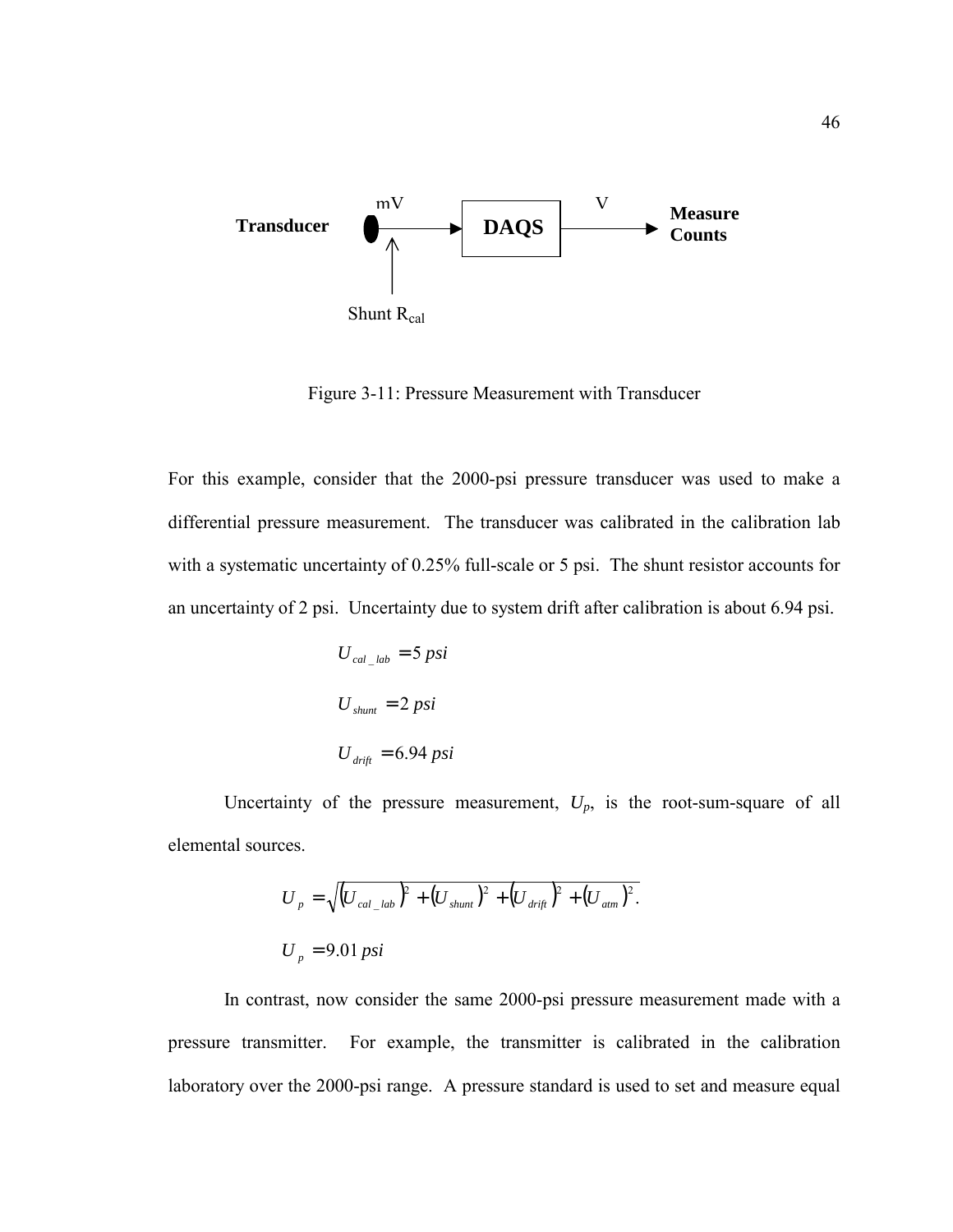Transducer — mV → DAQS → V → Measure Counts

Shunt $R_{cal}$

Figure 3-11: Pressure Measurement with Transducer

For this example, consider that the 2000-psi pressure transducer was used to make a differential pressure measurement. The transducer was calibrated in the calibration lab with a systematic uncertainty of 0.25% full-scale or 5 psi. The shunt resistor accounts for an uncertainty of 2 psi. Uncertainty due to system drift after calibration is about 6.94 psi.

$$U_{cal\_lab} = 5\ psi$$

$$U_{shunt} = 2\ psi$$

$$U_{drift} = 6.94\ psi$$

Uncertainty of the pressure measurement, $U_p$, is the root-sum-square of all elemental sources.

$$U_p = \sqrt{(U_{cal\_lab})^2 + (U_{shunt})^2 + (U_{drift})^2 + (U_{atm})^2}.$$

$$U_p = 9.01\ psi$$

In contrast, now consider the same 2000-psi pressure measurement made with a pressure transmitter. For example, the transmitter is calibrated in the calibration laboratory over the 2000-psi range. A pressure standard is used to set and measure equal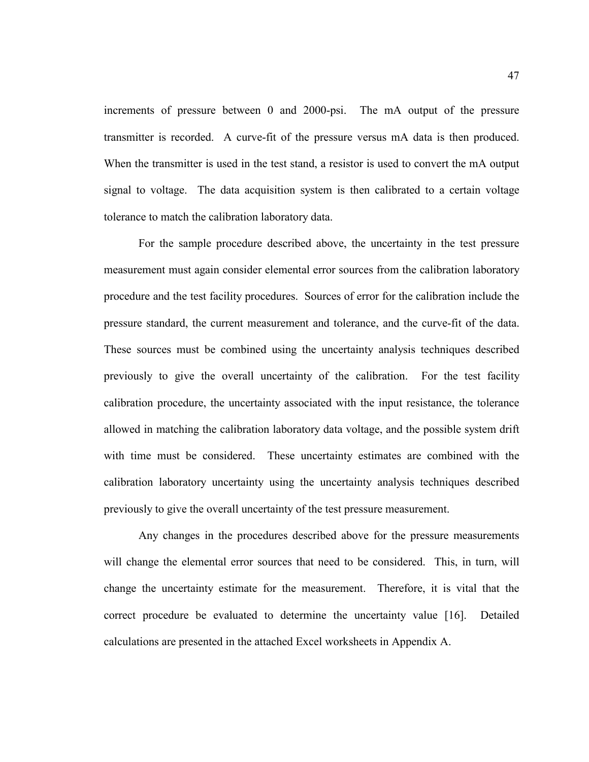increments of pressure between 0 and 2000-psi. The mA output of the pressure transmitter is recorded. A curve-fit of the pressure versus mA data is then produced. When the transmitter is used in the test stand, a resistor is used to convert the mA output signal to voltage. The data acquisition system is then calibrated to a certain voltage tolerance to match the calibration laboratory data.

For the sample procedure described above, the uncertainty in the test pressure measurement must again consider elemental error sources from the calibration laboratory procedure and the test facility procedures. Sources of error for the calibration include the pressure standard, the current measurement and tolerance, and the curve-fit of the data. These sources must be combined using the uncertainty analysis techniques described previously to give the overall uncertainty of the calibration. For the test facility calibration procedure, the uncertainty associated with the input resistance, the tolerance allowed in matching the calibration laboratory data voltage, and the possible system drift with time must be considered. These uncertainty estimates are combined with the calibration laboratory uncertainty using the uncertainty analysis techniques described previously to give the overall uncertainty of the test pressure measurement.

Any changes in the procedures described above for the pressure measurements will change the elemental error sources that need to be considered. This, in turn, will change the uncertainty estimate for the measurement. Therefore, it is vital that the correct procedure be evaluated to determine the uncertainty value [16]. Detailed calculations are presented in the attached Excel worksheets in Appendix A.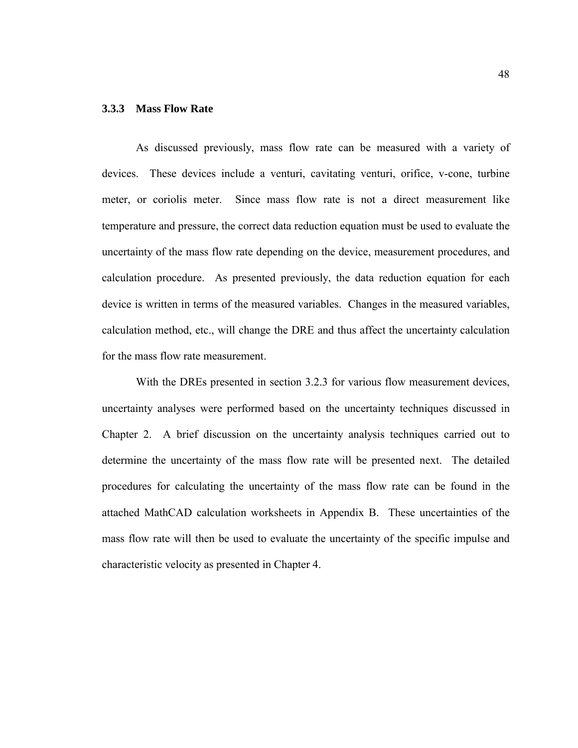### 3.3.3 Mass Flow Rate

As discussed previously, mass flow rate can be measured with a variety of devices. These devices include a venturi, cavitating venturi, orifice, v-cone, turbine meter, or coriolis meter. Since mass flow rate is not a direct measurement like temperature and pressure, the correct data reduction equation must be used to evaluate the uncertainty of the mass flow rate depending on the device, measurement procedures, and calculation procedure. As presented previously, the data reduction equation for each device is written in terms of the measured variables. Changes in the measured variables, calculation method, etc., will change the DRE and thus affect the uncertainty calculation for the mass flow rate measurement.

With the DREs presented in section 3.2.3 for various flow measurement devices, uncertainty analyses were performed based on the uncertainty techniques discussed in Chapter 2. A brief discussion on the uncertainty analysis techniques carried out to determine the uncertainty of the mass flow rate will be presented next. The detailed procedures for calculating the uncertainty of the mass flow rate can be found in the attached MathCAD calculation worksheets in Appendix B. These uncertainties of the mass flow rate will then be used to evaluate the uncertainty of the specific impulse and characteristic velocity as presented in Chapter 4.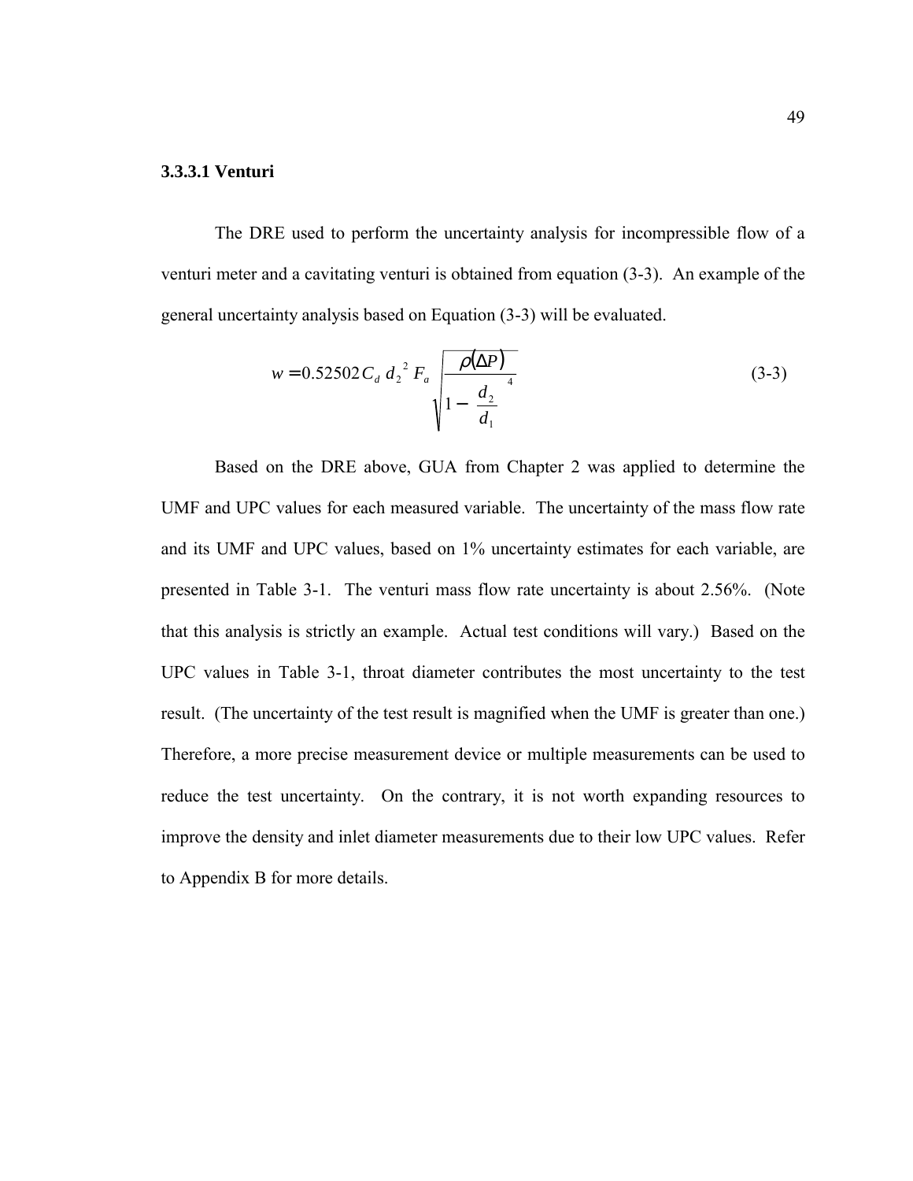### 3.3.3.1 Venturi

The DRE used to perform the uncertainty analysis for incompressible flow of a venturi meter and a cavitating venturi is obtained from equation (3-3). An example of the general uncertainty analysis based on Equation (3-3) will be evaluated.

$$w = 0.52502 C_d \, d_2^{\,2} \, F_a \sqrt{\frac{\rho(\Delta P)}{1 - \left(\frac{d_2}{d_1}\right)^4}} \tag{3-3}$$

Based on the DRE above, GUA from Chapter 2 was applied to determine the UMF and UPC values for each measured variable. The uncertainty of the mass flow rate and its UMF and UPC values, based on 1% uncertainty estimates for each variable, are presented in Table 3-1. The venturi mass flow rate uncertainty is about 2.56%. (Note that this analysis is strictly an example. Actual test conditions will vary.) Based on the UPC values in Table 3-1, throat diameter contributes the most uncertainty to the test result. (The uncertainty of the test result is magnified when the UMF is greater than one.) Therefore, a more precise measurement device or multiple measurements can be used to reduce the test uncertainty. On the contrary, it is not worth expanding resources to improve the density and inlet diameter measurements due to their low UPC values. Refer to Appendix B for more details.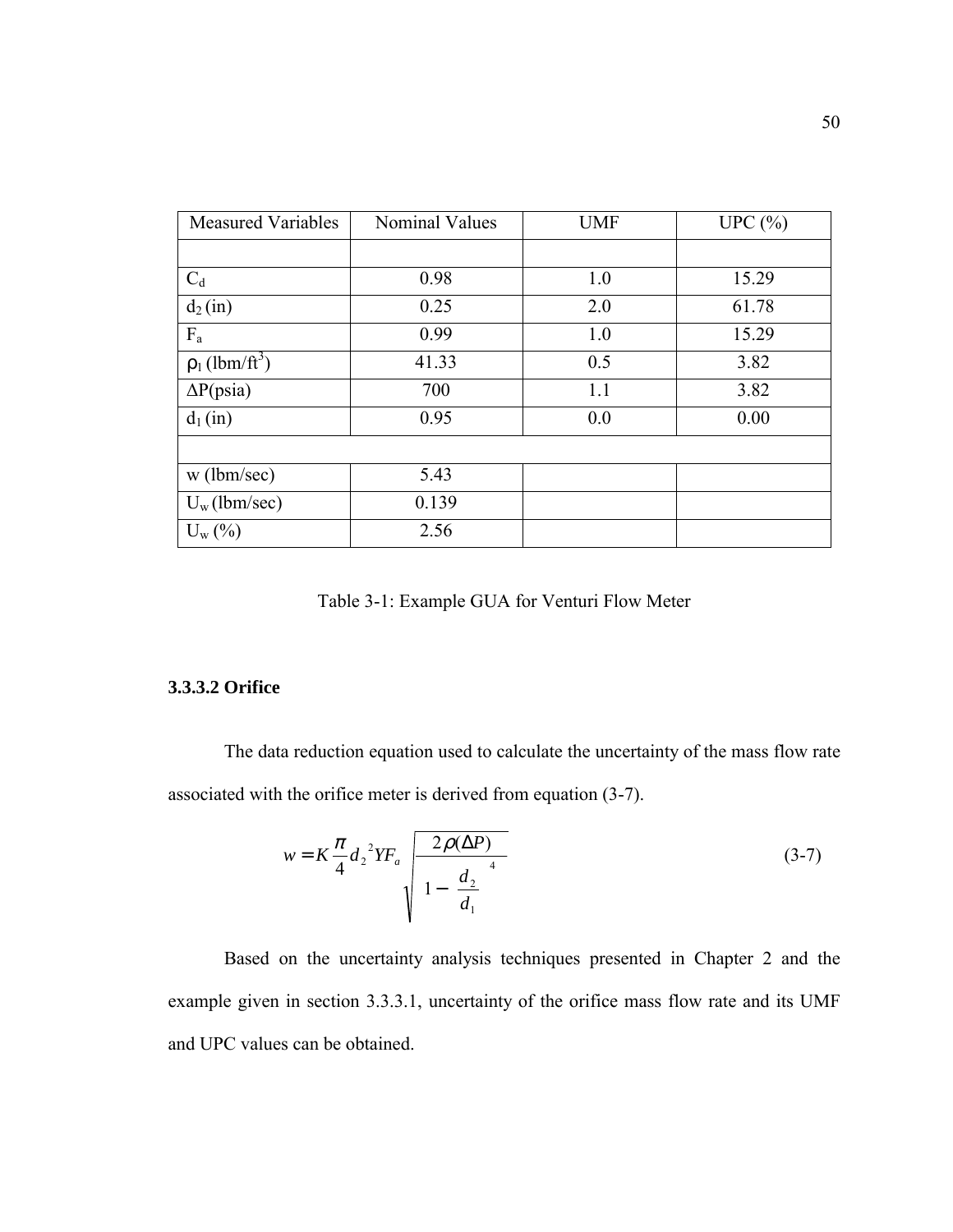| Measured Variables | Nominal Values | UMF | UPC (%) |
| --- | --- | --- | --- |
| | | | |
| $C_d$ | 0.98 | 1.0 | 15.29 |
| $d_2$ (in) | 0.25 | 2.0 | 61.78 |
| $F_a$ | 0.99 | 1.0 | 15.29 |
| $\rho_1$ (lbm/ft$^3$) | 41.33 | 0.5 | 3.82 |
| $\Delta P$(psia) | 700 | 1.1 | 3.82 |
| $d_1$ (in) | 0.95 | 0.0 | 0.00 |
| | | | |
| w (lbm/sec) | 5.43 | | |
| $U_w$ (lbm/sec) | 0.139 | | |
| $U_w$ (%) | 2.56 | | |

Table 3-1: Example GUA for Venturi Flow Meter

### 3.3.3.2 Orifice

The data reduction equation used to calculate the uncertainty of the mass flow rate associated with the orifice meter is derived from equation (3-7).

$$w = K\frac{\pi}{4}d_2^{\,2}YF_a\sqrt{\frac{2\rho(\Delta P)}{1-\left(\frac{d_2}{d_1}\right)^4}} \tag{3-7}$$

Based on the uncertainty analysis techniques presented in Chapter 2 and the example given in section 3.3.3.1, uncertainty of the orifice mass flow rate and its UMF and UPC values can be obtained.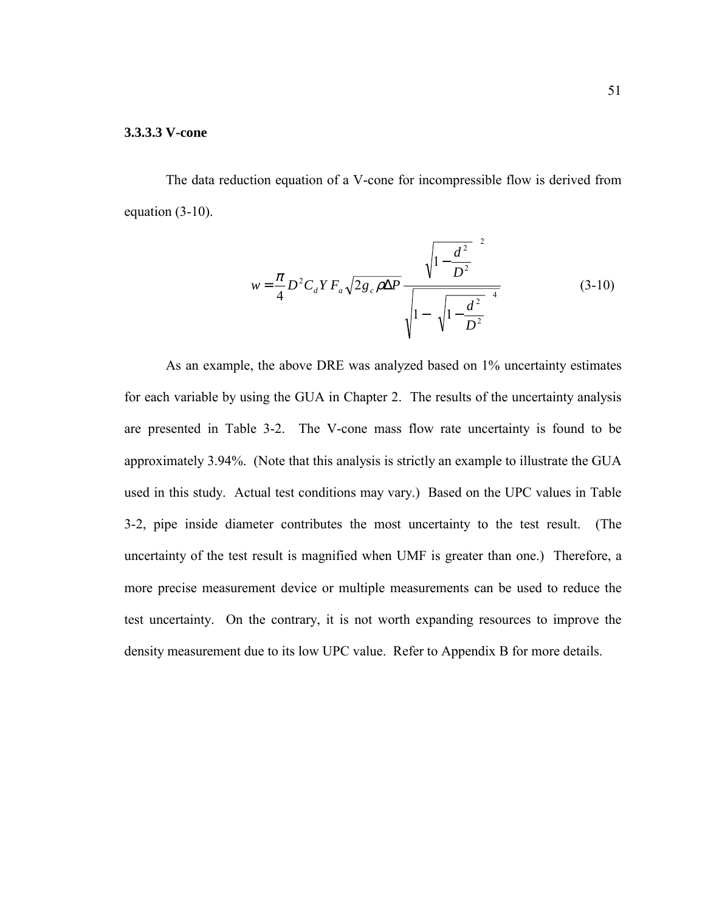### 3.3.3.3 V-cone

The data reduction equation of a V-cone for incompressible flow is derived from equation (3-10).

$$w = \frac{\pi}{4} D^2 C_d Y F_a \sqrt{2 g_c \rho \Delta P} \frac{\sqrt{1 - \frac{d^2}{D^2}}^{\,2}}{\sqrt{1 - \sqrt{1 - \frac{d^2}{D^2}}^{\,4}}} \tag{3-10}$$

As an example, the above DRE was analyzed based on 1% uncertainty estimates for each variable by using the GUA in Chapter 2. The results of the uncertainty analysis are presented in Table 3-2. The V-cone mass flow rate uncertainty is found to be approximately 3.94%. (Note that this analysis is strictly an example to illustrate the GUA used in this study. Actual test conditions may vary.) Based on the UPC values in Table 3-2, pipe inside diameter contributes the most uncertainty to the test result. (The uncertainty of the test result is magnified when UMF is greater than one.) Therefore, a more precise measurement device or multiple measurements can be used to reduce the test uncertainty. On the contrary, it is not worth expanding resources to improve the density measurement due to its low UPC value. Refer to Appendix B for more details.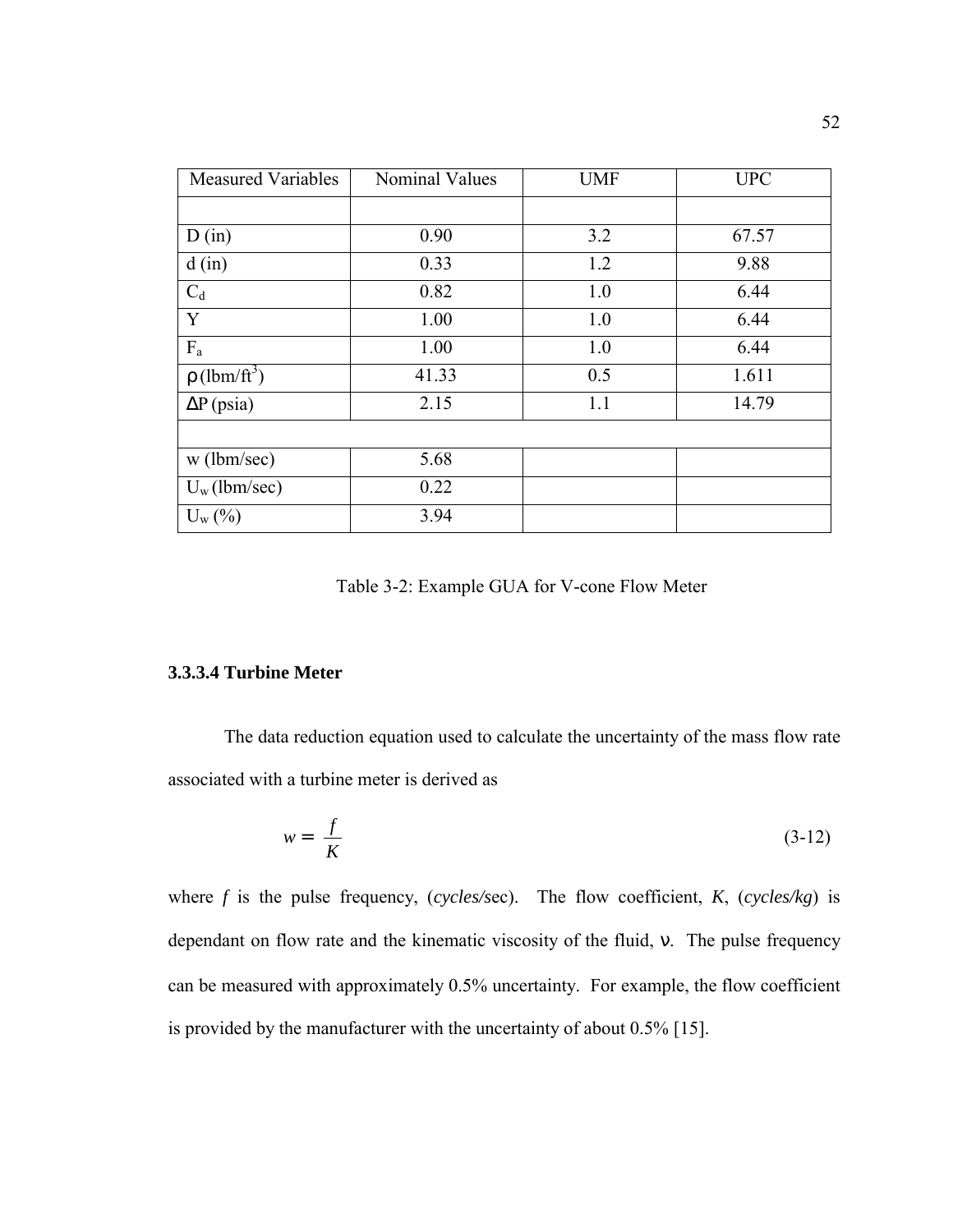| Measured Variables | Nominal Values | UMF | UPC |
|---|---|---|---|
| | | | |
| D (in) | 0.90 | 3.2 | 67.57 |
| d (in) | 0.33 | 1.2 | 9.88 |
| $C_d$ | 0.82 | 1.0 | 6.44 |
| Y | 1.00 | 1.0 | 6.44 |
| $F_a$ | 1.00 | 1.0 | 6.44 |
| $\rho$ (lbm/ft$^3$) | 41.33 | 0.5 | 1.611 |
| $\Delta$P (psia) | 2.15 | 1.1 | 14.79 |
| | | | |
| w (lbm/sec) | 5.68 | | |
| $U_w$ (lbm/sec) | 0.22 | | |
| $U_w$ (%) | 3.94 | | |

Table 3-2: Example GUA for V-cone Flow Meter

#### 3.3.3.4 Turbine Meter

The data reduction equation used to calculate the uncertainty of the mass flow rate associated with a turbine meter is derived as

$$w = \frac{f}{K} \tag{3-12}$$

where $f$ is the pulse frequency, (*cycles/s*ec). The flow coefficient, $K$, (*cycles/kg*) is dependant on flow rate and the kinematic viscosity of the fluid, $\nu$. The pulse frequency can be measured with approximately 0.5% uncertainty. For example, the flow coefficient is provided by the manufacturer with the uncertainty of about 0.5% [15].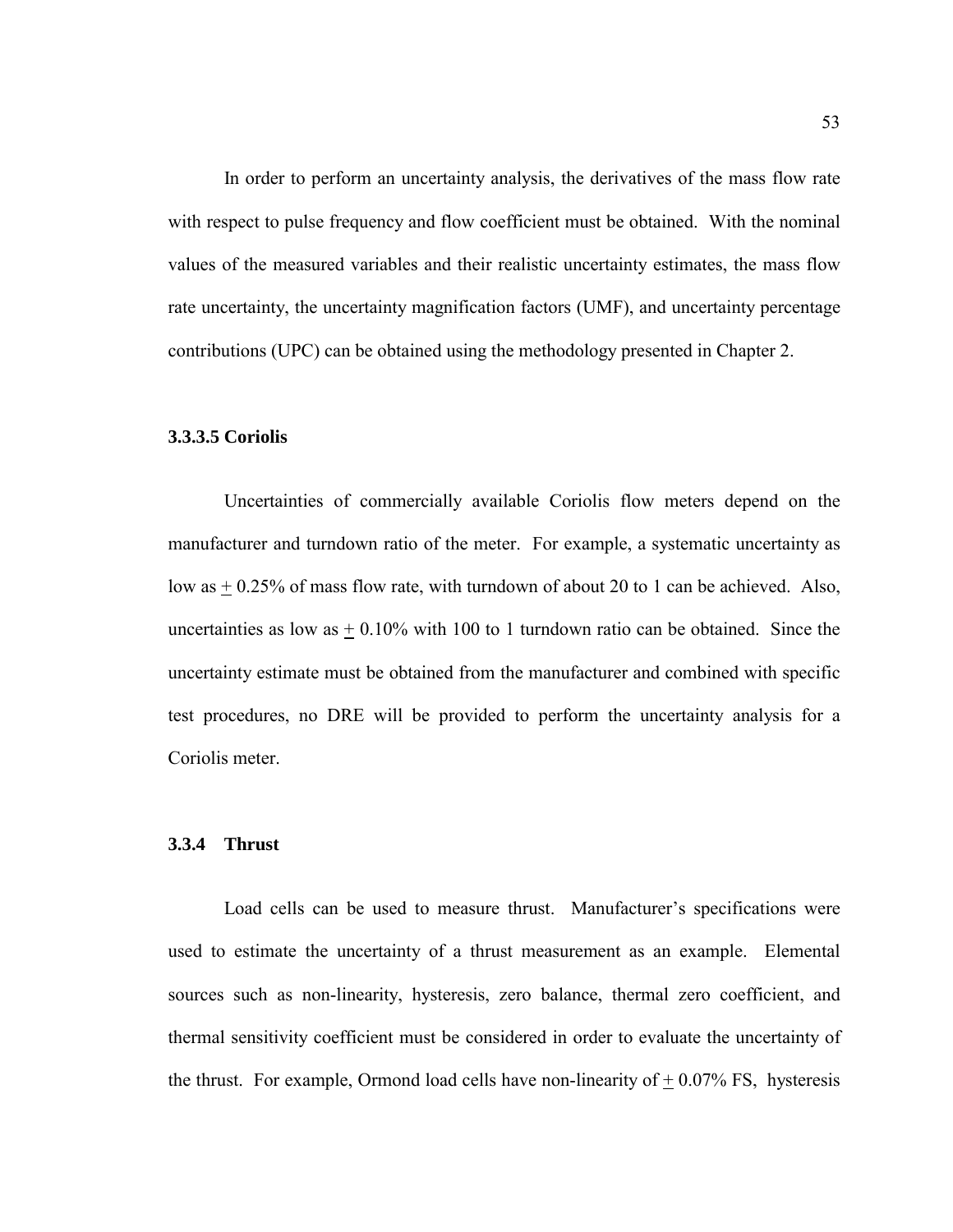In order to perform an uncertainty analysis, the derivatives of the mass flow rate with respect to pulse frequency and flow coefficient must be obtained. With the nominal values of the measured variables and their realistic uncertainty estimates, the mass flow rate uncertainty, the uncertainty magnification factors (UMF), and uncertainty percentage contributions (UPC) can be obtained using the methodology presented in Chapter 2.

#### 3.3.3.5 Coriolis

Uncertainties of commercially available Coriolis flow meters depend on the manufacturer and turndown ratio of the meter. For example, a systematic uncertainty as low as ± 0.25% of mass flow rate, with turndown of about 20 to 1 can be achieved. Also, uncertainties as low as ± 0.10% with 100 to 1 turndown ratio can be obtained. Since the uncertainty estimate must be obtained from the manufacturer and combined with specific test procedures, no DRE will be provided to perform the uncertainty analysis for a Coriolis meter.

### 3.3.4 Thrust

Load cells can be used to measure thrust. Manufacturer's specifications were used to estimate the uncertainty of a thrust measurement as an example. Elemental sources such as non-linearity, hysteresis, zero balance, thermal zero coefficient, and thermal sensitivity coefficient must be considered in order to evaluate the uncertainty of the thrust. For example, Ormond load cells have non-linearity of ± 0.07% FS, hysteresis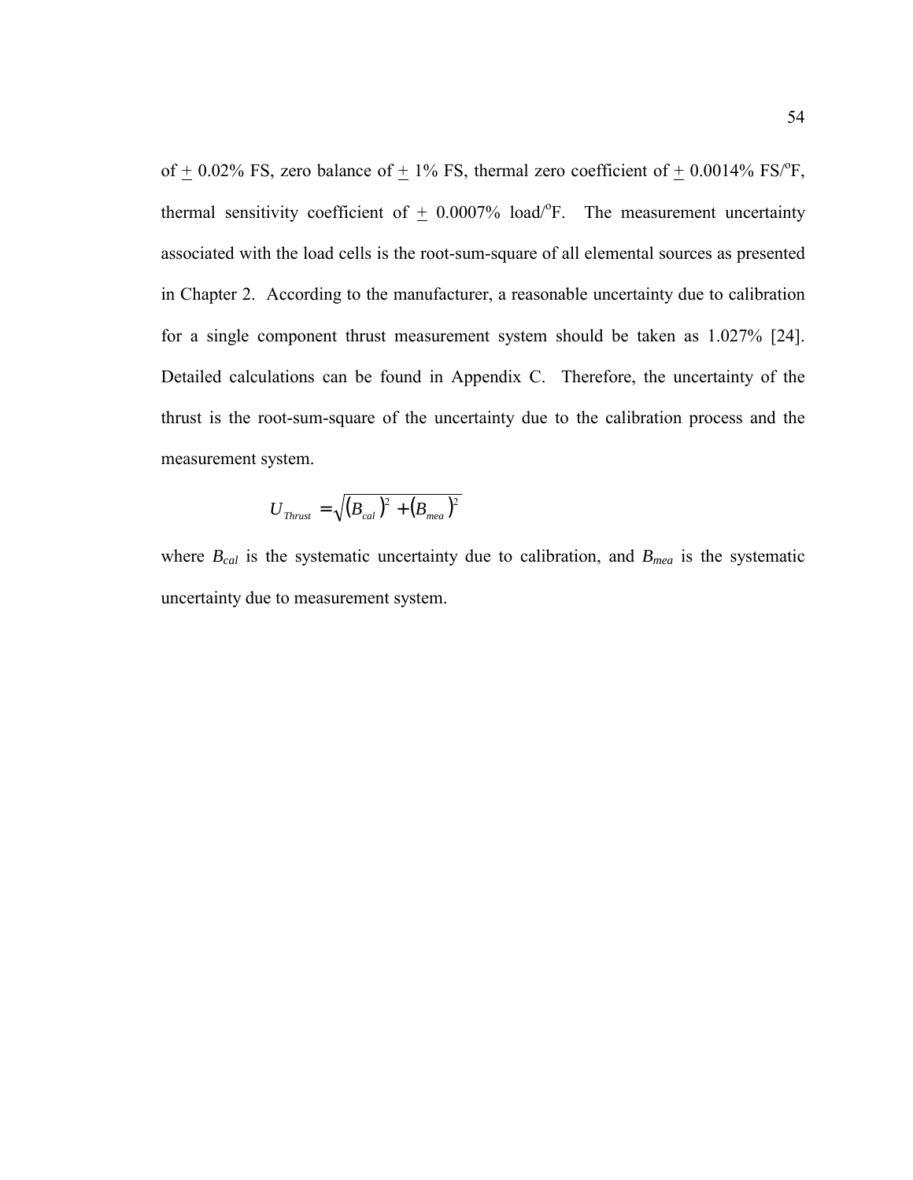of ± 0.02% FS, zero balance of ± 1% FS, thermal zero coefficient of ± 0.0014% FS/°F, thermal sensitivity coefficient of ± 0.0007% load/°F. The measurement uncertainty associated with the load cells is the root-sum-square of all elemental sources as presented in Chapter 2. According to the manufacturer, a reasonable uncertainty due to calibration for a single component thrust measurement system should be taken as 1.027% [24]. Detailed calculations can be found in Appendix C. Therefore, the uncertainty of the thrust is the root-sum-square of the uncertainty due to the calibration process and the measurement system.

$$U_{Thrust} = \sqrt{(B_{cal})^2 + (B_{mea})^2}$$

where $B_{cal}$ is the systematic uncertainty due to calibration, and $B_{mea}$ is the systematic uncertainty due to measurement system.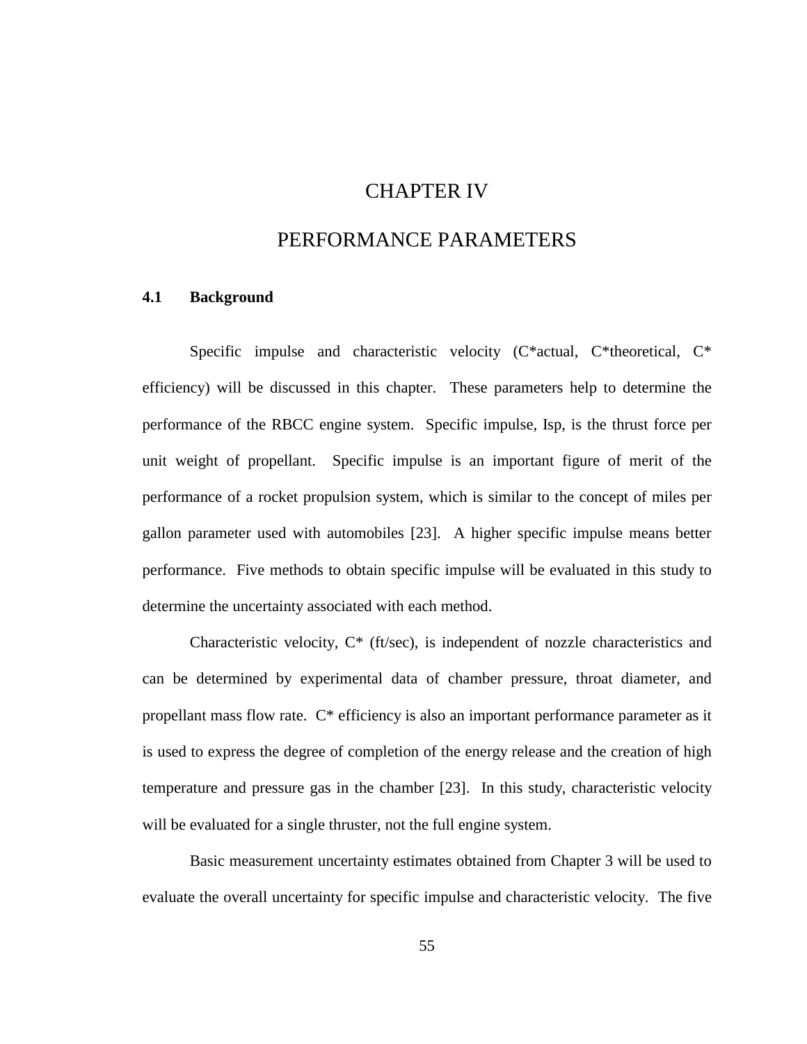# CHAPTER IV

# PERFORMANCE PARAMETERS

## 4.1 Background

Specific impulse and characteristic velocity (C*actual, C*theoretical, C* efficiency) will be discussed in this chapter. These parameters help to determine the performance of the RBCC engine system. Specific impulse, Isp, is the thrust force per unit weight of propellant. Specific impulse is an important figure of merit of the performance of a rocket propulsion system, which is similar to the concept of miles per gallon parameter used with automobiles [23]. A higher specific impulse means better performance. Five methods to obtain specific impulse will be evaluated in this study to determine the uncertainty associated with each method.

Characteristic velocity, C* (ft/sec), is independent of nozzle characteristics and can be determined by experimental data of chamber pressure, throat diameter, and propellant mass flow rate. C* efficiency is also an important performance parameter as it is used to express the degree of completion of the energy release and the creation of high temperature and pressure gas in the chamber [23]. In this study, characteristic velocity will be evaluated for a single thruster, not the full engine system.

Basic measurement uncertainty estimates obtained from Chapter 3 will be used to evaluate the overall uncertainty for specific impulse and characteristic velocity. The five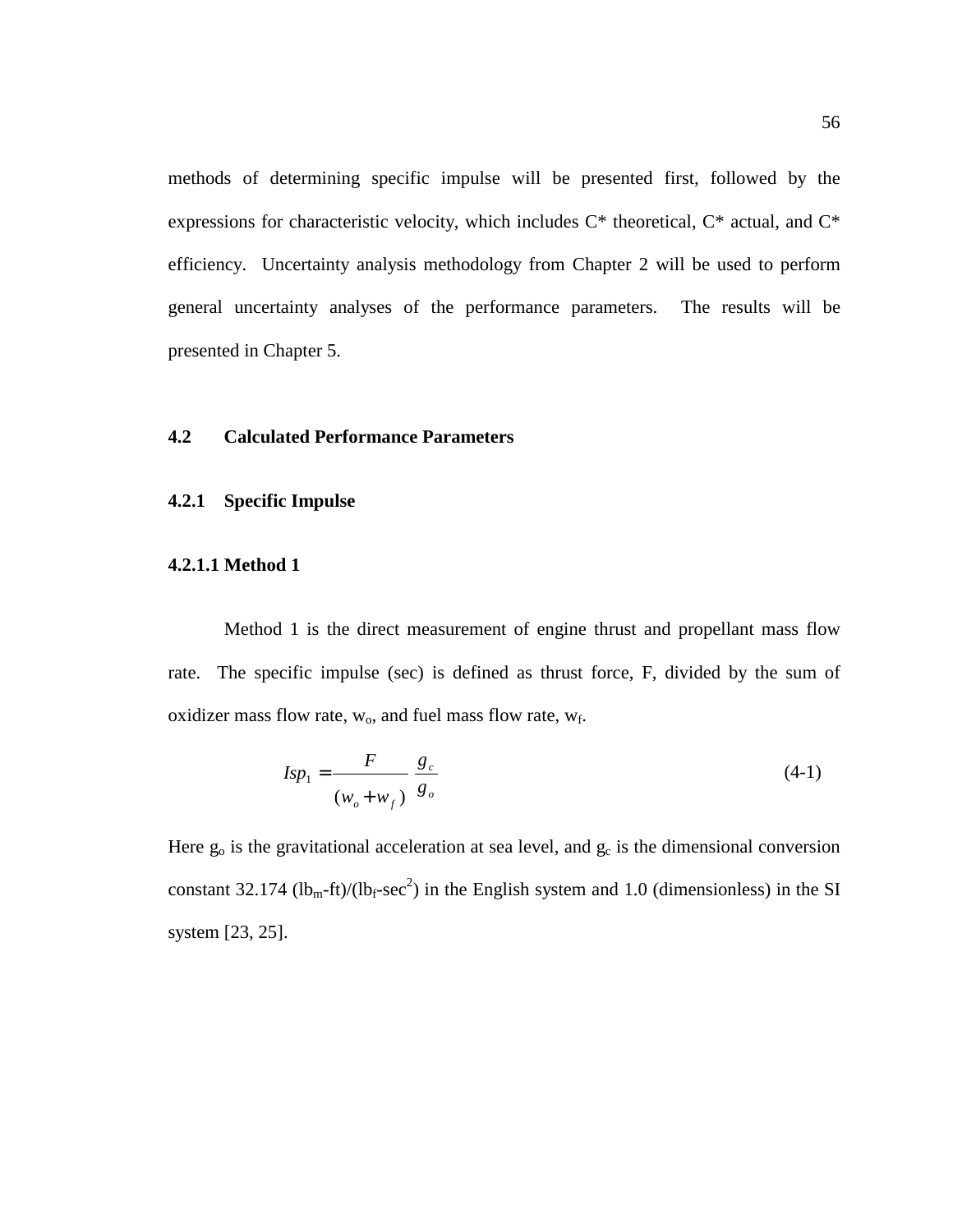methods of determining specific impulse will be presented first, followed by the expressions for characteristic velocity, which includes C* theoretical, C* actual, and C* efficiency. Uncertainty analysis methodology from Chapter 2 will be used to perform general uncertainty analyses of the performance parameters. The results will be presented in Chapter 5.

## 4.2 Calculated Performance Parameters

### 4.2.1 Specific Impulse

#### 4.2.1.1 Method 1

Method 1 is the direct measurement of engine thrust and propellant mass flow rate. The specific impulse (sec) is defined as thrust force, F, divided by the sum of oxidizer mass flow rate, $w_o$, and fuel mass flow rate, $w_f$.

$$Isp_1 = \frac{F}{(w_o + w_f)} \frac{g_c}{g_o} \tag{4-1}$$

Here $g_o$ is the gravitational acceleration at sea level, and $g_c$ is the dimensional conversion constant 32.174 ($lb_m$-ft)/($lb_f$-$sec^2$) in the English system and 1.0 (dimensionless) in the SI system [23, 25].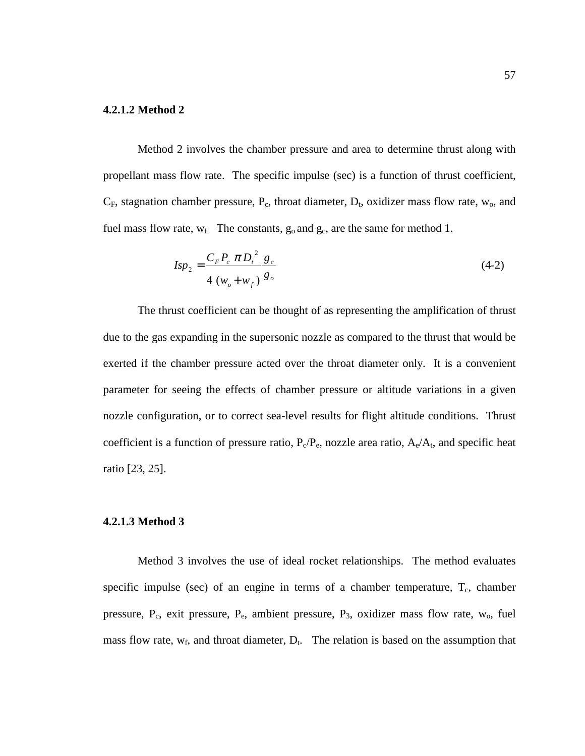#### 4.2.1.2 Method 2

Method 2 involves the chamber pressure and area to determine thrust along with propellant mass flow rate. The specific impulse (sec) is a function of thrust coefficient, $C_F$, stagnation chamber pressure, $P_c$, throat diameter, $D_t$, oxidizer mass flow rate, $w_o$, and fuel mass flow rate, $w_f$. The constants, $g_o$ and $g_c$, are the same for method 1.

$$Isp_2 = \frac{C_F P_c \pi D_t^2}{4 (w_o + w_f)} \frac{g_c}{g_o} \tag{4-2}$$

The thrust coefficient can be thought of as representing the amplification of thrust due to the gas expanding in the supersonic nozzle as compared to the thrust that would be exerted if the chamber pressure acted over the throat diameter only. It is a convenient parameter for seeing the effects of chamber pressure or altitude variations in a given nozzle configuration, or to correct sea-level results for flight altitude conditions. Thrust coefficient is a function of pressure ratio, $P_c/P_e$, nozzle area ratio, $A_e/A_t$, and specific heat ratio [23, 25].

#### 4.2.1.3 Method 3

Method 3 involves the use of ideal rocket relationships. The method evaluates specific impulse (sec) of an engine in terms of a chamber temperature, $T_c$, chamber pressure, $P_c$, exit pressure, $P_e$, ambient pressure, $P_3$, oxidizer mass flow rate, $w_o$, fuel mass flow rate, $w_f$, and throat diameter, $D_t$. The relation is based on the assumption that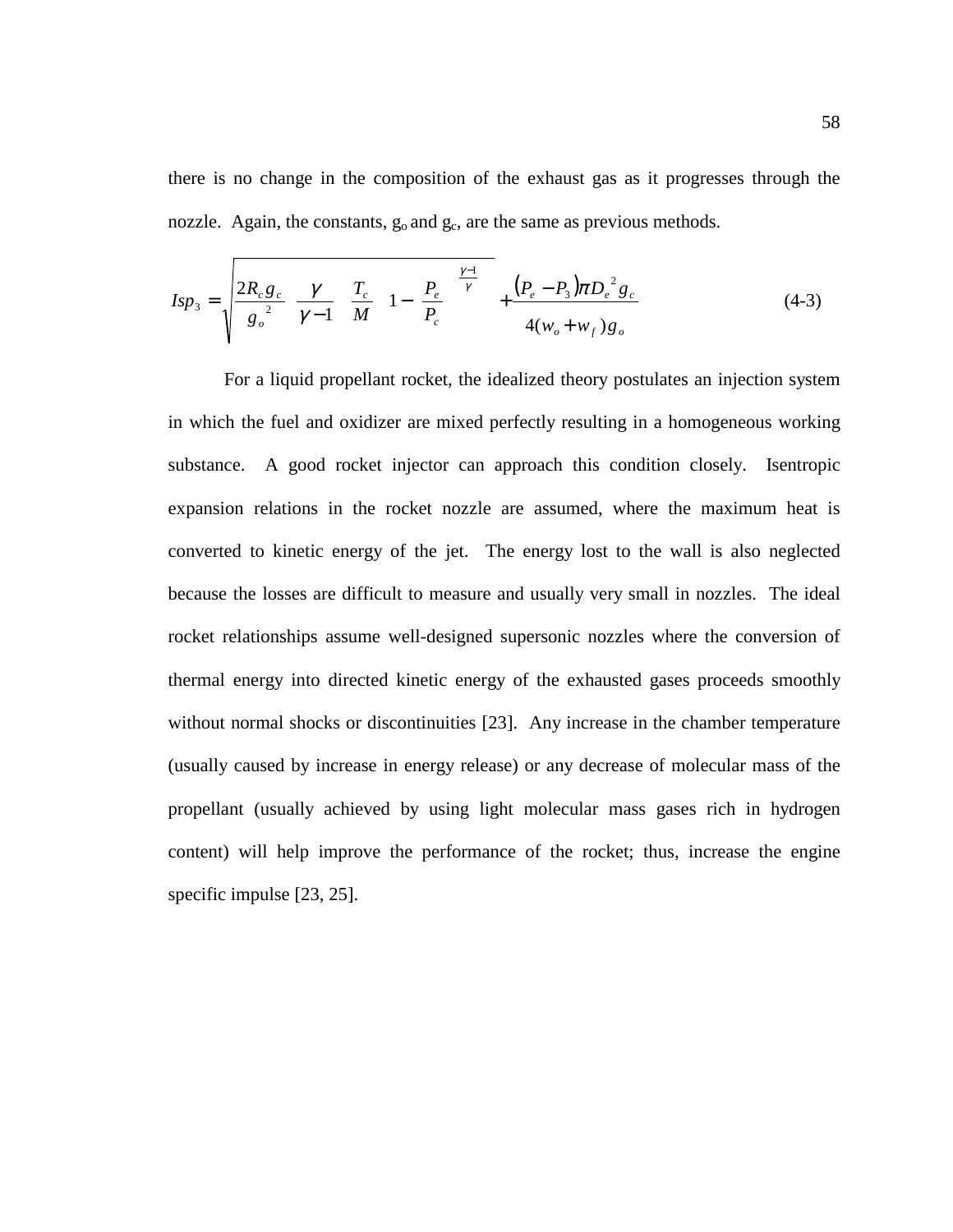there is no change in the composition of the exhaust gas as it progresses through the nozzle. Again, the constants, $g_o$ and $g_c$, are the same as previous methods.

$$Isp_3 = \sqrt{\frac{2R_c g_c}{g_o^{\,2}} \left(\frac{\gamma}{\gamma - 1}\right) \left(\frac{T_c}{M}\right) \left[1 - \left(\frac{P_e}{P_c}\right)^{\frac{\gamma - 1}{\gamma}}\right]} + \frac{(P_e - P_3)\pi D_e^{\,2} g_c}{4(w_o + w_f)g_o} \tag{4-3}$$

For a liquid propellant rocket, the idealized theory postulates an injection system in which the fuel and oxidizer are mixed perfectly resulting in a homogeneous working substance. A good rocket injector can approach this condition closely. Isentropic expansion relations in the rocket nozzle are assumed, where the maximum heat is converted to kinetic energy of the jet. The energy lost to the wall is also neglected because the losses are difficult to measure and usually very small in nozzles. The ideal rocket relationships assume well-designed supersonic nozzles where the conversion of thermal energy into directed kinetic energy of the exhausted gases proceeds smoothly without normal shocks or discontinuities [23]. Any increase in the chamber temperature (usually caused by increase in energy release) or any decrease of molecular mass of the propellant (usually achieved by using light molecular mass gases rich in hydrogen content) will help improve the performance of the rocket; thus, increase the engine specific impulse [23, 25].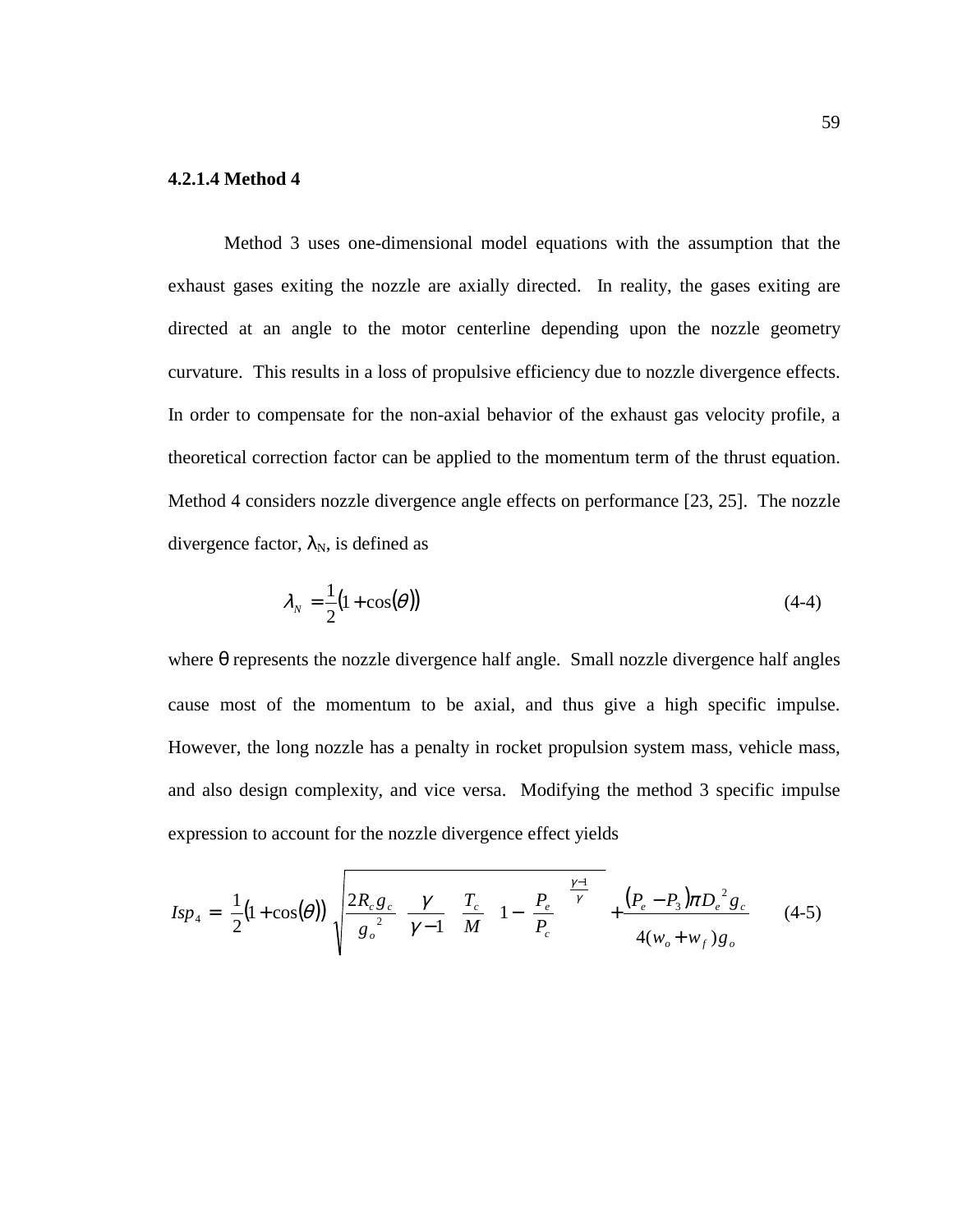#### 4.2.1.4 Method 4

Method 3 uses one-dimensional model equations with the assumption that the exhaust gases exiting the nozzle are axially directed. In reality, the gases exiting are directed at an angle to the motor centerline depending upon the nozzle geometry curvature. This results in a loss of propulsive efficiency due to nozzle divergence effects. In order to compensate for the non-axial behavior of the exhaust gas velocity profile, a theoretical correction factor can be applied to the momentum term of the thrust equation. Method 4 considers nozzle divergence angle effects on performance [23, 25]. The nozzle divergence factor, $\lambda_N$, is defined as

$$\lambda_N = \frac{1}{2}\left(1 + \cos(\theta)\right) \tag{4-4}$$

where $\theta$ represents the nozzle divergence half angle. Small nozzle divergence half angles cause most of the momentum to be axial, and thus give a high specific impulse. However, the long nozzle has a penalty in rocket propulsion system mass, vehicle mass, and also design complexity, and vice versa. Modifying the method 3 specific impulse expression to account for the nozzle divergence effect yields

$$Isp_4 = \frac{1}{2}\left(1 + \cos(\theta)\right)\sqrt{\frac{2R_c g_c}{g_o^{\,2}}\left(\frac{\gamma}{\gamma - 1}\right)\left(\frac{T_c}{M}\right)\left[1 - \left(\frac{P_e}{P_c}\right)^{\frac{\gamma-1}{\gamma}}\right]} + \frac{\left(P_e - P_3\right)\pi D_e^{\,2} g_c}{4(w_o + w_f)g_o} \tag{4-5}$$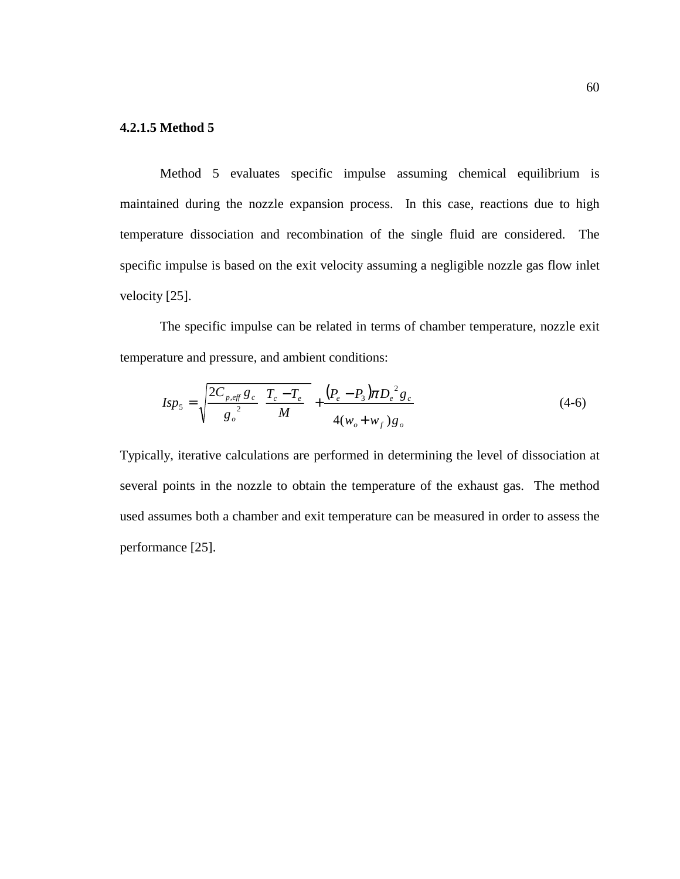#### 4.2.1.5 Method 5

Method 5 evaluates specific impulse assuming chemical equilibrium is maintained during the nozzle expansion process. In this case, reactions due to high temperature dissociation and recombination of the single fluid are considered. The specific impulse is based on the exit velocity assuming a negligible nozzle gas flow inlet velocity [25].

The specific impulse can be related in terms of chamber temperature, nozzle exit temperature and pressure, and ambient conditions:

$$Isp_5 = \sqrt{\frac{2C_{p,eff}\, g_c}{g_o^{\,2}} \left( \frac{T_c - T_e}{M} \right)} + \frac{(P_e - P_3)\pi D_e^{\,2} g_c}{4(w_o + w_f)g_o} \tag{4-6}$$

Typically, iterative calculations are performed in determining the level of dissociation at several points in the nozzle to obtain the temperature of the exhaust gas. The method used assumes both a chamber and exit temperature can be measured in order to assess the performance [25].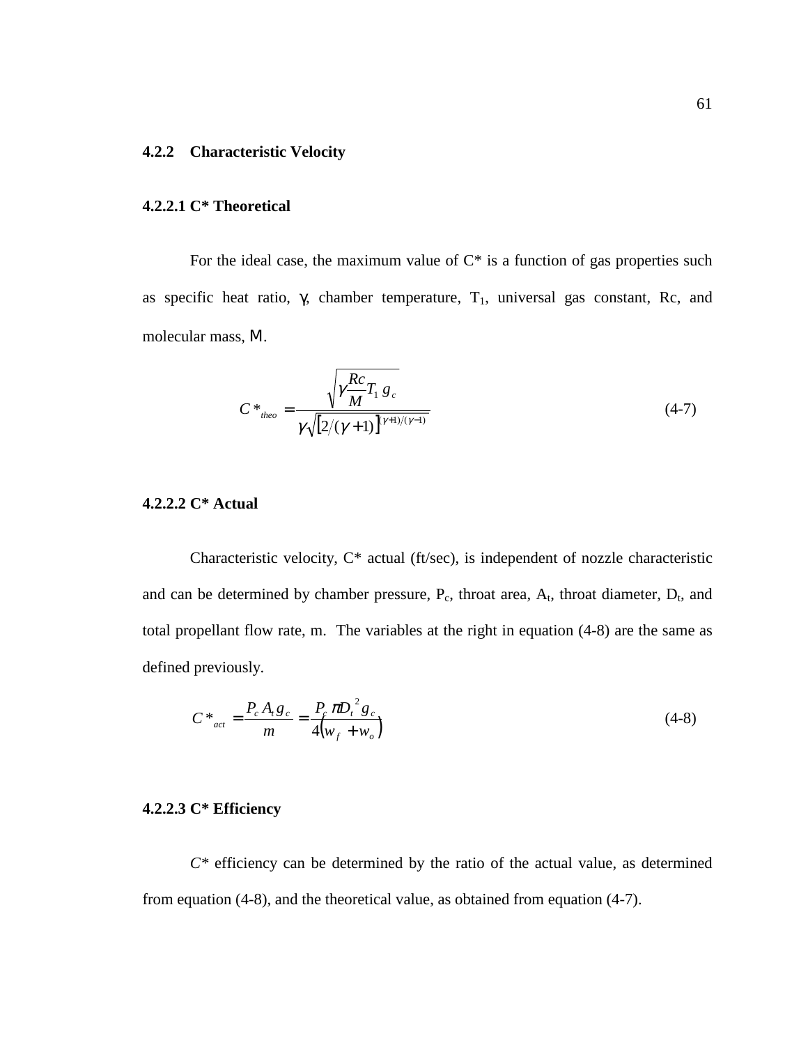### 4.2.2 Characteristic Velocity

#### 4.2.2.1 C* Theoretical

For the ideal case, the maximum value of C* is a function of gas properties such as specific heat ratio, $\gamma$, chamber temperature, $T_1$, universal gas constant, Rc, and molecular mass, M.

$$C^*_{theo} = \frac{\sqrt{\gamma \frac{Rc}{M} T_1 g_c}}{\gamma \sqrt{\left[2/(\gamma+1)\right]^{(\gamma+1)/(\gamma-1)}}} \tag{4-7}$$

#### 4.2.2.2 C* Actual

Characteristic velocity, C* actual (ft/sec), is independent of nozzle characteristic and can be determined by chamber pressure, $P_c$, throat area, $A_t$, throat diameter, $D_t$, and total propellant flow rate, m. The variables at the right in equation (4-8) are the same as defined previously.

$$C^*_{act} = \frac{P_c A_t g_c}{m} = \frac{P_c \pi D_t^2 g_c}{4\left(w_f + w_o\right)} \tag{4-8}$$

#### 4.2.2.3 C* Efficiency

*C** efficiency can be determined by the ratio of the actual value, as determined from equation (4-8), and the theoretical value, as obtained from equation (4-7).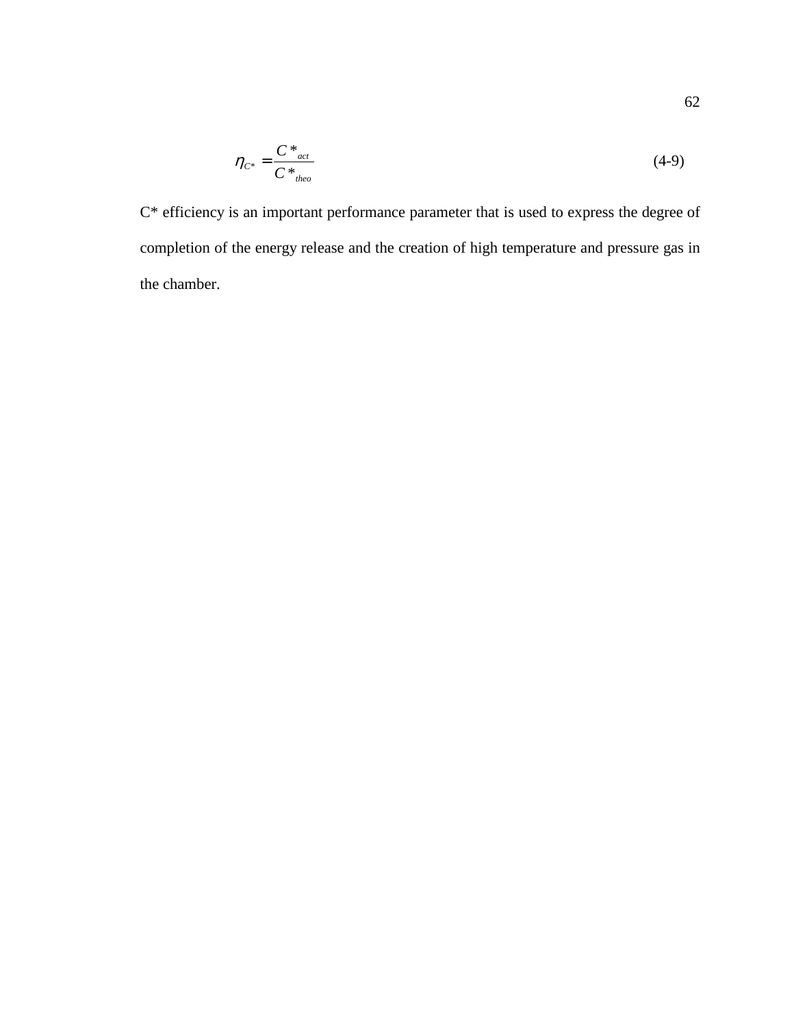$$\eta_{C^*} = \frac{C^*_{act}}{C^*_{theo}} \tag{4-9}$$

C* efficiency is an important performance parameter that is used to express the degree of completion of the energy release and the creation of high temperature and pressure gas in the chamber.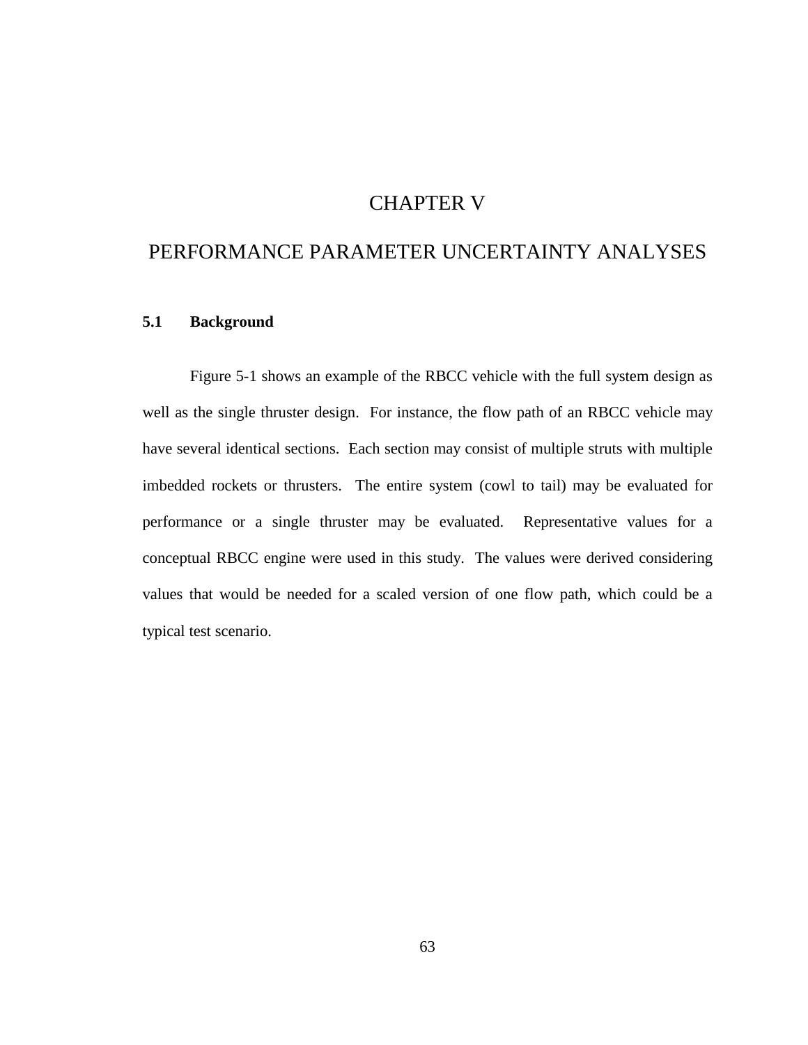# CHAPTER V

# PERFORMANCE PARAMETER UNCERTAINTY ANALYSES

## 5.1 Background

Figure 5-1 shows an example of the RBCC vehicle with the full system design as well as the single thruster design. For instance, the flow path of an RBCC vehicle may have several identical sections. Each section may consist of multiple struts with multiple imbedded rockets or thrusters. The entire system (cowl to tail) may be evaluated for performance or a single thruster may be evaluated. Representative values for a conceptual RBCC engine were used in this study. The values were derived considering values that would be needed for a scaled version of one flow path, which could be a typical test scenario.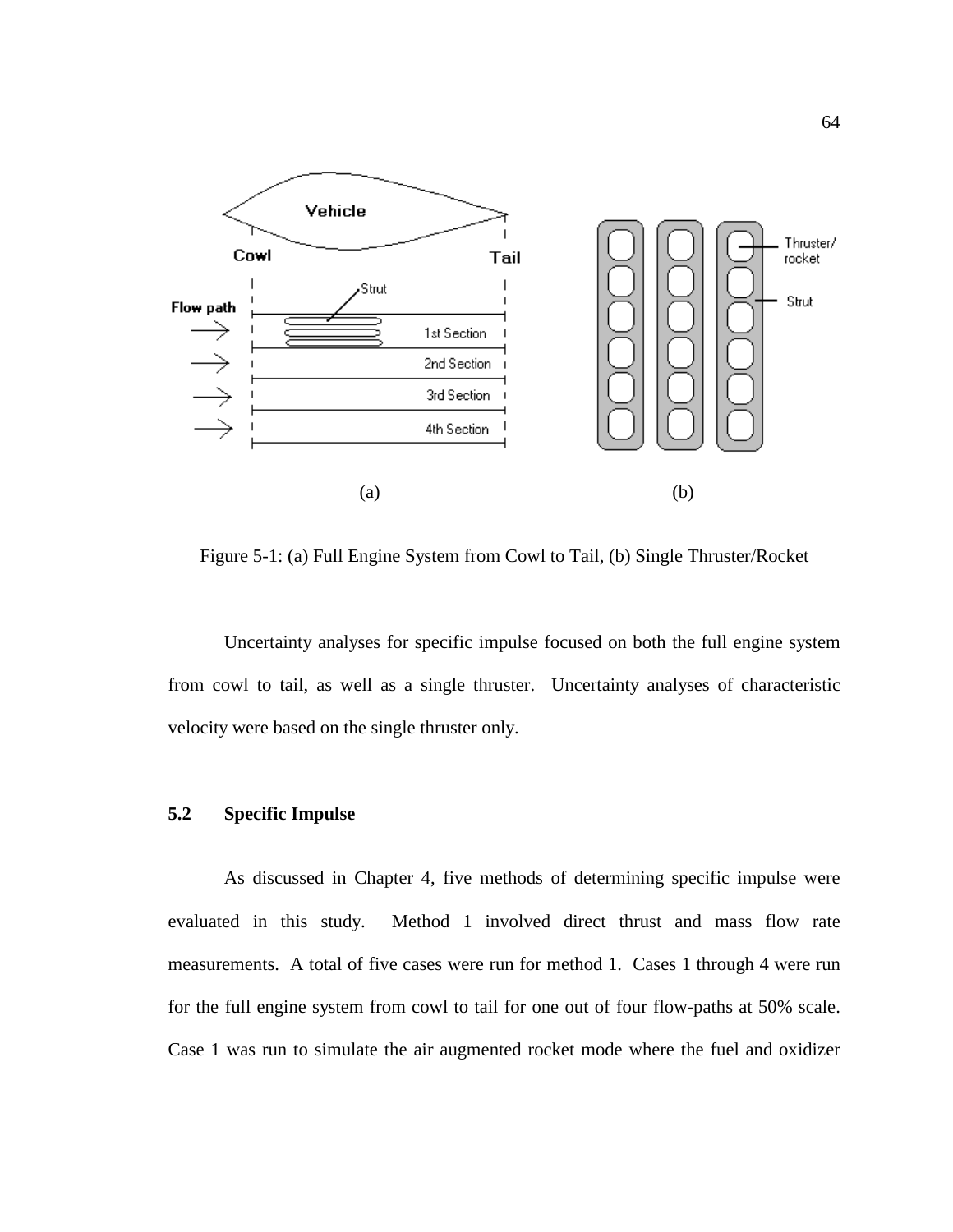Figure 5-1: (a) Full Engine System from Cowl to Tail, (b) Single Thruster/Rocket

Uncertainty analyses for specific impulse focused on both the full engine system from cowl to tail, as well as a single thruster. Uncertainty analyses of characteristic velocity were based on the single thruster only.

## 5.2 Specific Impulse

As discussed in Chapter 4, five methods of determining specific impulse were evaluated in this study. Method 1 involved direct thrust and mass flow rate measurements. A total of five cases were run for method 1. Cases 1 through 4 were run for the full engine system from cowl to tail for one out of four flow-paths at 50% scale. Case 1 was run to simulate the air augmented rocket mode where the fuel and oxidizer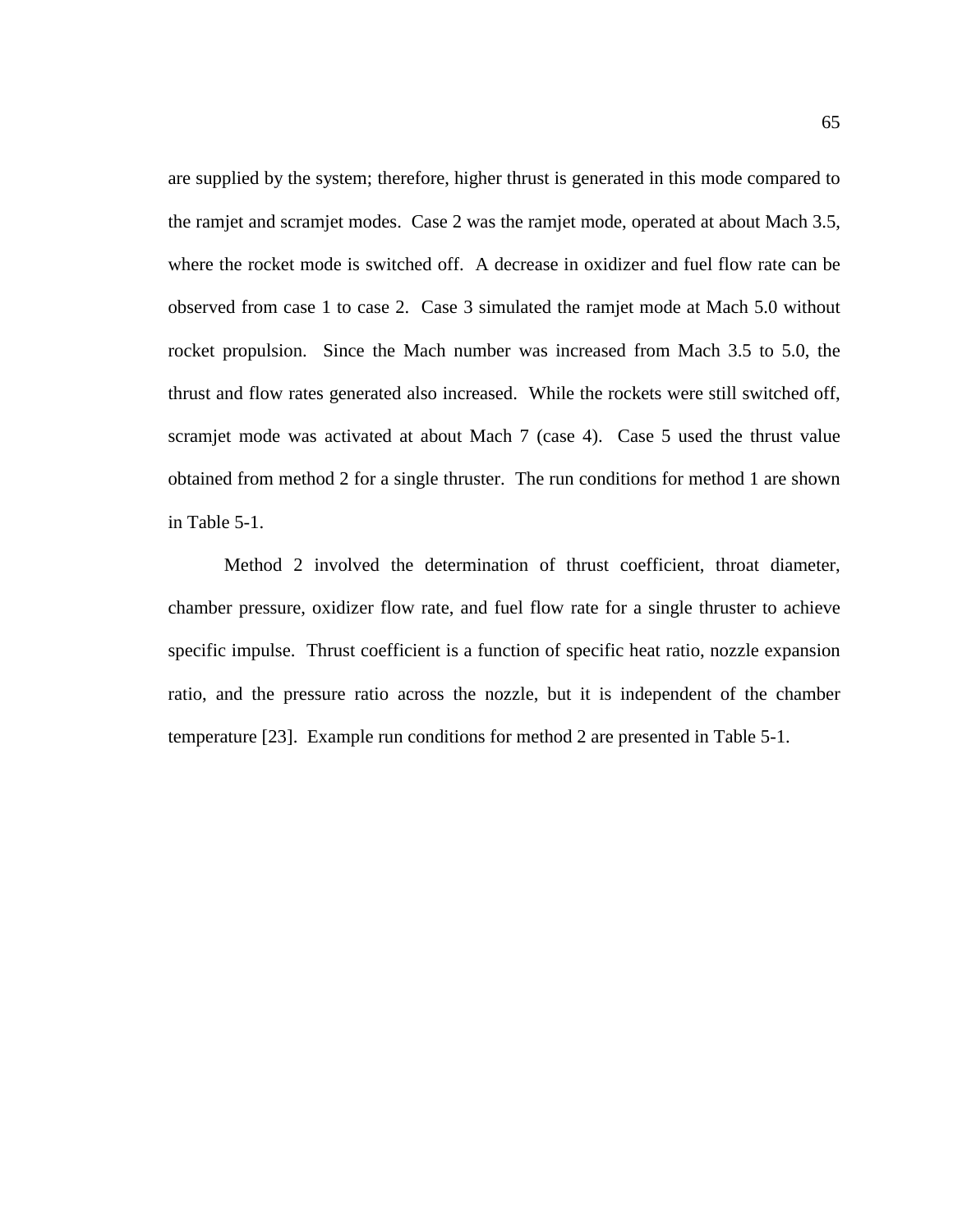are supplied by the system; therefore, higher thrust is generated in this mode compared to the ramjet and scramjet modes. Case 2 was the ramjet mode, operated at about Mach 3.5, where the rocket mode is switched off. A decrease in oxidizer and fuel flow rate can be observed from case 1 to case 2. Case 3 simulated the ramjet mode at Mach 5.0 without rocket propulsion. Since the Mach number was increased from Mach 3.5 to 5.0, the thrust and flow rates generated also increased. While the rockets were still switched off, scramjet mode was activated at about Mach 7 (case 4). Case 5 used the thrust value obtained from method 2 for a single thruster. The run conditions for method 1 are shown in Table 5-1.

Method 2 involved the determination of thrust coefficient, throat diameter, chamber pressure, oxidizer flow rate, and fuel flow rate for a single thruster to achieve specific impulse. Thrust coefficient is a function of specific heat ratio, nozzle expansion ratio, and the pressure ratio across the nozzle, but it is independent of the chamber temperature [23]. Example run conditions for method 2 are presented in Table 5-1.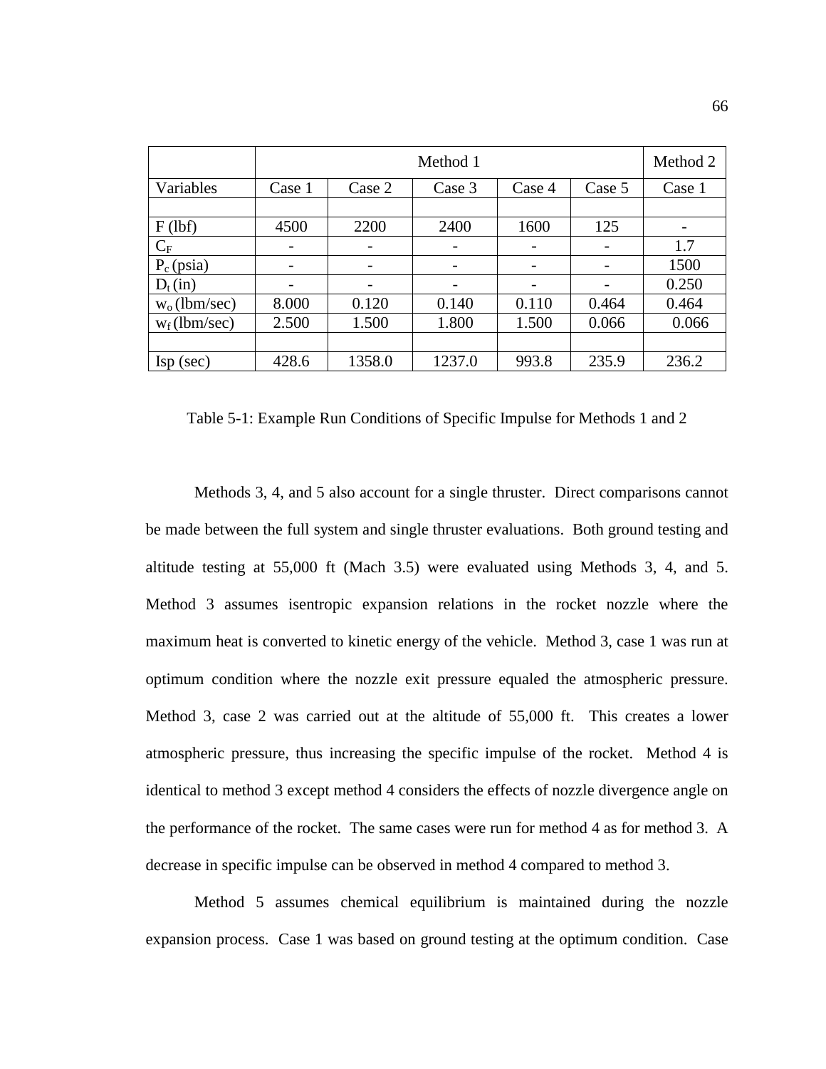| | Method 1 | | | | | Method 2 |
|---|---|---|---|---|---|---|
| Variables | Case 1 | Case 2 | Case 3 | Case 4 | Case 5 | Case 1 |
| | | | | | | |
| F (lbf) | 4500 | 2200 | 2400 | 1600 | 125 | - |
| $C_F$ | - | - | - | - | - | 1.7 |
| $P_c$ (psia) | - | - | - | - | - | 1500 |
| $D_t$ (in) | - | - | - | - | - | 0.250 |
| $w_o$ (lbm/sec) | 8.000 | 0.120 | 0.140 | 0.110 | 0.464 | 0.464 |
| $w_f$ (lbm/sec) | 2.500 | 1.500 | 1.800 | 1.500 | 0.066 | 0.066 |
| | | | | | | |
| Isp (sec) | 428.6 | 1358.0 | 1237.0 | 993.8 | 235.9 | 236.2 |

Table 5-1: Example Run Conditions of Specific Impulse for Methods 1 and 2

Methods 3, 4, and 5 also account for a single thruster. Direct comparisons cannot be made between the full system and single thruster evaluations. Both ground testing and altitude testing at 55,000 ft (Mach 3.5) were evaluated using Methods 3, 4, and 5. Method 3 assumes isentropic expansion relations in the rocket nozzle where the maximum heat is converted to kinetic energy of the vehicle. Method 3, case 1 was run at optimum condition where the nozzle exit pressure equaled the atmospheric pressure. Method 3, case 2 was carried out at the altitude of 55,000 ft. This creates a lower atmospheric pressure, thus increasing the specific impulse of the rocket. Method 4 is identical to method 3 except method 4 considers the effects of nozzle divergence angle on the performance of the rocket. The same cases were run for method 4 as for method 3. A decrease in specific impulse can be observed in method 4 compared to method 3.

Method 5 assumes chemical equilibrium is maintained during the nozzle expansion process. Case 1 was based on ground testing at the optimum condition. Case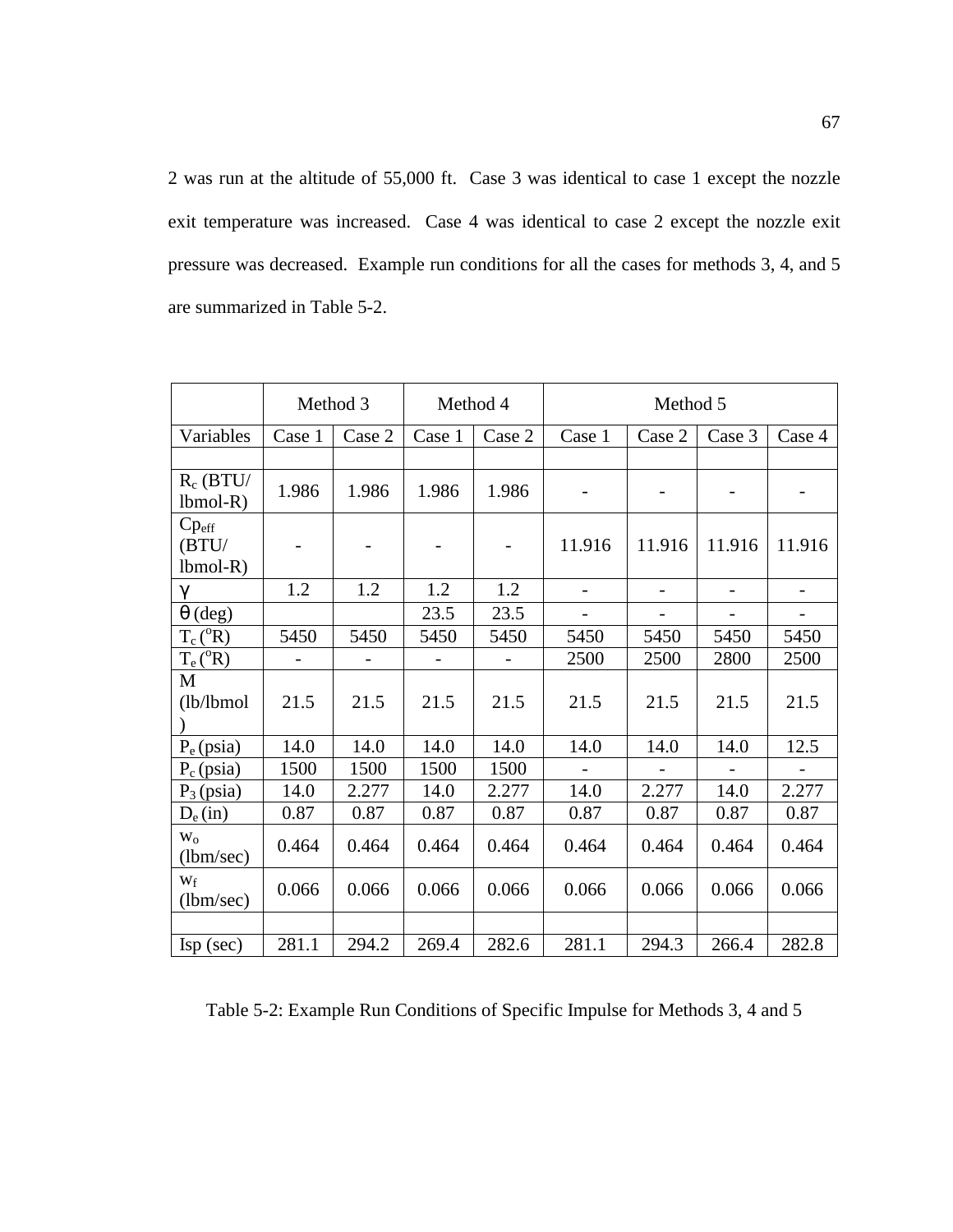2 was run at the altitude of 55,000 ft. Case 3 was identical to case 1 except the nozzle exit temperature was increased. Case 4 was identical to case 2 except the nozzle exit pressure was decreased. Example run conditions for all the cases for methods 3, 4, and 5 are summarized in Table 5-2.

| | Method 3 | | Method 4 | | Method 5 | | | |
|---|---|---|---|---|---|---|---|---|
| Variables | Case 1 | Case 2 | Case 1 | Case 2 | Case 1 | Case 2 | Case 3 | Case 4 |
| | | | | | | | | |
| $R_c$ (BTU/ lbmol-R) | 1.986 | 1.986 | 1.986 | 1.986 | - | - | - | - |
| $Cp_{eff}$ (BTU/ lbmol-R) | - | - | - | - | 11.916 | 11.916 | 11.916 | 11.916 |
| $\gamma$ | 1.2 | 1.2 | 1.2 | 1.2 | - | - | - | - |
| $\theta$ (deg) | | | 23.5 | 23.5 | - | - | - | - |
| $T_c$ ($^o$R) | 5450 | 5450 | 5450 | 5450 | 5450 | 5450 | 5450 | 5450 |
| $T_e$ ($^o$R) | - | - | - | - | 2500 | 2500 | 2800 | 2500 |
| M (lb/lbmol) | 21.5 | 21.5 | 21.5 | 21.5 | 21.5 | 21.5 | 21.5 | 21.5 |
| $P_e$ (psia) | 14.0 | 14.0 | 14.0 | 14.0 | 14.0 | 14.0 | 14.0 | 12.5 |
| $P_c$ (psia) | 1500 | 1500 | 1500 | 1500 | - | - | - | - |
| $P_3$ (psia) | 14.0 | 2.277 | 14.0 | 2.277 | 14.0 | 2.277 | 14.0 | 2.277 |
| $D_e$ (in) | 0.87 | 0.87 | 0.87 | 0.87 | 0.87 | 0.87 | 0.87 | 0.87 |
| $w_o$ (lbm/sec) | 0.464 | 0.464 | 0.464 | 0.464 | 0.464 | 0.464 | 0.464 | 0.464 |
| $w_f$ (lbm/sec) | 0.066 | 0.066 | 0.066 | 0.066 | 0.066 | 0.066 | 0.066 | 0.066 |
| | | | | | | | | |
| Isp (sec) | 281.1 | 294.2 | 269.4 | 282.6 | 281.1 | 294.3 | 266.4 | 282.8 |

Table 5-2: Example Run Conditions of Specific Impulse for Methods 3, 4 and 5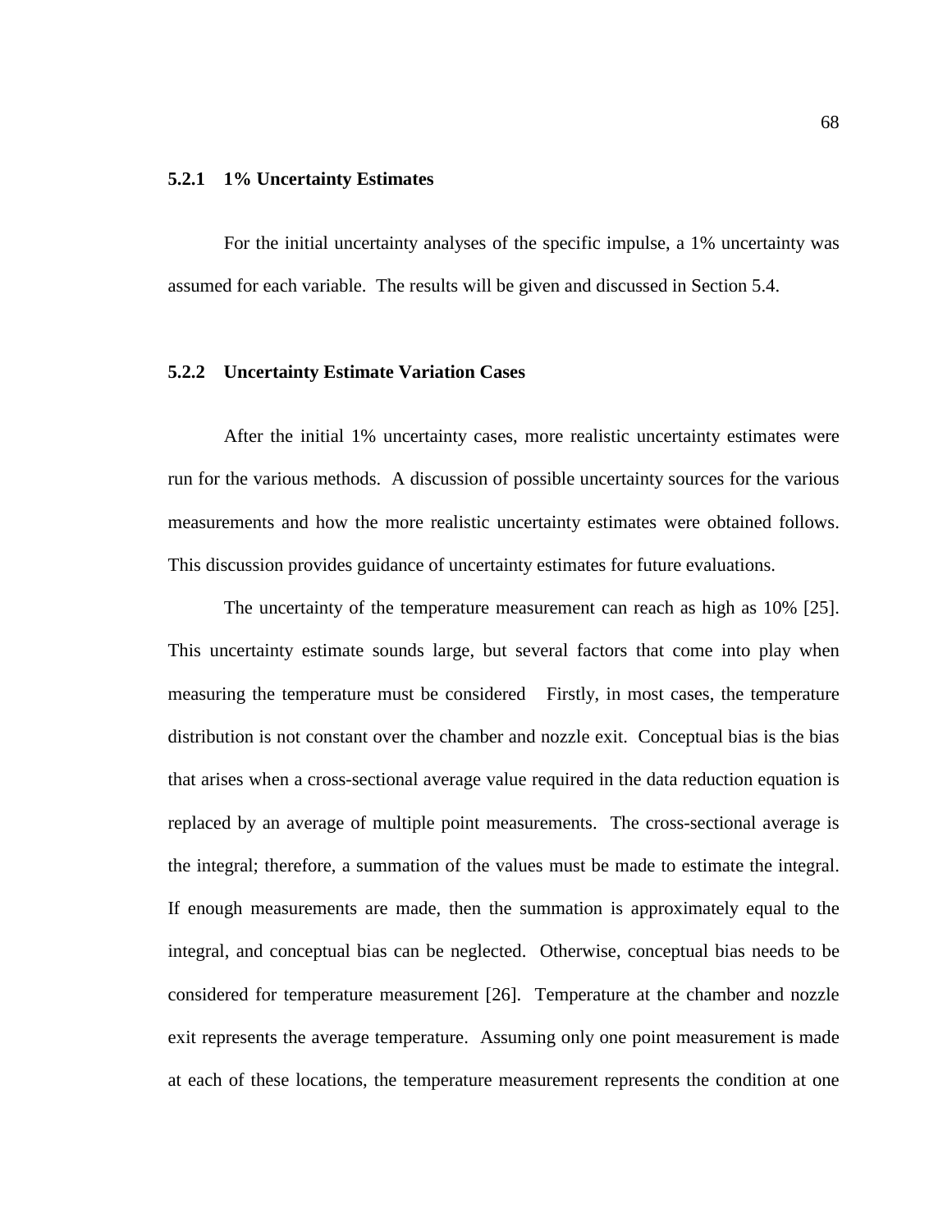### 5.2.1 1% Uncertainty Estimates

For the initial uncertainty analyses of the specific impulse, a 1% uncertainty was assumed for each variable. The results will be given and discussed in Section 5.4.

### 5.2.2 Uncertainty Estimate Variation Cases

After the initial 1% uncertainty cases, more realistic uncertainty estimates were run for the various methods. A discussion of possible uncertainty sources for the various measurements and how the more realistic uncertainty estimates were obtained follows. This discussion provides guidance of uncertainty estimates for future evaluations.

The uncertainty of the temperature measurement can reach as high as 10% [25]. This uncertainty estimate sounds large, but several factors that come into play when measuring the temperature must be considered Firstly, in most cases, the temperature distribution is not constant over the chamber and nozzle exit. Conceptual bias is the bias that arises when a cross-sectional average value required in the data reduction equation is replaced by an average of multiple point measurements. The cross-sectional average is the integral; therefore, a summation of the values must be made to estimate the integral. If enough measurements are made, then the summation is approximately equal to the integral, and conceptual bias can be neglected. Otherwise, conceptual bias needs to be considered for temperature measurement [26]. Temperature at the chamber and nozzle exit represents the average temperature. Assuming only one point measurement is made at each of these locations, the temperature measurement represents the condition at one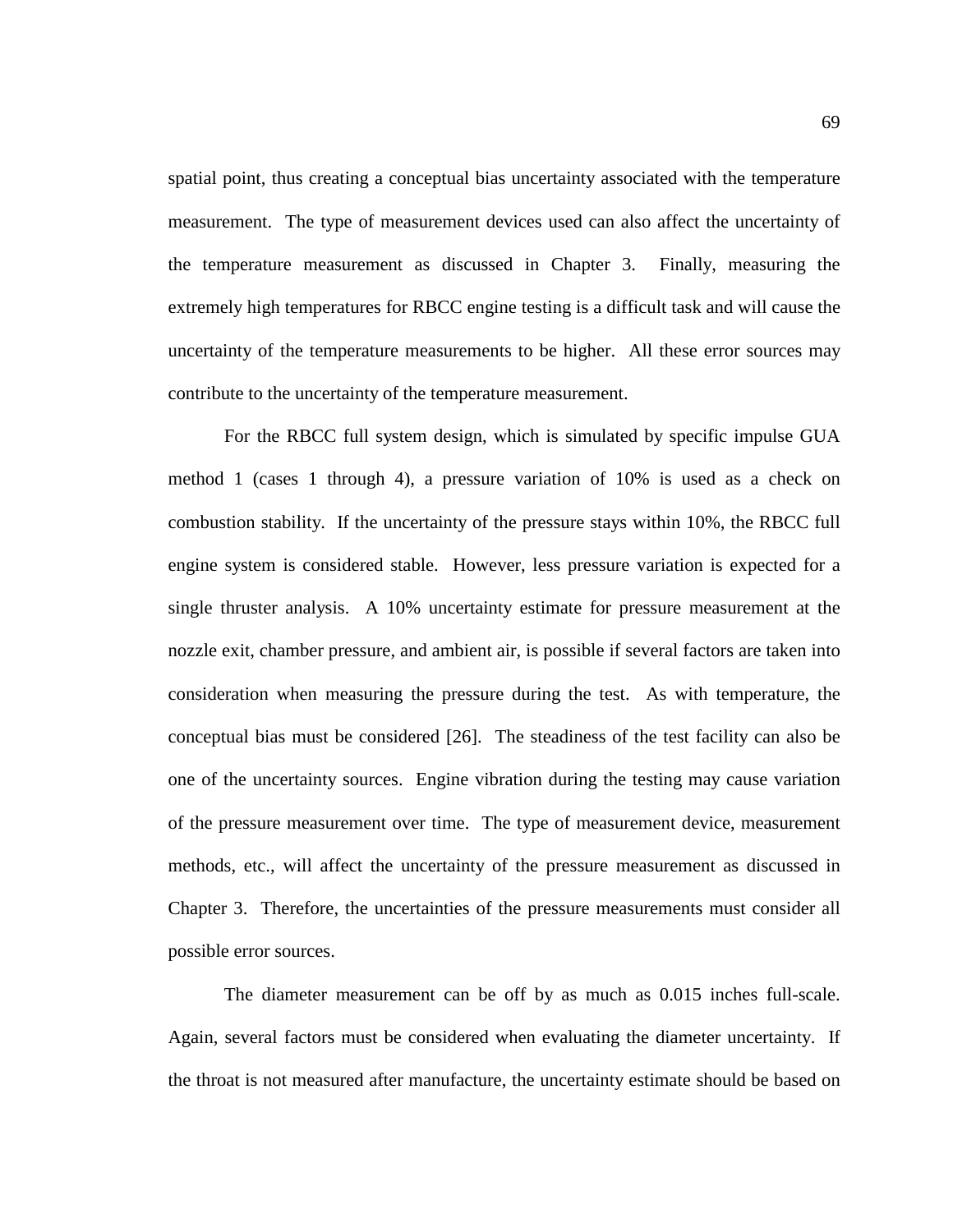spatial point, thus creating a conceptual bias uncertainty associated with the temperature measurement. The type of measurement devices used can also affect the uncertainty of the temperature measurement as discussed in Chapter 3. Finally, measuring the extremely high temperatures for RBCC engine testing is a difficult task and will cause the uncertainty of the temperature measurements to be higher. All these error sources may contribute to the uncertainty of the temperature measurement.

For the RBCC full system design, which is simulated by specific impulse GUA method 1 (cases 1 through 4), a pressure variation of 10% is used as a check on combustion stability. If the uncertainty of the pressure stays within 10%, the RBCC full engine system is considered stable. However, less pressure variation is expected for a single thruster analysis. A 10% uncertainty estimate for pressure measurement at the nozzle exit, chamber pressure, and ambient air, is possible if several factors are taken into consideration when measuring the pressure during the test. As with temperature, the conceptual bias must be considered [26]. The steadiness of the test facility can also be one of the uncertainty sources. Engine vibration during the testing may cause variation of the pressure measurement over time. The type of measurement device, measurement methods, etc., will affect the uncertainty of the pressure measurement as discussed in Chapter 3. Therefore, the uncertainties of the pressure measurements must consider all possible error sources.

The diameter measurement can be off by as much as 0.015 inches full-scale. Again, several factors must be considered when evaluating the diameter uncertainty. If the throat is not measured after manufacture, the uncertainty estimate should be based on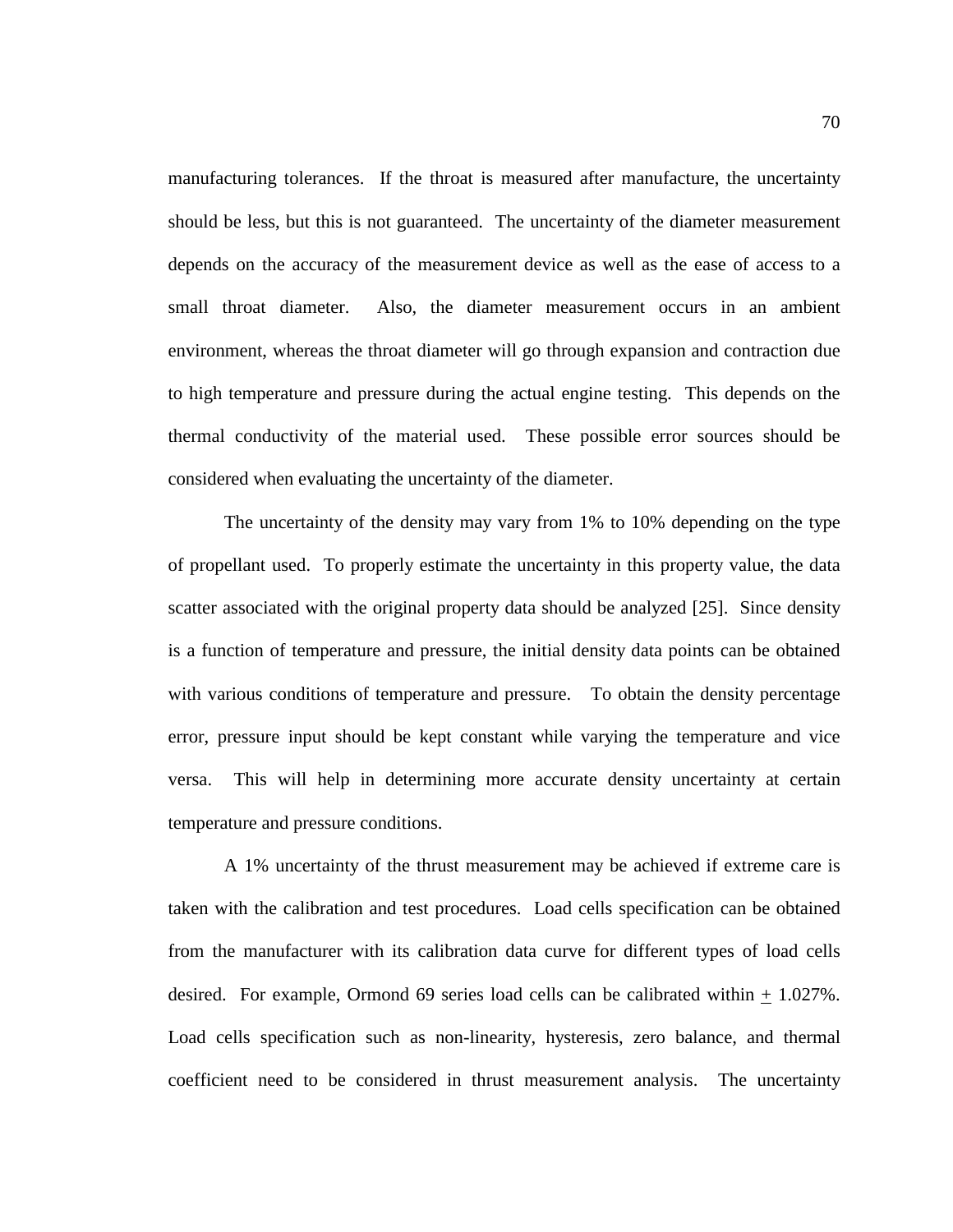manufacturing tolerances. If the throat is measured after manufacture, the uncertainty should be less, but this is not guaranteed. The uncertainty of the diameter measurement depends on the accuracy of the measurement device as well as the ease of access to a small throat diameter. Also, the diameter measurement occurs in an ambient environment, whereas the throat diameter will go through expansion and contraction due to high temperature and pressure during the actual engine testing. This depends on the thermal conductivity of the material used. These possible error sources should be considered when evaluating the uncertainty of the diameter.

The uncertainty of the density may vary from 1% to 10% depending on the type of propellant used. To properly estimate the uncertainty in this property value, the data scatter associated with the original property data should be analyzed [25]. Since density is a function of temperature and pressure, the initial density data points can be obtained with various conditions of temperature and pressure. To obtain the density percentage error, pressure input should be kept constant while varying the temperature and vice versa. This will help in determining more accurate density uncertainty at certain temperature and pressure conditions.

A 1% uncertainty of the thrust measurement may be achieved if extreme care is taken with the calibration and test procedures. Load cells specification can be obtained from the manufacturer with its calibration data curve for different types of load cells desired. For example, Ormond 69 series load cells can be calibrated within $\pm$ 1.027%. Load cells specification such as non-linearity, hysteresis, zero balance, and thermal coefficient need to be considered in thrust measurement analysis. The uncertainty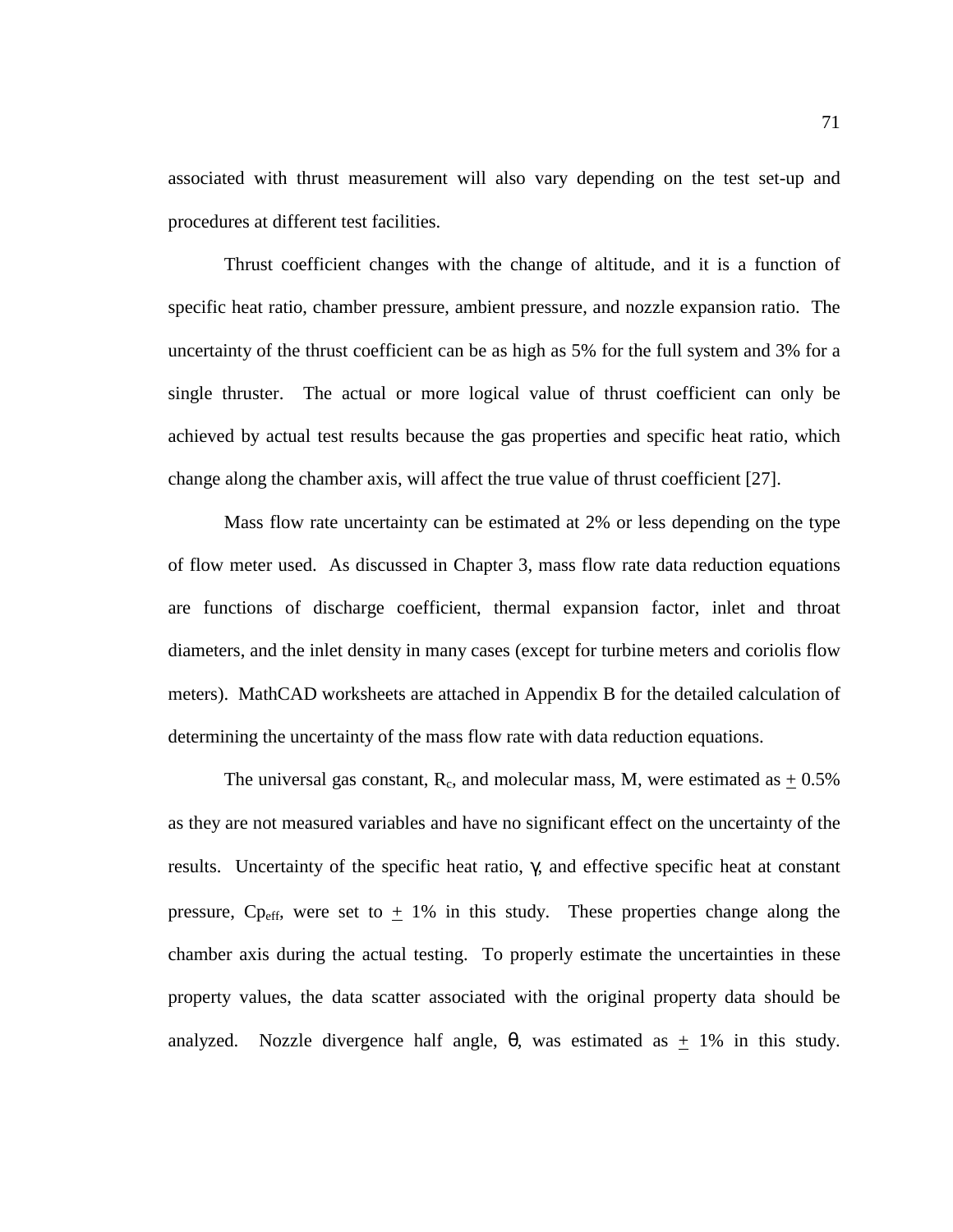associated with thrust measurement will also vary depending on the test set-up and procedures at different test facilities.

Thrust coefficient changes with the change of altitude, and it is a function of specific heat ratio, chamber pressure, ambient pressure, and nozzle expansion ratio. The uncertainty of the thrust coefficient can be as high as 5% for the full system and 3% for a single thruster. The actual or more logical value of thrust coefficient can only be achieved by actual test results because the gas properties and specific heat ratio, which change along the chamber axis, will affect the true value of thrust coefficient [27].

Mass flow rate uncertainty can be estimated at 2% or less depending on the type of flow meter used. As discussed in Chapter 3, mass flow rate data reduction equations are functions of discharge coefficient, thermal expansion factor, inlet and throat diameters, and the inlet density in many cases (except for turbine meters and coriolis flow meters). MathCAD worksheets are attached in Appendix B for the detailed calculation of determining the uncertainty of the mass flow rate with data reduction equations.

The universal gas constant, $R_c$, and molecular mass, M, were estimated as $\pm$ 0.5% as they are not measured variables and have no significant effect on the uncertainty of the results. Uncertainty of the specific heat ratio, $\gamma$, and effective specific heat at constant pressure, $Cp_{eff}$, were set to $\pm$ 1% in this study. These properties change along the chamber axis during the actual testing. To properly estimate the uncertainties in these property values, the data scatter associated with the original property data should be analyzed. Nozzle divergence half angle, $\theta$, was estimated as $\pm$ 1% in this study.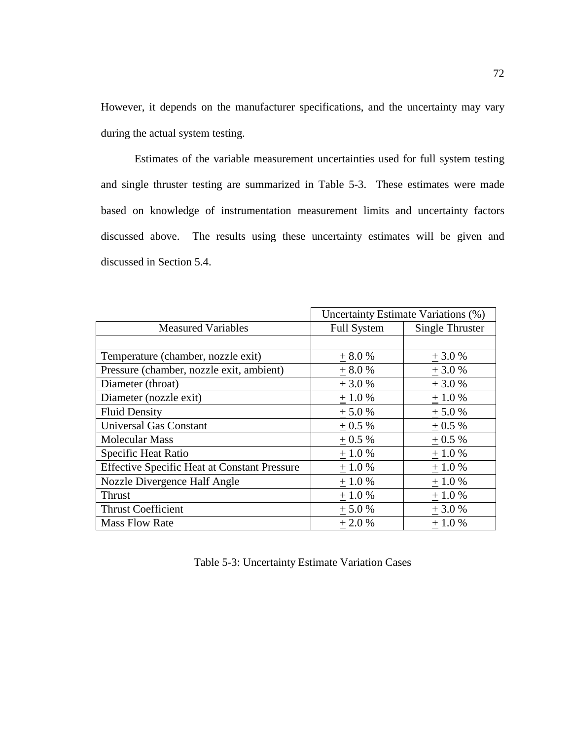However, it depends on the manufacturer specifications, and the uncertainty may vary during the actual system testing.

Estimates of the variable measurement uncertainties used for full system testing and single thruster testing are summarized in Table 5-3. These estimates were made based on knowledge of instrumentation measurement limits and uncertainty factors discussed above. The results using these uncertainty estimates will be given and discussed in Section 5.4.

| | Uncertainty Estimate Variations (%) | |
|---|---|---|
| Measured Variables | Full System | Single Thruster |
| | | |
| Temperature (chamber, nozzle exit) | ± 8.0 % | ± 3.0 % |
| Pressure (chamber, nozzle exit, ambient) | ± 8.0 % | ± 3.0 % |
| Diameter (throat) | ± 3.0 % | ± 3.0 % |
| Diameter (nozzle exit) | ± 1.0 % | ± 1.0 % |
| Fluid Density | ± 5.0 % | ± 5.0 % |
| Universal Gas Constant | ± 0.5 % | ± 0.5 % |
| Molecular Mass | ± 0.5 % | ± 0.5 % |
| Specific Heat Ratio | ± 1.0 % | ± 1.0 % |
| Effective Specific Heat at Constant Pressure | ± 1.0 % | ± 1.0 % |
| Nozzle Divergence Half Angle | ± 1.0 % | ± 1.0 % |
| Thrust | ± 1.0 % | ± 1.0 % |
| Thrust Coefficient | ± 5.0 % | ± 3.0 % |
| Mass Flow Rate | ± 2.0 % | ± 1.0 % |

Table 5-3: Uncertainty Estimate Variation Cases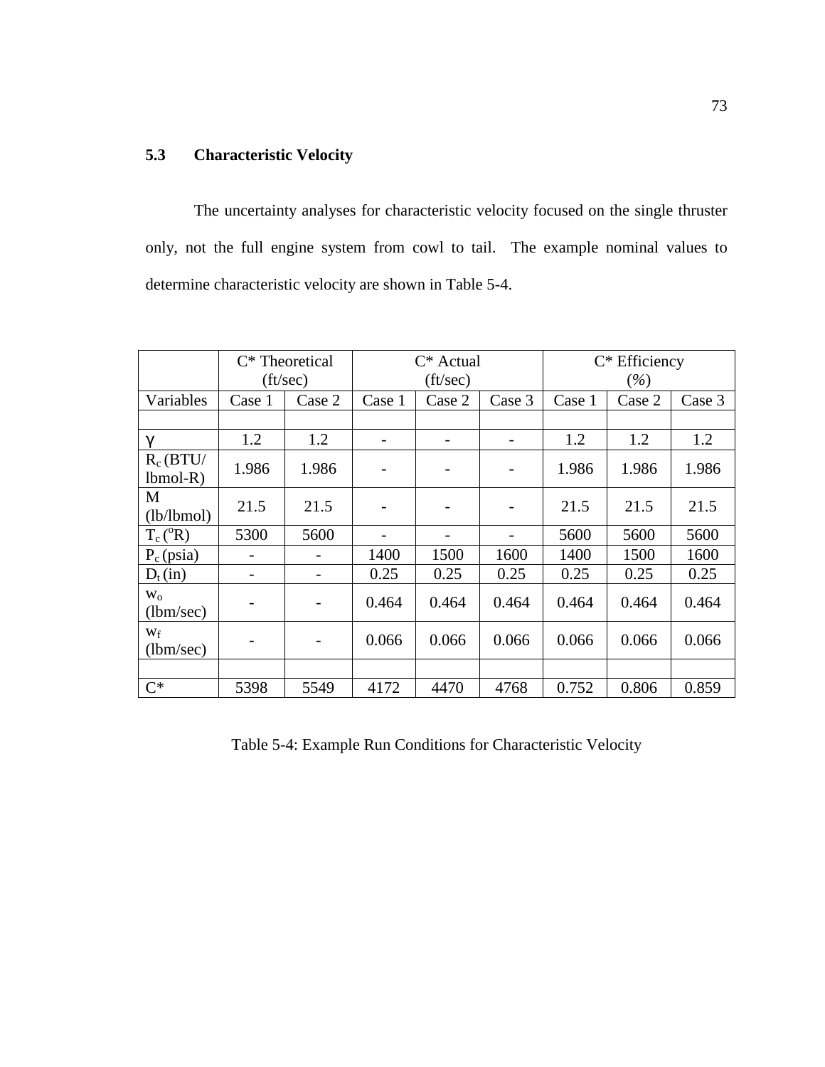## 5.3 Characteristic Velocity

The uncertainty analyses for characteristic velocity focused on the single thruster only, not the full engine system from cowl to tail. The example nominal values to determine characteristic velocity are shown in Table 5-4.

| | C* Theoretical (ft/sec) | | C* Actual (ft/sec) | | | C* Efficiency (%) | | |
|---|---|---|---|---|---|---|---|---|
| Variables | Case 1 | Case 2 | Case 1 | Case 2 | Case 3 | Case 1 | Case 2 | Case 3 |
| | | | | | | | | |
| $\gamma$ | 1.2 | 1.2 | - | - | - | 1.2 | 1.2 | 1.2 |
| $R_c$ (BTU/ lbmol-R) | 1.986 | 1.986 | - | - | - | 1.986 | 1.986 | 1.986 |
| M (lb/lbmol) | 21.5 | 21.5 | - | - | - | 21.5 | 21.5 | 21.5 |
| $T_c$ ($^{o}$R) | 5300 | 5600 | - | - | - | 5600 | 5600 | 5600 |
| $P_c$ (psia) | - | - | 1400 | 1500 | 1600 | 1400 | 1500 | 1600 |
| $D_t$ (in) | - | - | 0.25 | 0.25 | 0.25 | 0.25 | 0.25 | 0.25 |
| $w_o$ (lbm/sec) | - | - | 0.464 | 0.464 | 0.464 | 0.464 | 0.464 | 0.464 |
| $w_f$ (lbm/sec) | - | - | 0.066 | 0.066 | 0.066 | 0.066 | 0.066 | 0.066 |
| | | | | | | | | |
| C* | 5398 | 5549 | 4172 | 4470 | 4768 | 0.752 | 0.806 | 0.859 |

Table 5-4: Example Run Conditions for Characteristic Velocity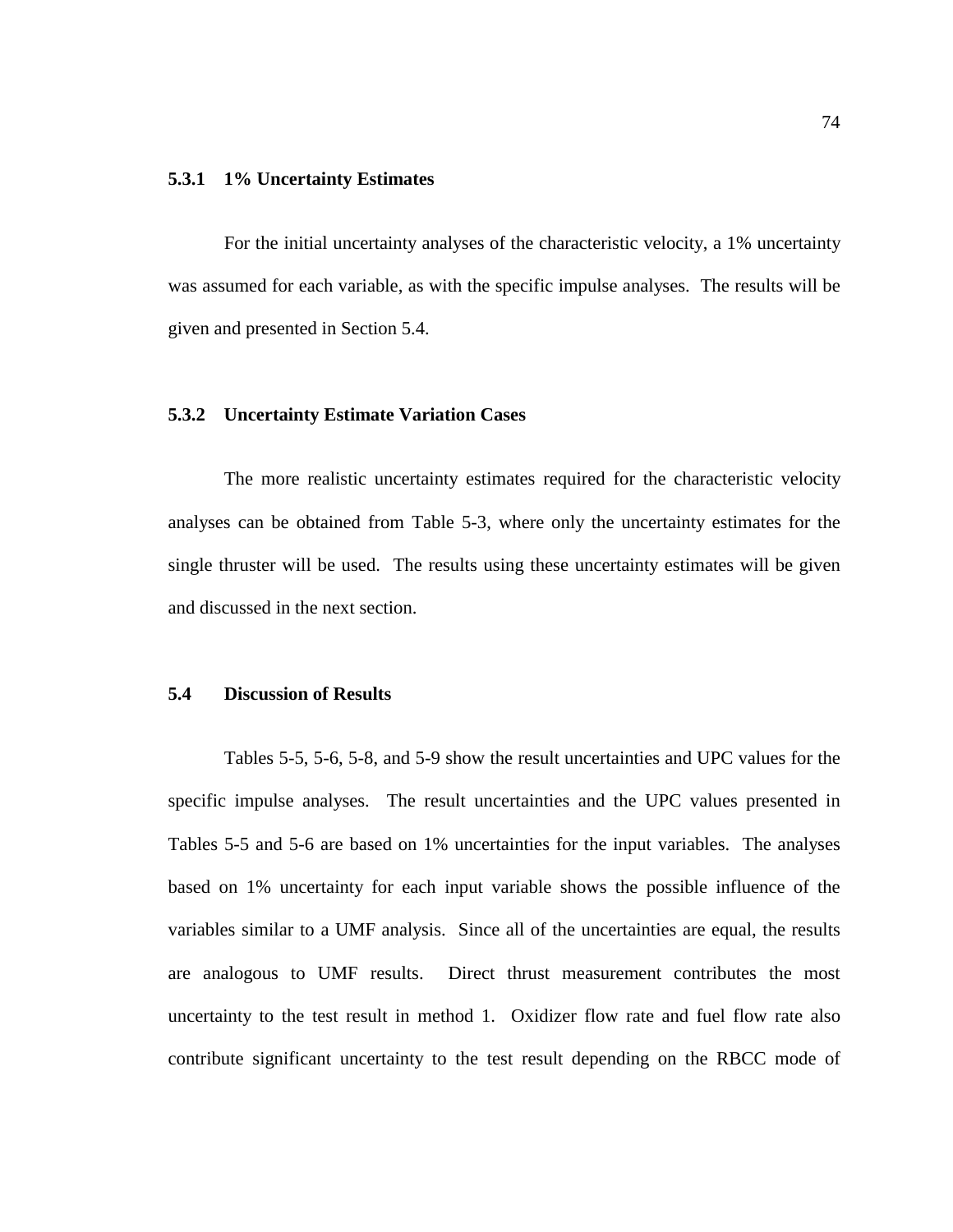### 5.3.1 1% Uncertainty Estimates

For the initial uncertainty analyses of the characteristic velocity, a 1% uncertainty was assumed for each variable, as with the specific impulse analyses. The results will be given and presented in Section 5.4.

### 5.3.2 Uncertainty Estimate Variation Cases

The more realistic uncertainty estimates required for the characteristic velocity analyses can be obtained from Table 5-3, where only the uncertainty estimates for the single thruster will be used. The results using these uncertainty estimates will be given and discussed in the next section.

## 5.4 Discussion of Results

Tables 5-5, 5-6, 5-8, and 5-9 show the result uncertainties and UPC values for the specific impulse analyses. The result uncertainties and the UPC values presented in Tables 5-5 and 5-6 are based on 1% uncertainties for the input variables. The analyses based on 1% uncertainty for each input variable shows the possible influence of the variables similar to a UMF analysis. Since all of the uncertainties are equal, the results are analogous to UMF results. Direct thrust measurement contributes the most uncertainty to the test result in method 1. Oxidizer flow rate and fuel flow rate also contribute significant uncertainty to the test result depending on the RBCC mode of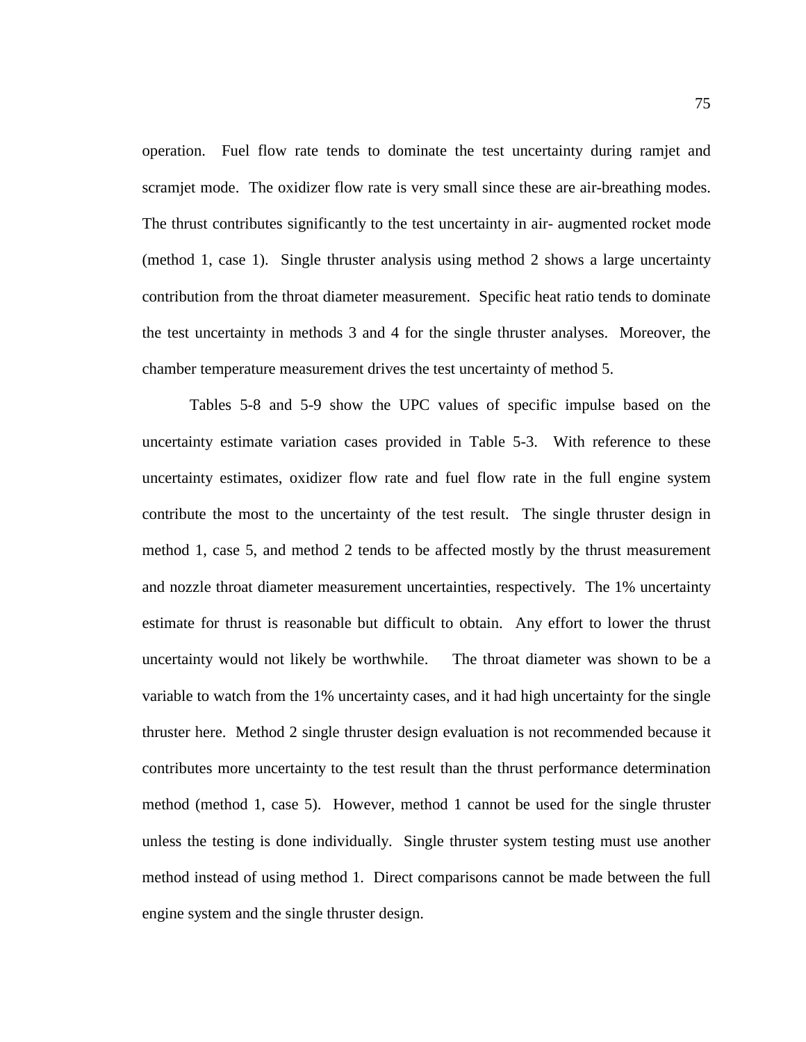operation. Fuel flow rate tends to dominate the test uncertainty during ramjet and scramjet mode. The oxidizer flow rate is very small since these are air-breathing modes. The thrust contributes significantly to the test uncertainty in air- augmented rocket mode (method 1, case 1). Single thruster analysis using method 2 shows a large uncertainty contribution from the throat diameter measurement. Specific heat ratio tends to dominate the test uncertainty in methods 3 and 4 for the single thruster analyses. Moreover, the chamber temperature measurement drives the test uncertainty of method 5.

Tables 5-8 and 5-9 show the UPC values of specific impulse based on the uncertainty estimate variation cases provided in Table 5-3. With reference to these uncertainty estimates, oxidizer flow rate and fuel flow rate in the full engine system contribute the most to the uncertainty of the test result. The single thruster design in method 1, case 5, and method 2 tends to be affected mostly by the thrust measurement and nozzle throat diameter measurement uncertainties, respectively. The 1% uncertainty estimate for thrust is reasonable but difficult to obtain. Any effort to lower the thrust uncertainty would not likely be worthwhile. The throat diameter was shown to be a variable to watch from the 1% uncertainty cases, and it had high uncertainty for the single thruster here. Method 2 single thruster design evaluation is not recommended because it contributes more uncertainty to the test result than the thrust performance determination method (method 1, case 5). However, method 1 cannot be used for the single thruster unless the testing is done individually. Single thruster system testing must use another method instead of using method 1. Direct comparisons cannot be made between the full engine system and the single thruster design.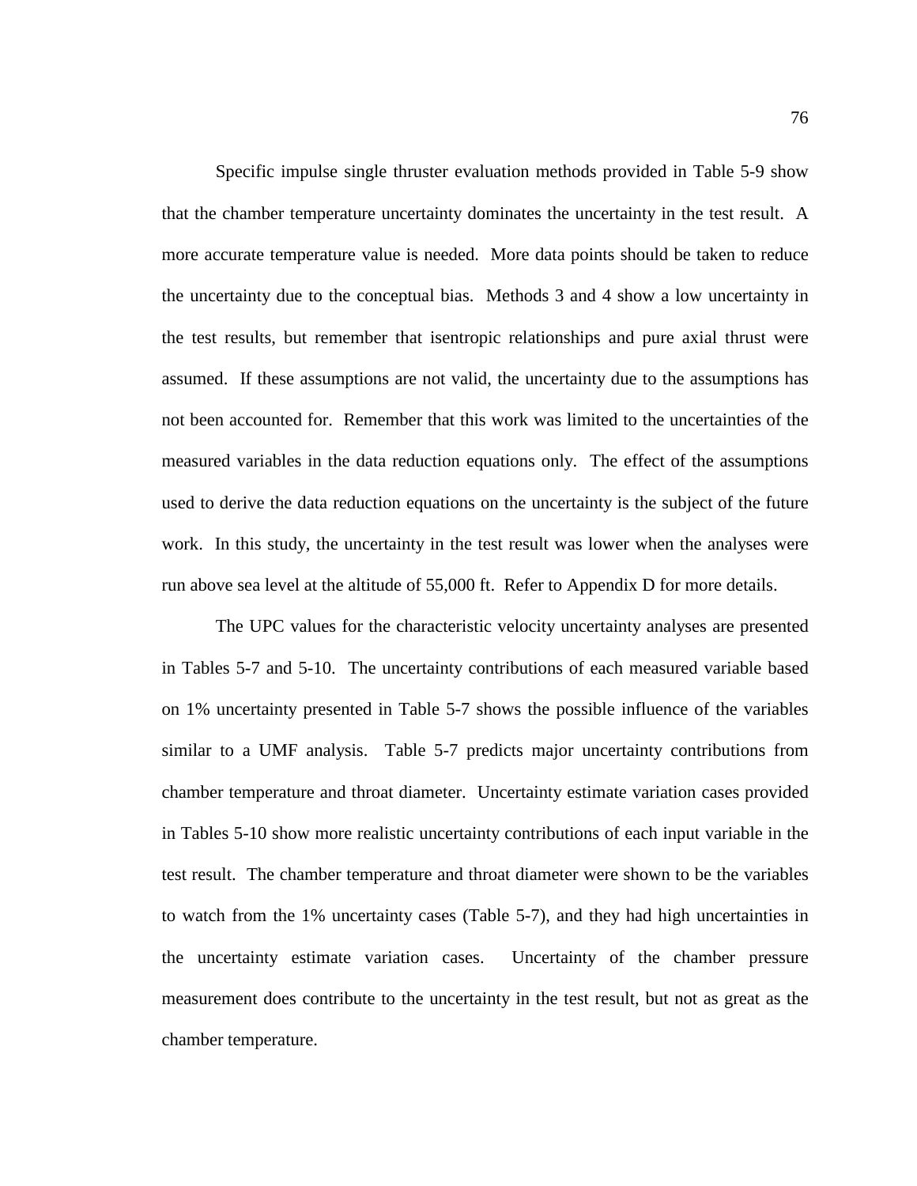Specific impulse single thruster evaluation methods provided in Table 5-9 show that the chamber temperature uncertainty dominates the uncertainty in the test result. A more accurate temperature value is needed. More data points should be taken to reduce the uncertainty due to the conceptual bias. Methods 3 and 4 show a low uncertainty in the test results, but remember that isentropic relationships and pure axial thrust were assumed. If these assumptions are not valid, the uncertainty due to the assumptions has not been accounted for. Remember that this work was limited to the uncertainties of the measured variables in the data reduction equations only. The effect of the assumptions used to derive the data reduction equations on the uncertainty is the subject of the future work. In this study, the uncertainty in the test result was lower when the analyses were run above sea level at the altitude of 55,000 ft. Refer to Appendix D for more details.

The UPC values for the characteristic velocity uncertainty analyses are presented in Tables 5-7 and 5-10. The uncertainty contributions of each measured variable based on 1% uncertainty presented in Table 5-7 shows the possible influence of the variables similar to a UMF analysis. Table 5-7 predicts major uncertainty contributions from chamber temperature and throat diameter. Uncertainty estimate variation cases provided in Tables 5-10 show more realistic uncertainty contributions of each input variable in the test result. The chamber temperature and throat diameter were shown to be the variables to watch from the 1% uncertainty cases (Table 5-7), and they had high uncertainties in the uncertainty estimate variation cases. Uncertainty of the chamber pressure measurement does contribute to the uncertainty in the test result, but not as great as the chamber temperature.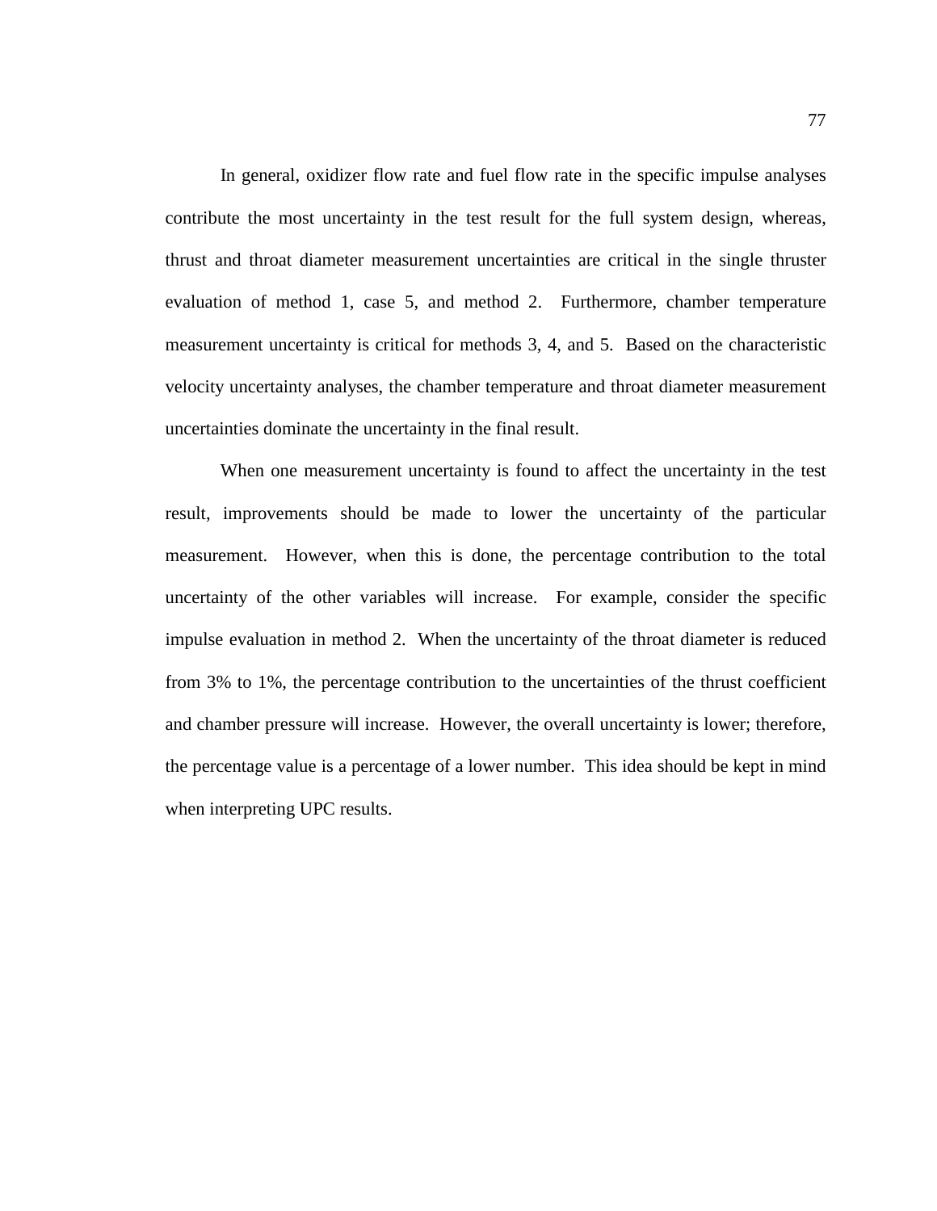In general, oxidizer flow rate and fuel flow rate in the specific impulse analyses contribute the most uncertainty in the test result for the full system design, whereas, thrust and throat diameter measurement uncertainties are critical in the single thruster evaluation of method 1, case 5, and method 2. Furthermore, chamber temperature measurement uncertainty is critical for methods 3, 4, and 5. Based on the characteristic velocity uncertainty analyses, the chamber temperature and throat diameter measurement uncertainties dominate the uncertainty in the final result.

When one measurement uncertainty is found to affect the uncertainty in the test result, improvements should be made to lower the uncertainty of the particular measurement. However, when this is done, the percentage contribution to the total uncertainty of the other variables will increase. For example, consider the specific impulse evaluation in method 2. When the uncertainty of the throat diameter is reduced from 3% to 1%, the percentage contribution to the uncertainties of the thrust coefficient and chamber pressure will increase. However, the overall uncertainty is lower; therefore, the percentage value is a percentage of a lower number. This idea should be kept in mind when interpreting UPC results.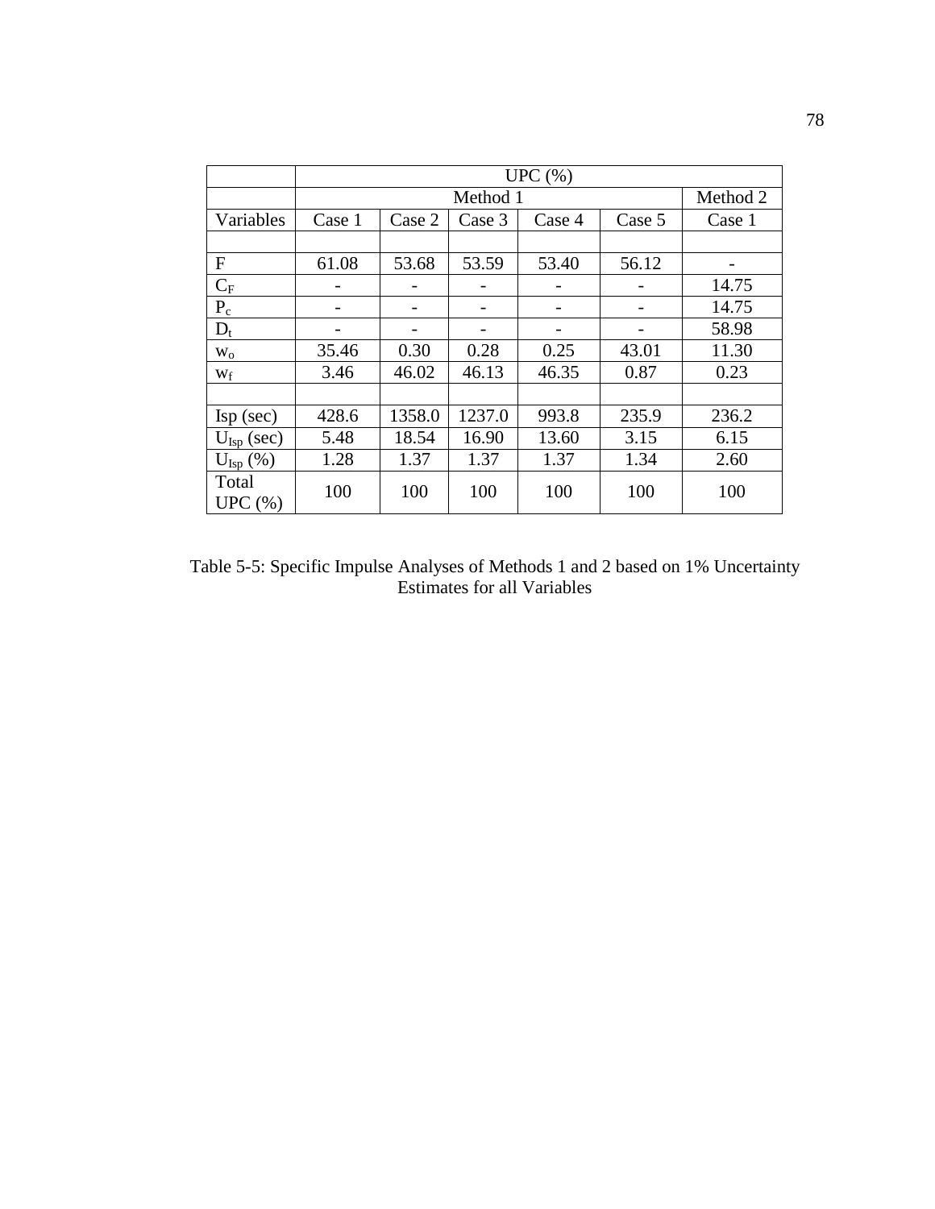| | UPC (%) | | | | | |
|---|---|---|---|---|---|---|
| | Method 1 | | | | | Method 2 |
| Variables | Case 1 | Case 2 | Case 3 | Case 4 | Case 5 | Case 1 |
| | | | | | | |
| F | 61.08 | 53.68 | 53.59 | 53.40 | 56.12 | - |
| $C_F$ | - | - | - | - | - | 14.75 |
| $P_c$ | - | - | - | - | - | 14.75 |
| $D_t$ | - | - | - | - | - | 58.98 |
| $w_o$ | 35.46 | 0.30 | 0.28 | 0.25 | 43.01 | 11.30 |
| $w_f$ | 3.46 | 46.02 | 46.13 | 46.35 | 0.87 | 0.23 |
| | | | | | | |
| Isp (sec) | 428.6 | 1358.0 | 1237.0 | 993.8 | 235.9 | 236.2 |
| $U_{Isp}$ (sec) | 5.48 | 18.54 | 16.90 | 13.60 | 3.15 | 6.15 |
| $U_{Isp}$ (%) | 1.28 | 1.37 | 1.37 | 1.37 | 1.34 | 2.60 |
| Total UPC (%) | 100 | 100 | 100 | 100 | 100 | 100 |

Table 5-5: Specific Impulse Analyses of Methods 1 and 2 based on 1% Uncertainty Estimates for all Variables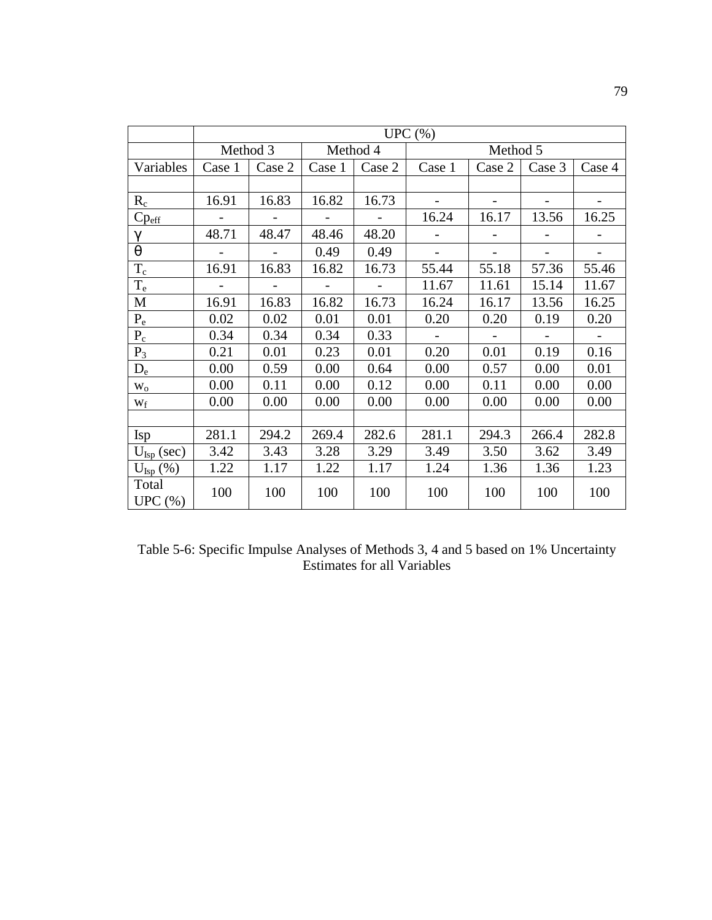| | UPC (%) | | | | | | | |
|---|---|---|---|---|---|---|---|---|
| | Method 3 | | Method 4 | | Method 5 | | | |
| Variables | Case 1 | Case 2 | Case 1 | Case 2 | Case 1 | Case 2 | Case 3 | Case 4 |
| | | | | | | | | |
| $R_c$ | 16.91 | 16.83 | 16.82 | 16.73 | - | - | - | - |
| $Cp_{eff}$ | - | - | - | - | 16.24 | 16.17 | 13.56 | 16.25 |
| $\gamma$ | 48.71 | 48.47 | 48.46 | 48.20 | - | - | - | - |
| $\theta$ | - | - | 0.49 | 0.49 | - | - | - | - |
| $T_c$ | 16.91 | 16.83 | 16.82 | 16.73 | 55.44 | 55.18 | 57.36 | 55.46 |
| $T_e$ | - | - | - | - | 11.67 | 11.61 | 15.14 | 11.67 |
| M | 16.91 | 16.83 | 16.82 | 16.73 | 16.24 | 16.17 | 13.56 | 16.25 |
| $P_e$ | 0.02 | 0.02 | 0.01 | 0.01 | 0.20 | 0.20 | 0.19 | 0.20 |
| $P_c$ | 0.34 | 0.34 | 0.34 | 0.33 | - | - | - | - |
| $P_3$ | 0.21 | 0.01 | 0.23 | 0.01 | 0.20 | 0.01 | 0.19 | 0.16 |
| $D_e$ | 0.00 | 0.59 | 0.00 | 0.64 | 0.00 | 0.57 | 0.00 | 0.01 |
| $w_o$ | 0.00 | 0.11 | 0.00 | 0.12 | 0.00 | 0.11 | 0.00 | 0.00 |
| $w_f$ | 0.00 | 0.00 | 0.00 | 0.00 | 0.00 | 0.00 | 0.00 | 0.00 |
| | | | | | | | | |
| Isp | 281.1 | 294.2 | 269.4 | 282.6 | 281.1 | 294.3 | 266.4 | 282.8 |
| $U_{Isp}$ (sec) | 3.42 | 3.43 | 3.28 | 3.29 | 3.49 | 3.50 | 3.62 | 3.49 |
| $U_{Isp}$ (%) | 1.22 | 1.17 | 1.22 | 1.17 | 1.24 | 1.36 | 1.36 | 1.23 |
| Total UPC (%) | 100 | 100 | 100 | 100 | 100 | 100 | 100 | 100 |

Table 5-6: Specific Impulse Analyses of Methods 3, 4 and 5 based on 1% Uncertainty Estimates for all Variables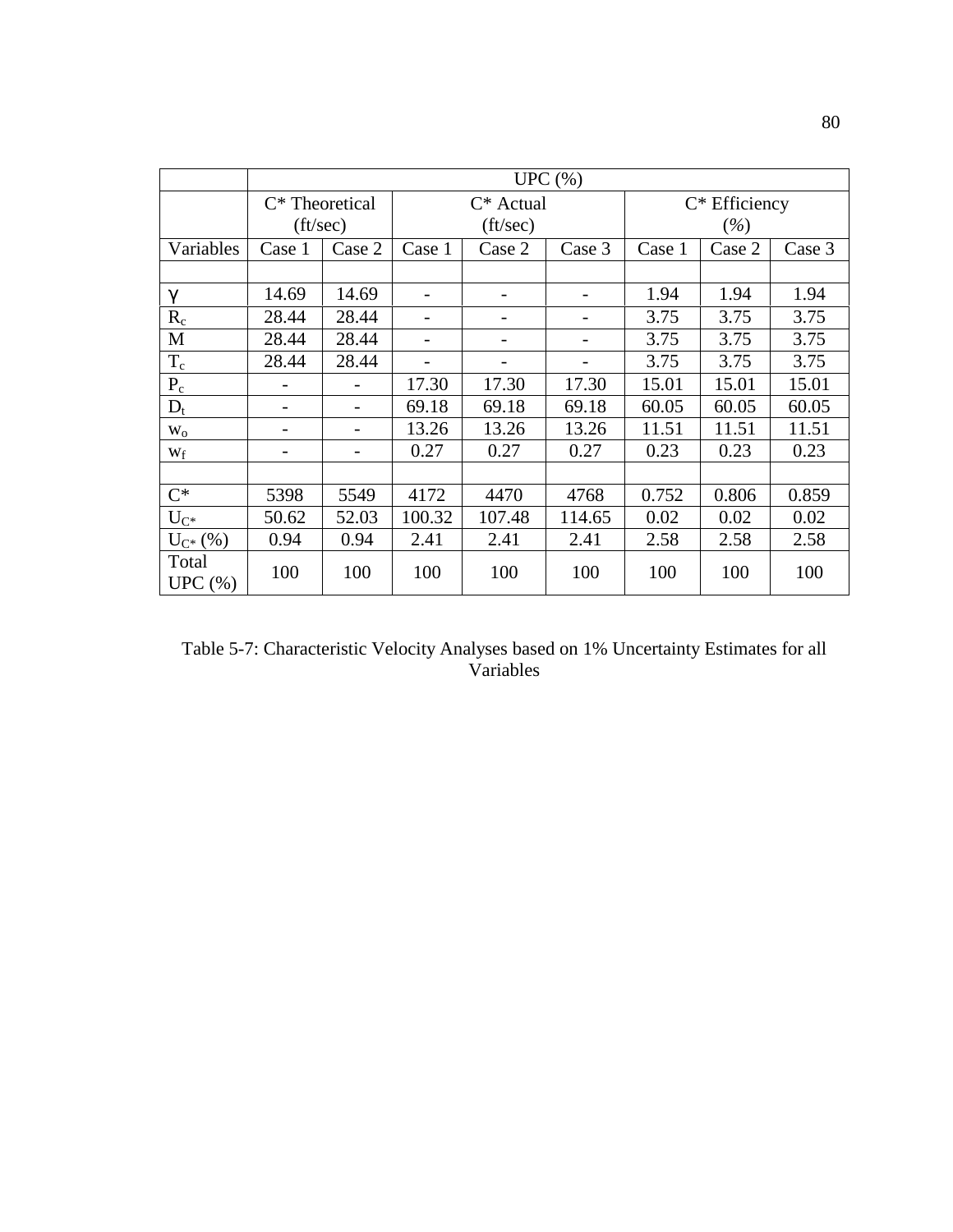| | UPC (%) | | | | | | | |
|---|---|---|---|---|---|---|---|---|
| | C* Theoretical (ft/sec) | | C* Actual (ft/sec) | | | C* Efficiency (*%*) | | |
| Variables | Case 1 | Case 2 | Case 1 | Case 2 | Case 3 | Case 1 | Case 2 | Case 3 |
| | | | | | | | | |
| $\gamma$ | 14.69 | 14.69 | - | - | - | 1.94 | 1.94 | 1.94 |
| $R_c$ | 28.44 | 28.44 | - | - | - | 3.75 | 3.75 | 3.75 |
| M | 28.44 | 28.44 | - | - | - | 3.75 | 3.75 | 3.75 |
| $T_c$ | 28.44 | 28.44 | - | - | - | 3.75 | 3.75 | 3.75 |
| $P_c$ | - | - | 17.30 | 17.30 | 17.30 | 15.01 | 15.01 | 15.01 |
| $D_t$ | - | - | 69.18 | 69.18 | 69.18 | 60.05 | 60.05 | 60.05 |
| $w_o$ | - | - | 13.26 | 13.26 | 13.26 | 11.51 | 11.51 | 11.51 |
| $w_f$ | - | - | 0.27 | 0.27 | 0.27 | 0.23 | 0.23 | 0.23 |
| | | | | | | | | |
| C* | 5398 | 5549 | 4172 | 4470 | 4768 | 0.752 | 0.806 | 0.859 |
| $U_{C*}$ | 50.62 | 52.03 | 100.32 | 107.48 | 114.65 | 0.02 | 0.02 | 0.02 |
| $U_{C*}$ (%) | 0.94 | 0.94 | 2.41 | 2.41 | 2.41 | 2.58 | 2.58 | 2.58 |
| Total UPC (%) | 100 | 100 | 100 | 100 | 100 | 100 | 100 | 100 |

Table 5-7: Characteristic Velocity Analyses based on 1% Uncertainty Estimates for all Variables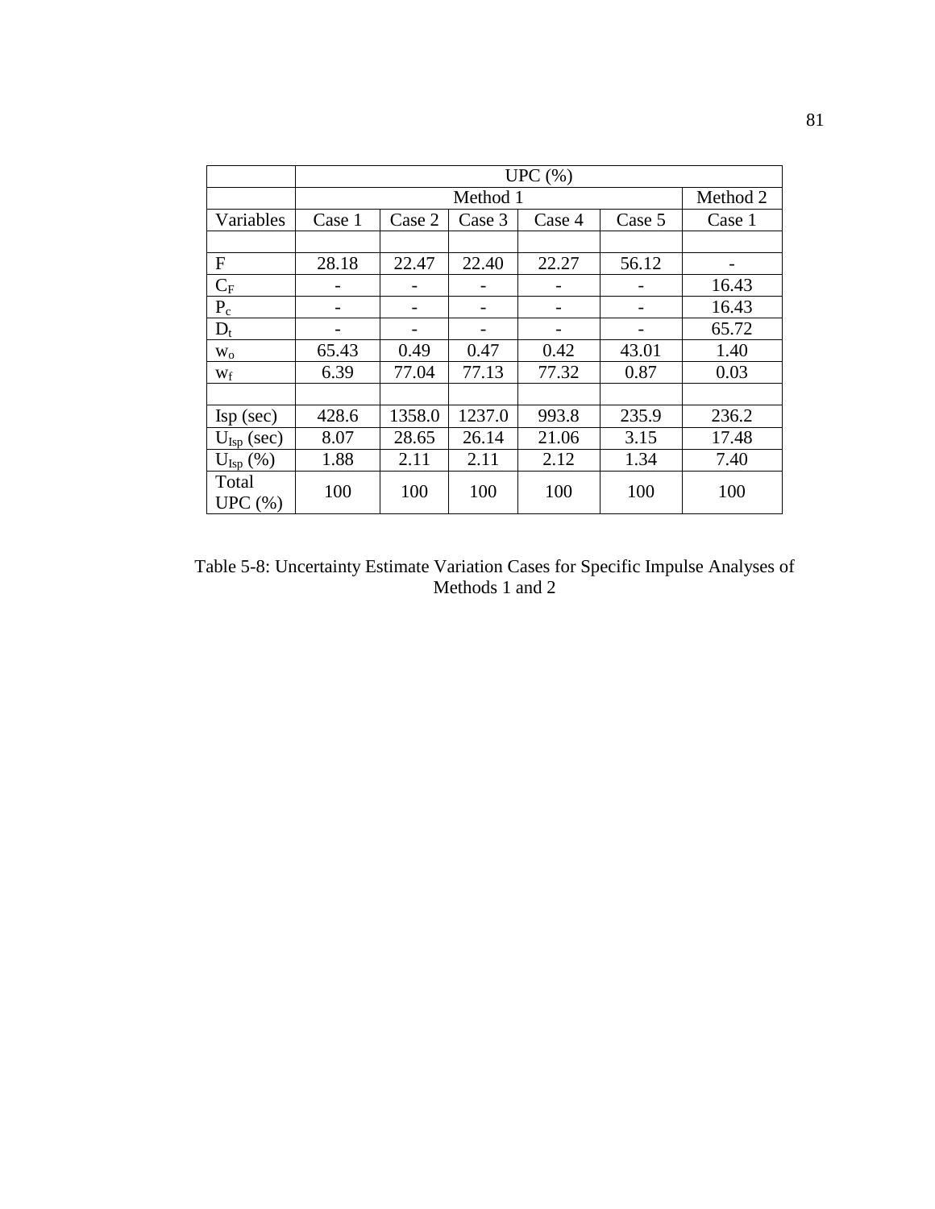| | UPC (%) | | | | | |
|---|---|---|---|---|---|---|
| | Method 1 | | | | | Method 2 |
| Variables | Case 1 | Case 2 | Case 3 | Case 4 | Case 5 | Case 1 |
| | | | | | | |
| F | 28.18 | 22.47 | 22.40 | 22.27 | 56.12 | - |
| $C_F$ | - | - | - | - | - | 16.43 |
| $P_c$ | - | - | - | - | - | 16.43 |
| $D_t$ | - | - | - | - | - | 65.72 |
| $w_o$ | 65.43 | 0.49 | 0.47 | 0.42 | 43.01 | 1.40 |
| $w_f$ | 6.39 | 77.04 | 77.13 | 77.32 | 0.87 | 0.03 |
| | | | | | | |
| Isp (sec) | 428.6 | 1358.0 | 1237.0 | 993.8 | 235.9 | 236.2 |
| $U_{Isp}$ (sec) | 8.07 | 28.65 | 26.14 | 21.06 | 3.15 | 17.48 |
| $U_{Isp}$ (%) | 1.88 | 2.11 | 2.11 | 2.12 | 1.34 | 7.40 |
| Total UPC (%) | 100 | 100 | 100 | 100 | 100 | 100 |

Table 5-8: Uncertainty Estimate Variation Cases for Specific Impulse Analyses of Methods 1 and 2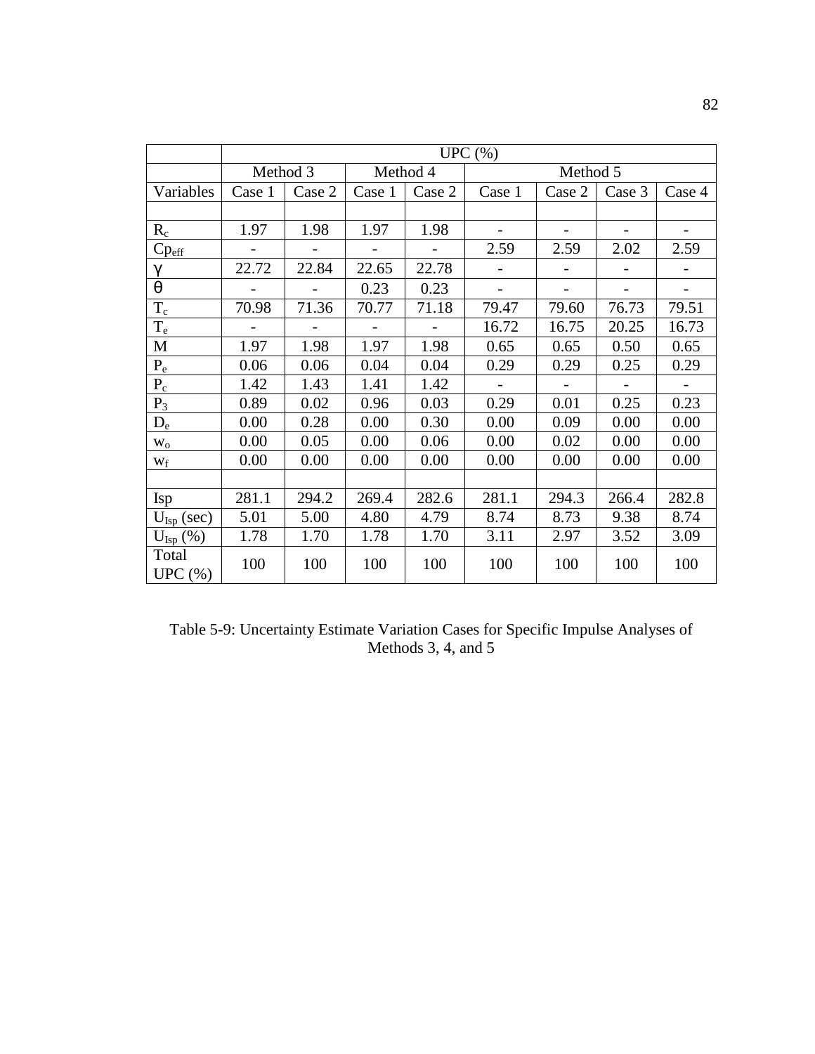| | UPC (%) | | | | | | | |
|---|---|---|---|---|---|---|---|---|
| | Method 3 | | Method 4 | | Method 5 | | | |
| Variables | Case 1 | Case 2 | Case 1 | Case 2 | Case 1 | Case 2 | Case 3 | Case 4 |
| | | | | | | | | |
| $R_c$ | 1.97 | 1.98 | 1.97 | 1.98 | - | - | - | - |
| $Cp_{eff}$ | - | - | - | - | 2.59 | 2.59 | 2.02 | 2.59 |
| $\gamma$ | 22.72 | 22.84 | 22.65 | 22.78 | - | - | - | - |
| $\theta$ | - | - | 0.23 | 0.23 | - | - | - | - |
| $T_c$ | 70.98 | 71.36 | 70.77 | 71.18 | 79.47 | 79.60 | 76.73 | 79.51 |
| $T_e$ | - | - | - | - | 16.72 | 16.75 | 20.25 | 16.73 |
| M | 1.97 | 1.98 | 1.97 | 1.98 | 0.65 | 0.65 | 0.50 | 0.65 |
| $P_e$ | 0.06 | 0.06 | 0.04 | 0.04 | 0.29 | 0.29 | 0.25 | 0.29 |
| $P_c$ | 1.42 | 1.43 | 1.41 | 1.42 | - | - | - | - |
| $P_3$ | 0.89 | 0.02 | 0.96 | 0.03 | 0.29 | 0.01 | 0.25 | 0.23 |
| $D_e$ | 0.00 | 0.28 | 0.00 | 0.30 | 0.00 | 0.09 | 0.00 | 0.00 |
| $w_o$ | 0.00 | 0.05 | 0.00 | 0.06 | 0.00 | 0.02 | 0.00 | 0.00 |
| $w_f$ | 0.00 | 0.00 | 0.00 | 0.00 | 0.00 | 0.00 | 0.00 | 0.00 |
| | | | | | | | | |
| Isp | 281.1 | 294.2 | 269.4 | 282.6 | 281.1 | 294.3 | 266.4 | 282.8 |
| $U_{Isp}$ (sec) | 5.01 | 5.00 | 4.80 | 4.79 | 8.74 | 8.73 | 9.38 | 8.74 |
| $U_{Isp}$ (%) | 1.78 | 1.70 | 1.78 | 1.70 | 3.11 | 2.97 | 3.52 | 3.09 |
| Total UPC (%) | 100 | 100 | 100 | 100 | 100 | 100 | 100 | 100 |

Table 5-9: Uncertainty Estimate Variation Cases for Specific Impulse Analyses of Methods 3, 4, and 5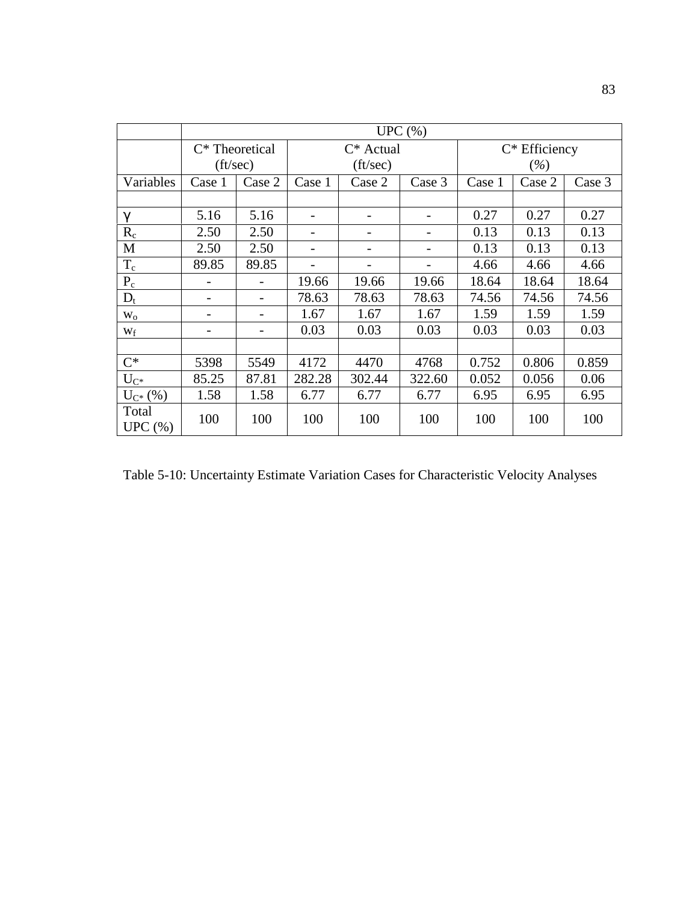|  | UPC (%) |  |  |  |  |  |  |  |
|---|---|---|---|---|---|---|---|---|
|  | C* Theoretical (ft/sec) |  | C* Actual (ft/sec) |  |  | C* Efficiency (*%*) |  |  |
| Variables | Case 1 | Case 2 | Case 1 | Case 2 | Case 3 | Case 1 | Case 2 | Case 3 |
|  |  |  |  |  |  |  |  |  |
| $\gamma$ | 5.16 | 5.16 | - | - | - | 0.27 | 0.27 | 0.27 |
| $R_c$ | 2.50 | 2.50 | - | - | - | 0.13 | 0.13 | 0.13 |
| M | 2.50 | 2.50 | - | - | - | 0.13 | 0.13 | 0.13 |
| $T_c$ | 89.85 | 89.85 | - | - | - | 4.66 | 4.66 | 4.66 |
| $P_c$ | - | - | 19.66 | 19.66 | 19.66 | 18.64 | 18.64 | 18.64 |
| $D_t$ | - | - | 78.63 | 78.63 | 78.63 | 74.56 | 74.56 | 74.56 |
| $w_o$ | - | - | 1.67 | 1.67 | 1.67 | 1.59 | 1.59 | 1.59 |
| $w_f$ | - | - | 0.03 | 0.03 | 0.03 | 0.03 | 0.03 | 0.03 |
|  |  |  |  |  |  |  |  |  |
| C* | 5398 | 5549 | 4172 | 4470 | 4768 | 0.752 | 0.806 | 0.859 |
| $U_{C*}$ | 85.25 | 87.81 | 282.28 | 302.44 | 322.60 | 0.052 | 0.056 | 0.06 |
| $U_{C*}$ (%) | 1.58 | 1.58 | 6.77 | 6.77 | 6.77 | 6.95 | 6.95 | 6.95 |
| Total UPC (%) | 100 | 100 | 100 | 100 | 100 | 100 | 100 | 100 |

Table 5-10: Uncertainty Estimate Variation Cases for Characteristic Velocity Analyses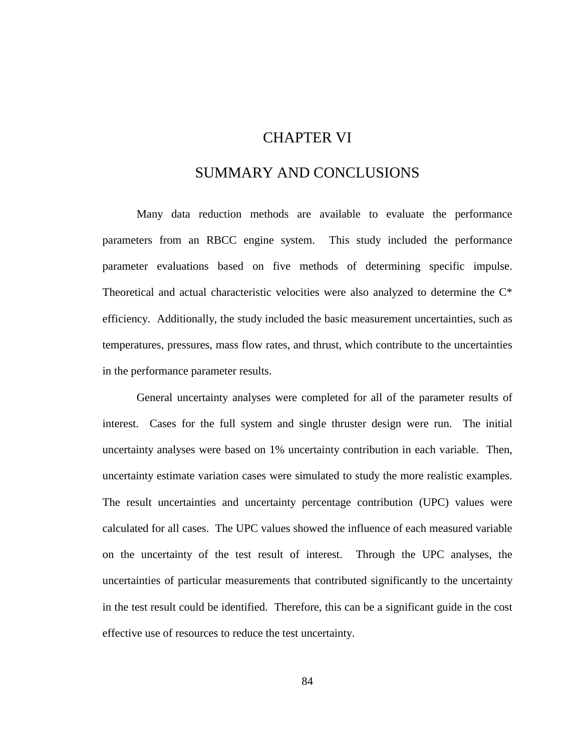# CHAPTER VI

# SUMMARY AND CONCLUSIONS

Many data reduction methods are available to evaluate the performance parameters from an RBCC engine system. This study included the performance parameter evaluations based on five methods of determining specific impulse. Theoretical and actual characteristic velocities were also analyzed to determine the C* efficiency. Additionally, the study included the basic measurement uncertainties, such as temperatures, pressures, mass flow rates, and thrust, which contribute to the uncertainties in the performance parameter results.

General uncertainty analyses were completed for all of the parameter results of interest. Cases for the full system and single thruster design were run. The initial uncertainty analyses were based on 1% uncertainty contribution in each variable. Then, uncertainty estimate variation cases were simulated to study the more realistic examples. The result uncertainties and uncertainty percentage contribution (UPC) values were calculated for all cases. The UPC values showed the influence of each measured variable on the uncertainty of the test result of interest. Through the UPC analyses, the uncertainties of particular measurements that contributed significantly to the uncertainty in the test result could be identified. Therefore, this can be a significant guide in the cost effective use of resources to reduce the test uncertainty.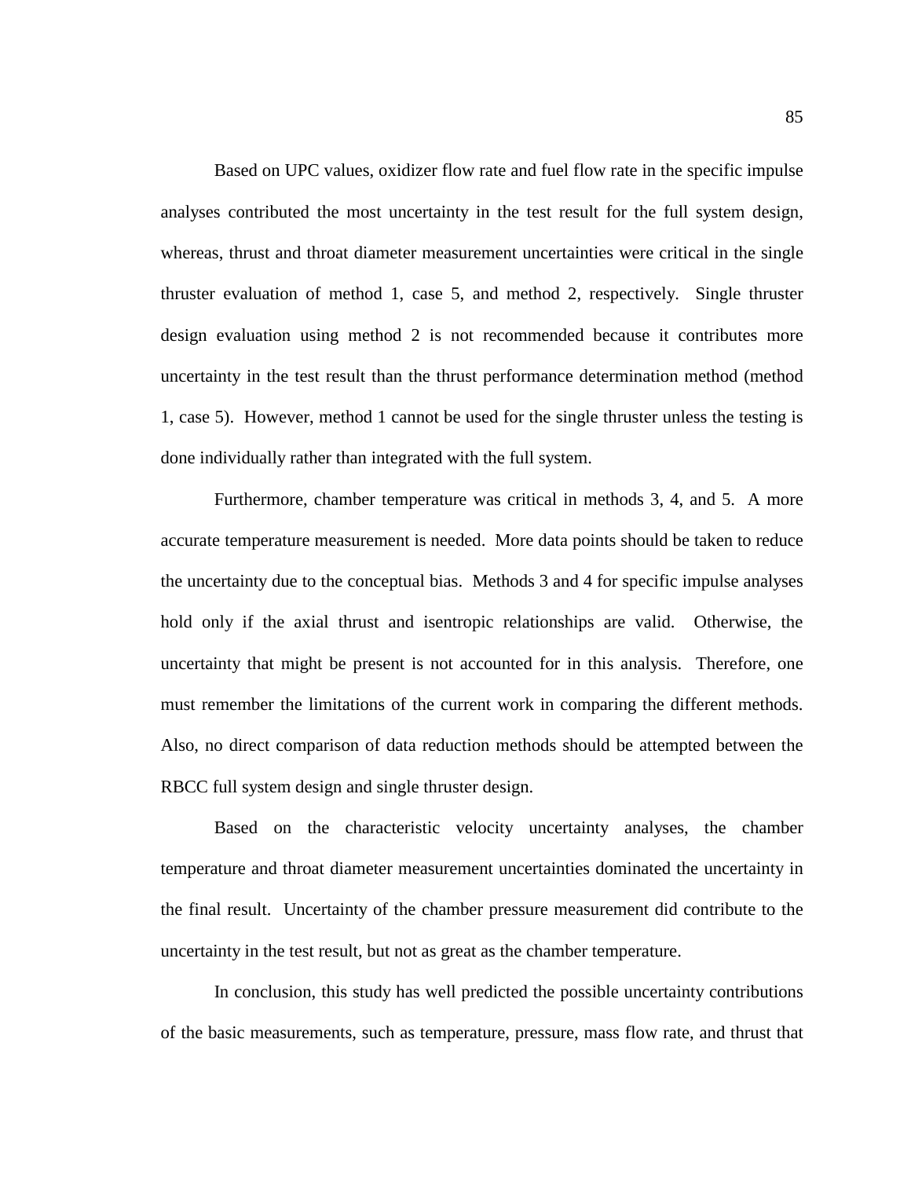Based on UPC values, oxidizer flow rate and fuel flow rate in the specific impulse analyses contributed the most uncertainty in the test result for the full system design, whereas, thrust and throat diameter measurement uncertainties were critical in the single thruster evaluation of method 1, case 5, and method 2, respectively. Single thruster design evaluation using method 2 is not recommended because it contributes more uncertainty in the test result than the thrust performance determination method (method 1, case 5). However, method 1 cannot be used for the single thruster unless the testing is done individually rather than integrated with the full system.

Furthermore, chamber temperature was critical in methods 3, 4, and 5. A more accurate temperature measurement is needed. More data points should be taken to reduce the uncertainty due to the conceptual bias. Methods 3 and 4 for specific impulse analyses hold only if the axial thrust and isentropic relationships are valid. Otherwise, the uncertainty that might be present is not accounted for in this analysis. Therefore, one must remember the limitations of the current work in comparing the different methods. Also, no direct comparison of data reduction methods should be attempted between the RBCC full system design and single thruster design.

Based on the characteristic velocity uncertainty analyses, the chamber temperature and throat diameter measurement uncertainties dominated the uncertainty in the final result. Uncertainty of the chamber pressure measurement did contribute to the uncertainty in the test result, but not as great as the chamber temperature.

In conclusion, this study has well predicted the possible uncertainty contributions of the basic measurements, such as temperature, pressure, mass flow rate, and thrust that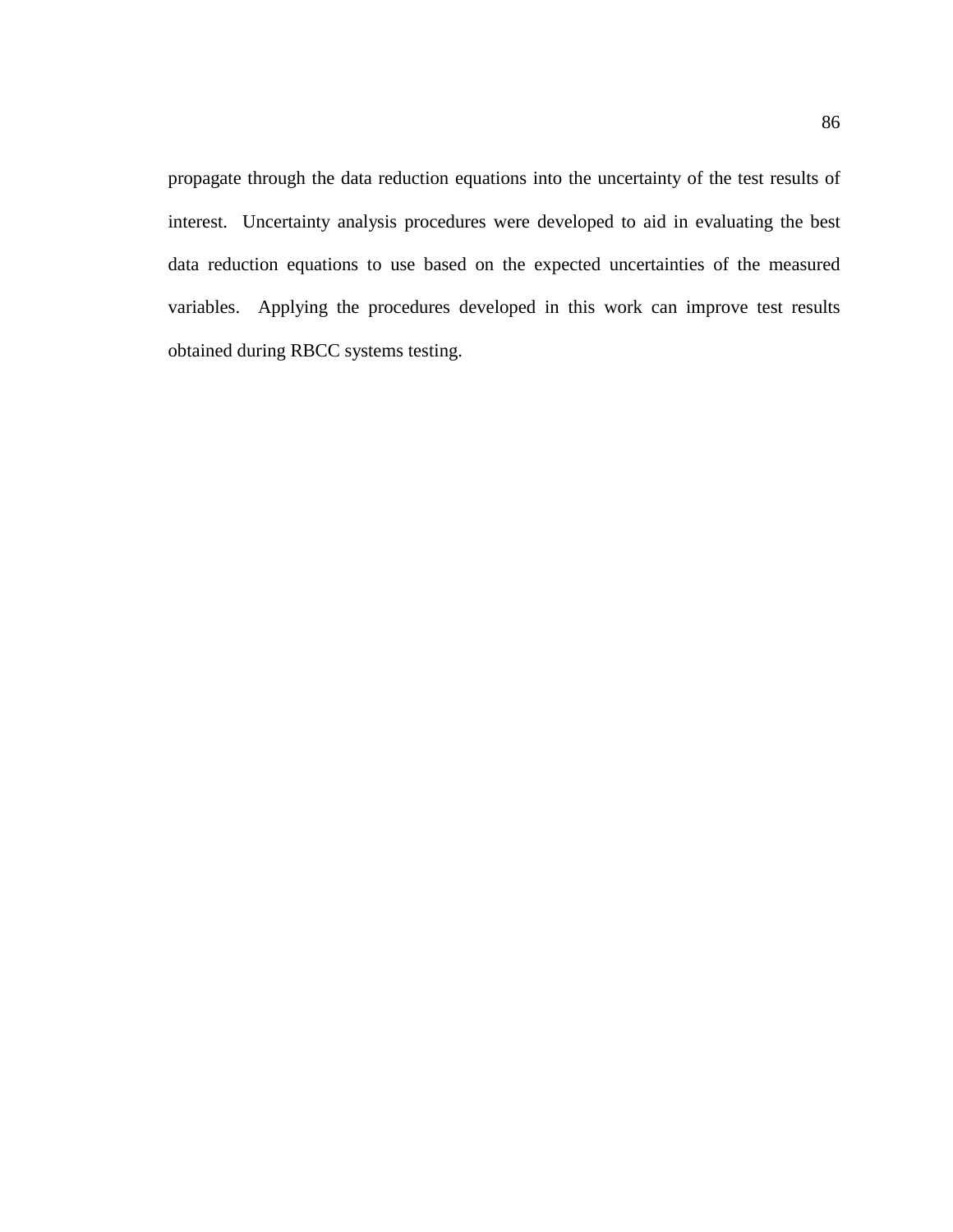propagate through the data reduction equations into the uncertainty of the test results of interest. Uncertainty analysis procedures were developed to aid in evaluating the best data reduction equations to use based on the expected uncertainties of the measured variables. Applying the procedures developed in this work can improve test results obtained during RBCC systems testing.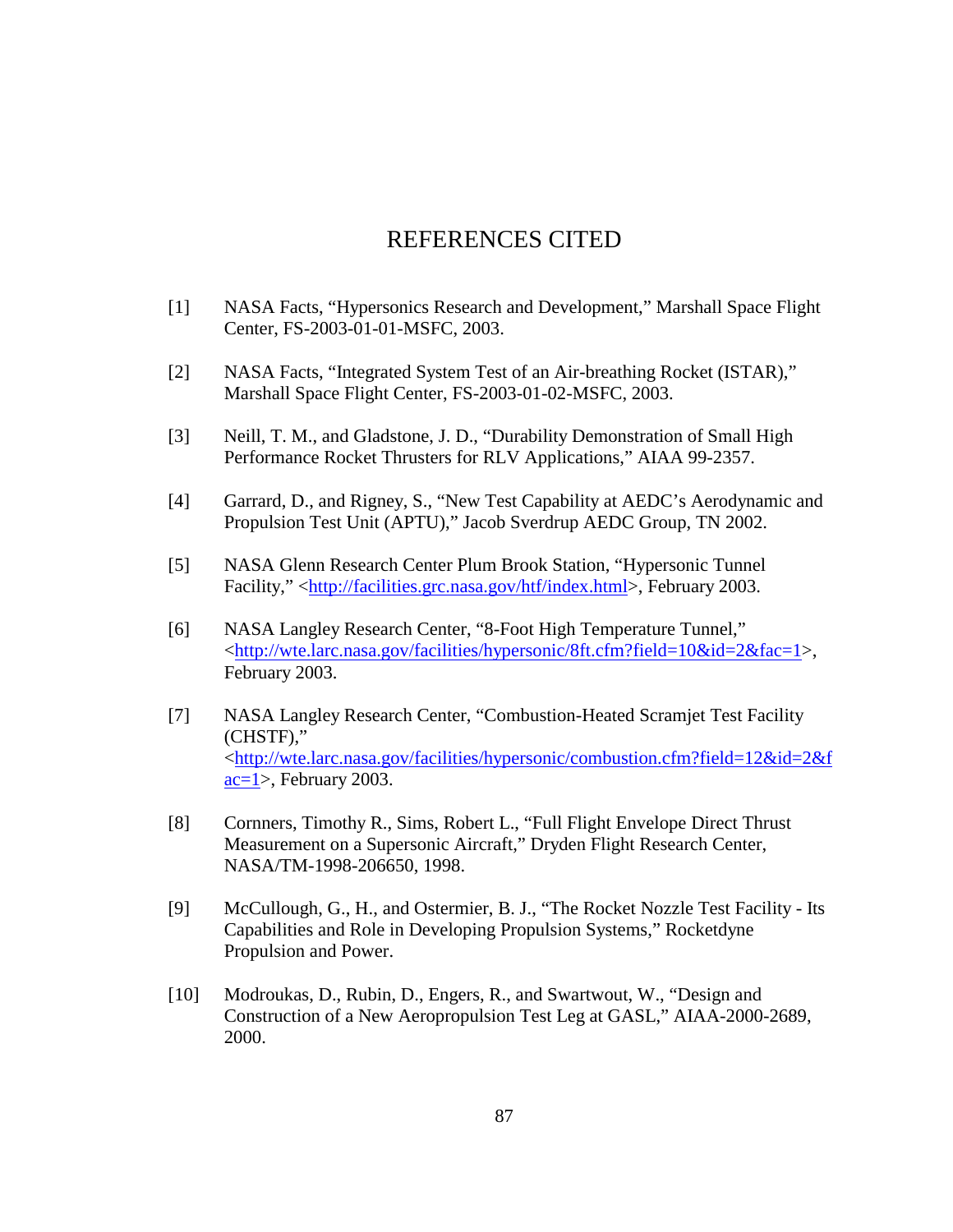# REFERENCES CITED

[1] NASA Facts, "Hypersonics Research and Development," Marshall Space Flight Center, FS-2003-01-01-MSFC, 2003.

[2] NASA Facts, "Integrated System Test of an Air-breathing Rocket (ISTAR)," Marshall Space Flight Center, FS-2003-01-02-MSFC, 2003.

[3] Neill, T. M., and Gladstone, J. D., "Durability Demonstration of Small High Performance Rocket Thrusters for RLV Applications," AIAA 99-2357.

[4] Garrard, D., and Rigney, S., "New Test Capability at AEDC's Aerodynamic and Propulsion Test Unit (APTU)," Jacob Sverdrup AEDC Group, TN 2002.

[5] NASA Glenn Research Center Plum Brook Station, "Hypersonic Tunnel Facility," <http://facilities.grc.nasa.gov/htf/index.html>, February 2003.

[6] NASA Langley Research Center, "8-Foot High Temperature Tunnel," <http://wte.larc.nasa.gov/facilities/hypersonic/8ft.cfm?field=10&id=2&fac=1>, February 2003.

[7] NASA Langley Research Center, "Combustion-Heated Scramjet Test Facility (CHSTF)," <http://wte.larc.nasa.gov/facilities/hypersonic/combustion.cfm?field=12&id=2&fac=1>, February 2003.

[8] Cornners, Timothy R., Sims, Robert L., "Full Flight Envelope Direct Thrust Measurement on a Supersonic Aircraft," Dryden Flight Research Center, NASA/TM-1998-206650, 1998.

[9] McCullough, G., H., and Ostermier, B. J., "The Rocket Nozzle Test Facility - Its Capabilities and Role in Developing Propulsion Systems," Rocketdyne Propulsion and Power.

[10] Modroukas, D., Rubin, D., Engers, R., and Swartwout, W., "Design and Construction of a New Aeropropulsion Test Leg at GASL," AIAA-2000-2689, 2000.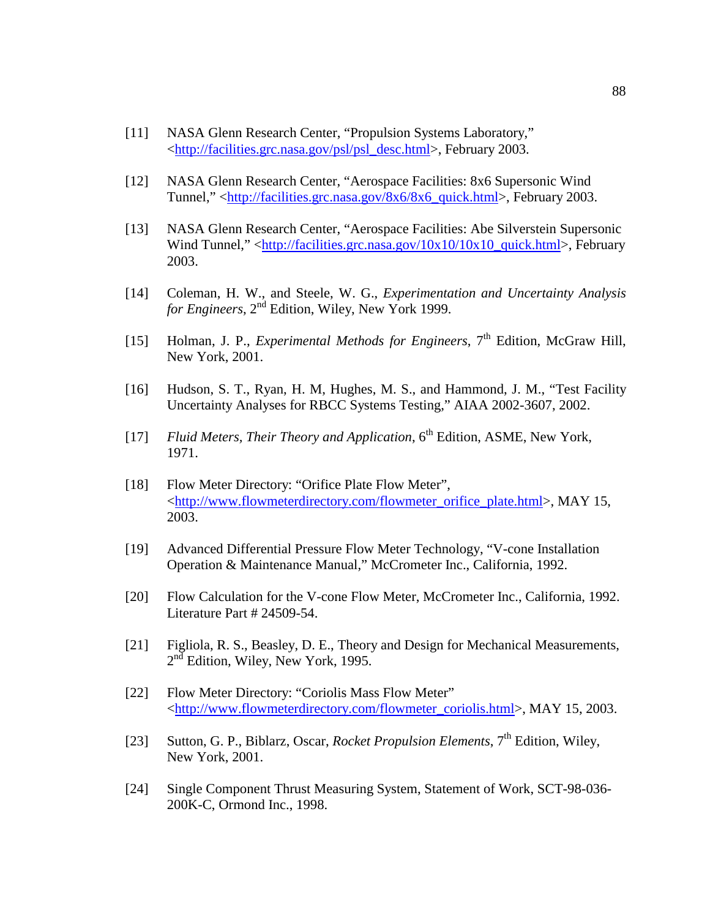[11] NASA Glenn Research Center, "Propulsion Systems Laboratory," <http://facilities.grc.nasa.gov/psl/psl_desc.html>, February 2003.

[12] NASA Glenn Research Center, "Aerospace Facilities: 8x6 Supersonic Wind Tunnel," <http://facilities.grc.nasa.gov/8x6/8x6_quick.html>, February 2003.

[13] NASA Glenn Research Center, "Aerospace Facilities: Abe Silverstein Supersonic Wind Tunnel," <http://facilities.grc.nasa.gov/10x10/10x10_quick.html>, February 2003.

[14] Coleman, H. W., and Steele, W. G., *Experimentation and Uncertainty Analysis for Engineers*, 2nd Edition, Wiley, New York 1999.

[15] Holman, J. P., *Experimental Methods for Engineers*, 7th Edition, McGraw Hill, New York, 2001.

[16] Hudson, S. T., Ryan, H. M, Hughes, M. S., and Hammond, J. M., "Test Facility Uncertainty Analyses for RBCC Systems Testing," AIAA 2002-3607, 2002.

[17] *Fluid Meters, Their Theory and Application*, 6th Edition, ASME, New York, 1971.

[18] Flow Meter Directory: "Orifice Plate Flow Meter", <http://www.flowmeterdirectory.com/flowmeter_orifice_plate.html>, MAY 15, 2003.

[19] Advanced Differential Pressure Flow Meter Technology, "V-cone Installation Operation & Maintenance Manual," McCrometer Inc., California, 1992.

[20] Flow Calculation for the V-cone Flow Meter, McCrometer Inc., California, 1992. Literature Part # 24509-54.

[21] Figliola, R. S., Beasley, D. E., Theory and Design for Mechanical Measurements, 2nd Edition, Wiley, New York, 1995.

[22] Flow Meter Directory: "Coriolis Mass Flow Meter" <http://www.flowmeterdirectory.com/flowmeter_coriolis.html>, MAY 15, 2003.

[23] Sutton, G. P., Biblarz, Oscar, *Rocket Propulsion Elements*, 7th Edition, Wiley, New York, 2001.

[24] Single Component Thrust Measuring System, Statement of Work, SCT-98-036-200K-C, Ormond Inc., 1998.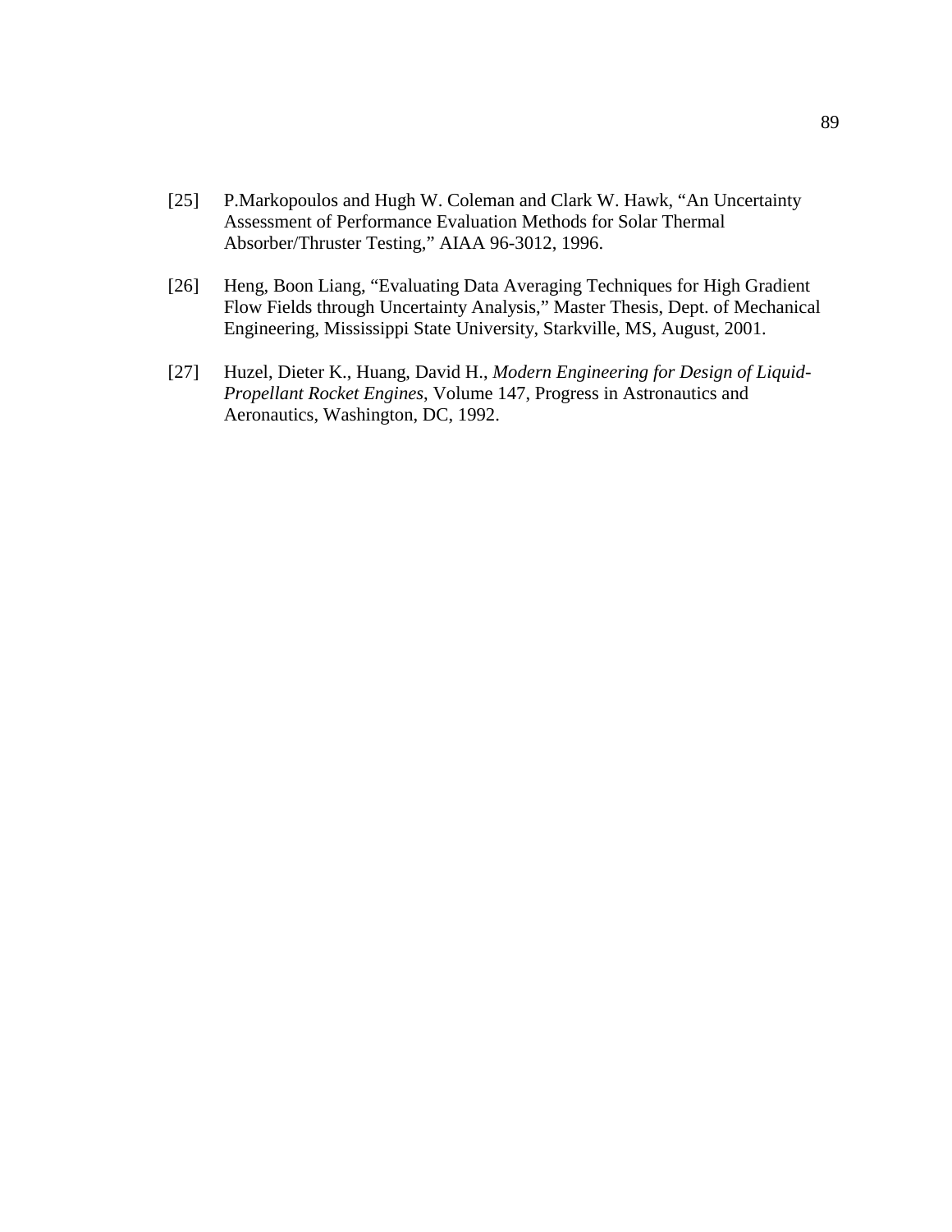[25] P.Markopoulos and Hugh W. Coleman and Clark W. Hawk, “An Uncertainty Assessment of Performance Evaluation Methods for Solar Thermal Absorber/Thruster Testing,” AIAA 96-3012, 1996.

[26] Heng, Boon Liang, “Evaluating Data Averaging Techniques for High Gradient Flow Fields through Uncertainty Analysis,” Master Thesis, Dept. of Mechanical Engineering, Mississippi State University, Starkville, MS, August, 2001.

[27] Huzel, Dieter K., Huang, David H., *Modern Engineering for Design of Liquid-Propellant Rocket Engines*, Volume 147, Progress in Astronautics and Aeronautics, Washington, DC, 1992.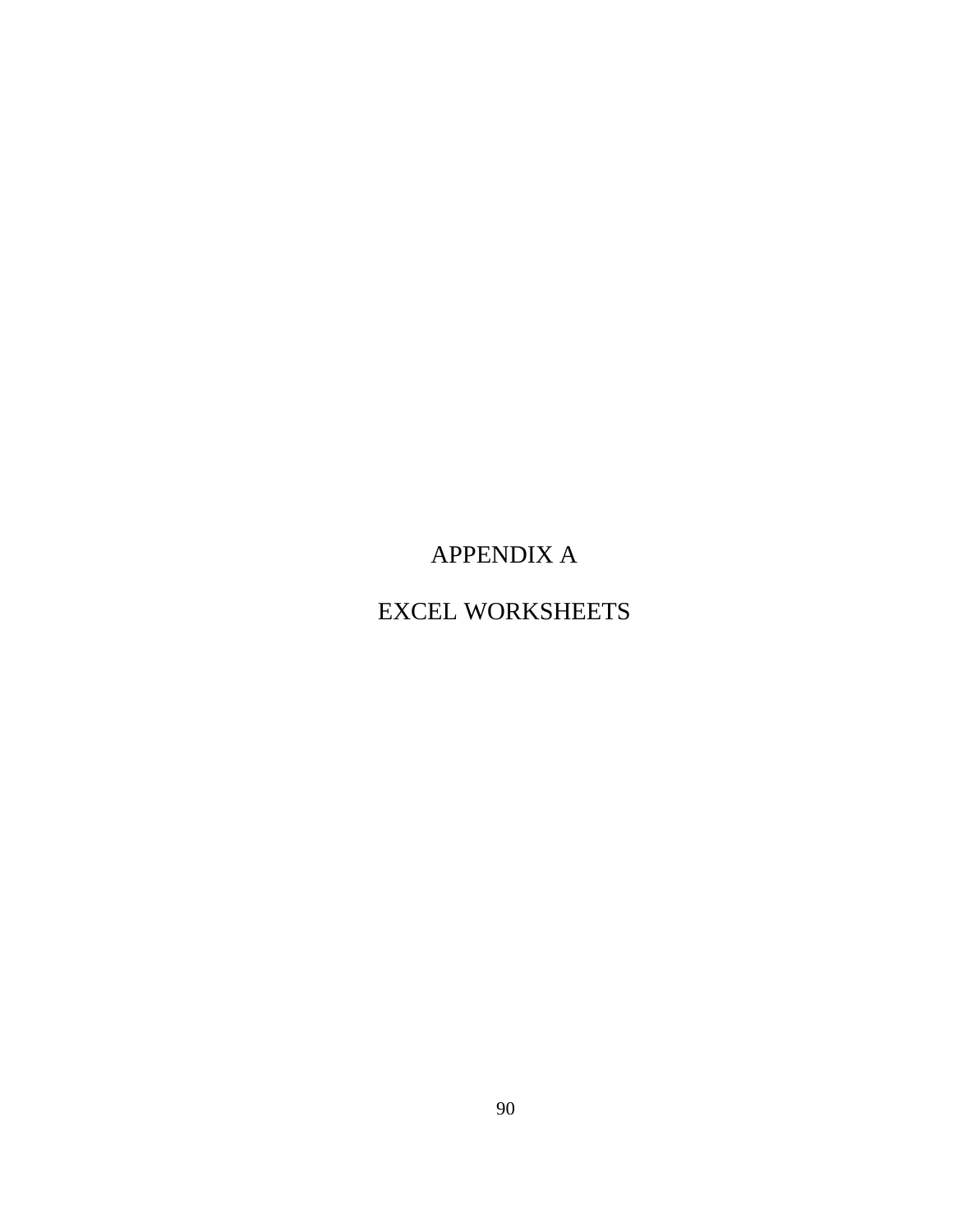# APPENDIX A

# EXCEL WORKSHEETS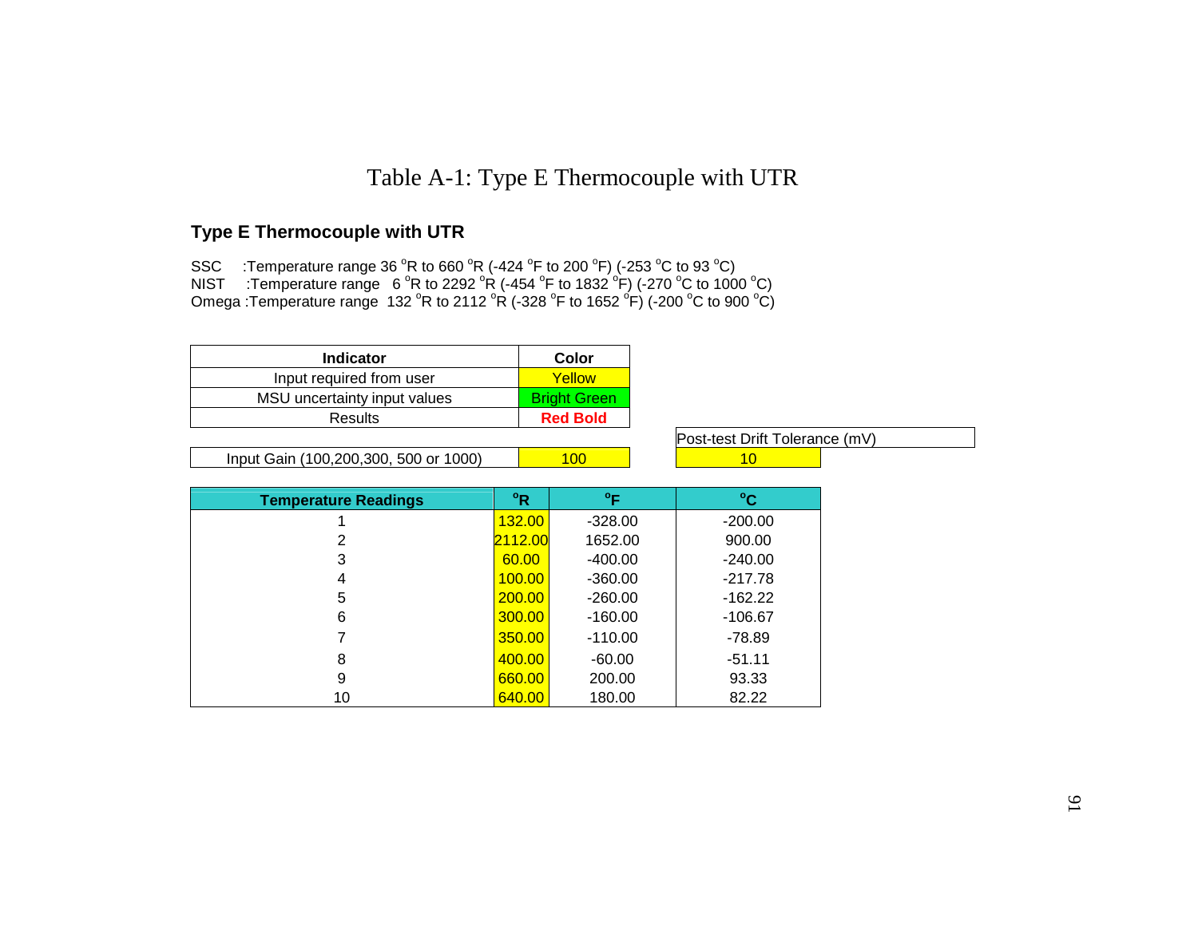Table A-1: Type E Thermocouple with UTR

## Type E Thermocouple with UTR

SSC :Temperature range 36 °R to 660 °R (-424 °F to 200 °F) (-253 °C to 93 °C)
NIST :Temperature range 6 °R to 2292 °R (-454 °F to 1832 °F) (-270 °C to 1000 °C)
Omega :Temperature range 132 °R to 2112 °R (-328 °F to 1652 °F) (-200 °C to 900 °C)

| Indicator | Color |
|---|---|
| Input required from user | Yellow |
| MSU uncertainty input values | Bright Green |
| Results | **Red Bold** |

| Input Gain (100,200,300, 500 or 1000) | 100 |
|---|---|

| Post-test Drift Tolerance (mV) |
|---|
| 10 |

| Temperature Readings | °R | °F | °C |
|---|---|---|---|
| 1 | 132.00 | -328.00 | -200.00 |
| 2 | 2112.00 | 1652.00 | 900.00 |
| 3 | 60.00 | -400.00 | -240.00 |
| 4 | 100.00 | -360.00 | -217.78 |
| 5 | 200.00 | -260.00 | -162.22 |
| 6 | 300.00 | -160.00 | -106.67 |
| 7 | 350.00 | -110.00 | -78.89 |
| 8 | 400.00 | -60.00 | -51.11 |
| 9 | 660.00 | 200.00 | 93.33 |
| 10 | 640.00 | 180.00 | 82.22 |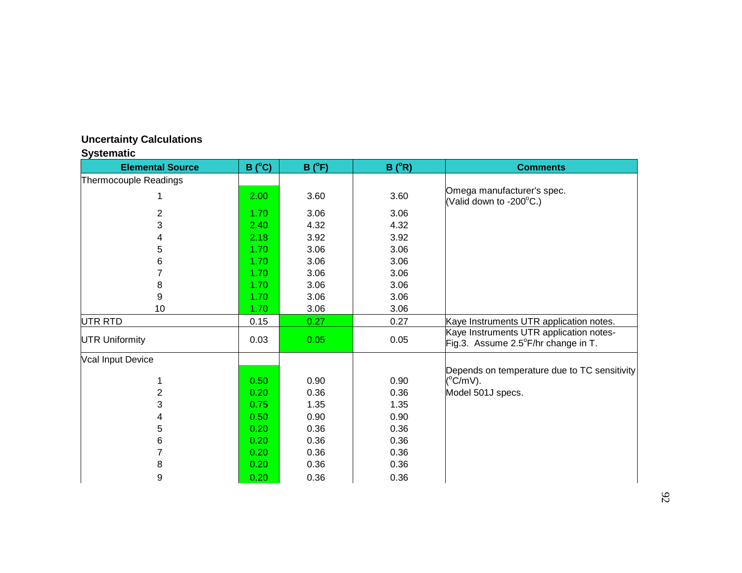**Uncertainty Calculations**

**Systematic**

| Elemental Source | B ($^o$C) | B ($^o$F) | B ($^o$R) | Comments |
|---|---|---|---|---|
| Thermocouple Readings | | | | |
| 1 | 2.00 | 3.60 | 3.60 | Omega manufacturer's spec. (Valid down to -200$^o$C.) |
| 2 | 1.70 | 3.06 | 3.06 | |
| 3 | 2.40 | 4.32 | 4.32 | |
| 4 | 2.18 | 3.92 | 3.92 | |
| 5 | 1.70 | 3.06 | 3.06 | |
| 6 | 1.70 | 3.06 | 3.06 | |
| 7 | 1.70 | 3.06 | 3.06 | |
| 8 | 1.70 | 3.06 | 3.06 | |
| 9 | 1.70 | 3.06 | 3.06 | |
| 10 | 1.70 | 3.06 | 3.06 | |
| UTR RTD | 0.15 | 0.27 | 0.27 | Kaye Instruments UTR application notes. |
| UTR Uniformity | 0.03 | 0.05 | 0.05 | Kaye Instruments UTR application notes- Fig.3. Assume 2.5$^o$F/hr change in T. |
| Vcal Input Device | | | | |
| 1 | 0.50 | 0.90 | 0.90 | Depends on temperature due to TC sensitivity ($^o$C/mV). |
| 2 | 0.20 | 0.36 | 0.36 | Model 501J specs. |
| 3 | 0.75 | 1.35 | 1.35 | |
| 4 | 0.50 | 0.90 | 0.90 | |
| 5 | 0.20 | 0.36 | 0.36 | |
| 6 | 0.20 | 0.36 | 0.36 | |
| 7 | 0.20 | 0.36 | 0.36 | |
| 8 | 0.20 | 0.36 | 0.36 | |
| 9 | 0.20 | 0.36 | 0.36 | |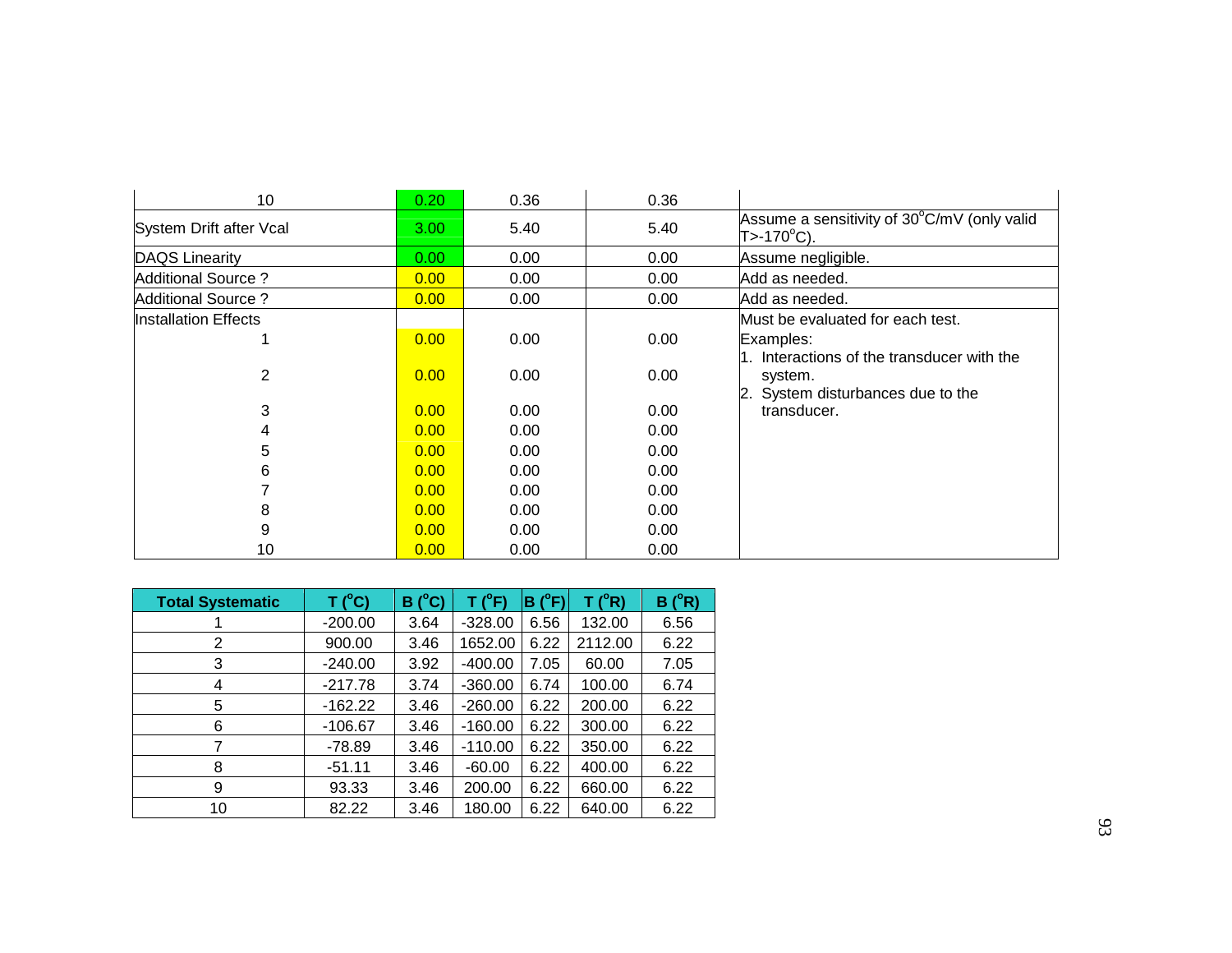| | | | | |
|---|---|---|---|---|
| 10 | 0.20 | 0.36 | 0.36 | |
| System Drift after Vcal | 3.00 | 5.40 | 5.40 | Assume a sensitivity of 30°C/mV (only valid T>-170°C). |
| DAQS Linearity | 0.00 | 0.00 | 0.00 | Assume negligible. |
| Additional Source ? | 0.00 | 0.00 | 0.00 | Add as needed. |
| Additional Source ? | 0.00 | 0.00 | 0.00 | Add as needed. |
| Installation Effects | | | | Must be evaluated for each test. |
| 1 | 0.00 | 0.00 | 0.00 | Examples: |
| 2 | 0.00 | 0.00 | 0.00 | 1. Interactions of the transducer with the system. |
| 3 | 0.00 | 0.00 | 0.00 | 2. System disturbances due to the transducer. |
| 4 | 0.00 | 0.00 | 0.00 | |
| 5 | 0.00 | 0.00 | 0.00 | |
| 6 | 0.00 | 0.00 | 0.00 | |
| 7 | 0.00 | 0.00 | 0.00 | |
| 8 | 0.00 | 0.00 | 0.00 | |
| 9 | 0.00 | 0.00 | 0.00 | |
| 10 | 0.00 | 0.00 | 0.00 | |

| Total Systematic | T (°C) | B (°C) | T (°F) | B (°F) | T (°R) | B (°R) |
|---|---|---|---|---|---|---|
| 1 | -200.00 | 3.64 | -328.00 | 6.56 | 132.00 | 6.56 |
| 2 | 900.00 | 3.46 | 1652.00 | 6.22 | 2112.00 | 6.22 |
| 3 | -240.00 | 3.92 | -400.00 | 7.05 | 60.00 | 7.05 |
| 4 | -217.78 | 3.74 | -360.00 | 6.74 | 100.00 | 6.74 |
| 5 | -162.22 | 3.46 | -260.00 | 6.22 | 200.00 | 6.22 |
| 6 | -106.67 | 3.46 | -160.00 | 6.22 | 300.00 | 6.22 |
| 7 | -78.89 | 3.46 | -110.00 | 6.22 | 350.00 | 6.22 |
| 8 | -51.11 | 3.46 | -60.00 | 6.22 | 400.00 | 6.22 |
| 9 | 93.33 | 3.46 | 200.00 | 6.22 | 660.00 | 6.22 |
| 10 | 82.22 | 3.46 | 180.00 | 6.22 | 640.00 | 6.22 |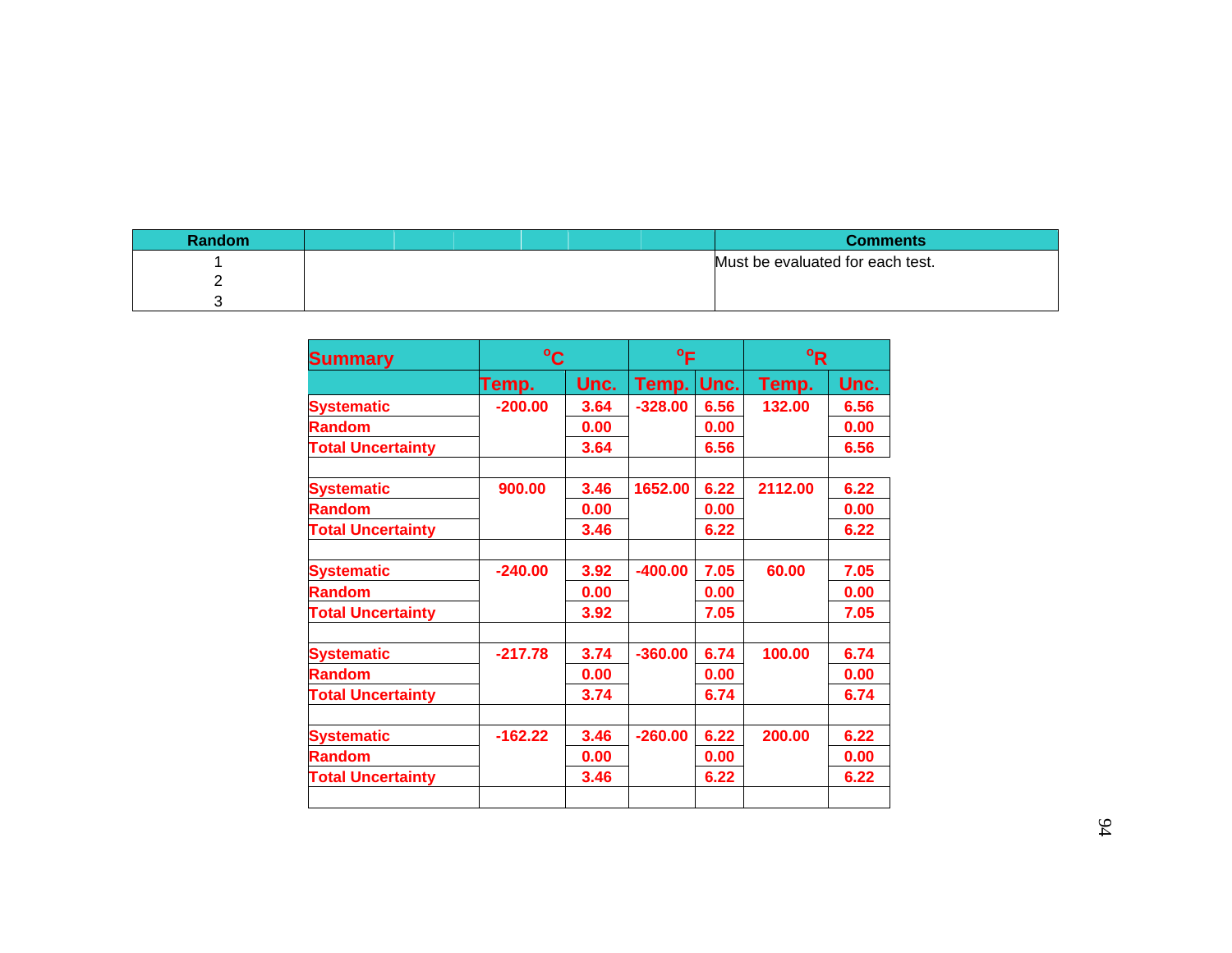| Random | | Comments |
|---|---|---|
| 1<br>2<br>3 | | Must be evaluated for each test. |

| Summary | °C | | °F | | °R | |
|---|---|---|---|---|---|---|
| | Temp. | Unc. | Temp. | Unc. | Temp. | Unc. |
| Systematic | -200.00 | 3.64 | -328.00 | 6.56 | 132.00 | 6.56 |
| Random | | 0.00 | | 0.00 | | 0.00 |
| Total Uncertainty | | 3.64 | | 6.56 | | 6.56 |
| | | | | | | |
| Systematic | 900.00 | 3.46 | 1652.00 | 6.22 | 2112.00 | 6.22 |
| Random | | 0.00 | | 0.00 | | 0.00 |
| Total Uncertainty | | 3.46 | | 6.22 | | 6.22 |
| | | | | | | |
| Systematic | -240.00 | 3.92 | -400.00 | 7.05 | 60.00 | 7.05 |
| Random | | 0.00 | | 0.00 | | 0.00 |
| Total Uncertainty | | 3.92 | | 7.05 | | 7.05 |
| | | | | | | |
| Systematic | -217.78 | 3.74 | -360.00 | 6.74 | 100.00 | 6.74 |
| Random | | 0.00 | | 0.00 | | 0.00 |
| Total Uncertainty | | 3.74 | | 6.74 | | 6.74 |
| | | | | | | |
| Systematic | -162.22 | 3.46 | -260.00 | 6.22 | 200.00 | 6.22 |
| Random | | 0.00 | | 0.00 | | 0.00 |
| Total Uncertainty | | 3.46 | | 6.22 | | 6.22 |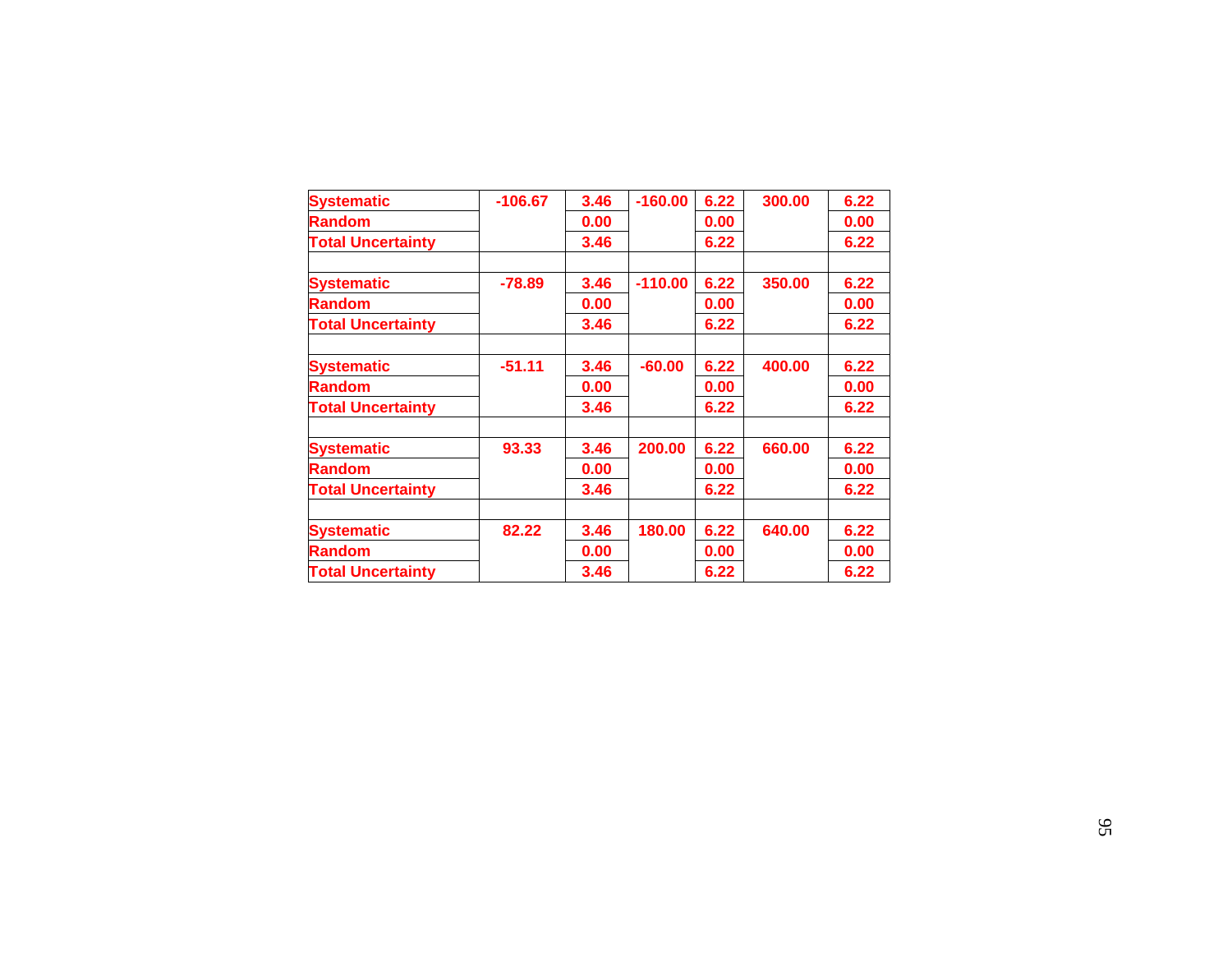| | | | | | | |
|---|---|---|---|---|---|---|
| **Systematic** | **-106.67** | **3.46** | **-160.00** | **6.22** | **300.00** | **6.22** |
| **Random** | | **0.00** | | **0.00** | | **0.00** |
| **Total Uncertainty** | | **3.46** | | **6.22** | | **6.22** |
| | | | | | | |
| **Systematic** | **-78.89** | **3.46** | **-110.00** | **6.22** | **350.00** | **6.22** |
| **Random** | | **0.00** | | **0.00** | | **0.00** |
| **Total Uncertainty** | | **3.46** | | **6.22** | | **6.22** |
| | | | | | | |
| **Systematic** | **-51.11** | **3.46** | **-60.00** | **6.22** | **400.00** | **6.22** |
| **Random** | | **0.00** | | **0.00** | | **0.00** |
| **Total Uncertainty** | | **3.46** | | **6.22** | | **6.22** |
| | | | | | | |
| **Systematic** | **93.33** | **3.46** | **200.00** | **6.22** | **660.00** | **6.22** |
| **Random** | | **0.00** | | **0.00** | | **0.00** |
| **Total Uncertainty** | | **3.46** | | **6.22** | | **6.22** |
| | | | | | | |
| **Systematic** | **82.22** | **3.46** | **180.00** | **6.22** | **640.00** | **6.22** |
| **Random** | | **0.00** | | **0.00** | | **0.00** |
| **Total Uncertainty** | | **3.46** | | **6.22** | | **6.22** |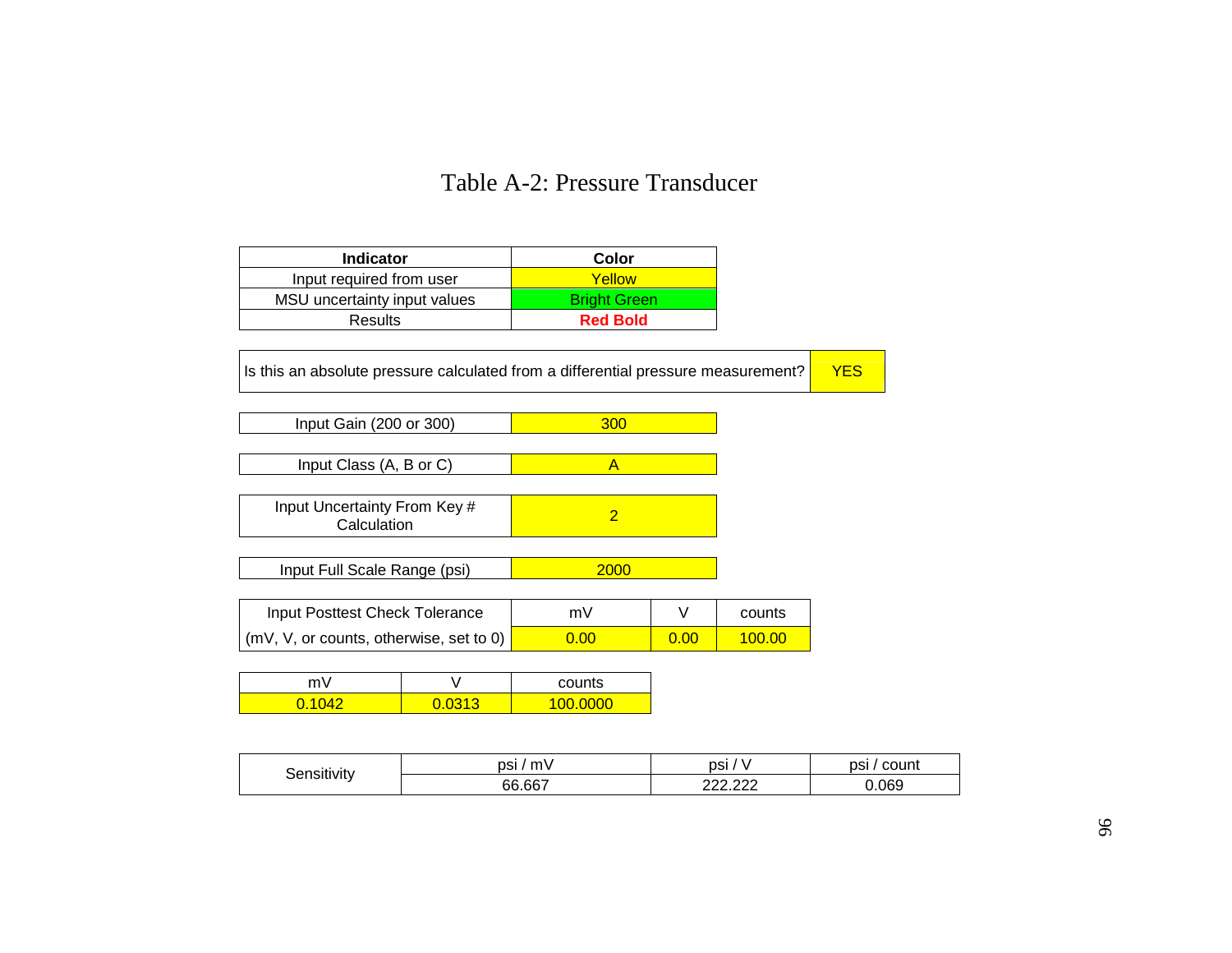# Table A-2: Pressure Transducer

| Indicator | Color |
|---|---|
| Input required from user | Yellow |
| MSU uncertainty input values | Bright Green |
| Results | **Red Bold** |

| Is this an absolute pressure calculated from a differential pressure measurement? | YES |
|---|---|

| Input Gain (200 or 300) | 300 |
|---|---|

| Input Class (A, B or C) | A |
|---|---|

| Input Uncertainty From Key # Calculation | 2 |
|---|---|

| Input Full Scale Range (psi) | 2000 |
|---|---|

| Input Posttest Check Tolerance | mV | V | counts |
|---|---|---|---|
| (mV, V, or counts, otherwise, set to 0) | 0.00 | 0.00 | 100.00 |

| mV | V | counts |
|---|---|---|
| 0.1042 | 0.0313 | 100.0000 |

| Sensitivity | psi / mV | psi / V | psi / count |
|---|---|---|---|
| | 66.667 | 222.222 | 0.069 |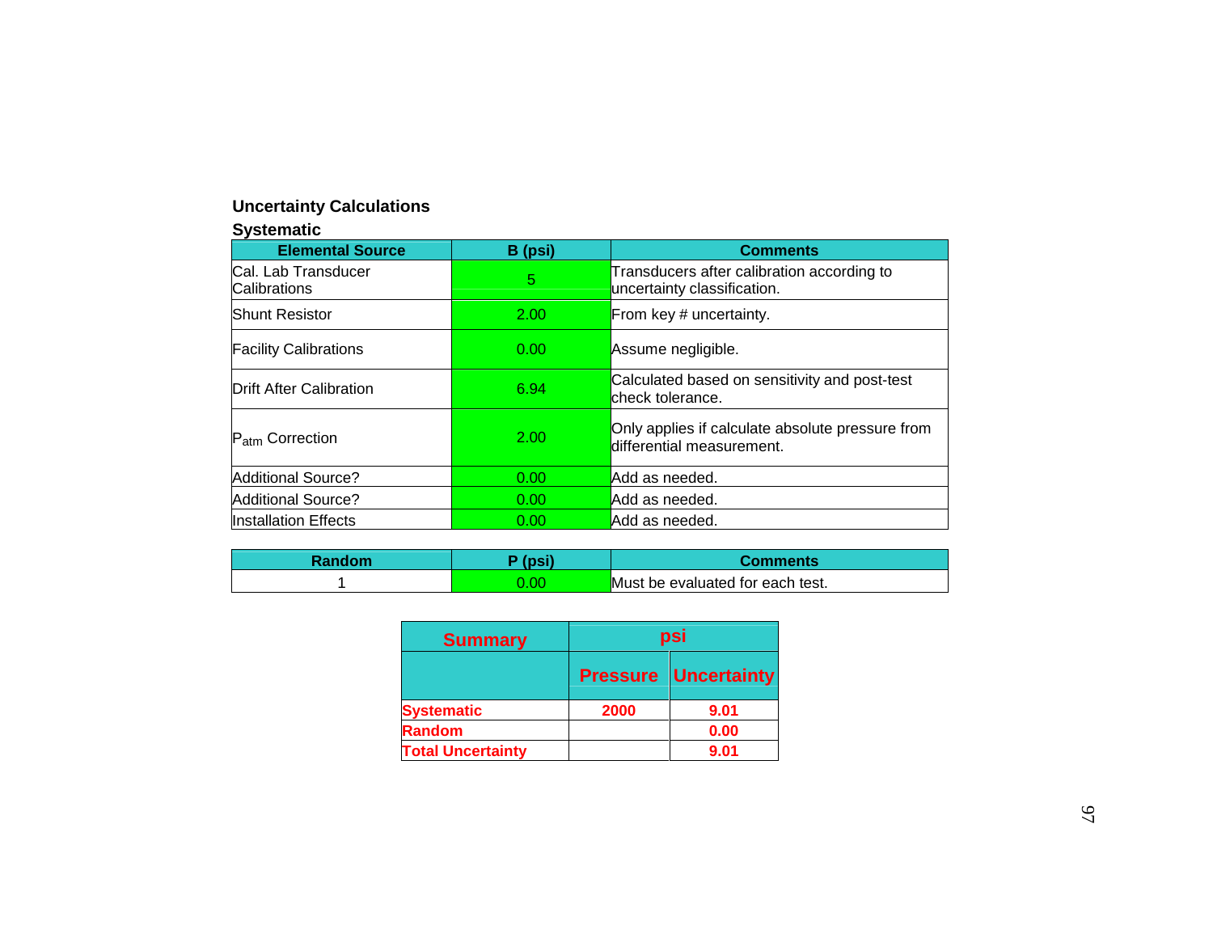**Uncertainty Calculations**

**Systematic**

| Elemental Source | B (psi) | Comments |
|---|---|---|
| Cal. Lab Transducer Calibrations | 5 | Transducers after calibration according to uncertainty classification. |
| Shunt Resistor | 2.00 | From key # uncertainty. |
| Facility Calibrations | 0.00 | Assume negligible. |
| Drift After Calibration | 6.94 | Calculated based on sensitivity and post-test check tolerance. |
| $P_{atm}$ Correction | 2.00 | Only applies if calculate absolute pressure from differential measurement. |
| Additional Source? | 0.00 | Add as needed. |
| Additional Source? | 0.00 | Add as needed. |
| Installation Effects | 0.00 | Add as needed. |

| Random | P (psi) | Comments |
|---|---|---|
| 1 | 0.00 | Must be evaluated for each test. |

| Summary | psi | |
|---|---|---|
| | Pressure | Uncertainty |
| Systematic | 2000 | 9.01 |
| Random | | 0.00 |
| Total Uncertainty | | 9.01 |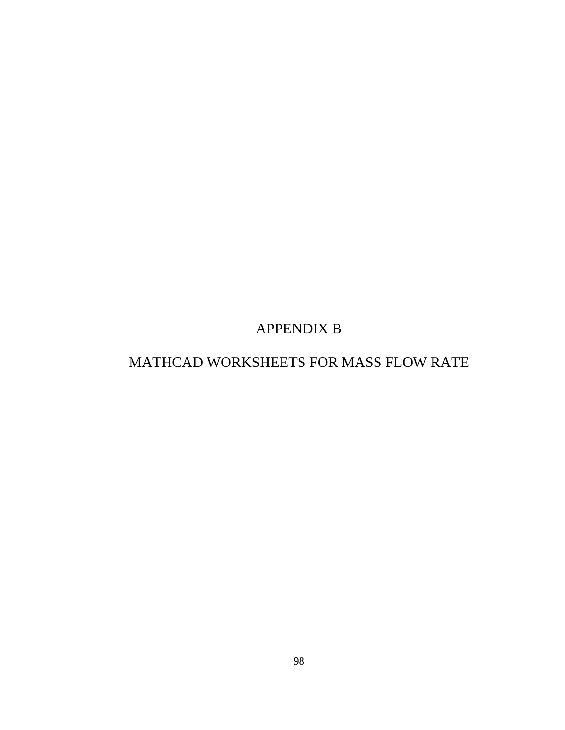# APPENDIX B

# MATHCAD WORKSHEETS FOR MASS FLOW RATE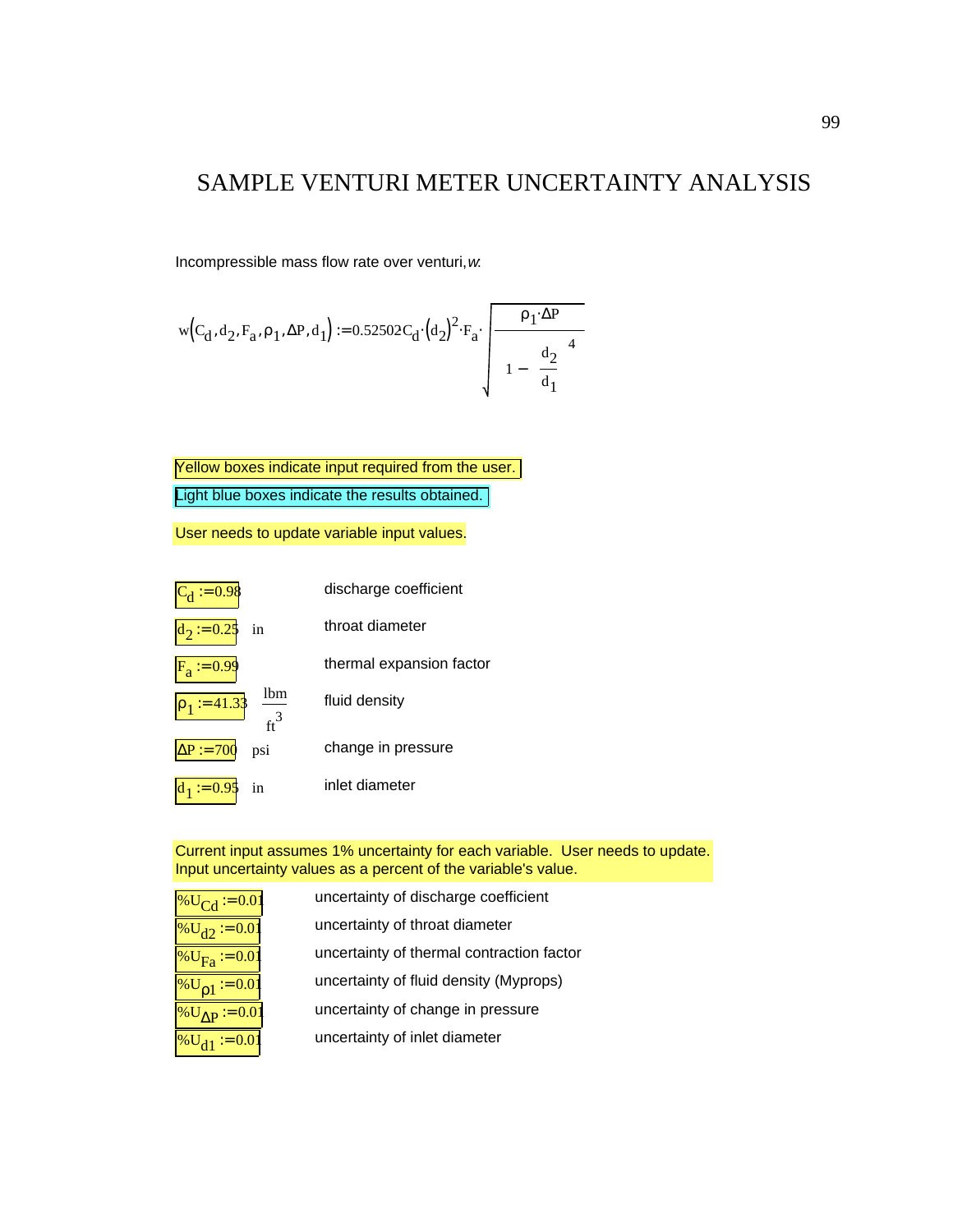# SAMPLE VENTURI METER UNCERTAINTY ANALYSIS

Incompressible mass flow rate over venturi, *w*:

$$w\left(C_d, d_2, F_a, \rho_1, \Delta P, d_1\right) := 0.52502 C_d \cdot \left(d_2\right)^2 \cdot F_a \cdot \sqrt{\frac{\rho_1 \cdot \Delta P}{1 - \left(\frac{d_2}{d_1}\right)^4}}$$

Yellow boxes indicate input required from the user.

Light blue boxes indicate the results obtained.

User needs to update variable input values.

| Input | Units | Description |
|---|---|---|
| $C_d := 0.98$ | | discharge coefficient |
| $d_2 := 0.25$ | in | throat diameter |
| $F_a := 0.99$ | | thermal expansion factor |
| $\rho_1 := 41.33$ | $\frac{lbm}{ft^3}$ | fluid density |
| $\Delta P := 700$ | psi | change in pressure |
| $d_1 := 0.95$ | in | inlet diameter |

Current input assumes 1% uncertainty for each variable. User needs to update. Input uncertainty values as a percent of the variable's value.

| Input | Description |
|---|---|
| $\%U_{Cd} := 0.01$ | uncertainty of discharge coefficient |
| $\%U_{d2} := 0.01$ | uncertainty of throat diameter |
| $\%U_{Fa} := 0.01$ | uncertainty of thermal contraction factor |
| $\%U_{\rho 1} := 0.01$ | uncertainty of fluid density (Myprops) |
| $\%U_{\Delta P} := 0.01$ | uncertainty of change in pressure |
| $\%U_{d1} := 0.01$ | uncertainty of inlet diameter |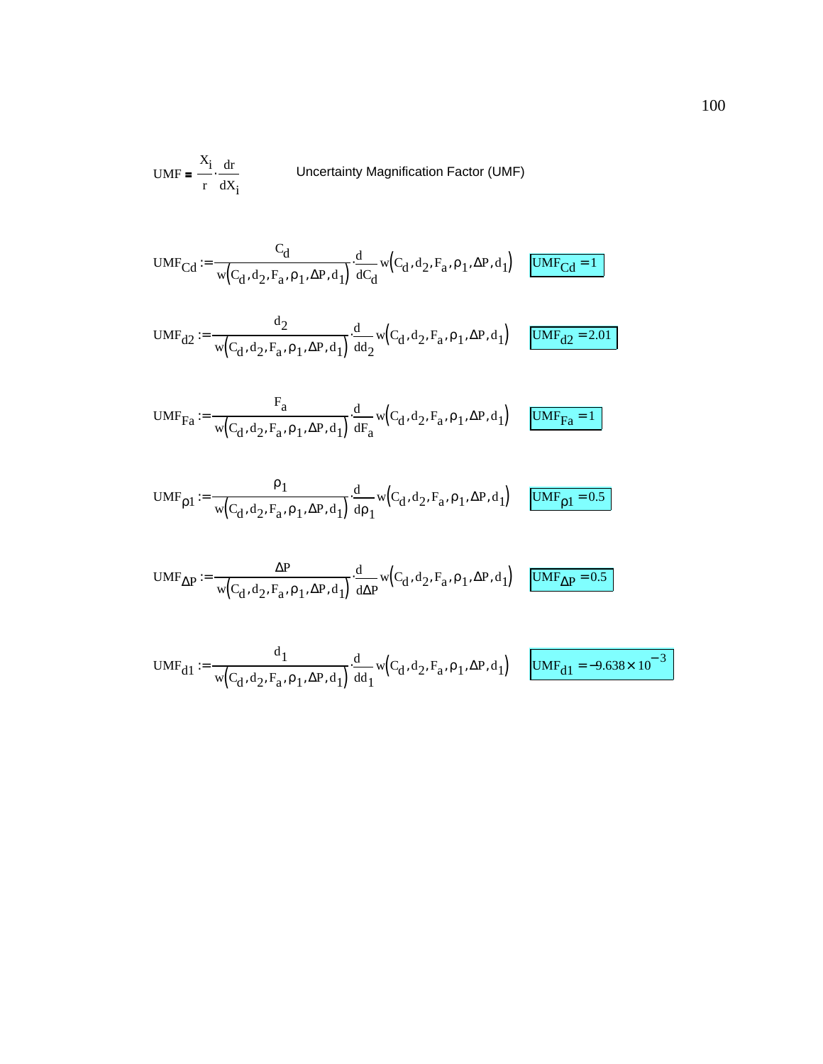$$\text{UMF} = \frac{X_i}{r} \cdot \frac{dr}{dX_i}$$

Uncertainty Magnification Factor (UMF)

$$UMF_{Cd} := \frac{C_d}{w(C_d, d_2, F_a, \rho_1, \Delta P, d_1)} \cdot \frac{d}{dC_d} w(C_d, d_2, F_a, \rho_1, \Delta P, d_1) \qquad UMF_{Cd} = 1$$

$$UMF_{d2} := \frac{d_2}{w(C_d, d_2, F_a, \rho_1, \Delta P, d_1)} \cdot \frac{d}{dd_2} w(C_d, d_2, F_a, \rho_1, \Delta P, d_1) \qquad UMF_{d2} = 2.01$$

$$UMF_{Fa} := \frac{F_a}{w(C_d, d_2, F_a, \rho_1, \Delta P, d_1)} \cdot \frac{d}{dF_a} w(C_d, d_2, F_a, \rho_1, \Delta P, d_1) \qquad UMF_{Fa} = 1$$

$$UMF_{\rho 1} := \frac{\rho_1}{w(C_d, d_2, F_a, \rho_1, \Delta P, d_1)} \cdot \frac{d}{d\rho_1} w(C_d, d_2, F_a, \rho_1, \Delta P, d_1) \qquad UMF_{\rho 1} = 0.5$$

$$UMF_{\Delta P} := \frac{\Delta P}{w(C_d, d_2, F_a, \rho_1, \Delta P, d_1)} \cdot \frac{d}{d\Delta P} w(C_d, d_2, F_a, \rho_1, \Delta P, d_1) \qquad UMF_{\Delta P} = 0.5$$

$$UMF_{d1} := \frac{d_1}{w(C_d, d_2, F_a, \rho_1, \Delta P, d_1)} \cdot \frac{d}{dd_1} w(C_d, d_2, F_a, \rho_1, \Delta P, d_1) \qquad UMF_{d1} = -9.638 \times 10^{-3}$$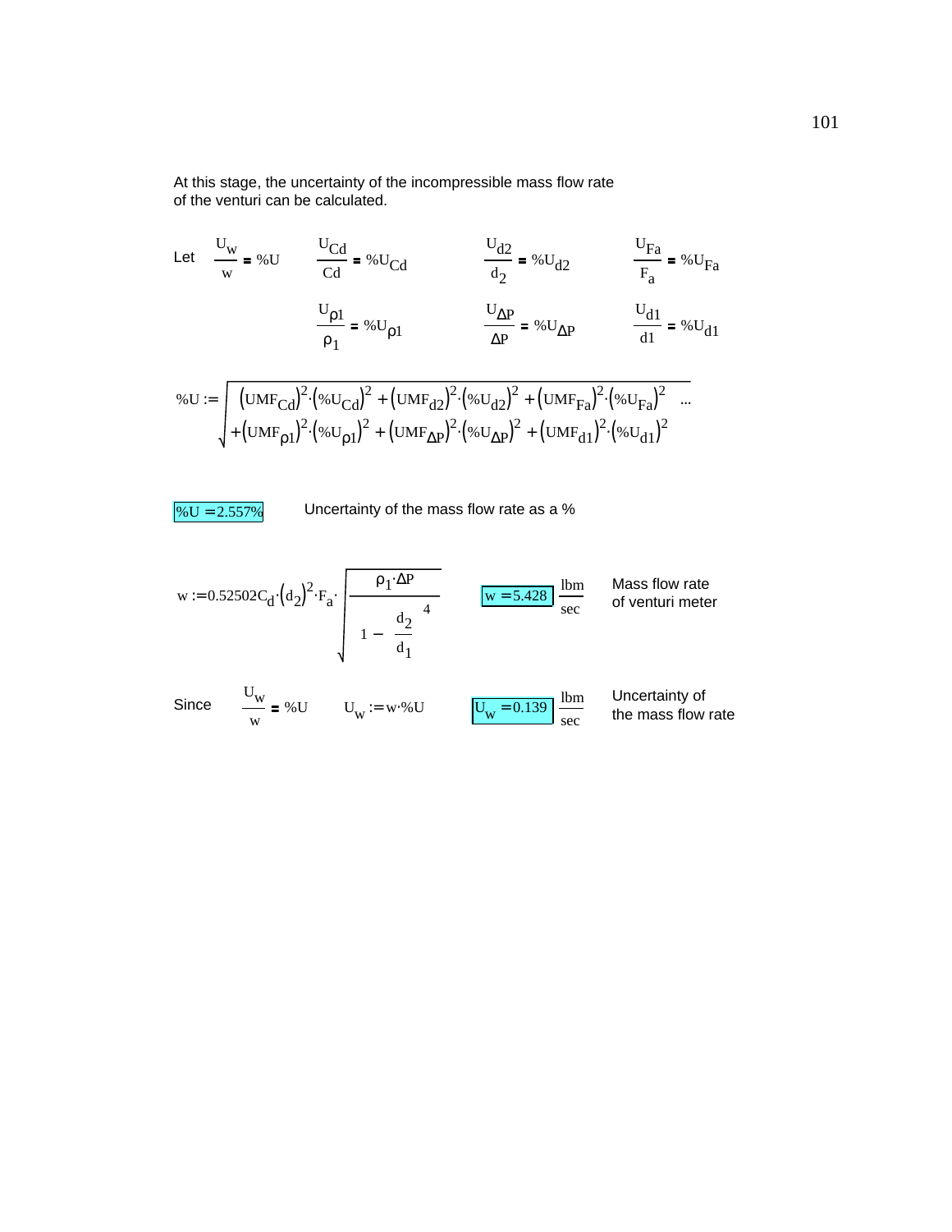At this stage, the uncertainty of the incompressible mass flow rate of the venturi can be calculated.

Let $\frac{U_w}{w} = \%U$ $\quad \frac{U_{Cd}}{Cd} = \%U_{Cd}$ $\quad \frac{U_{d2}}{d_2} = \%U_{d2}$ $\quad \frac{U_{Fa}}{F_a} = \%U_{Fa}$

$\frac{U_{\rho 1}}{\rho_1} = \%U_{\rho 1}$ $\quad \frac{U_{\Delta P}}{\Delta P} = \%U_{\Delta P}$ $\quad \frac{U_{d1}}{d1} = \%U_{d1}$

$$\%U := \sqrt{\left(UMF_{Cd}\right)^2 \cdot \left(\%U_{Cd}\right)^2 + \left(UMF_{d2}\right)^2 \cdot \left(\%U_{d2}\right)^2 + \left(UMF_{Fa}\right)^2 \cdot \left(\%U_{Fa}\right)^2 + \left(UMF_{\rho 1}\right)^2 \cdot \left(\%U_{\rho 1}\right)^2 + \left(UMF_{\Delta P}\right)^2 \cdot \left(\%U_{\Delta P}\right)^2 + \left(UMF_{d1}\right)^2 \cdot \left(\%U_{d1}\right)^2}$$

$\%U = 2.557\%$ Uncertainty of the mass flow rate as a %

$$w := 0.52502 C_d \cdot \left(d_2\right)^2 \cdot F_a \cdot \sqrt{\frac{\rho_1 \cdot \Delta P}{1 - \left(\frac{d_2}{d_1}\right)^4}}$$

$w = 5.428 \, \frac{lbm}{sec}$ Mass flow rate of venturi meter

Since $\frac{U_w}{w} = \%U$ $\quad U_w := w \cdot \%U$

$U_w = 0.139 \, \frac{lbm}{sec}$ Uncertainty of the mass flow rate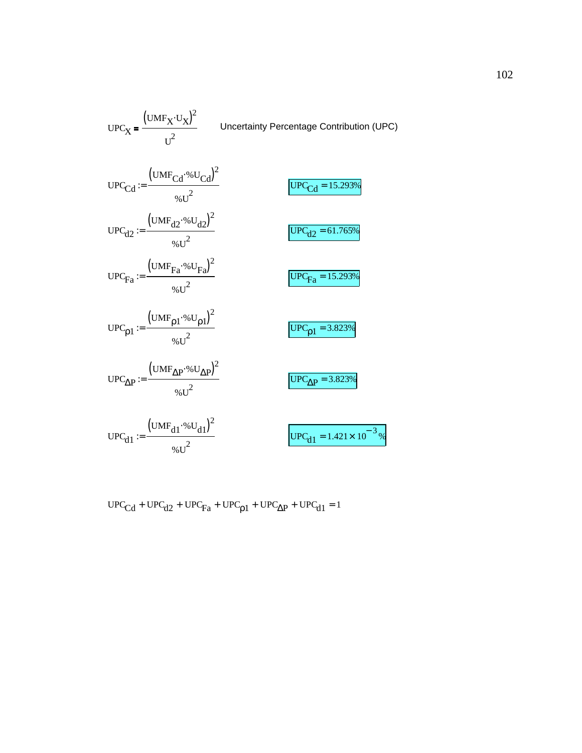$$UPC_X = \frac{(UMF_X \cdot U_X)^2}{U^2}$$ Uncertainty Percentage Contribution (UPC)

$$UPC_{Cd} := \frac{(UMF_{Cd} \cdot \%U_{Cd})^2}{\%U^2}$$ $UPC_{Cd} = 15.293\%$

$$UPC_{d2} := \frac{(UMF_{d2} \cdot \%U_{d2})^2}{\%U^2}$$ $UPC_{d2} = 61.765\%$

$$UPC_{Fa} := \frac{(UMF_{Fa} \cdot \%U_{Fa})^2}{\%U^2}$$ $UPC_{Fa} = 15.293\%$

$$UPC_{\rho 1} := \frac{(UMF_{\rho 1} \cdot \%U_{\rho 1})^2}{\%U^2}$$ $UPC_{\rho 1} = 3.823\%$

$$UPC_{\Delta P} := \frac{(UMF_{\Delta P} \cdot \%U_{\Delta P})^2}{\%U^2}$$ $UPC_{\Delta P} = 3.823\%$

$$UPC_{d1} := \frac{(UMF_{d1} \cdot \%U_{d1})^2}{\%U^2}$$ $UPC_{d1} = 1.421 \times 10^{-3}\%$

$$UPC_{Cd} + UPC_{d2} + UPC_{Fa} + UPC_{\rho 1} + UPC_{\Delta P} + UPC_{d1} = 1$$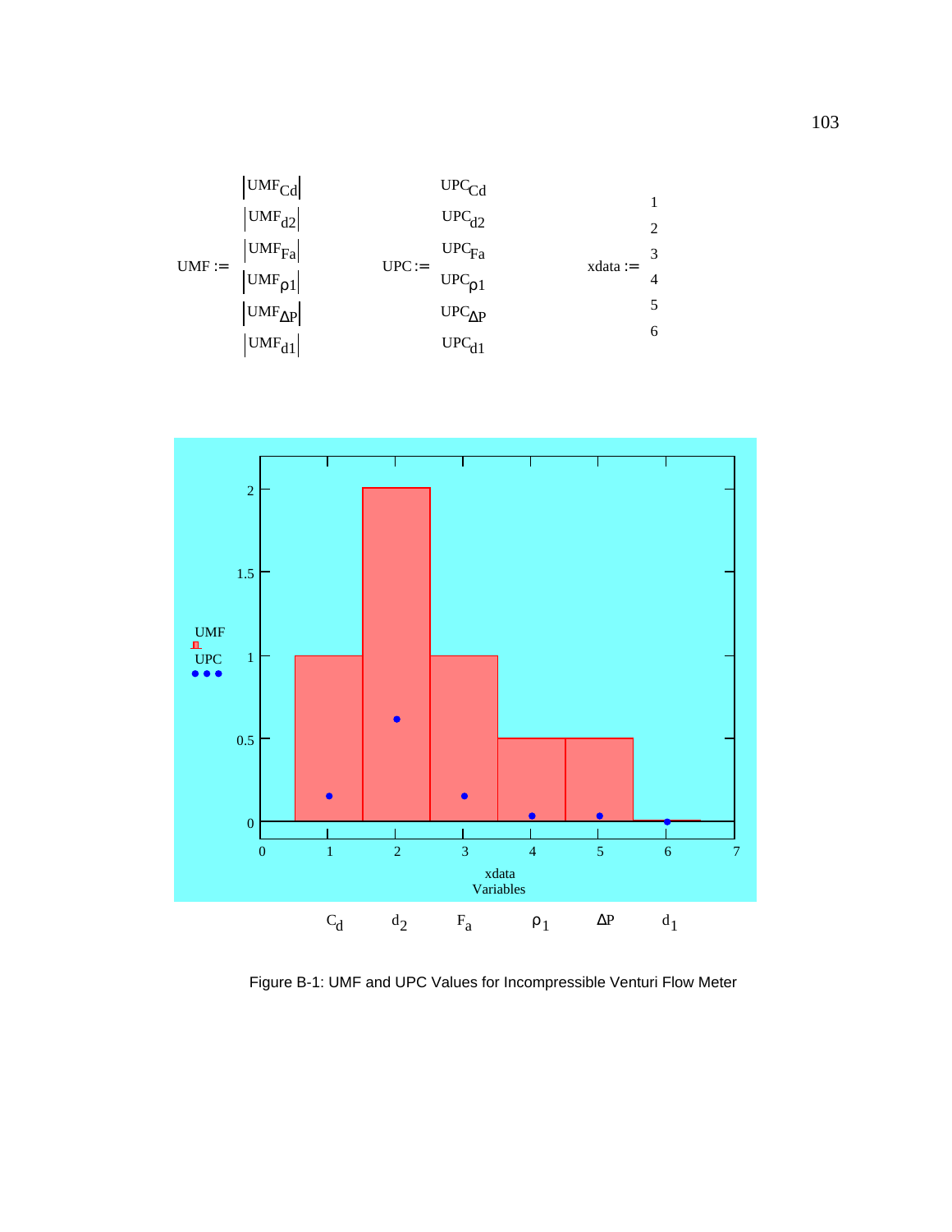$$
UMF := \begin{pmatrix} |UMF_{Cd}| \\ |UMF_{d2}| \\ |UMF_{Fa}| \\ |UMF_{\rho 1}| \\ |UMF_{\Delta P}| \\ |UMF_{d1}| \end{pmatrix} \qquad UPC := \begin{pmatrix} UPC_{Cd} \\ UPC_{d2} \\ UPC_{Fa} \\ UPC_{\rho 1} \\ UPC_{\Delta P} \\ UPC_{d1} \end{pmatrix} \qquad xdata := \begin{pmatrix} 1 \\ 2 \\ 3 \\ 4 \\ 5 \\ 6 \end{pmatrix}
$$

Figure B-1: UMF and UPC Values for Incompressible Venturi Flow Meter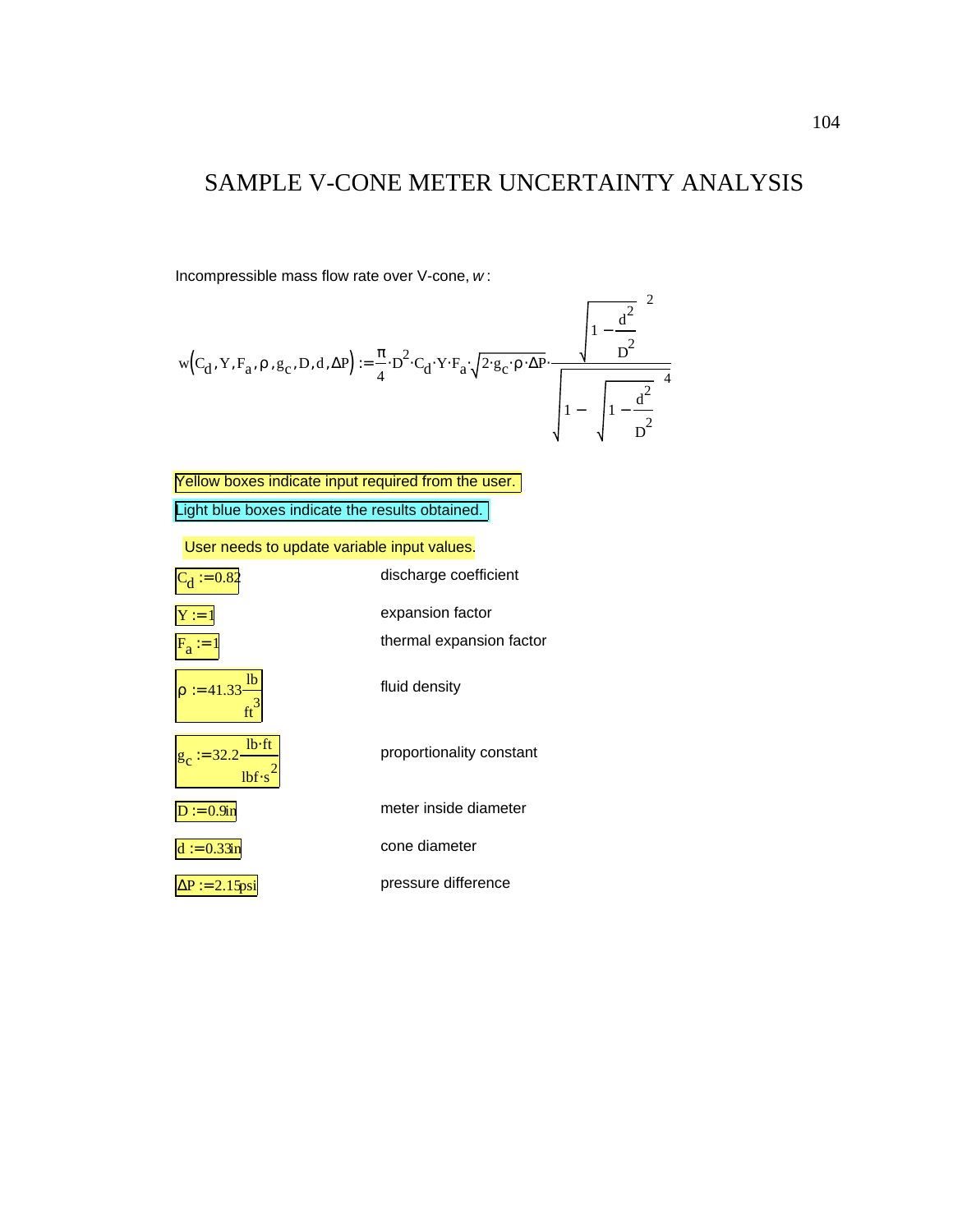# SAMPLE V-CONE METER UNCERTAINTY ANALYSIS

Incompressible mass flow rate over V-cone, *w* :

$$w\left(C_d, Y, F_a, \rho, g_c, D, d, \Delta P\right) := \frac{\pi}{4} \cdot D^2 \cdot C_d \cdot Y \cdot F_a \cdot \sqrt{2 \cdot g_c \cdot \rho \cdot \Delta P} \cdot \frac{\sqrt{1 - \frac{d^2}{D^2}}^{\,2}}{\sqrt{1 - \sqrt{1 - \frac{d^2}{D^2}}^{\,4}}}$$

Yellow boxes indicate input required from the user.

Light blue boxes indicate the results obtained.

User needs to update variable input values.

| Input | Description |
|---|---|
| $C_d := 0.82$ | discharge coefficient |
| $Y := 1$ | expansion factor |
| $F_a := 1$ | thermal expansion factor |
| $\rho := 41.33 \frac{lb}{ft^3}$ | fluid density |
| $g_c := 32.2 \frac{lb \cdot ft}{lbf \cdot s^2}$ | proportionality constant |
| $D := 0.9 in$ | meter inside diameter |
| $d := 0.33 in$ | cone diameter |
| $\Delta P := 2.15 psi$ | pressure difference |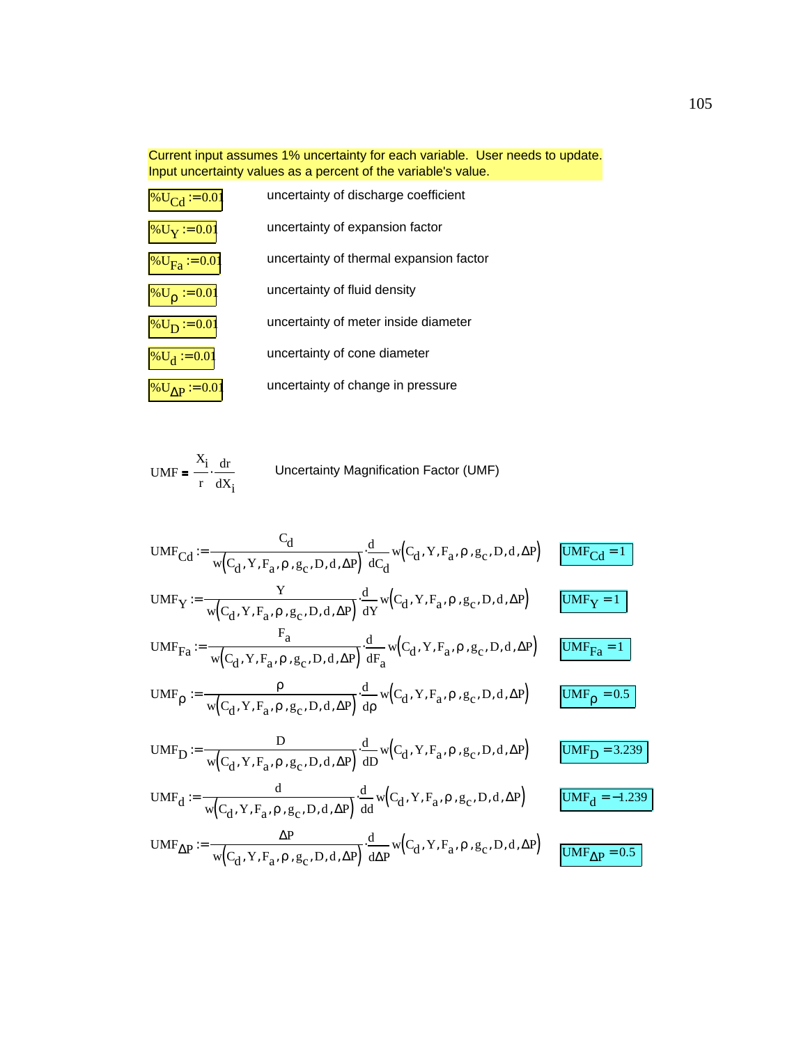Current input assumes 1% uncertainty for each variable. User needs to update. Input uncertainty values as a percent of the variable's value.

| | |
|---|---|
| $\%U_{Cd} := 0.01$ | uncertainty of discharge coefficient |
| $\%U_{Y} := 0.01$ | uncertainty of expansion factor |
| $\%U_{Fa} := 0.01$ | uncertainty of thermal expansion factor |
| $\%U_{\rho} := 0.01$ | uncertainty of fluid density |
| $\%U_{D} := 0.01$ | uncertainty of meter inside diameter |
| $\%U_{d} := 0.01$ | uncertainty of cone diameter |
| $\%U_{\Delta P} := 0.01$ | uncertainty of change in pressure |

$$UMF = \frac{X_i}{r} \cdot \frac{dr}{dX_i}$$

Uncertainty Magnification Factor (UMF)

$$UMF_{Cd} := \frac{C_d}{w(C_d, Y, F_a, \rho, g_c, D, d, \Delta P)} \cdot \frac{d}{dC_d} w(C_d, Y, F_a, \rho, g_c, D, d, \Delta P) \qquad UMF_{Cd} = 1$$

$$UMF_{Y} := \frac{Y}{w(C_d, Y, F_a, \rho, g_c, D, d, \Delta P)} \cdot \frac{d}{dY} w(C_d, Y, F_a, \rho, g_c, D, d, \Delta P) \qquad UMF_{Y} = 1$$

$$UMF_{Fa} := \frac{F_a}{w(C_d, Y, F_a, \rho, g_c, D, d, \Delta P)} \cdot \frac{d}{dF_a} w(C_d, Y, F_a, \rho, g_c, D, d, \Delta P) \qquad UMF_{Fa} = 1$$

$$UMF_{\rho} := \frac{\rho}{w(C_d, Y, F_a, \rho, g_c, D, d, \Delta P)} \cdot \frac{d}{d\rho} w(C_d, Y, F_a, \rho, g_c, D, d, \Delta P) \qquad UMF_{\rho} = 0.5$$

$$UMF_{D} := \frac{D}{w(C_d, Y, F_a, \rho, g_c, D, d, \Delta P)} \cdot \frac{d}{dD} w(C_d, Y, F_a, \rho, g_c, D, d, \Delta P) \qquad UMF_{D} = 3.239$$

$$UMF_{d} := \frac{d}{w(C_d, Y, F_a, \rho, g_c, D, d, \Delta P)} \cdot \frac{d}{dd} w(C_d, Y, F_a, \rho, g_c, D, d, \Delta P) \qquad UMF_{d} = -1.239$$

$$UMF_{\Delta P} := \frac{\Delta P}{w(C_d, Y, F_a, \rho, g_c, D, d, \Delta P)} \cdot \frac{d}{d\Delta P} w(C_d, Y, F_a, \rho, g_c, D, d, \Delta P) \qquad UMF_{\Delta P} = 0.5$$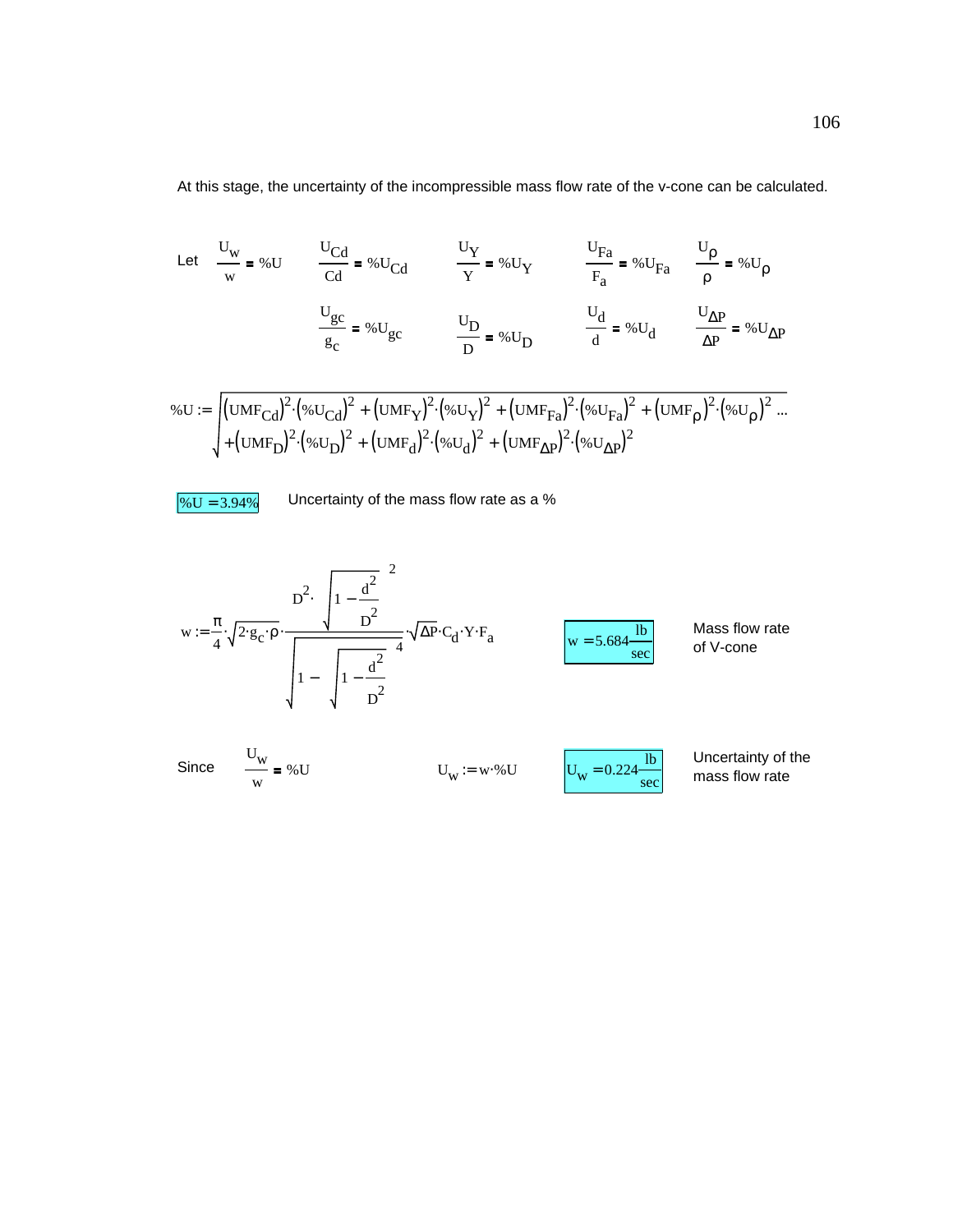At this stage, the uncertainty of the incompressible mass flow rate of the v-cone can be calculated.

Let $\frac{U_w}{w} = \%U$ $\quad \frac{U_{Cd}}{Cd} = \%U_{Cd}$ $\quad \frac{U_Y}{Y} = \%U_Y$ $\quad \frac{U_{Fa}}{F_a} = \%U_{Fa}$ $\quad \frac{U_\rho}{\rho} = \%U_\rho$

$\frac{U_{gc}}{g_c} = \%U_{gc}$ $\quad \frac{U_D}{D} = \%U_D$ $\quad \frac{U_d}{d} = \%U_d$ $\quad \frac{U_{\Delta P}}{\Delta P} = \%U_{\Delta P}$

$$\%U := \sqrt{\left(UMF_{Cd}\right)^2 \cdot \left(\%U_{Cd}\right)^2 + \left(UMF_Y\right)^2 \cdot \left(\%U_Y\right)^2 + \left(UMF_{Fa}\right)^2 \cdot \left(\%U_{Fa}\right)^2 + \left(UMF_\rho\right)^2 \cdot \left(\%U_\rho\right)^2 \ldots + \left(UMF_D\right)^2 \cdot \left(\%U_D\right)^2 + \left(UMF_d\right)^2 \cdot \left(\%U_d\right)^2 + \left(UMF_{\Delta P}\right)^2 \cdot \left(\%U_{\Delta P}\right)^2}$$

$\%U = 3.94\%$ Uncertainty of the mass flow rate as a %

$$w := \frac{\pi}{4} \cdot \sqrt{2 \cdot g_c \cdot \rho} \cdot \frac{D^2 \cdot \left(\sqrt{1 - \frac{d^2}{D^2}}\right)^2}{\sqrt{1 - \left(\sqrt{1 - \frac{d^2}{D^2}}\right)^4}} \cdot \sqrt{\Delta P} \cdot C_d \cdot Y \cdot F_a$$

$w = 5.684 \frac{lb}{sec}$ Mass flow rate of V-cone

Since $\frac{U_w}{w} = \%U$ $\quad U_w := w \cdot \%U$ $\quad U_w = 0.224 \frac{lb}{sec}$ Uncertainty of the mass flow rate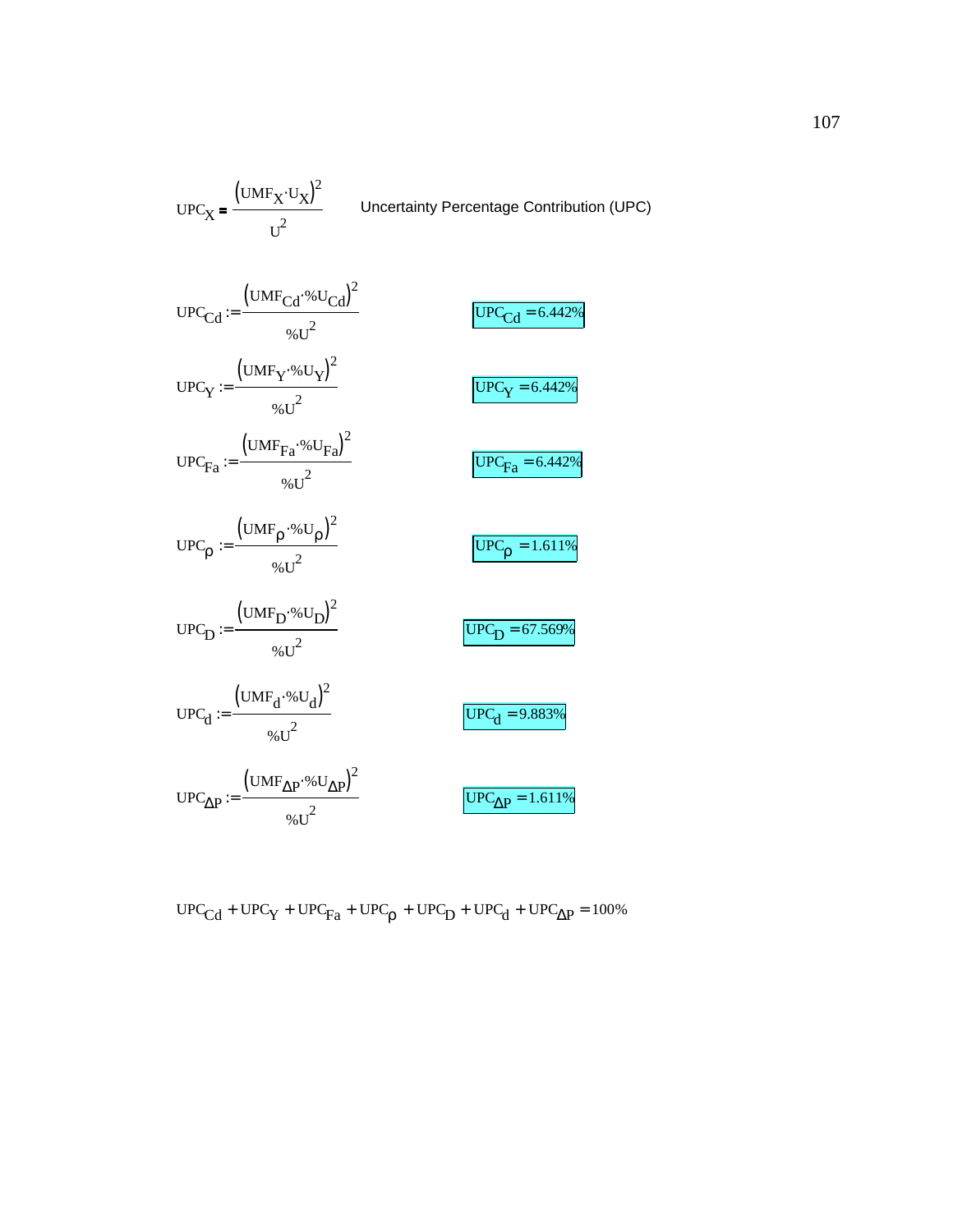$$UPC_X = \frac{(UMF_X \cdot U_X)^2}{U^2}$$ Uncertainty Percentage Contribution (UPC)

$$UPC_{Cd} := \frac{(UMF_{Cd} \cdot \%U_{Cd})^2}{\%U^2}$$ $UPC_{Cd} = 6.442\%$

$$UPC_{Y} := \frac{(UMF_{Y} \cdot \%U_{Y})^2}{\%U^2}$$ $UPC_{Y} = 6.442\%$

$$UPC_{Fa} := \frac{(UMF_{Fa} \cdot \%U_{Fa})^2}{\%U^2}$$ $UPC_{Fa} = 6.442\%$

$$UPC_{\rho} := \frac{(UMF_{\rho} \cdot \%U_{\rho})^2}{\%U^2}$$ $UPC_{\rho} = 1.611\%$

$$UPC_{D} := \frac{(UMF_{D} \cdot \%U_{D})^2}{\%U^2}$$ $UPC_{D} = 67.569\%$

$$UPC_{d} := \frac{(UMF_{d} \cdot \%U_{d})^2}{\%U^2}$$ $UPC_{d} = 9.883\%$

$$UPC_{\Delta P} := \frac{(UMF_{\Delta P} \cdot \%U_{\Delta P})^2}{\%U^2}$$ $UPC_{\Delta P} = 1.611\%$

$$UPC_{Cd} + UPC_{Y} + UPC_{Fa} + UPC_{\rho} + UPC_{D} + UPC_{d} + UPC_{\Delta P} = 100\%$$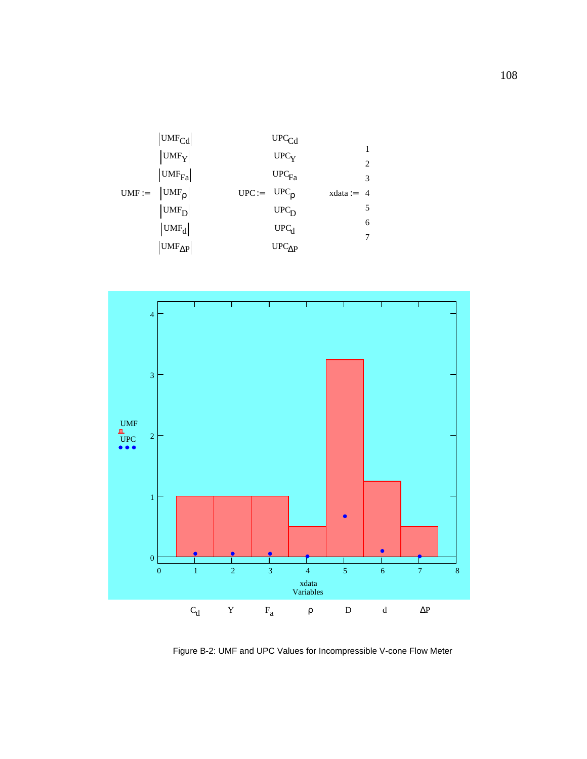$$\text{UMF} := \begin{pmatrix} |\text{UMF}_{Cd}| \\ |\text{UMF}_{Y}| \\ |\text{UMF}_{Fa}| \\ |\text{UMF}_{\rho}| \\ |\text{UMF}_{D}| \\ |\text{UMF}_{d}| \\ |\text{UMF}_{\Delta P}| \end{pmatrix} \qquad \text{UPC} := \begin{pmatrix} \text{UPC}_{Cd} \\ \text{UPC}_{Y} \\ \text{UPC}_{Fa} \\ \text{UPC}_{\rho} \\ \text{UPC}_{D} \\ \text{UPC}_{d} \\ \text{UPC}_{\Delta P} \end{pmatrix} \qquad \text{xdata} := \begin{pmatrix} 1 \\ 2 \\ 3 \\ 4 \\ 5 \\ 6 \\ 7 \end{pmatrix}$$

Figure B-2: UMF and UPC Values for Incompressible V-cone Flow Meter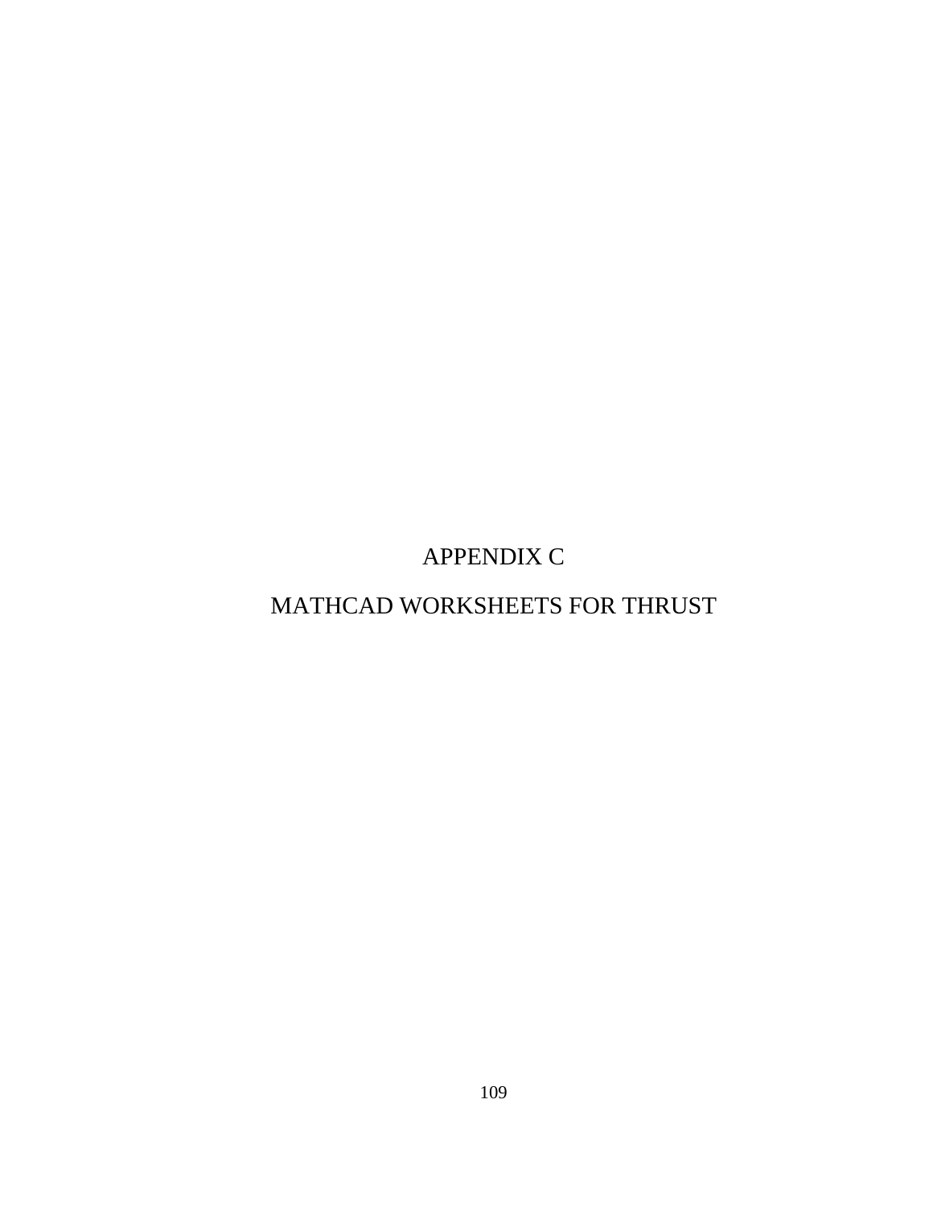# APPENDIX C

# MATHCAD WORKSHEETS FOR THRUST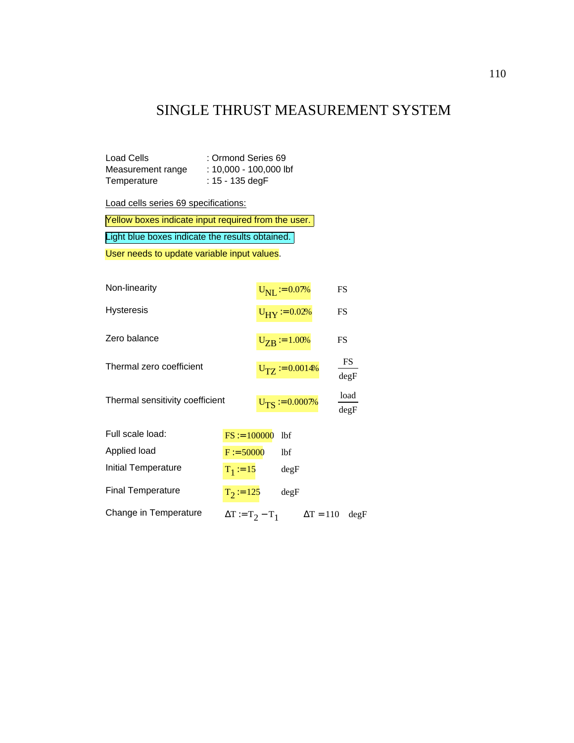# SINGLE THRUST MEASUREMENT SYSTEM

Load Cells : Ormond Series 69

Measurement range : 10,000 - 100,000 lbf

Temperature : 15 - 135 degF

Load cells series 69 specifications:

Yellow boxes indicate input required from the user.

Light blue boxes indicate the results obtained.

User needs to update variable input values.

| | | |
|---|---|---|
| Non-linearity | $U_{NL} := 0.07\%$ | FS |
| Hysteresis | $U_{HY} := 0.02\%$ | FS |
| Zero balance | $U_{ZB} := 1.00\%$ | FS |
| Thermal zero coefficient | $U_{TZ} := 0.0014\%$ | $\frac{FS}{degF}$ |
| Thermal sensitivity coefficient | $U_{TS} := 0.0007\%$ | $\frac{load}{degF}$ |

| | | |
|---|---|---|
| Full scale load: | $FS := 100000$ | lbf |
| Applied load | $F := 50000$ | lbf |
| Initial Temperature | $T_1 := 15$ | degF |
| Final Temperature | $T_2 := 125$ | degF |
| Change in Temperature | $\Delta T := T_2 - T_1$ | $\Delta T = 110$ degF |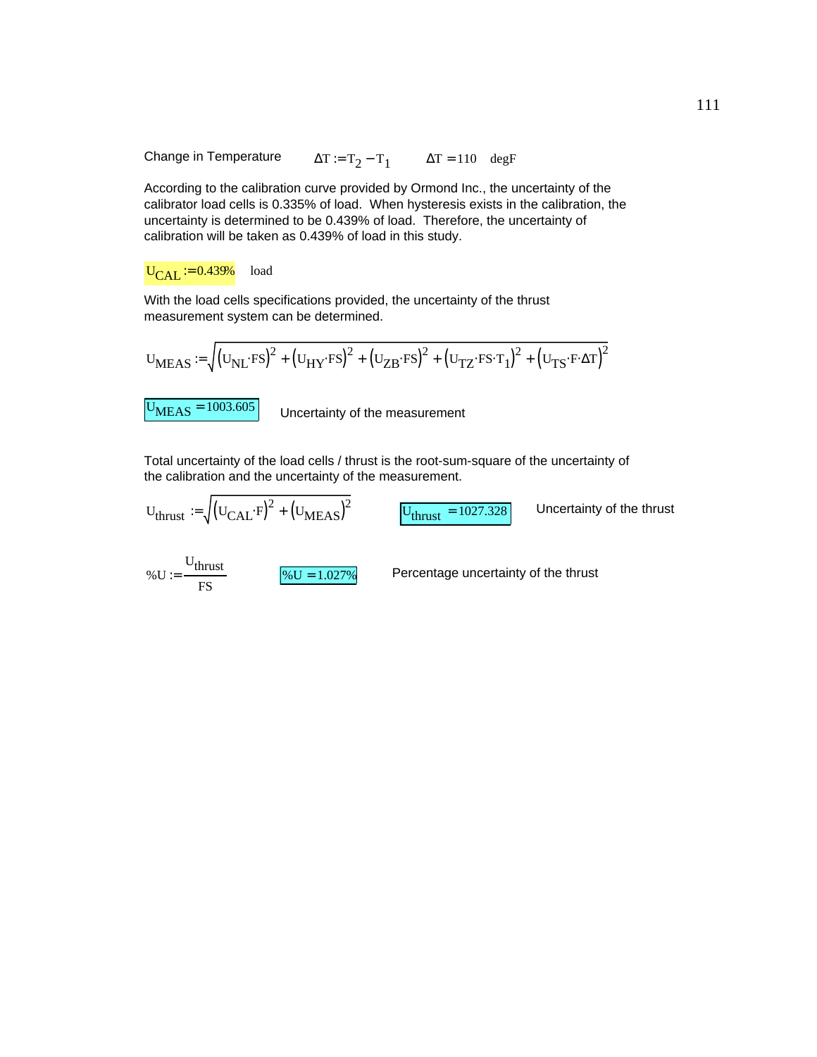Change in Temperature $\Delta T := T_2 - T_1$ $\Delta T = 110$ degF

According to the calibration curve provided by Ormond Inc., the uncertainty of the calibrator load cells is 0.335% of load. When hysteresis exists in the calibration, the uncertainty is determined to be 0.439% of load. Therefore, the uncertainty of calibration will be taken as 0.439% of load in this study.

$U_{CAL} := 0.439\%$ load

With the load cells specifications provided, the uncertainty of the thrust measurement system can be determined.

$$U_{MEAS} := \sqrt{(U_{NL} \cdot FS)^2 + (U_{HY} \cdot FS)^2 + (U_{ZB} \cdot FS)^2 + (U_{TZ} \cdot FS \cdot T_1)^2 + (U_{TS} \cdot F \cdot \Delta T)^2}$$

$U_{MEAS} = 1003.605$ Uncertainty of the measurement

Total uncertainty of the load cells / thrust is the root-sum-square of the uncertainty of the calibration and the uncertainty of the measurement.

$$U_{thrust} := \sqrt{(U_{CAL} \cdot F)^2 + (U_{MEAS})^2}$$

$U_{thrust} = 1027.328$ Uncertainty of the thrust

$$\%U := \frac{U_{thrust}}{FS}$$

$\%U = 1.027\%$ Percentage uncertainty of the thrust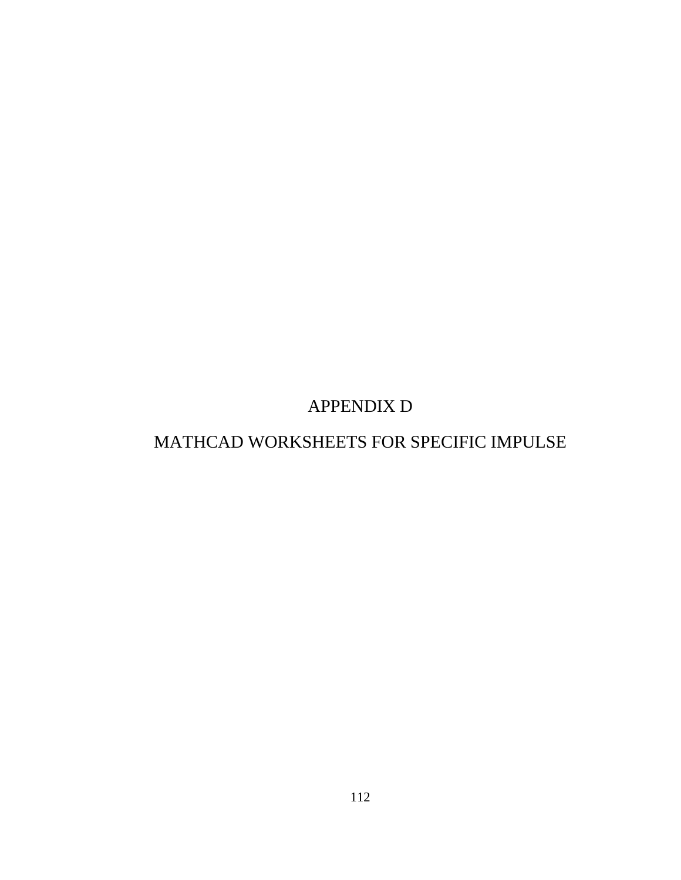# APPENDIX D

# MATHCAD WORKSHEETS FOR SPECIFIC IMPULSE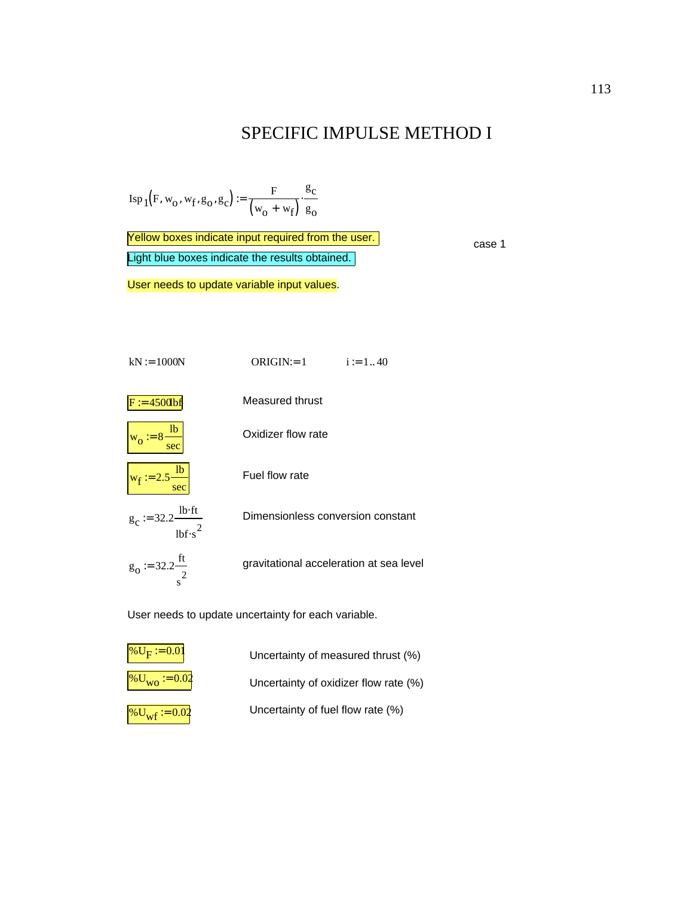# SPECIFIC IMPULSE METHOD I

$$Isp_1(F, w_o, w_f, g_o, g_c) := \frac{F}{(w_o + w_f)} \cdot \frac{g_c}{g_o}$$

Yellow boxes indicate input required from the user.

case 1

Light blue boxes indicate the results obtained.

User needs to update variable input values.

$kN := 1000N$ ORIGIN:=1 $i := 1..40$

$F := 4500lbf$ Measured thrust

$w_o := 8\frac{lb}{sec}$ Oxidizer flow rate

$w_f := 2.5\frac{lb}{sec}$ Fuel flow rate

$g_c := 32.2\frac{lb \cdot ft}{lbf \cdot s^2}$ Dimensionless conversion constant

$g_o := 32.2\frac{ft}{s^2}$ gravitational acceleration at sea level

User needs to update uncertainty for each variable.

$\%U_F := 0.01$ Uncertainty of measured thrust (%)

$\%U_{wo} := 0.02$ Uncertainty of oxidizer flow rate (%)

$\%U_{wf} := 0.02$ Uncertainty of fuel flow rate (%)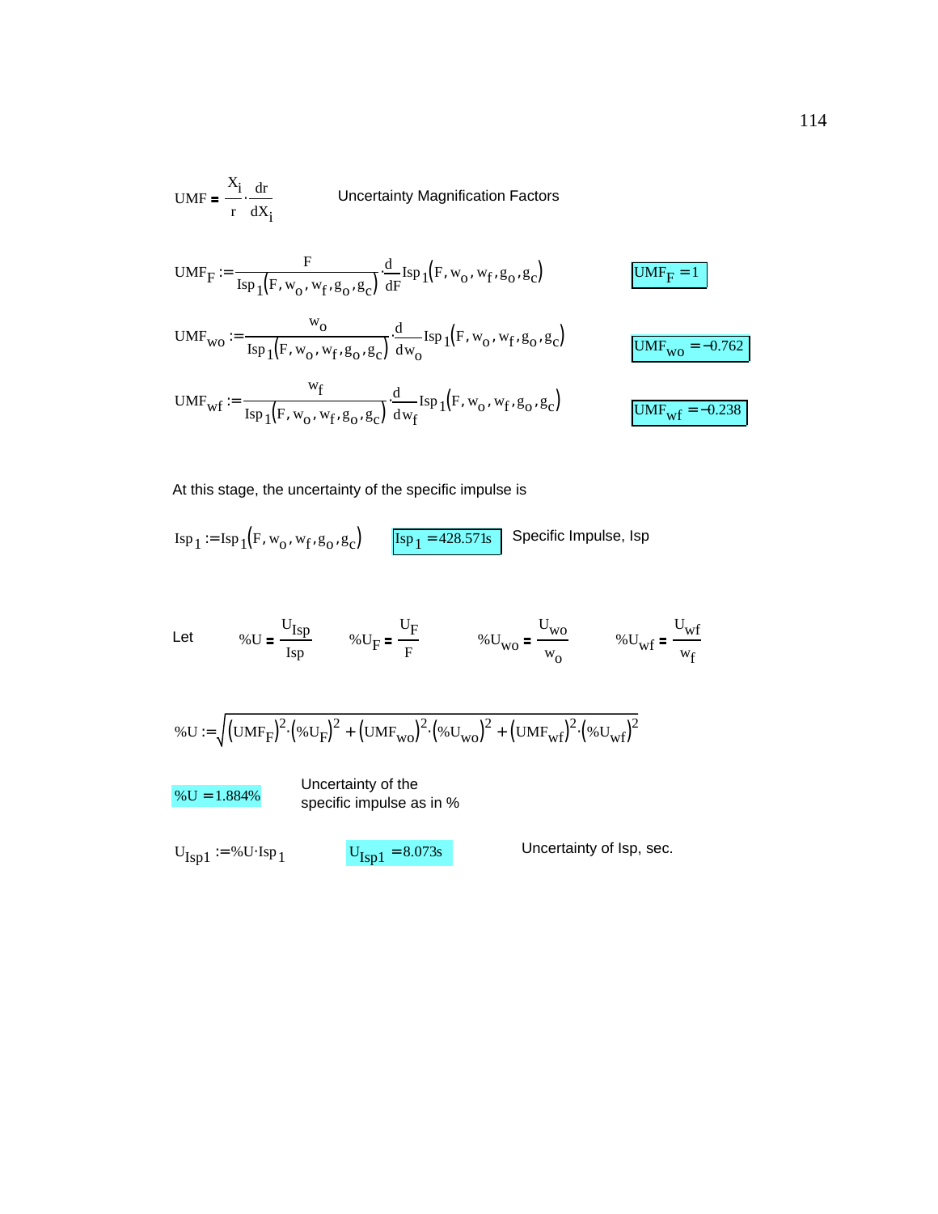$$UMF = \frac{X_i}{r} \cdot \frac{dr}{dX_i}$$ Uncertainty Magnification Factors

$$UMF_F := \frac{F}{Isp_1(F, w_o, w_f, g_o, g_c)} \cdot \frac{d}{dF} Isp_1(F, w_o, w_f, g_o, g_c)$$ $UMF_F = 1$

$$UMF_{wo} := \frac{w_o}{Isp_1(F, w_o, w_f, g_o, g_c)} \cdot \frac{d}{dw_o} Isp_1(F, w_o, w_f, g_o, g_c)$$ $UMF_{wo} = -0.762$

$$UMF_{wf} := \frac{w_f}{Isp_1(F, w_o, w_f, g_o, g_c)} \cdot \frac{d}{dw_f} Isp_1(F, w_o, w_f, g_o, g_c)$$ $UMF_{wf} = -0.238$

At this stage, the uncertainty of the specific impulse is

$Isp_1 := Isp_1(F, w_o, w_f, g_o, g_c)$ $Isp_1 = 428.571s$ Specific Impulse, Isp

Let $\%U = \frac{U_{Isp}}{Isp}$ $\%U_F = \frac{U_F}{F}$ $\%U_{wo} = \frac{U_{wo}}{w_o}$ $\%U_{wf} = \frac{U_{wf}}{w_f}$

$$\%U := \sqrt{(UMF_F)^2 \cdot (\%U_F)^2 + (UMF_{wo})^2 \cdot (\%U_{wo})^2 + (UMF_{wf})^2 \cdot (\%U_{wf})^2}$$

$\%U = 1.884\%$ Uncertainty of the specific impulse as in %

$U_{Isp1} := \%U \cdot Isp_1$ $U_{Isp1} = 8.073s$ Uncertainty of Isp, sec.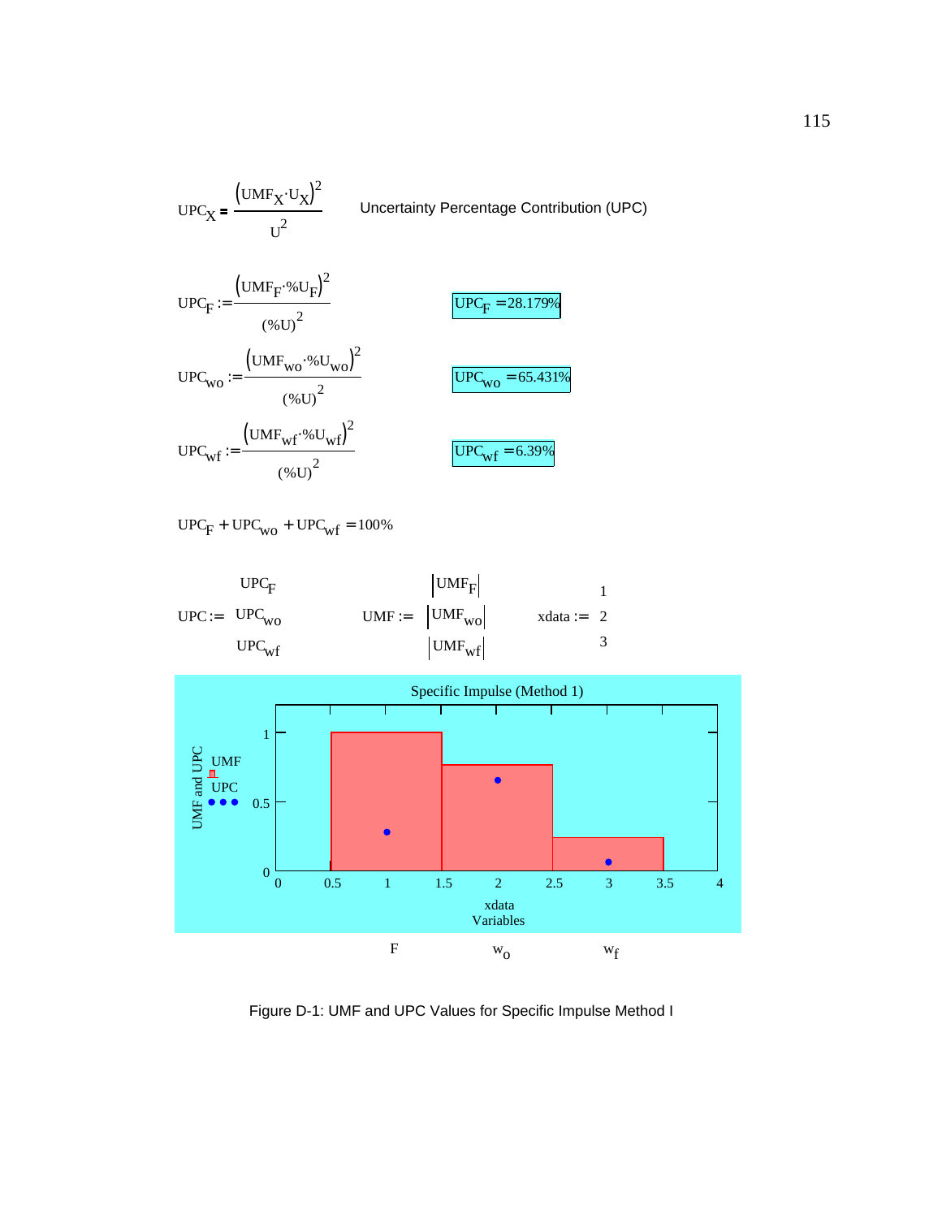$$UPC_X = \frac{(UMF_X \cdot U_X)^2}{U^2}$$ Uncertainty Percentage Contribution (UPC)

$$UPC_F := \frac{(UMF_F \cdot \%U_F)^2}{(\%U)^2}$$ $UPC_F = 28.179\%$

$$UPC_{wo} := \frac{(UMF_{wo} \cdot \%U_{wo})^2}{(\%U)^2}$$ $UPC_{wo} = 65.431\%$

$$UPC_{wf} := \frac{(UMF_{wf} \cdot \%U_{wf})^2}{(\%U)^2}$$ $UPC_{wf} = 6.39\%$

$$UPC_F + UPC_{wo} + UPC_{wf} = 100\%$$

$$UPC := \begin{pmatrix} UPC_F \\ UPC_{wo} \\ UPC_{wf} \end{pmatrix} \qquad UMF := \begin{pmatrix} |UMF_F| \\ |UMF_{wo}| \\ |UMF_{wf}| \end{pmatrix} \qquad xdata := \begin{pmatrix} 1 \\ 2 \\ 3 \end{pmatrix}$$

Specific Impulse (Method 1)

Figure D-1: UMF and UPC Values for Specific Impulse Method I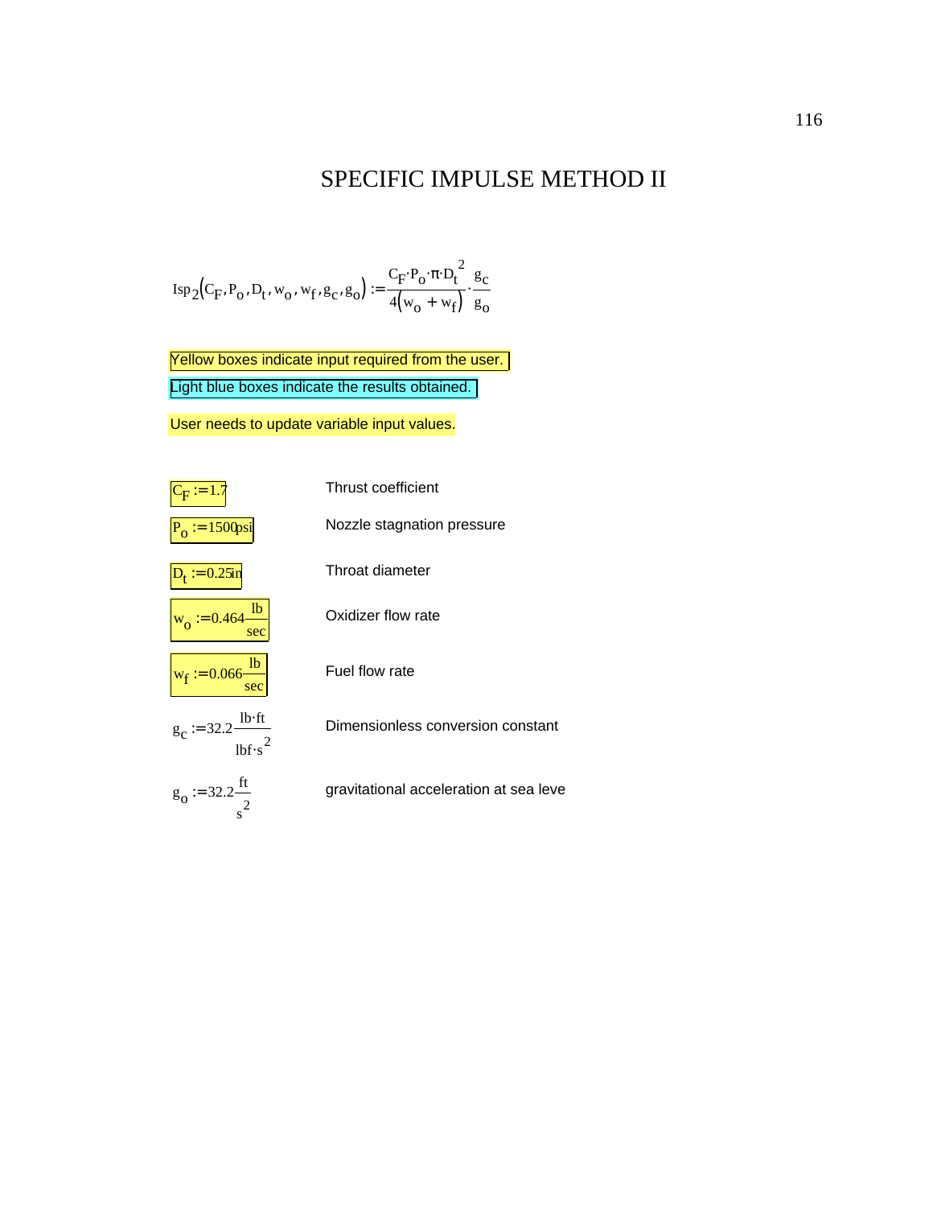# SPECIFIC IMPULSE METHOD II

$$Isp_2(C_F, P_o, D_t, w_o, w_f, g_c, g_o) := \frac{C_F \cdot P_o \cdot \pi \cdot D_t^2}{4(w_o + w_f)} \cdot \frac{g_c}{g_o}$$

Yellow boxes indicate input required from the user.

Light blue boxes indicate the results obtained.

User needs to update variable input values.

| | |
|---|---|
| $C_F := 1.7$ | Thrust coefficient |
| $P_o := 1500 psi$ | Nozzle stagnation pressure |
| $D_t := 0.25 in$ | Throat diameter |
| $w_o := 0.464 \frac{lb}{sec}$ | Oxidizer flow rate |
| $w_f := 0.066 \frac{lb}{sec}$ | Fuel flow rate |
| $g_c := 32.2 \frac{lb \cdot ft}{lbf \cdot s^2}$ | Dimensionless conversion constant |
| $g_o := 32.2 \frac{ft}{s^2}$ | gravitational acceleration at sea leve |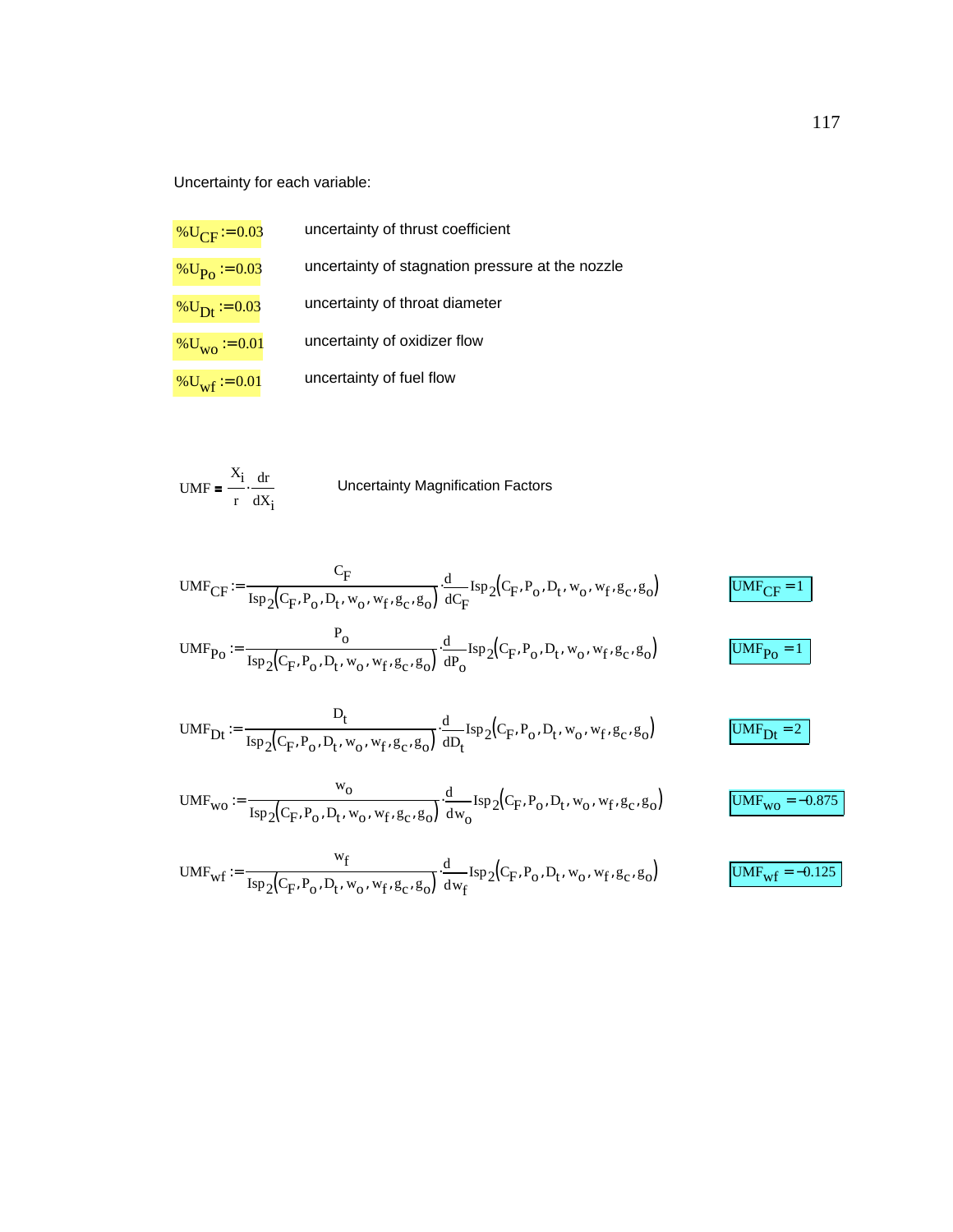Uncertainty for each variable:

| | |
|---|---|
| $\%U_{CF} := 0.03$ | uncertainty of thrust coefficient |
| $\%U_{Po} := 0.03$ | uncertainty of stagnation pressure at the nozzle |
| $\%U_{Dt} := 0.03$ | uncertainty of throat diameter |
| $\%U_{wo} := 0.01$ | uncertainty of oxidizer flow |
| $\%U_{wf} := 0.01$ | uncertainty of fuel flow |

$$UMF = \frac{X_i}{r} \cdot \frac{dr}{dX_i}$$ Uncertainty Magnification Factors

$$UMF_{CF} := \frac{C_F}{Isp_2(C_F, P_o, D_t, w_o, w_f, g_c, g_o)} \cdot \frac{d}{dC_F} Isp_2(C_F, P_o, D_t, w_o, w_f, g_c, g_o) \qquad UMF_{CF} = 1$$

$$UMF_{Po} := \frac{P_o}{Isp_2(C_F, P_o, D_t, w_o, w_f, g_c, g_o)} \cdot \frac{d}{dP_o} Isp_2(C_F, P_o, D_t, w_o, w_f, g_c, g_o) \qquad UMF_{Po} = 1$$

$$UMF_{Dt} := \frac{D_t}{Isp_2(C_F, P_o, D_t, w_o, w_f, g_c, g_o)} \cdot \frac{d}{dD_t} Isp_2(C_F, P_o, D_t, w_o, w_f, g_c, g_o) \qquad UMF_{Dt} = 2$$

$$UMF_{wo} := \frac{w_o}{Isp_2(C_F, P_o, D_t, w_o, w_f, g_c, g_o)} \cdot \frac{d}{dw_o} Isp_2(C_F, P_o, D_t, w_o, w_f, g_c, g_o) \qquad UMF_{wo} = -0.875$$

$$UMF_{wf} := \frac{w_f}{Isp_2(C_F, P_o, D_t, w_o, w_f, g_c, g_o)} \cdot \frac{d}{dw_f} Isp_2(C_F, P_o, D_t, w_o, w_f, g_c, g_o) \qquad UMF_{wf} = -0.125$$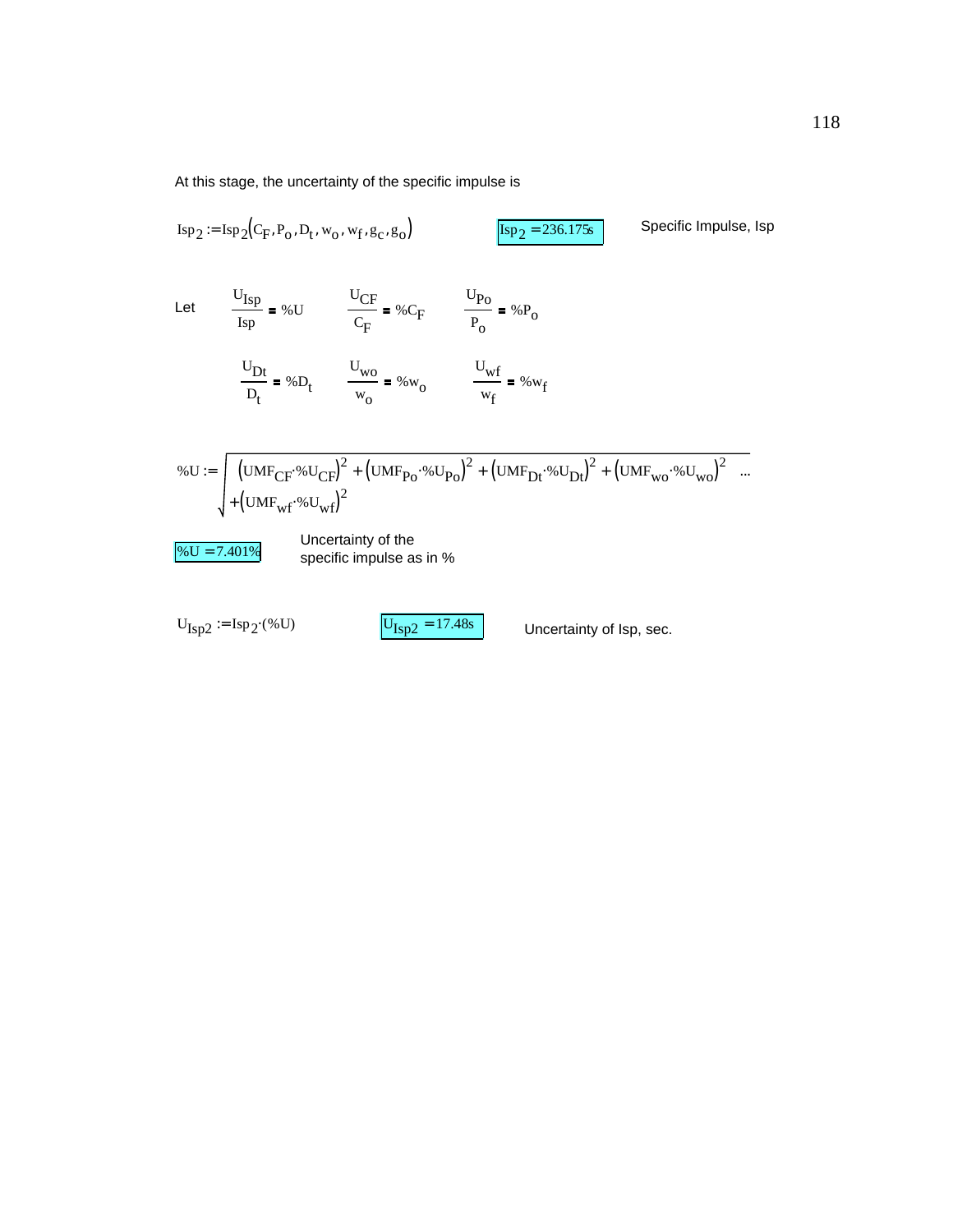At this stage, the uncertainty of the specific impulse is

$$Isp_2 := Isp_2\left(C_F, P_o, D_t, w_o, w_f, g_c, g_o\right)$$

$Isp_2 = 236.175s$ Specific Impulse, Isp

Let $\dfrac{U_{Isp}}{Isp} = \%U$ $\dfrac{U_{CF}}{C_F} = \%C_F$ $\dfrac{U_{Po}}{P_o} = \%P_o$

$\dfrac{U_{Dt}}{D_t} = \%D_t$ $\dfrac{U_{wo}}{w_o} = \%w_o$ $\dfrac{U_{wf}}{w_f} = \%w_f$

$$\%U := \sqrt{\left(UMF_{CF}\cdot\%U_{CF}\right)^2 + \left(UMF_{Po}\cdot\%U_{Po}\right)^2 + \left(UMF_{Dt}\cdot\%U_{Dt}\right)^2 + \left(UMF_{wo}\cdot\%U_{wo}\right)^2 \ \ldots \\ + \left(UMF_{wf}\cdot\%U_{wf}\right)^2}$$

$\%U = 7.401\%$ Uncertainty of the specific impulse as in %

$$U_{Isp2} := Isp_2\cdot(\%U)$$

$U_{Isp2} = 17.48s$ Uncertainty of Isp, sec.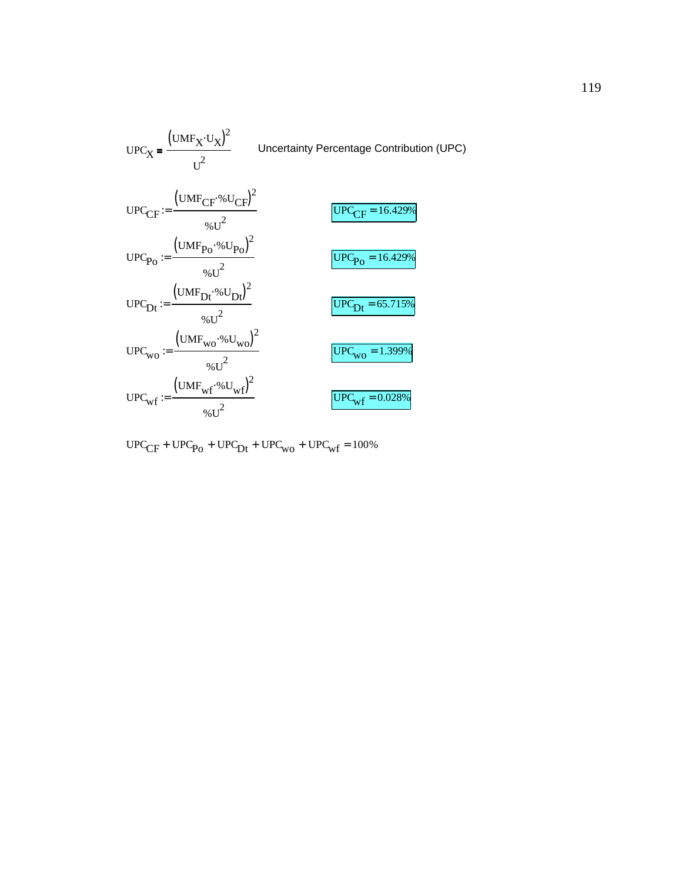$$UPC_X = \frac{\left(UMF_X \cdot U_X\right)^2}{U^2}$$ Uncertainty Percentage Contribution (UPC)

$$UPC_{CF} := \frac{\left(UMF_{CF} \cdot \%U_{CF}\right)^2}{\%U^2}$$ $UPC_{CF} = 16.429\%$

$$UPC_{Po} := \frac{\left(UMF_{Po} \cdot \%U_{Po}\right)^2}{\%U^2}$$ $UPC_{Po} = 16.429\%$

$$UPC_{Dt} := \frac{\left(UMF_{Dt} \cdot \%U_{Dt}\right)^2}{\%U^2}$$ $UPC_{Dt} = 65.715\%$

$$UPC_{wo} := \frac{\left(UMF_{wo} \cdot \%U_{wo}\right)^2}{\%U^2}$$ $UPC_{wo} = 1.399\%$

$$UPC_{wf} := \frac{\left(UMF_{wf} \cdot \%U_{wf}\right)^2}{\%U^2}$$ $UPC_{wf} = 0.028\%$

$$UPC_{CF} + UPC_{Po} + UPC_{Dt} + UPC_{wo} + UPC_{wf} = 100\%$$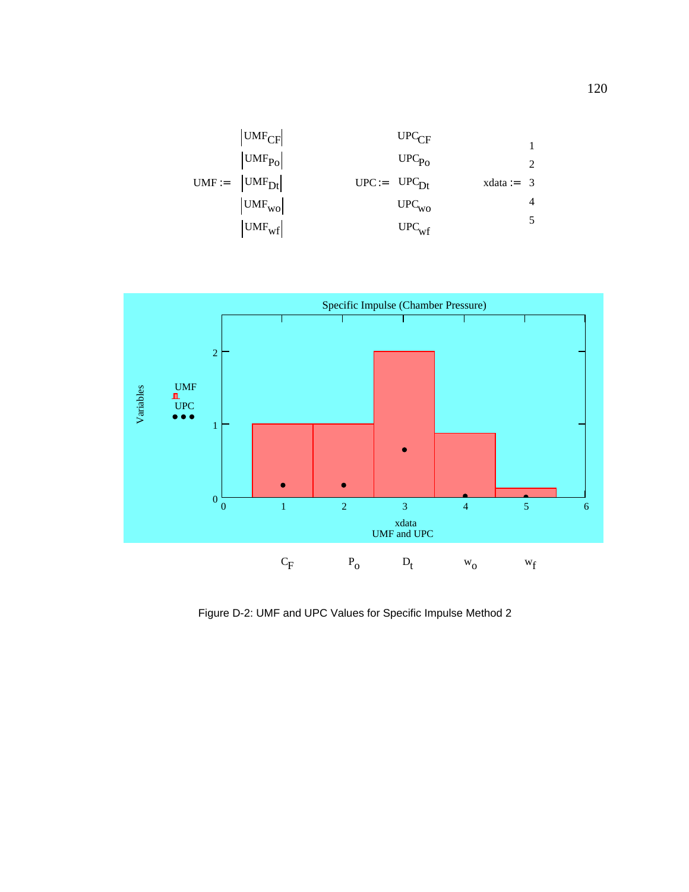$$UMF := \begin{pmatrix} |UMF_{CF}| \\ |UMF_{Po}| \\ |UMF_{Dt}| \\ |UMF_{wo}| \\ |UMF_{wf}| \end{pmatrix} \qquad UPC := \begin{pmatrix} UPC_{CF} \\ UPC_{Po} \\ UPC_{Dt} \\ UPC_{wo} \\ UPC_{wf} \end{pmatrix} \qquad xdata := \begin{pmatrix} 1 \\ 2 \\ 3 \\ 4 \\ 5 \end{pmatrix}$$

Specific Impulse (Chamber Pressure)

Variables: UMF, UPC

xdata
UMF and UPC

$C_F$ $P_o$ $D_t$ $w_o$ $w_f$

Figure D-2: UMF and UPC Values for Specific Impulse Method 2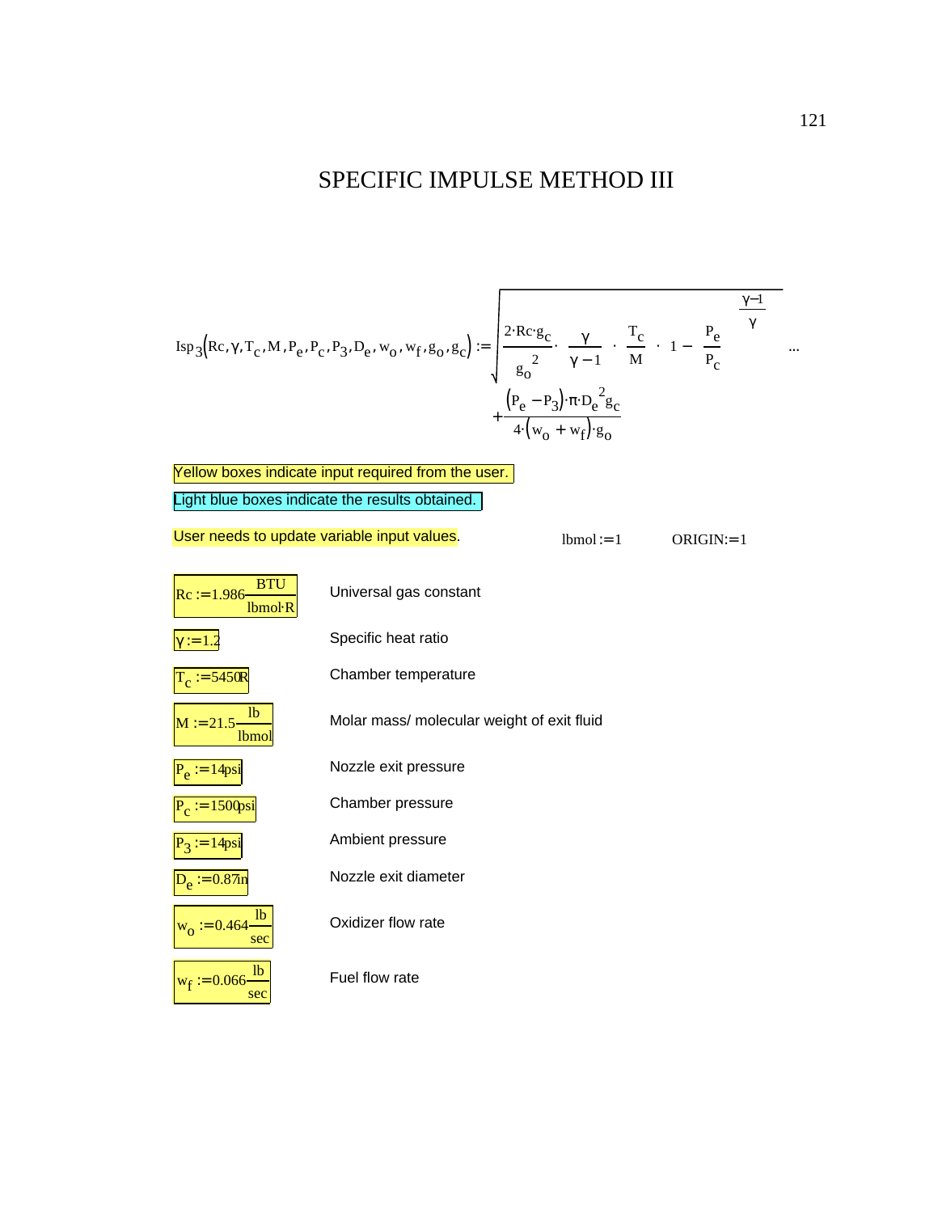# SPECIFIC IMPULSE METHOD III

$$Isp_3(Rc, \gamma, T_c, M, P_e, P_c, P_3, D_e, w_o, w_f, g_o, g_c) := \sqrt{\frac{2 \cdot Rc \cdot g_c}{g_o^{\,2}} \cdot \left(\frac{\gamma}{\gamma - 1}\right) \cdot \left(\frac{T_c}{M}\right) \cdot \left[1 - \left(\frac{P_e}{P_c}\right)^{\frac{\gamma - 1}{\gamma}}\right]} \ldots$$
$$+ \frac{(P_e - P_3) \cdot \pi \cdot D_e^{\,2} g_c}{4 \cdot (w_o + w_f) \cdot g_o}$$

Yellow boxes indicate input required from the user.

Light blue boxes indicate the results obtained.

User needs to update variable input values.

$lbmol := 1$ $\qquad$ $ORIGIN := 1$

| | |
|---|---|
| $Rc := 1.986 \frac{BTU}{lbmol \cdot R}$ | Universal gas constant |
| $\gamma := 1.2$ | Specific heat ratio |
| $T_c := 5450R$ | Chamber temperature |
| $M := 21.5 \frac{lb}{lbmol}$ | Molar mass/ molecular weight of exit fluid |
| $P_e := 14psi$ | Nozzle exit pressure |
| $P_c := 1500psi$ | Chamber pressure |
| $P_3 := 14psi$ | Ambient pressure |
| $D_e := 0.87in$ | Nozzle exit diameter |
| $w_o := 0.464 \frac{lb}{sec}$ | Oxidizer flow rate |
| $w_f := 0.066 \frac{lb}{sec}$ | Fuel flow rate |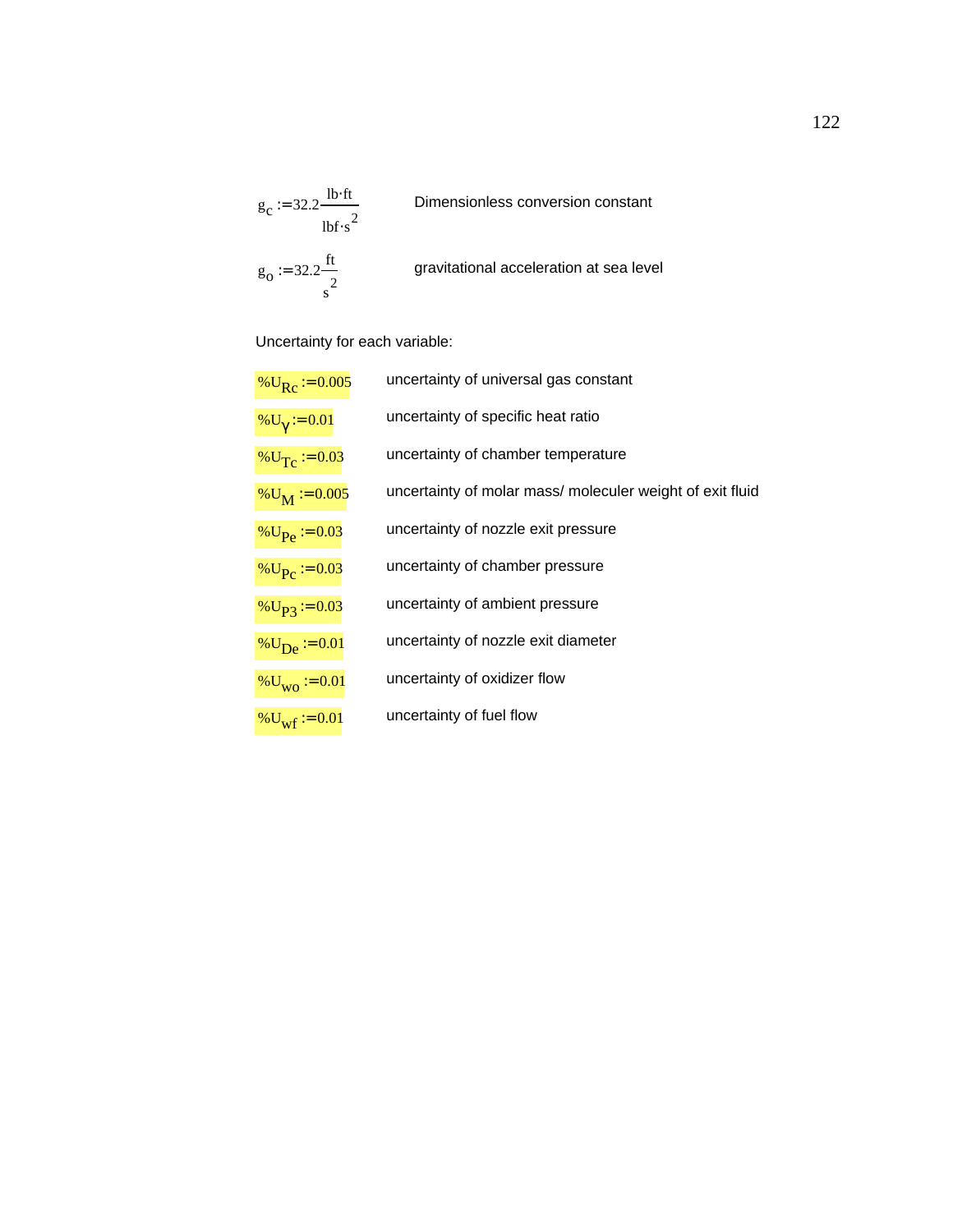$g_c := 32.2 \dfrac{lb \cdot ft}{lbf \cdot s^2}$ Dimensionless conversion constant

$g_o := 32.2 \dfrac{ft}{s^2}$ gravitational acceleration at sea level

Uncertainty for each variable:

$\%U_{Rc} := 0.005$ uncertainty of universal gas constant

$\%U_{\gamma} := 0.01$ uncertainty of specific heat ratio

$\%U_{Tc} := 0.03$ uncertainty of chamber temperature

$\%U_{M} := 0.005$ uncertainty of molar mass/ moleculer weight of exit fluid

$\%U_{Pe} := 0.03$ uncertainty of nozzle exit pressure

$\%U_{Pc} := 0.03$ uncertainty of chamber pressure

$\%U_{P3} := 0.03$ uncertainty of ambient pressure

$\%U_{De} := 0.01$ uncertainty of nozzle exit diameter

$\%U_{wo} := 0.01$ uncertainty of oxidizer flow

$\%U_{wf} := 0.01$ uncertainty of fuel flow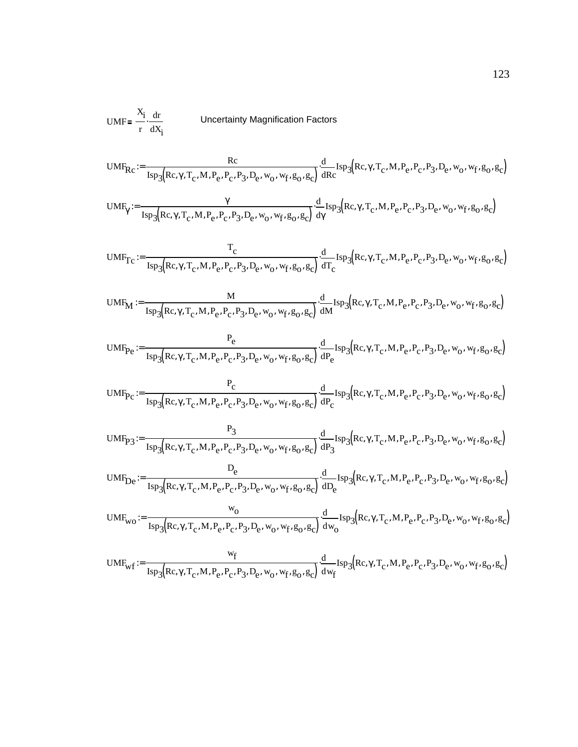$$UMF = \frac{X_i}{r} \cdot \frac{dr}{dX_i}$$ Uncertainty Magnification Factors

$$UMF_{Rc} := \frac{Rc}{Isp_3(Rc, \gamma, T_c, M, P_e, P_c, P_3, D_e, w_o, w_f, g_o, g_c)} \cdot \frac{d}{dRc} Isp_3(Rc, \gamma, T_c, M, P_e, P_c, P_3, D_e, w_o, w_f, g_o, g_c)$$

$$UMF_{\gamma} := \frac{\gamma}{Isp_3(Rc, \gamma, T_c, M, P_e, P_c, P_3, D_e, w_o, w_f, g_o, g_c)} \cdot \frac{d}{d\gamma} Isp_3(Rc, \gamma, T_c, M, P_e, P_c, P_3, D_e, w_o, w_f, g_o, g_c)$$

$$UMF_{Tc} := \frac{T_c}{Isp_3(Rc, \gamma, T_c, M, P_e, P_c, P_3, D_e, w_o, w_f, g_o, g_c)} \cdot \frac{d}{dT_c} Isp_3(Rc, \gamma, T_c, M, P_e, P_c, P_3, D_e, w_o, w_f, g_o, g_c)$$

$$UMF_{M} := \frac{M}{Isp_3(Rc, \gamma, T_c, M, P_e, P_c, P_3, D_e, w_o, w_f, g_o, g_c)} \cdot \frac{d}{dM} Isp_3(Rc, \gamma, T_c, M, P_e, P_c, P_3, D_e, w_o, w_f, g_o, g_c)$$

$$UMF_{Pe} := \frac{P_e}{Isp_3(Rc, \gamma, T_c, M, P_e, P_c, P_3, D_e, w_o, w_f, g_o, g_c)} \cdot \frac{d}{dP_e} Isp_3(Rc, \gamma, T_c, M, P_e, P_c, P_3, D_e, w_o, w_f, g_o, g_c)$$

$$UMF_{Pc} := \frac{P_c}{Isp_3(Rc, \gamma, T_c, M, P_e, P_c, P_3, D_e, w_o, w_f, g_o, g_c)} \cdot \frac{d}{dP_c} Isp_3(Rc, \gamma, T_c, M, P_e, P_c, P_3, D_e, w_o, w_f, g_o, g_c)$$

$$UMF_{P3} := \frac{P_3}{Isp_3(Rc, \gamma, T_c, M, P_e, P_c, P_3, D_e, w_o, w_f, g_o, g_c)} \cdot \frac{d}{dP_3} Isp_3(Rc, \gamma, T_c, M, P_e, P_c, P_3, D_e, w_o, w_f, g_o, g_c)$$

$$UMF_{De} := \frac{D_e}{Isp_3(Rc, \gamma, T_c, M, P_e, P_c, P_3, D_e, w_o, w_f, g_o, g_c)} \cdot \frac{d}{dD_e} Isp_3(Rc, \gamma, T_c, M, P_e, P_c, P_3, D_e, w_o, w_f, g_o, g_c)$$

$$UMF_{wo} := \frac{w_o}{Isp_3(Rc, \gamma, T_c, M, P_e, P_c, P_3, D_e, w_o, w_f, g_o, g_c)} \cdot \frac{d}{dw_o} Isp_3(Rc, \gamma, T_c, M, P_e, P_c, P_3, D_e, w_o, w_f, g_o, g_c)$$

$$UMF_{wf} := \frac{w_f}{Isp_3(Rc, \gamma, T_c, M, P_e, P_c, P_3, D_e, w_o, w_f, g_o, g_c)} \cdot \frac{d}{dw_f} Isp_3(Rc, \gamma, T_c, M, P_e, P_c, P_3, D_e, w_o, w_f, g_o, g_c)$$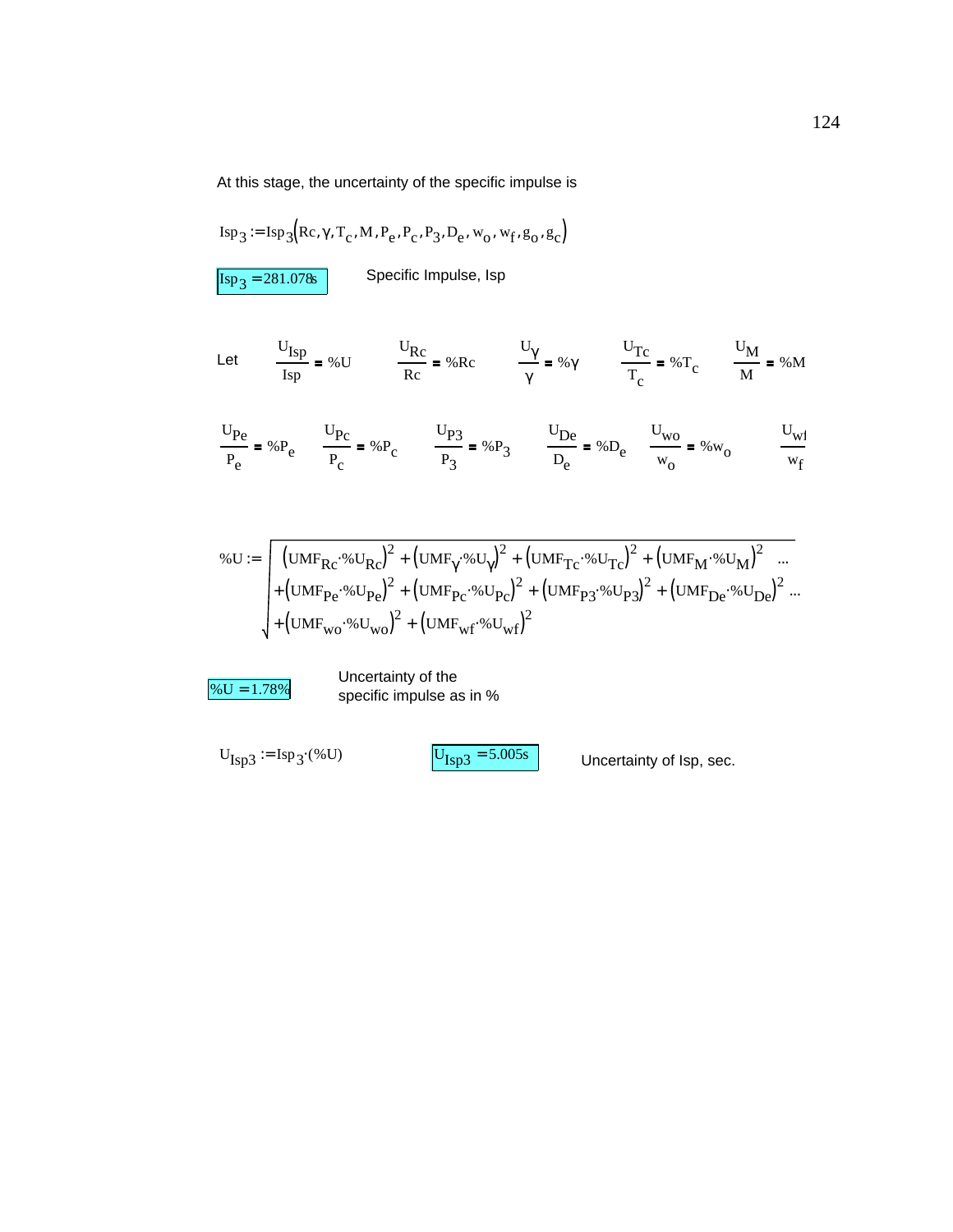At this stage, the uncertainty of the specific impulse is

$$Isp_3 := Isp_3\left(Rc, \gamma, T_c, M, P_e, P_c, P_3, D_e, w_o, w_f, g_o, g_c\right)$$

$Isp_3 = 281.078s$ Specific Impulse, Isp

Let $\frac{U_{Isp}}{Isp} = \%U$ $\quad \frac{U_{Rc}}{Rc} = \%Rc$ $\quad \frac{U_{\gamma}}{\gamma} = \%\gamma$ $\quad \frac{U_{Tc}}{T_c} = \%T_c$ $\quad \frac{U_M}{M} = \%M$

$\frac{U_{Pe}}{P_e} = \%P_e$ $\quad \frac{U_{Pc}}{P_c} = \%P_c$ $\quad \frac{U_{P3}}{P_3} = \%P_3$ $\quad \frac{U_{De}}{D_e} = \%D_e$ $\quad \frac{U_{wo}}{w_o} = \%w_o$ $\quad \frac{U_{wf}}{w_f}$

$$\%U := \sqrt{\begin{aligned}&\left(UMF_{Rc}\cdot\%U_{Rc}\right)^2 + \left(UMF_{\gamma}\cdot\%U_{\gamma}\right)^2 + \left(UMF_{Tc}\cdot\%U_{Tc}\right)^2 + \left(UMF_{M}\cdot\%U_{M}\right)^2 \ \ldots \\ &+ \left(UMF_{Pe}\cdot\%U_{Pe}\right)^2 + \left(UMF_{Pc}\cdot\%U_{Pc}\right)^2 + \left(UMF_{P3}\cdot\%U_{P3}\right)^2 + \left(UMF_{De}\cdot\%U_{De}\right)^2 \ \ldots \\ &+ \left(UMF_{wo}\cdot\%U_{wo}\right)^2 + \left(UMF_{wf}\cdot\%U_{wf}\right)^2\end{aligned}}$$

$\%U = 1.78\%$ Uncertainty of the specific impulse as in %

$U_{Isp3} := Isp_3\cdot(\%U)$ $\quad U_{Isp3} = 5.005s$ Uncertainty of Isp, sec.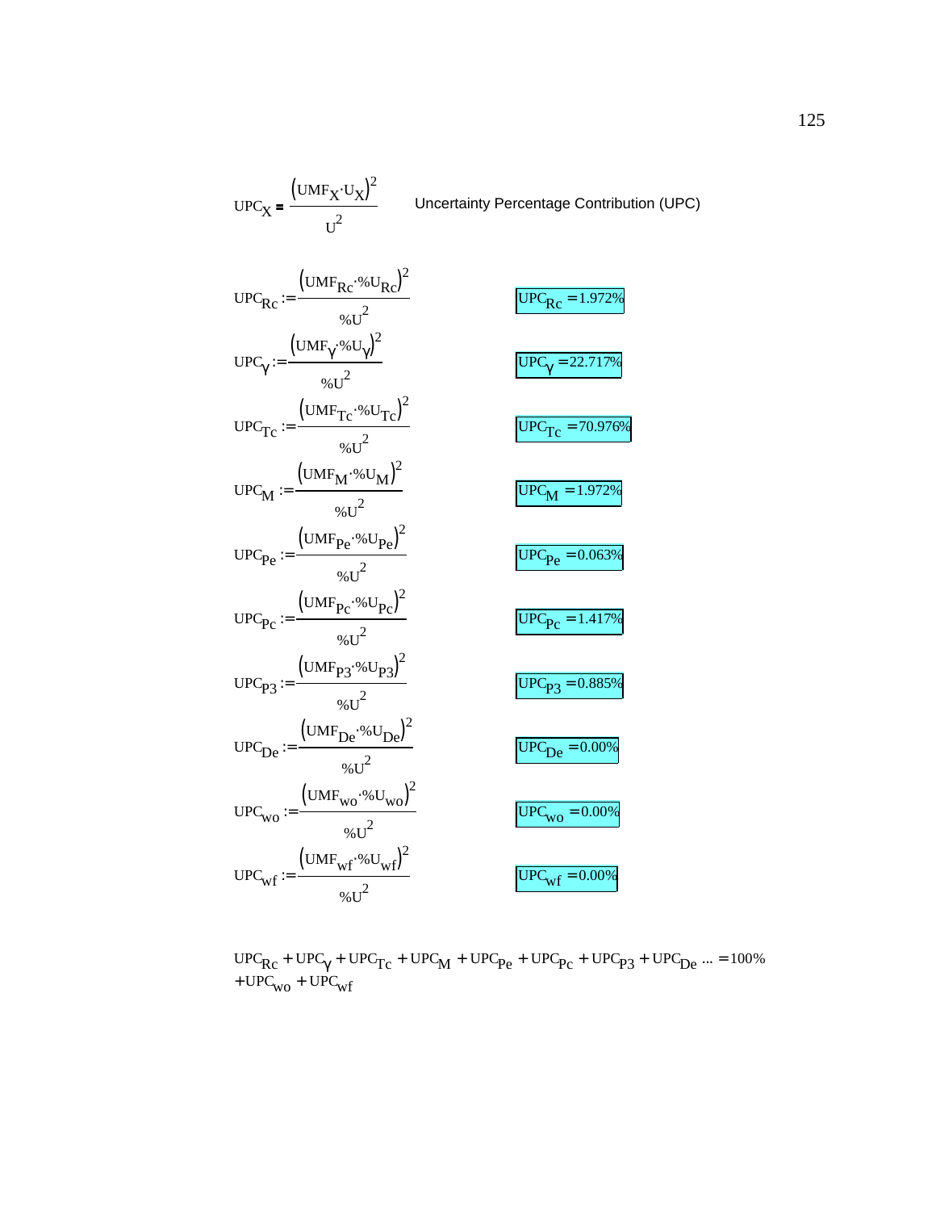$$UPC_X = \frac{(UMF_X \cdot U_X)^2}{U^2}$$ Uncertainty Percentage Contribution (UPC)

$$UPC_{Rc} := \frac{(UMF_{Rc} \cdot \%U_{Rc})^2}{\%U^2} \qquad UPC_{Rc} = 1.972\%$$

$$UPC_{\gamma} := \frac{(UMF_{\gamma} \cdot \%U_{\gamma})^2}{\%U^2} \qquad UPC_{\gamma} = 22.717\%$$

$$UPC_{Tc} := \frac{(UMF_{Tc} \cdot \%U_{Tc})^2}{\%U^2} \qquad UPC_{Tc} = 70.976\%$$

$$UPC_{M} := \frac{(UMF_{M} \cdot \%U_{M})^2}{\%U^2} \qquad UPC_{M} = 1.972\%$$

$$UPC_{Pe} := \frac{(UMF_{Pe} \cdot \%U_{Pe})^2}{\%U^2} \qquad UPC_{Pe} = 0.063\%$$

$$UPC_{Pc} := \frac{(UMF_{Pc} \cdot \%U_{Pc})^2}{\%U^2} \qquad UPC_{Pc} = 1.417\%$$

$$UPC_{P3} := \frac{(UMF_{P3} \cdot \%U_{P3})^2}{\%U^2} \qquad UPC_{P3} = 0.885\%$$

$$UPC_{De} := \frac{(UMF_{De} \cdot \%U_{De})^2}{\%U^2} \qquad UPC_{De} = 0.00\%$$

$$UPC_{wo} := \frac{(UMF_{wo} \cdot \%U_{wo})^2}{\%U^2} \qquad UPC_{wo} = 0.00\%$$

$$UPC_{wf} := \frac{(UMF_{wf} \cdot \%U_{wf})^2}{\%U^2} \qquad UPC_{wf} = 0.00\%$$

$$UPC_{Rc} + UPC_{\gamma} + UPC_{Tc} + UPC_{M} + UPC_{Pe} + UPC_{Pc} + UPC_{P3} + UPC_{De} \ldots + UPC_{wo} + UPC_{wf} = 100\%$$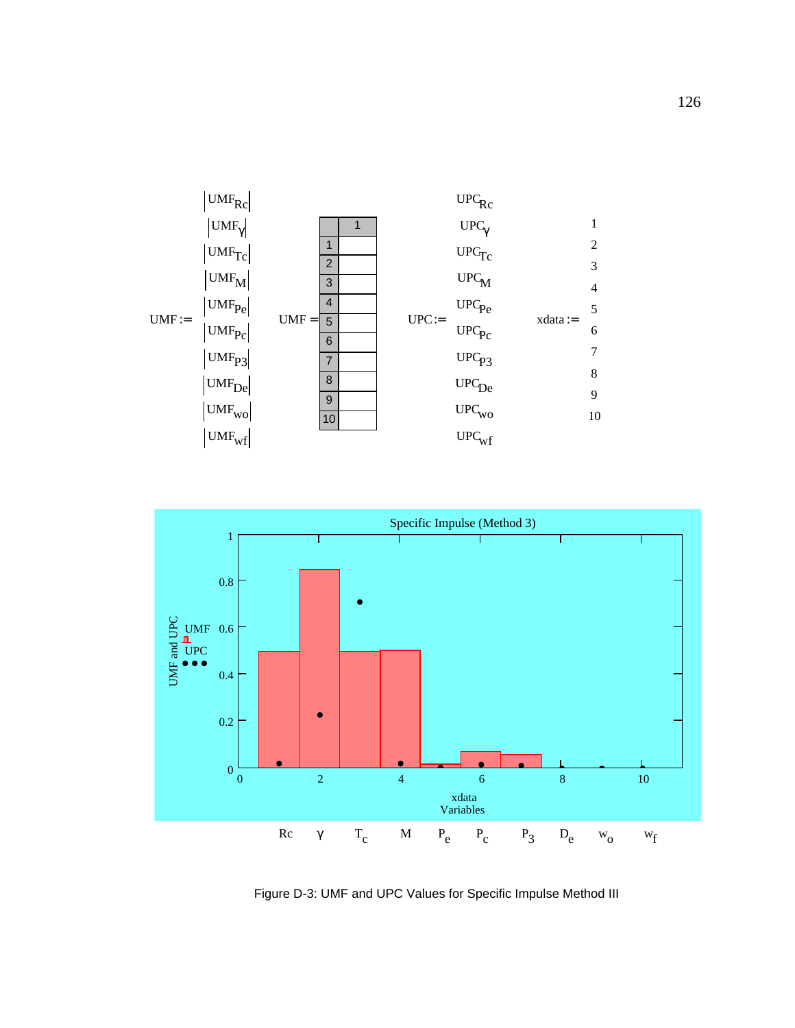$$UMF := \begin{pmatrix} |UMF_{Rc}| \\ |UMF_{\gamma}| \\ |UMF_{Tc}| \\ |UMF_{M}| \\ |UMF_{Pe}| \\ |UMF_{Pc}| \\ |UMF_{P3}| \\ |UMF_{De}| \\ |UMF_{wo}| \\ |UMF_{wf}| \end{pmatrix}$$

UMF =

| | 1 |
|---|---|
| 1 | |
| 2 | |
| 3 | |
| 4 | |
| 5 | |
| 6 | |
| 7 | |
| 8 | |
| 9 | |
| 10 | |

$$UPC := \begin{pmatrix} UPC_{Rc} \\ UPC_{\gamma} \\ UPC_{Tc} \\ UPC_{M} \\ UPC_{Pe} \\ UPC_{Pc} \\ UPC_{P3} \\ UPC_{De} \\ UPC_{wo} \\ UPC_{wf} \end{pmatrix} \qquad xdata := \begin{pmatrix} 1 \\ 2 \\ 3 \\ 4 \\ 5 \\ 6 \\ 7 \\ 8 \\ 9 \\ 10 \end{pmatrix}$$

Specific Impulse (Method 3)

Figure D-3: UMF and UPC Values for Specific Impulse Method III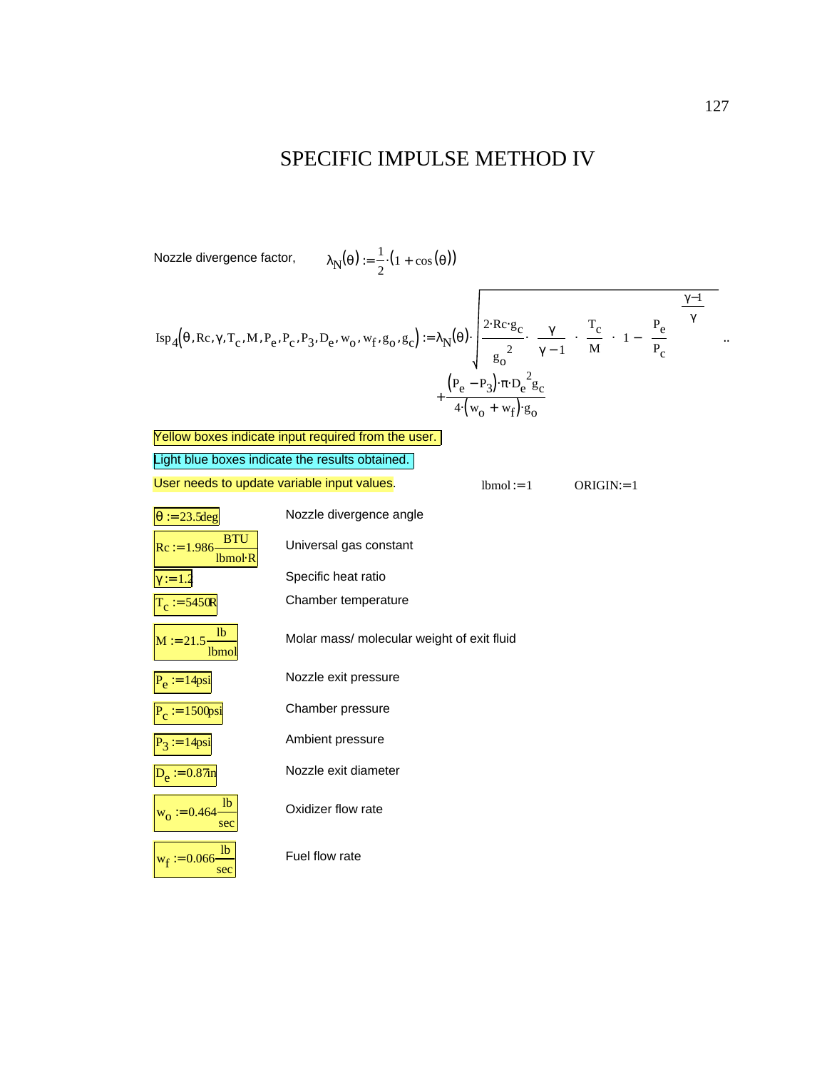# SPECIFIC IMPULSE METHOD IV

Nozzle divergence factor, $\lambda_N(\theta) := \frac{1}{2}\cdot(1 + \cos(\theta))$

$$Isp_4(\theta, Rc, \gamma, T_c, M, P_e, P_c, P_3, D_e, w_o, w_f, g_o, g_c) := \lambda_N(\theta)\cdot\sqrt{\frac{2\cdot Rc\cdot g_c}{g_o^{\,2}}\cdot\frac{\gamma}{\gamma-1}\cdot\frac{T_c}{M}\cdot\left[1-\left(\frac{P_e}{P_c}\right)^{\frac{\gamma-1}{\gamma}}\right]} + \frac{(P_e - P_3)\cdot\pi\cdot D_e^{\,2} g_c}{4\cdot(w_o + w_f)\cdot g_o}$$

Yellow boxes indicate input required from the user.

Light blue boxes indicate the results obtained.

User needs to update variable input values.

$lbmol := 1$ $\quad$ $ORIGIN := 1$

| Input | Description |
|---|---|
| $\theta := 23.5deg$ | Nozzle divergence angle |
| $Rc := 1.986\frac{BTU}{lbmol\cdot R}$ | Universal gas constant |
| $\gamma := 1.2$ | Specific heat ratio |
| $T_c := 5450R$ | Chamber temperature |
| $M := 21.5\frac{lb}{lbmol}$ | Molar mass/ molecular weight of exit fluid |
| $P_e := 14psi$ | Nozzle exit pressure |
| $P_c := 1500psi$ | Chamber pressure |
| $P_3 := 14psi$ | Ambient pressure |
| $D_e := 0.87in$ | Nozzle exit diameter |
| $w_o := 0.464\frac{lb}{sec}$ | Oxidizer flow rate |
| $w_f := 0.066\frac{lb}{sec}$ | Fuel flow rate |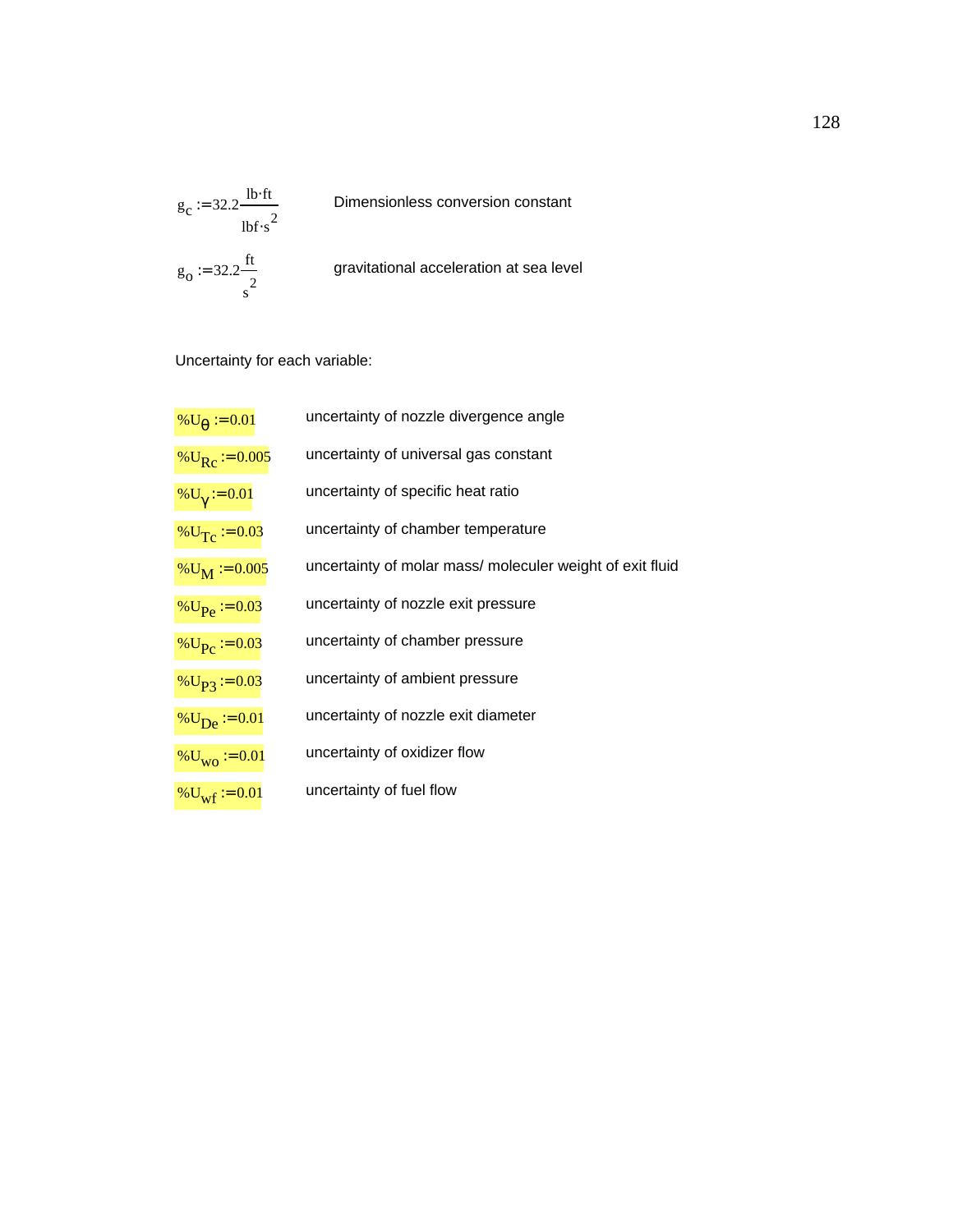| | |
|---|---|
| $g_c := 32.2 \frac{lb \cdot ft}{lbf \cdot s^2}$ | Dimensionless conversion constant |
| $g_o := 32.2 \frac{ft}{s^2}$ | gravitational acceleration at sea level |

Uncertainty for each variable:

| | |
|---|---|
| $\%U_{\theta} := 0.01$ | uncertainty of nozzle divergence angle |
| $\%U_{Rc} := 0.005$ | uncertainty of universal gas constant |
| $\%U_{\gamma} := 0.01$ | uncertainty of specific heat ratio |
| $\%U_{Tc} := 0.03$ | uncertainty of chamber temperature |
| $\%U_{M} := 0.005$ | uncertainty of molar mass/ moleculer weight of exit fluid |
| $\%U_{Pe} := 0.03$ | uncertainty of nozzle exit pressure |
| $\%U_{Pc} := 0.03$ | uncertainty of chamber pressure |
| $\%U_{P3} := 0.03$ | uncertainty of ambient pressure |
| $\%U_{De} := 0.01$ | uncertainty of nozzle exit diameter |
| $\%U_{wo} := 0.01$ | uncertainty of oxidizer flow |
| $\%U_{wf} := 0.01$ | uncertainty of fuel flow |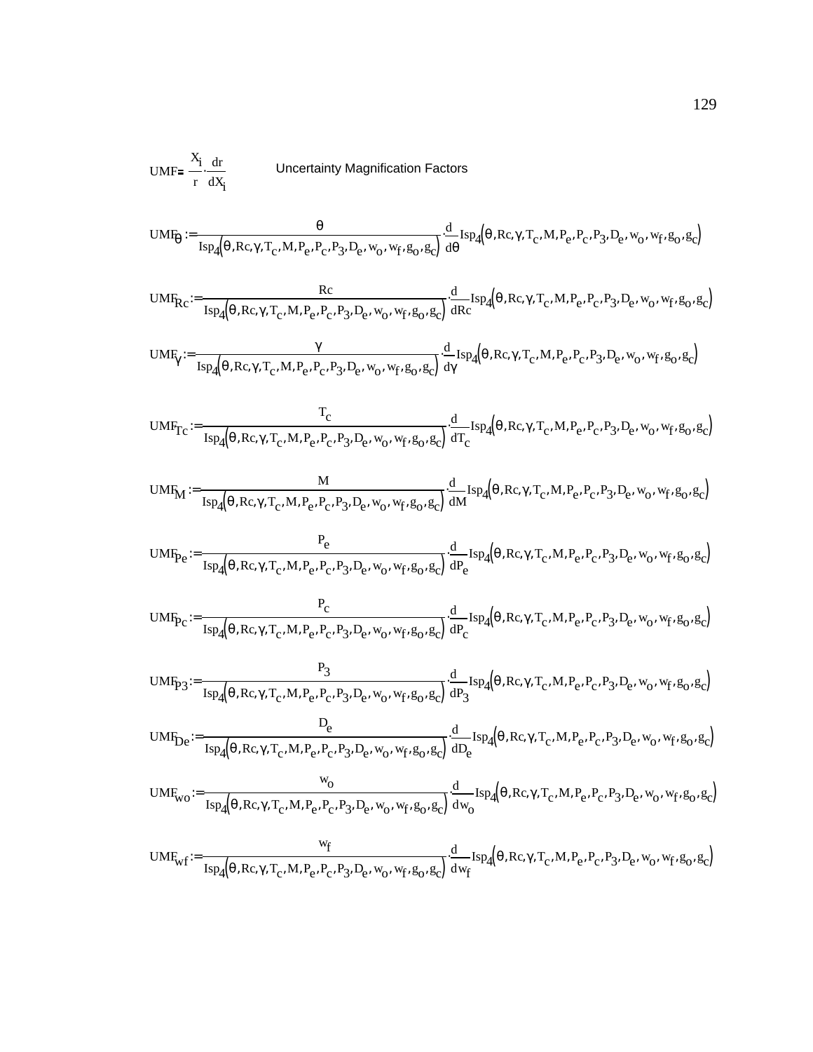$$\mathrm{UMF} = \frac{X_i}{r} \cdot \frac{dr}{dX_i}$$ Uncertainty Magnification Factors

$$\mathrm{UMF}_\theta := \frac{\theta}{\mathrm{Isp}_4(\theta, Rc, \gamma, T_c, M, P_e, P_c, P_3, D_e, w_o, w_f, g_o, g_c)} \cdot \frac{d}{d\theta} \mathrm{Isp}_4(\theta, Rc, \gamma, T_c, M, P_e, P_c, P_3, D_e, w_o, w_f, g_o, g_c)$$

$$\mathrm{UMF}_{Rc} := \frac{Rc}{\mathrm{Isp}_4(\theta, Rc, \gamma, T_c, M, P_e, P_c, P_3, D_e, w_o, w_f, g_o, g_c)} \cdot \frac{d}{dRc} \mathrm{Isp}_4(\theta, Rc, \gamma, T_c, M, P_e, P_c, P_3, D_e, w_o, w_f, g_o, g_c)$$

$$\mathrm{UMF}_\gamma := \frac{\gamma}{\mathrm{Isp}_4(\theta, Rc, \gamma, T_c, M, P_e, P_c, P_3, D_e, w_o, w_f, g_o, g_c)} \cdot \frac{d}{d\gamma} \mathrm{Isp}_4(\theta, Rc, \gamma, T_c, M, P_e, P_c, P_3, D_e, w_o, w_f, g_o, g_c)$$

$$\mathrm{UMF}_{Tc} := \frac{T_c}{\mathrm{Isp}_4(\theta, Rc, \gamma, T_c, M, P_e, P_c, P_3, D_e, w_o, w_f, g_o, g_c)} \cdot \frac{d}{dT_c} \mathrm{Isp}_4(\theta, Rc, \gamma, T_c, M, P_e, P_c, P_3, D_e, w_o, w_f, g_o, g_c)$$

$$\mathrm{UMF}_M := \frac{M}{\mathrm{Isp}_4(\theta, Rc, \gamma, T_c, M, P_e, P_c, P_3, D_e, w_o, w_f, g_o, g_c)} \cdot \frac{d}{dM} \mathrm{Isp}_4(\theta, Rc, \gamma, T_c, M, P_e, P_c, P_3, D_e, w_o, w_f, g_o, g_c)$$

$$\mathrm{UMF}_{Pe} := \frac{P_e}{\mathrm{Isp}_4(\theta, Rc, \gamma, T_c, M, P_e, P_c, P_3, D_e, w_o, w_f, g_o, g_c)} \cdot \frac{d}{dP_e} \mathrm{Isp}_4(\theta, Rc, \gamma, T_c, M, P_e, P_c, P_3, D_e, w_o, w_f, g_o, g_c)$$

$$\mathrm{UMF}_{Pc} := \frac{P_c}{\mathrm{Isp}_4(\theta, Rc, \gamma, T_c, M, P_e, P_c, P_3, D_e, w_o, w_f, g_o, g_c)} \cdot \frac{d}{dP_c} \mathrm{Isp}_4(\theta, Rc, \gamma, T_c, M, P_e, P_c, P_3, D_e, w_o, w_f, g_o, g_c)$$

$$\mathrm{UMF}_{P3} := \frac{P_3}{\mathrm{Isp}_4(\theta, Rc, \gamma, T_c, M, P_e, P_c, P_3, D_e, w_o, w_f, g_o, g_c)} \cdot \frac{d}{dP_3} \mathrm{Isp}_4(\theta, Rc, \gamma, T_c, M, P_e, P_c, P_3, D_e, w_o, w_f, g_o, g_c)$$

$$\mathrm{UMF}_{De} := \frac{D_e}{\mathrm{Isp}_4(\theta, Rc, \gamma, T_c, M, P_e, P_c, P_3, D_e, w_o, w_f, g_o, g_c)} \cdot \frac{d}{dD_e} \mathrm{Isp}_4(\theta, Rc, \gamma, T_c, M, P_e, P_c, P_3, D_e, w_o, w_f, g_o, g_c)$$

$$\mathrm{UMF}_{wo} := \frac{w_o}{\mathrm{Isp}_4(\theta, Rc, \gamma, T_c, M, P_e, P_c, P_3, D_e, w_o, w_f, g_o, g_c)} \cdot \frac{d}{dw_o} \mathrm{Isp}_4(\theta, Rc, \gamma, T_c, M, P_e, P_c, P_3, D_e, w_o, w_f, g_o, g_c)$$

$$\mathrm{UMF}_{wf} := \frac{w_f}{\mathrm{Isp}_4(\theta, Rc, \gamma, T_c, M, P_e, P_c, P_3, D_e, w_o, w_f, g_o, g_c)} \cdot \frac{d}{dw_f} \mathrm{Isp}_4(\theta, Rc, \gamma, T_c, M, P_e, P_c, P_3, D_e, w_o, w_f, g_o, g_c)$$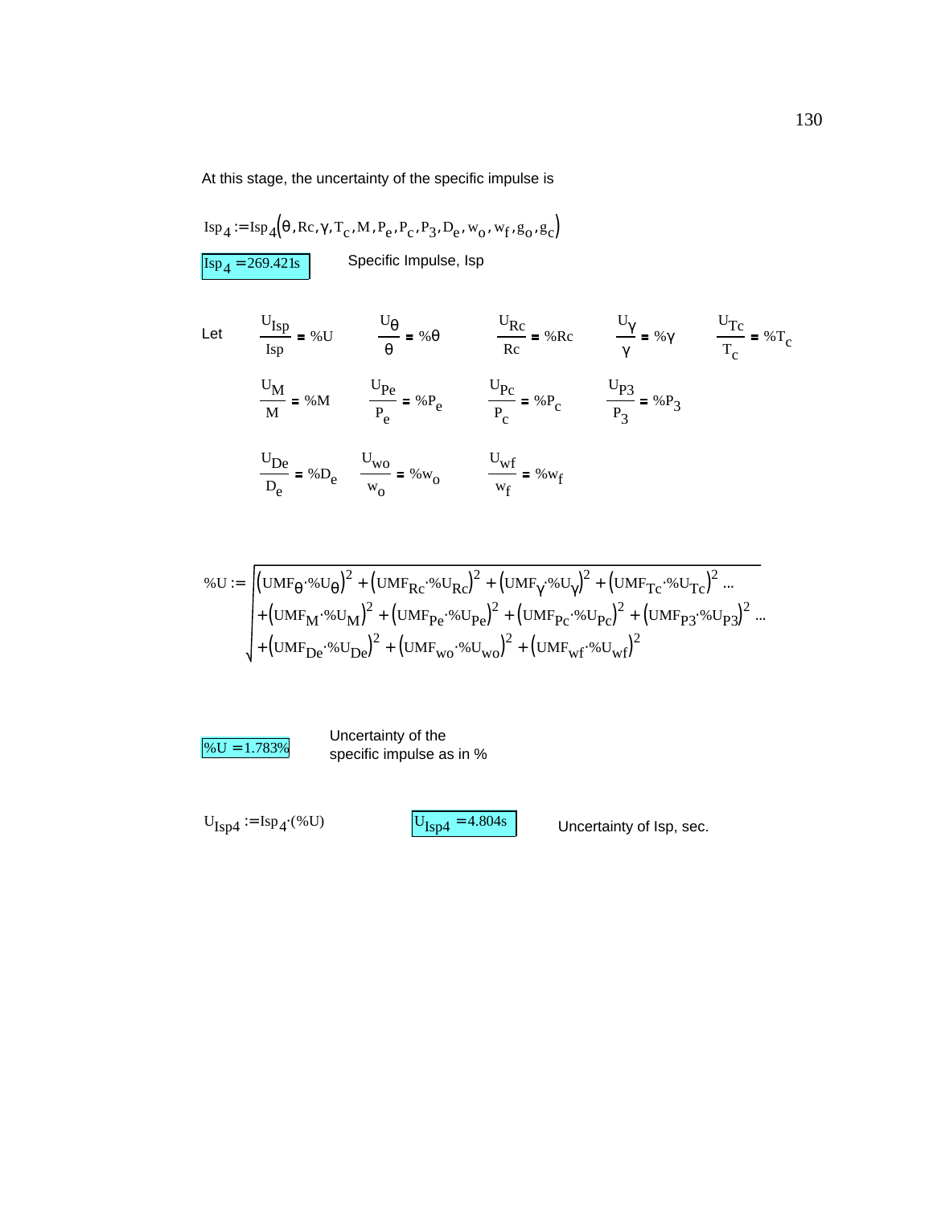At this stage, the uncertainty of the specific impulse is

$$Isp_4 := Isp_4(\theta, Rc, \gamma, T_c, M, P_e, P_c, P_3, D_e, w_o, w_f, g_o, g_c)$$

$Isp_4 = 269.421s$ Specific Impulse, Isp

Let

$$\frac{U_{Isp}}{Isp} = \%U \qquad \frac{U_\theta}{\theta} = \%\theta \qquad \frac{U_{Rc}}{Rc} = \%Rc \qquad \frac{U_\gamma}{\gamma} = \%\gamma \qquad \frac{U_{Tc}}{T_c} = \%T_c$$

$$\frac{U_M}{M} = \%M \qquad \frac{U_{Pe}}{P_e} = \%P_e \qquad \frac{U_{Pc}}{P_c} = \%P_c \qquad \frac{U_{P3}}{P_3} = \%P_3$$

$$\frac{U_{De}}{D_e} = \%D_e \qquad \frac{U_{wo}}{w_o} = \%w_o \qquad \frac{U_{wf}}{w_f} = \%w_f$$

$$\%U := \sqrt{\begin{aligned}&(UMF_\theta \cdot \%U_\theta)^2 + (UMF_{Rc} \cdot \%U_{Rc})^2 + (UMF_\gamma \cdot \%U_\gamma)^2 + (UMF_{Tc} \cdot \%U_{Tc})^2 \ldots \\ &+ (UMF_M \cdot \%U_M)^2 + (UMF_{Pe} \cdot \%U_{Pe})^2 + (UMF_{Pc} \cdot \%U_{Pc})^2 + (UMF_{P3} \cdot \%U_{P3})^2 \ldots \\ &+ (UMF_{De} \cdot \%U_{De})^2 + (UMF_{wo} \cdot \%U_{wo})^2 + (UMF_{wf} \cdot \%U_{wf})^2\end{aligned}}$$

$\%U = 1.783\%$ Uncertainty of the specific impulse as in %

$U_{Isp4} := Isp_4 \cdot (\%U)$ $U_{Isp4} = 4.804s$ Uncertainty of Isp, sec.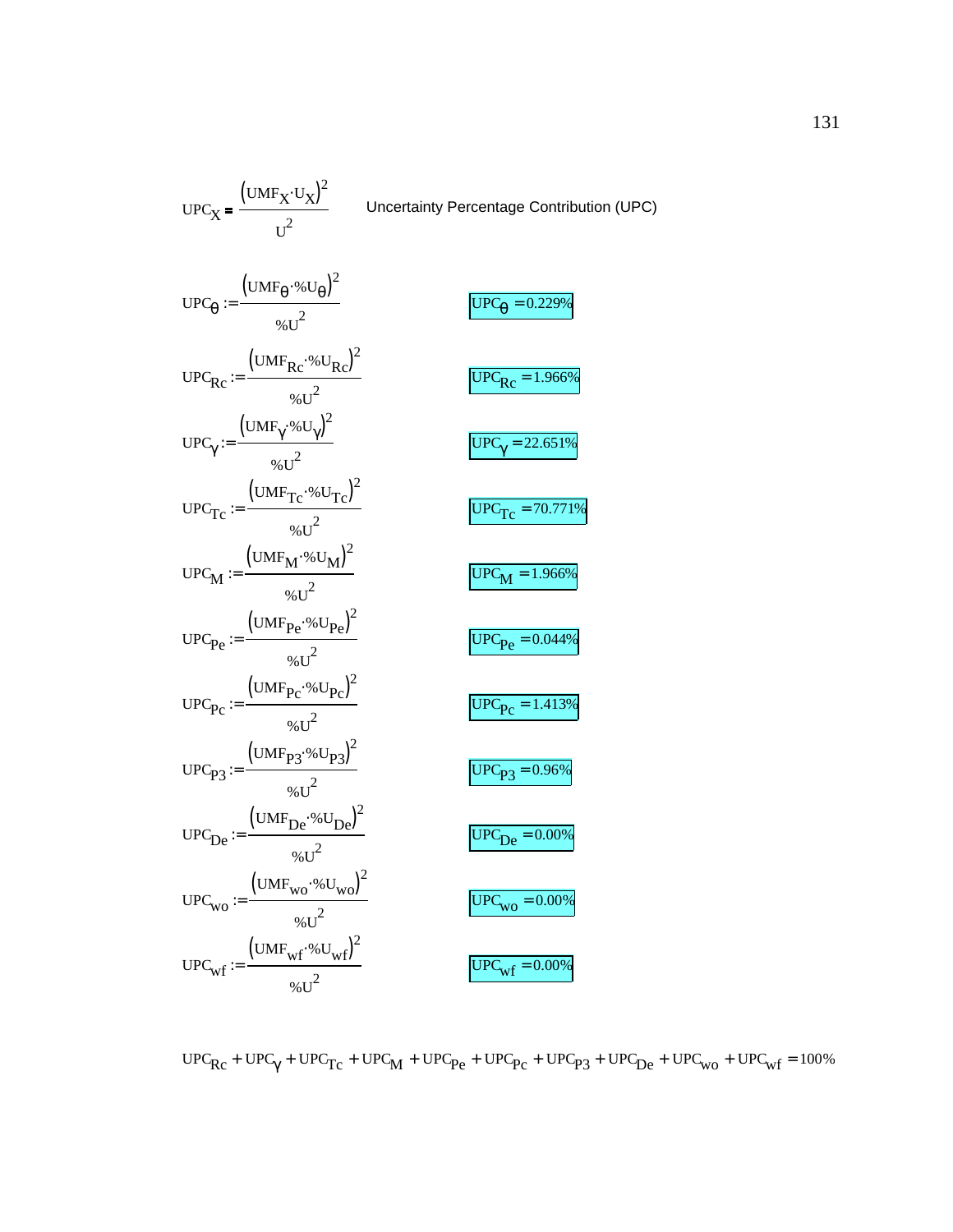$$UPC_X = \frac{(UMF_X \cdot U_X)^2}{U^2}$$ Uncertainty Percentage Contribution (UPC)

$$UPC_\theta := \frac{(UMF_\theta \cdot \%U_\theta)^2}{\%U^2} \qquad UPC_\theta = 0.229\%$$

$$UPC_{Rc} := \frac{(UMF_{Rc} \cdot \%U_{Rc})^2}{\%U^2} \qquad UPC_{Rc} = 1.966\%$$

$$UPC_\gamma := \frac{(UMF_\gamma \cdot \%U_\gamma)^2}{\%U^2} \qquad UPC_\gamma = 22.651\%$$

$$UPC_{Tc} := \frac{(UMF_{Tc} \cdot \%U_{Tc})^2}{\%U^2} \qquad UPC_{Tc} = 70.771\%$$

$$UPC_M := \frac{(UMF_M \cdot \%U_M)^2}{\%U^2} \qquad UPC_M = 1.966\%$$

$$UPC_{Pe} := \frac{(UMF_{Pe} \cdot \%U_{Pe})^2}{\%U^2} \qquad UPC_{Pe} = 0.044\%$$

$$UPC_{Pc} := \frac{(UMF_{Pc} \cdot \%U_{Pc})^2}{\%U^2} \qquad UPC_{Pc} = 1.413\%$$

$$UPC_{P3} := \frac{(UMF_{P3} \cdot \%U_{P3})^2}{\%U^2} \qquad UPC_{P3} = 0.96\%$$

$$UPC_{De} := \frac{(UMF_{De} \cdot \%U_{De})^2}{\%U^2} \qquad UPC_{De} = 0.00\%$$

$$UPC_{wo} := \frac{(UMF_{wo} \cdot \%U_{wo})^2}{\%U^2} \qquad UPC_{wo} = 0.00\%$$

$$UPC_{wf} := \frac{(UMF_{wf} \cdot \%U_{wf})^2}{\%U^2} \qquad UPC_{wf} = 0.00\%$$

$$UPC_{Rc} + UPC_\gamma + UPC_{Tc} + UPC_M + UPC_{Pe} + UPC_{Pc} + UPC_{P3} + UPC_{De} + UPC_{wo} + UPC_{wf} = 100\%$$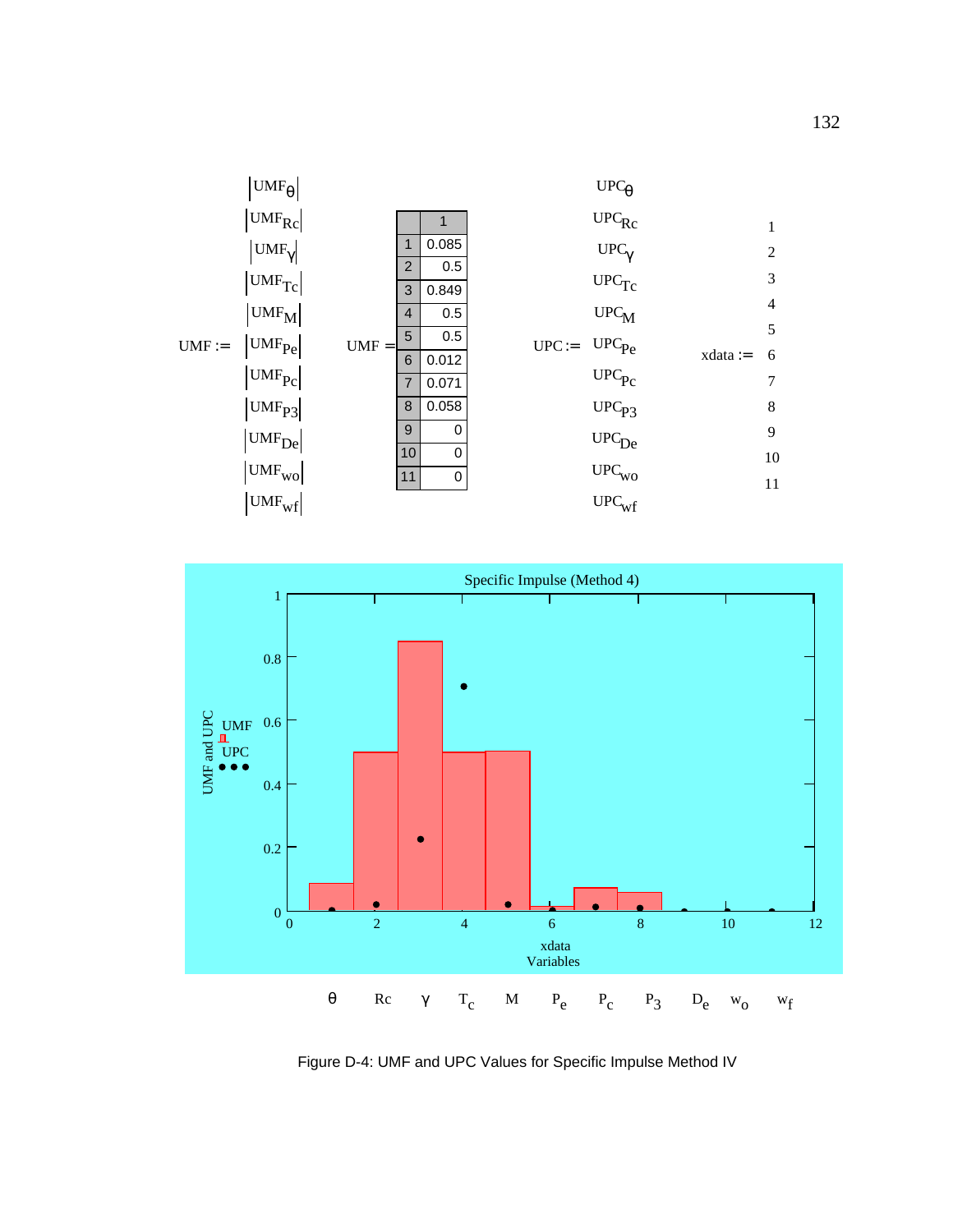$$UMF := \begin{pmatrix} |UMF_{\theta}| \\ |UMF_{Rc}| \\ |UMF_{\gamma}| \\ |UMF_{Tc}| \\ |UMF_{M}| \\ |UMF_{Pe}| \\ |UMF_{Pc}| \\ |UMF_{P3}| \\ |UMF_{De}| \\ |UMF_{wo}| \\ |UMF_{wf}| \end{pmatrix}$$

UMF =

| | 1 |
|---|---|
| 1 | 0.085 |
| 2 | 0.5 |
| 3 | 0.849 |
| 4 | 0.5 |
| 5 | 0.5 |
| 6 | 0.012 |
| 7 | 0.071 |
| 8 | 0.058 |
| 9 | 0 |
| 10 | 0 |
| 11 | 0 |

$$UPC := \begin{pmatrix} UPC_{\theta} \\ UPC_{Rc} \\ UPC_{\gamma} \\ UPC_{Tc} \\ UPC_{M} \\ UPC_{Pe} \\ UPC_{Pc} \\ UPC_{P3} \\ UPC_{De} \\ UPC_{wo} \\ UPC_{wf} \end{pmatrix} \qquad xdata := \begin{pmatrix} 1 \\ 2 \\ 3 \\ 4 \\ 5 \\ 6 \\ 7 \\ 8 \\ 9 \\ 10 \\ 11 \end{pmatrix}$$

Specific Impulse (Method 4)

Variables: θ, Rc, γ, $T_c$, M, $P_e$, $P_c$, $P_3$, $D_e$, $w_o$, $w_f$

Figure D-4: UMF and UPC Values for Specific Impulse Method IV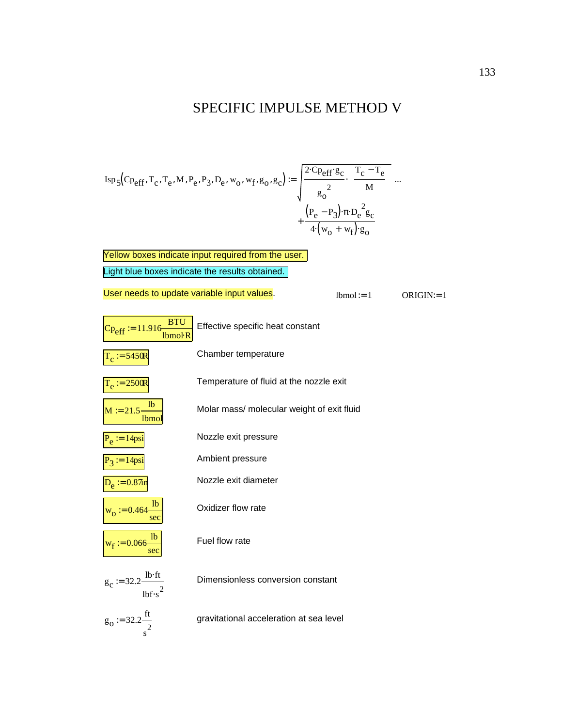# SPECIFIC IMPULSE METHOD V

$$Isp_5\left(Cp_{eff}, T_c, T_e, M, P_e, P_3, D_e, w_o, w_f, g_o, g_c\right) := \sqrt{\frac{2 \cdot Cp_{eff} \cdot g_c}{g_o^{\,2}} \cdot \frac{T_c - T_e}{M}} \ldots$$
$$+ \frac{\left(P_e - P_3\right) \cdot \pi \cdot D_e^{\,2} g_c}{4 \cdot \left(w_o + w_f\right) \cdot g_o}$$

Yellow boxes indicate input required from the user.

Light blue boxes indicate the results obtained.

User needs to update variable input values.

$lbmol := 1$ $\qquad$ $ORIGIN := 1$

| Input | Description |
|---|---|
| $Cp_{eff} := 11.916 \dfrac{BTU}{lbmol \cdot R}$ | Effective specific heat constant |
| $T_c := 5450 R$ | Chamber temperature |
| $T_e := 2500 R$ | Temperature of fluid at the nozzle exit |
| $M := 21.5 \dfrac{lb}{lbmol}$ | Molar mass/ molecular weight of exit fluid |
| $P_e := 14 psi$ | Nozzle exit pressure |
| $P_3 := 14 psi$ | Ambient pressure |
| $D_e := 0.87 in$ | Nozzle exit diameter |
| $w_o := 0.464 \dfrac{lb}{sec}$ | Oxidizer flow rate |
| $w_f := 0.066 \dfrac{lb}{sec}$ | Fuel flow rate |
| $g_c := 32.2 \dfrac{lb \cdot ft}{lbf \cdot s^2}$ | Dimensionless conversion constant |
| $g_o := 32.2 \dfrac{ft}{s^2}$ | gravitational acceleration at sea level |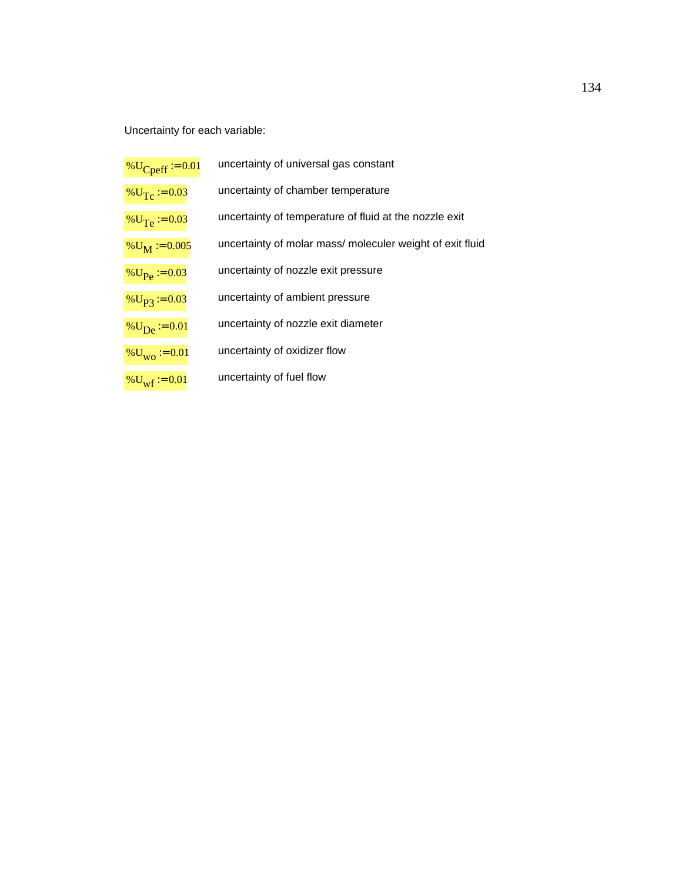Uncertainty for each variable:

$\%U_{Cpeff} := 0.01$ uncertainty of universal gas constant

$\%U_{Tc} := 0.03$ uncertainty of chamber temperature

$\%U_{Te} := 0.03$ uncertainty of temperature of fluid at the nozzle exit

$\%U_{M} := 0.005$ uncertainty of molar mass/ moleculer weight of exit fluid

$\%U_{Pe} := 0.03$ uncertainty of nozzle exit pressure

$\%U_{P3} := 0.03$ uncertainty of ambient pressure

$\%U_{De} := 0.01$ uncertainty of nozzle exit diameter

$\%U_{wo} := 0.01$ uncertainty of oxidizer flow

$\%U_{wf} := 0.01$ uncertainty of fuel flow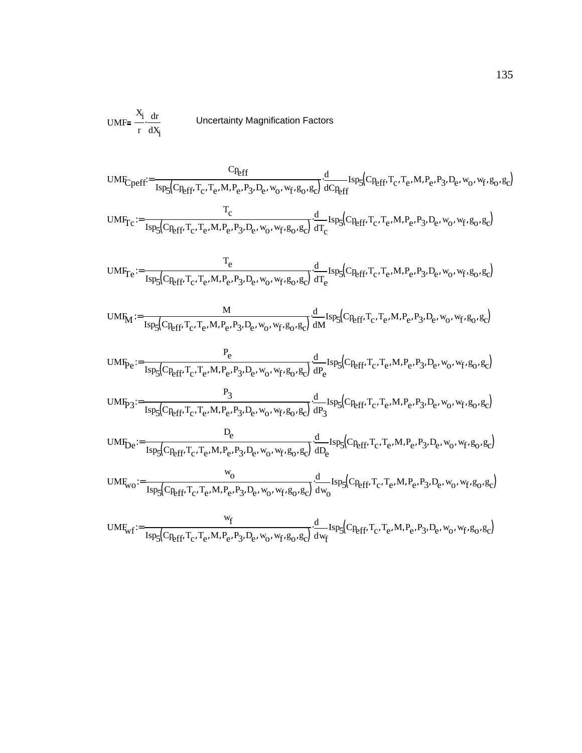$$UMF = \frac{X_i}{r} \cdot \frac{dr}{dX_i}$$ Uncertainty Magnification Factors

$$UMF_{Cpeff} := \frac{Cp_{eff}}{Isp_5\left(Cp_{eff}, T_c, T_e, M, P_e, P_3, D_e, w_o, w_f, g_o, g_c\right)} \cdot \frac{d}{dCp_{eff}} Isp_5\left(Cp_{eff}, T_c, T_e, M, P_e, P_3, D_e, w_o, w_f, g_o, g_c\right)$$

$$UMF_{Tc} := \frac{T_c}{Isp_5\left(Cp_{eff}, T_c, T_e, M, P_e, P_3, D_e, w_o, w_f, g_o, g_c\right)} \cdot \frac{d}{dT_c} Isp_5\left(Cp_{eff}, T_c, T_e, M, P_e, P_3, D_e, w_o, w_f, g_o, g_c\right)$$

$$UMF_{Te} := \frac{T_e}{Isp_5\left(Cp_{eff}, T_c, T_e, M, P_e, P_3, D_e, w_o, w_f, g_o, g_c\right)} \cdot \frac{d}{dT_e} Isp_5\left(Cp_{eff}, T_c, T_e, M, P_e, P_3, D_e, w_o, w_f, g_o, g_c\right)$$

$$UMF_{M} := \frac{M}{Isp_5\left(Cp_{eff}, T_c, T_e, M, P_e, P_3, D_e, w_o, w_f, g_o, g_c\right)} \cdot \frac{d}{dM} Isp_5\left(Cp_{eff}, T_c, T_e, M, P_e, P_3, D_e, w_o, w_f, g_o, g_c\right)$$

$$UMF_{Pe} := \frac{P_e}{Isp_5\left(Cp_{eff}, T_c, T_e, M, P_e, P_3, D_e, w_o, w_f, g_o, g_c\right)} \cdot \frac{d}{dP_e} Isp_5\left(Cp_{eff}, T_c, T_e, M, P_e, P_3, D_e, w_o, w_f, g_o, g_c\right)$$

$$UMF_{P3} := \frac{P_3}{Isp_5\left(Cp_{eff}, T_c, T_e, M, P_e, P_3, D_e, w_o, w_f, g_o, g_c\right)} \cdot \frac{d}{dP_3} Isp_5\left(Cp_{eff}, T_c, T_e, M, P_e, P_3, D_e, w_o, w_f, g_o, g_c\right)$$

$$UMF_{De} := \frac{D_e}{Isp_5\left(Cp_{eff}, T_c, T_e, M, P_e, P_3, D_e, w_o, w_f, g_o, g_c\right)} \cdot \frac{d}{dD_e} Isp_5\left(Cp_{eff}, T_c, T_e, M, P_e, P_3, D_e, w_o, w_f, g_o, g_c\right)$$

$$UMF_{wo} := \frac{w_o}{Isp_5\left(Cp_{eff}, T_c, T_e, M, P_e, P_3, D_e, w_o, w_f, g_o, g_c\right)} \cdot \frac{d}{dw_o} Isp_5\left(Cp_{eff}, T_c, T_e, M, P_e, P_3, D_e, w_o, w_f, g_o, g_c\right)$$

$$UMF_{wf} := \frac{w_f}{Isp_5\left(Cp_{eff}, T_c, T_e, M, P_e, P_3, D_e, w_o, w_f, g_o, g_c\right)} \cdot \frac{d}{dw_f} Isp_5\left(Cp_{eff}, T_c, T_e, M, P_e, P_3, D_e, w_o, w_f, g_o, g_c\right)$$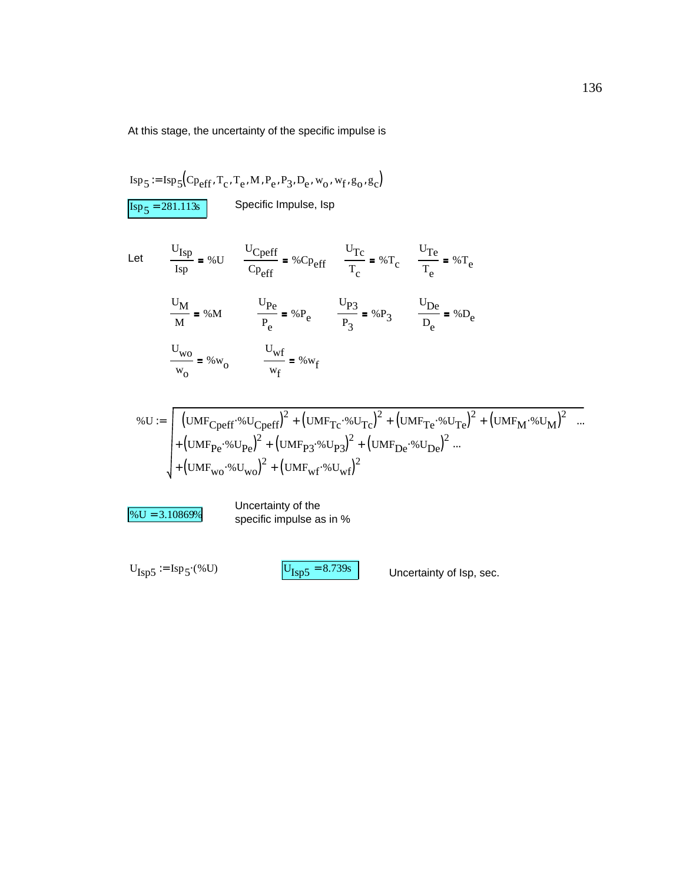At this stage, the uncertainty of the specific impulse is

$$Isp_5 := Isp_5\left(Cp_{eff}, T_c, T_e, M, P_e, P_3, D_e, w_o, w_f, g_o, g_c\right)$$

$Isp_5 = 281.113\,s$ &nbsp;&nbsp;&nbsp; Specific Impulse, Isp

Let

$$\frac{U_{Isp}}{Isp} = \%U \qquad \frac{U_{Cpeff}}{Cp_{eff}} = \%Cp_{eff} \qquad \frac{U_{Tc}}{T_c} = \%T_c \qquad \frac{U_{Te}}{T_e} = \%T_e$$

$$\frac{U_M}{M} = \%M \qquad \frac{U_{Pe}}{P_e} = \%P_e \qquad \frac{U_{P3}}{P_3} = \%P_3 \qquad \frac{U_{De}}{D_e} = \%D_e$$

$$\frac{U_{wo}}{w_o} = \%w_o \qquad \frac{U_{wf}}{w_f} = \%w_f$$

$$\%U := \sqrt{\begin{aligned}&\left(UMF_{Cpeff}\cdot\%U_{Cpeff}\right)^2 + \left(UMF_{Tc}\cdot\%U_{Tc}\right)^2 + \left(UMF_{Te}\cdot\%U_{Te}\right)^2 + \left(UMF_M\cdot\%U_M\right)^2 \ldots \\ &+ \left(UMF_{Pe}\cdot\%U_{Pe}\right)^2 + \left(UMF_{P3}\cdot\%U_{P3}\right)^2 + \left(UMF_{De}\cdot\%U_{De}\right)^2 \ldots \\ &+ \left(UMF_{wo}\cdot\%U_{wo}\right)^2 + \left(UMF_{wf}\cdot\%U_{wf}\right)^2\end{aligned}}$$

$\%U = 3.10869\%$ &nbsp;&nbsp;&nbsp; Uncertainty of the specific impulse as in %

$U_{Isp5} := Isp_5 \cdot (\%U)$ &nbsp;&nbsp;&nbsp; $U_{Isp5} = 8.739\,s$ &nbsp;&nbsp;&nbsp; Uncertainty of Isp, sec.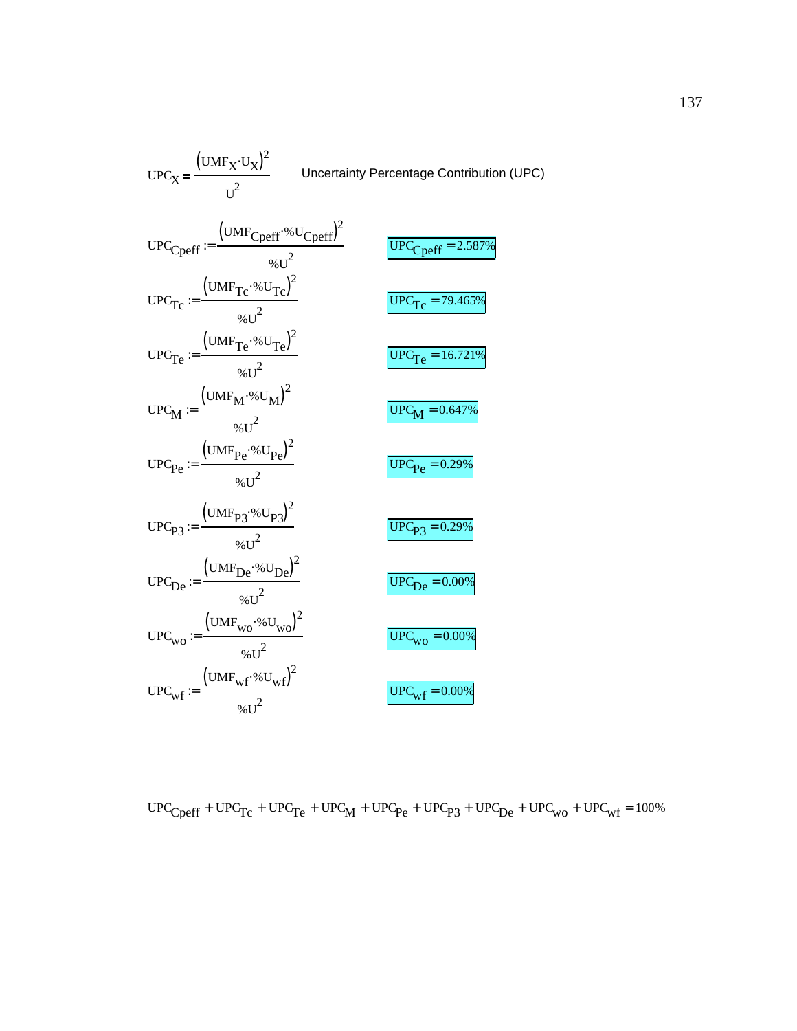$$UPC_X = \frac{(UMF_X \cdot U_X)^2}{U^2}$$ Uncertainty Percentage Contribution (UPC)

$$UPC_{Cpeff} := \frac{(UMF_{Cpeff} \cdot \%U_{Cpeff})^2}{\%U^2} \qquad UPC_{Cpeff} = 2.587\%$$

$$UPC_{Tc} := \frac{(UMF_{Tc} \cdot \%U_{Tc})^2}{\%U^2} \qquad UPC_{Tc} = 79.465\%$$

$$UPC_{Te} := \frac{(UMF_{Te} \cdot \%U_{Te})^2}{\%U^2} \qquad UPC_{Te} = 16.721\%$$

$$UPC_{M} := \frac{(UMF_{M} \cdot \%U_{M})^2}{\%U^2} \qquad UPC_{M} = 0.647\%$$

$$UPC_{Pe} := \frac{(UMF_{Pe} \cdot \%U_{Pe})^2}{\%U^2} \qquad UPC_{Pe} = 0.29\%$$

$$UPC_{P3} := \frac{(UMF_{P3} \cdot \%U_{P3})^2}{\%U^2} \qquad UPC_{P3} = 0.29\%$$

$$UPC_{De} := \frac{(UMF_{De} \cdot \%U_{De})^2}{\%U^2} \qquad UPC_{De} = 0.00\%$$

$$UPC_{wo} := \frac{(UMF_{wo} \cdot \%U_{wo})^2}{\%U^2} \qquad UPC_{wo} = 0.00\%$$

$$UPC_{wf} := \frac{(UMF_{wf} \cdot \%U_{wf})^2}{\%U^2} \qquad UPC_{wf} = 0.00\%$$

$$UPC_{Cpeff} + UPC_{Tc} + UPC_{Te} + UPC_{M} + UPC_{Pe} + UPC_{P3} + UPC_{De} + UPC_{wo} + UPC_{wf} = 100\%$$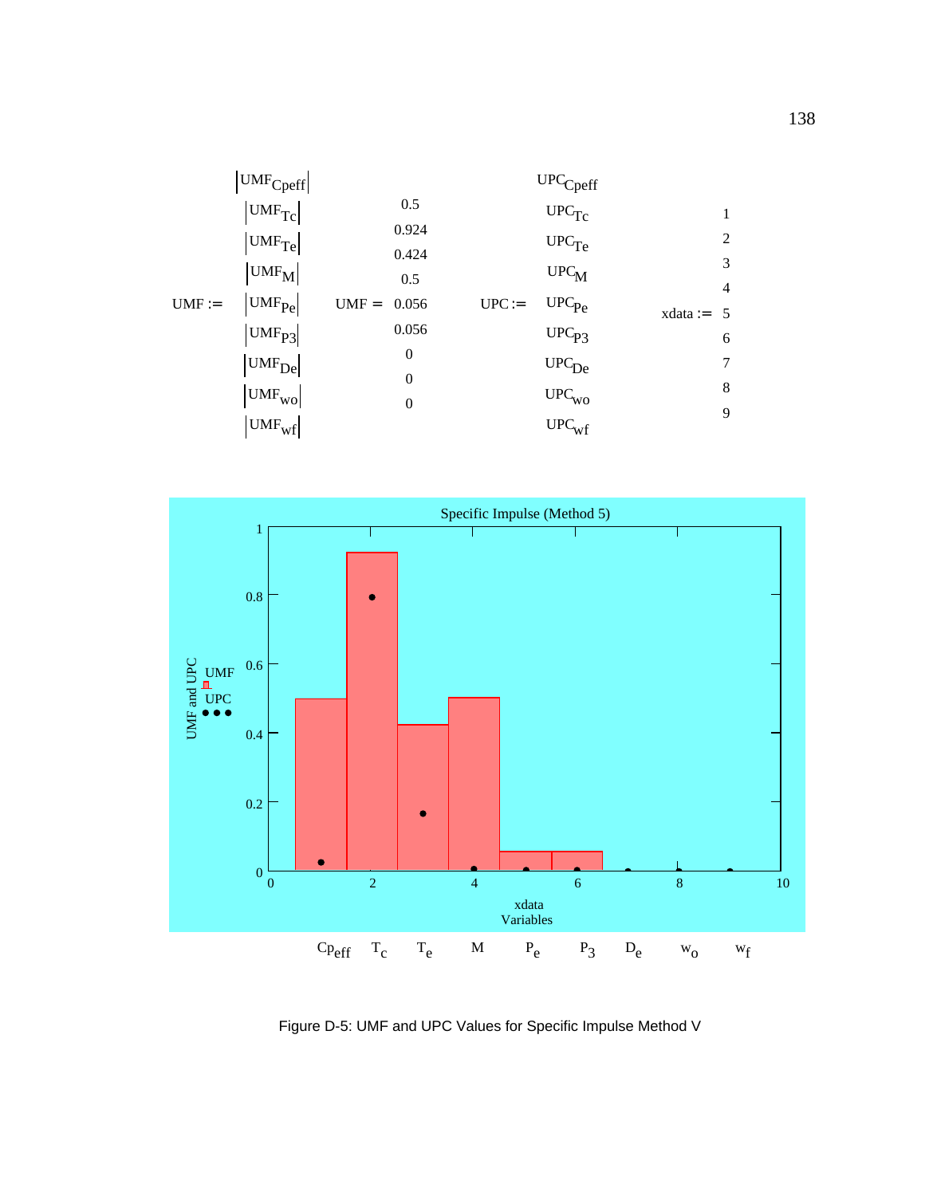$$UMF := \begin{pmatrix} |UMF_{Cpeff}| \\ |UMF_{Tc}| \\ |UMF_{Te}| \\ |UMF_{M}| \\ |UMF_{Pe}| \\ |UMF_{P3}| \\ |UMF_{De}| \\ |UMF_{wo}| \\ |UMF_{wf}| \end{pmatrix} \quad UMF = \begin{pmatrix} 0.5 \\ 0.924 \\ 0.424 \\ 0.5 \\ 0.056 \\ 0.056 \\ 0 \\ 0 \\ 0 \end{pmatrix} \quad UPC := \begin{pmatrix} UPC_{Cpeff} \\ UPC_{Tc} \\ UPC_{Te} \\ UPC_{M} \\ UPC_{Pe} \\ UPC_{P3} \\ UPC_{De} \\ UPC_{wo} \\ UPC_{wf} \end{pmatrix} \quad xdata := \begin{pmatrix} 1 \\ 2 \\ 3 \\ 4 \\ 5 \\ 6 \\ 7 \\ 8 \\ 9 \end{pmatrix}$$

Specific Impulse (Method 5)

UMF and UPC

UMF

UPC

0
0.2
0.4
0.6
0.8
1

0
2
4
6
8
10

xdata
Variables

$Cp_{eff}$ $T_c$ $T_e$ $M$ $P_e$ $P_3$ $D_e$ $w_o$ $w_f$

Figure D-5: UMF and UPC Values for Specific Impulse Method V